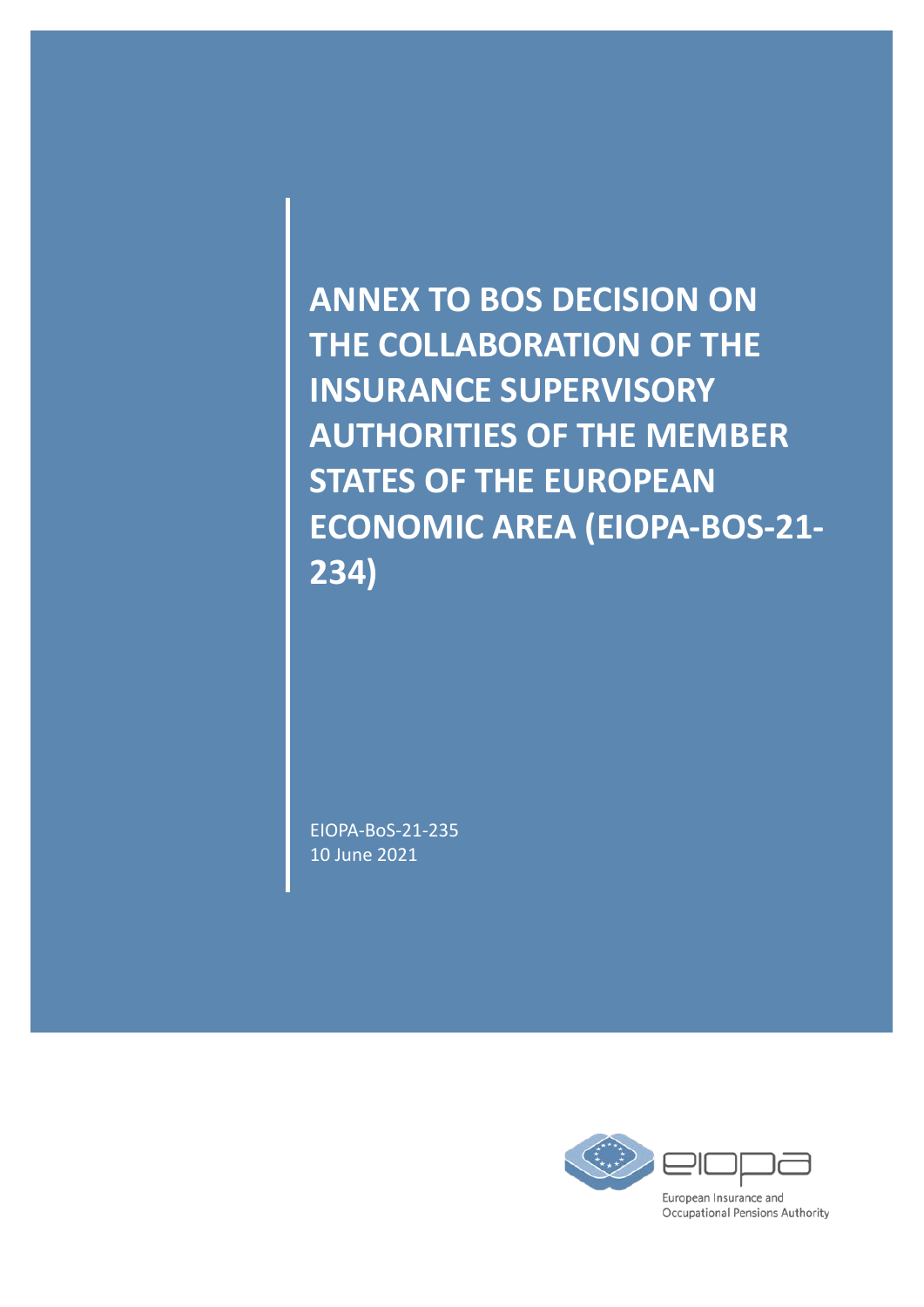# ANNEX TO BOS DECISION ON THE COLLABORATION OF THE INSURANCE SUPERVISORY AUTHORITIES OF THE MEMBER STATES OF THE EUROPEAN ECONOMIC AREA (EIOPA-BOS-21-234)

EIOPA-BoS-21-235
10 June 2021

European Insurance and Occupational Pensions Authority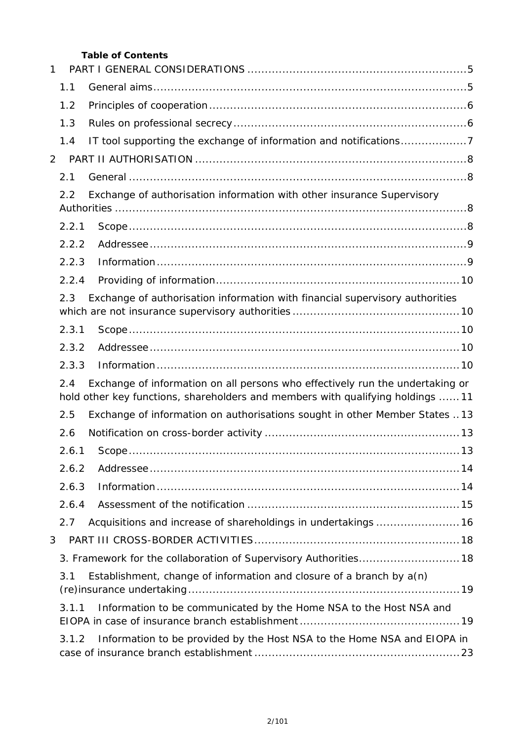**Table of Contents**

1 PART I GENERAL CONSIDERATIONS ..... 5
- 1.1 General aims ..... 5
- 1.2 Principles of cooperation ..... 6
- 1.3 Rules on professional secrecy ..... 6
- 1.4 IT tool supporting the exchange of information and notifications ..... 7

2 PART II AUTHORISATION ..... 8
- 2.1 General ..... 8
- 2.2 Exchange of authorisation information with other insurance Supervisory Authorities ..... 8
  - 2.2.1 Scope ..... 8
  - 2.2.2 Addressee ..... 9
  - 2.2.3 Information ..... 9
  - 2.2.4 Providing of information ..... 10
- 2.3 Exchange of authorisation information with financial supervisory authorities which are not insurance supervisory authorities ..... 10
  - 2.3.1 Scope ..... 10
  - 2.3.2 Addressee ..... 10
  - 2.3.3 Information ..... 10
- 2.4 Exchange of information on all persons who effectively run the undertaking or hold other key functions, shareholders and members with qualifying holdings ..... 11
- 2.5 Exchange of information on authorisations sought in other Member States ..... 13
- 2.6 Notification on cross-border activity ..... 13
  - 2.6.1 Scope ..... 13
  - 2.6.2 Addressee ..... 14
  - 2.6.3 Information ..... 14
  - 2.6.4 Assessment of the notification ..... 15
- 2.7 Acquisitions and increase of shareholdings in undertakings ..... 16

3 PART III CROSS-BORDER ACTIVITIES ..... 18
- 3. Framework for the collaboration of Supervisory Authorities ..... 18
- 3.1 Establishment, change of information and closure of a branch by a(n) (re)insurance undertaking ..... 19
  - 3.1.1 Information to be communicated by the Home NSA to the Host NSA and EIOPA in case of insurance branch establishment ..... 19
  - 3.1.2 Information to be provided by the Host NSA to the Home NSA and EIOPA in case of insurance branch establishment ..... 23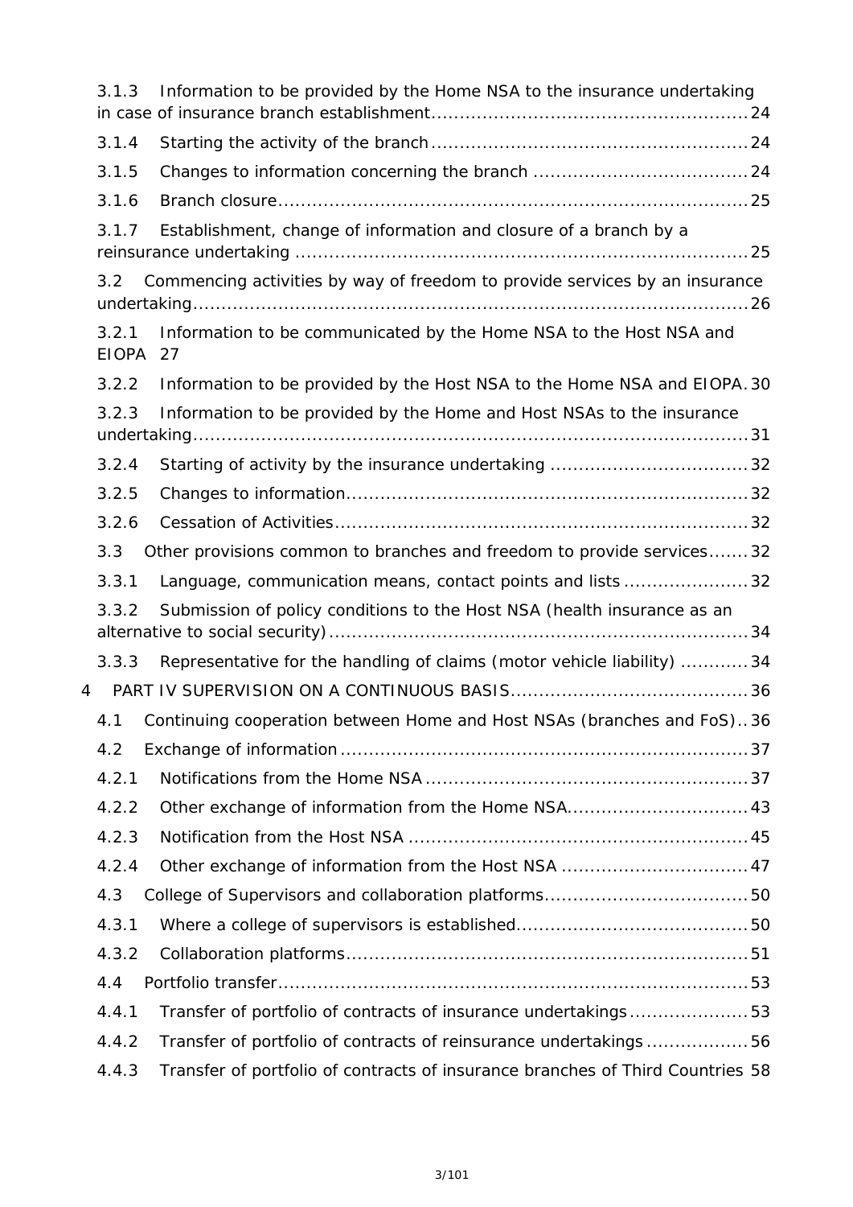3.1.3 Information to be provided by the Home NSA to the insurance undertaking in case of insurance branch establishment........................................................24

3.1.4 Starting the activity of the branch........................................................24

3.1.5 Changes to information concerning the branch .....................................24

3.1.6 Branch closure..................................................................................25

3.1.7 Establishment, change of information and closure of a branch by a reinsurance undertaking ................................................................................25

3.2 Commencing activities by way of freedom to provide services by an insurance undertaking...................................................................................................26

3.2.1 Information to be communicated by the Home NSA to the Host NSA and EIOPA 27

3.2.2 Information to be provided by the Host NSA to the Home NSA and EIOPA. 30

3.2.3 Information to be provided by the Home and Host NSAs to the insurance undertaking...................................................................................................31

3.2.4 Starting of activity by the insurance undertaking ..................................32

3.2.5 Changes to information......................................................................32

3.2.6 Cessation of Activities........................................................................32

3.3 Other provisions common to branches and freedom to provide services.......32

3.3.1 Language, communication means, contact points and lists ......................32

3.3.2 Submission of policy conditions to the Host NSA (health insurance as an alternative to social security)..........................................................................34

3.3.3 Representative for the handling of claims (motor vehicle liability) ............34

4 PART IV SUPERVISION ON A CONTINUOUS BASIS..........................................36

4.1 Continuing cooperation between Home and Host NSAs (branches and FoS)..36

4.2 Exchange of information........................................................................37

4.2.1 Notifications from the Home NSA.........................................................37

4.2.2 Other exchange of information from the Home NSA................................43

4.2.3 Notification from the Host NSA ............................................................45

4.2.4 Other exchange of information from the Host NSA .................................47

4.3 College of Supervisors and collaboration platforms....................................50

4.3.1 Where a college of supervisors is established........................................50

4.3.2 Collaboration platforms.......................................................................51

4.4 Portfolio transfer...................................................................................53

4.4.1 Transfer of portfolio of contracts of insurance undertakings.....................53

4.4.2 Transfer of portfolio of contracts of reinsurance undertakings..................56

4.4.3 Transfer of portfolio of contracts of insurance branches of Third Countries 58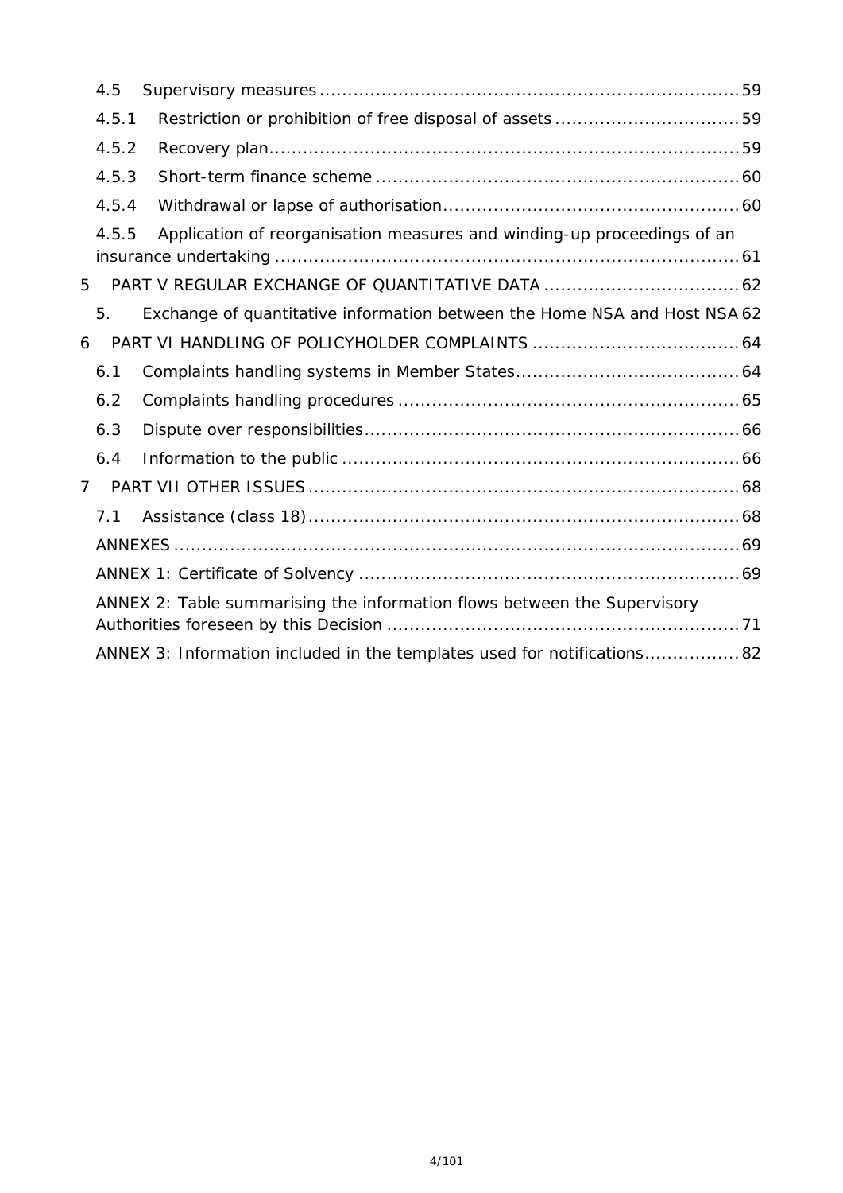4.5 Supervisory measures ........................................................................... 59

4.5.1 Restriction or prohibition of free disposal of assets ................................ 59

4.5.2 Recovery plan ................................................................................... 59

4.5.3 Short-term finance scheme ................................................................ 60

4.5.4 Withdrawal or lapse of authorisation .................................................... 60

4.5.5 Application of reorganisation measures and winding-up proceedings of an insurance undertaking ......................................................................................... 61

5 PART V REGULAR EXCHANGE OF QUANTITATIVE DATA .................................. 62

5. Exchange of quantitative information between the Home NSA and Host NSA 62

6 PART VI HANDLING OF POLICYHOLDER COMPLAINTS .................................... 64

6.1 Complaints handling systems in Member States ....................................... 64

6.2 Complaints handling procedures ............................................................ 65

6.3 Dispute over responsibilities .................................................................. 66

6.4 Information to the public ...................................................................... 66

7 PART VII OTHER ISSUES ........................................................................... 68

7.1 Assistance (class 18) ............................................................................ 68

ANNEXES ..................................................................................................... 69

ANNEX 1: Certificate of Solvency ................................................................... 69

ANNEX 2: Table summarising the information flows between the Supervisory Authorities foreseen by this Decision .............................................................. 71

ANNEX 3: Information included in the templates used for notifications ................. 82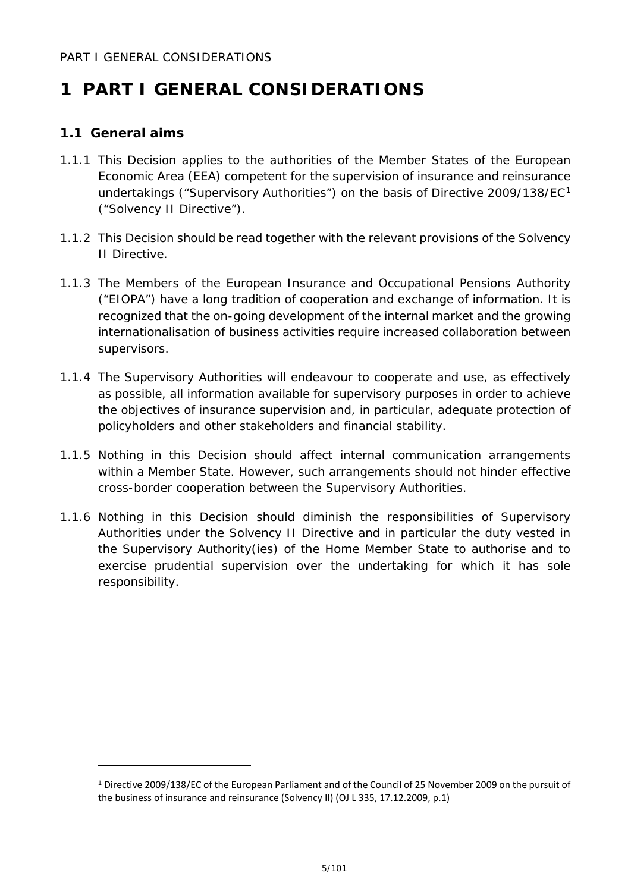# 1 PART I GENERAL CONSIDERATIONS

## 1.1 General aims

1.1.1 This Decision applies to the authorities of the Member States of the European Economic Area (EEA) competent for the supervision of insurance and reinsurance undertakings ("Supervisory Authorities") on the basis of Directive 2009/138/EC[1] ("Solvency II Directive").

1.1.2 This Decision should be read together with the relevant provisions of the Solvency II Directive.

1.1.3 The Members of the European Insurance and Occupational Pensions Authority ("EIOPA") have a long tradition of cooperation and exchange of information. It is recognized that the on-going development of the internal market and the growing internationalisation of business activities require increased collaboration between supervisors.

1.1.4 The Supervisory Authorities will endeavour to cooperate and use, as effectively as possible, all information available for supervisory purposes in order to achieve the objectives of insurance supervision and, in particular, adequate protection of policyholders and other stakeholders and financial stability.

1.1.5 Nothing in this Decision should affect internal communication arrangements within a Member State. However, such arrangements should not hinder effective cross-border cooperation between the Supervisory Authorities.

1.1.6 Nothing in this Decision should diminish the responsibilities of Supervisory Authorities under the Solvency II Directive and in particular the duty vested in the Supervisory Authority(ies) of the Home Member State to authorise and to exercise prudential supervision over the undertaking for which it has sole responsibility.

---

[1] Directive 2009/138/EC of the European Parliament and of the Council of 25 November 2009 on the pursuit of the business of insurance and reinsurance (Solvency II) (OJ L 335, 17.12.2009, p.1)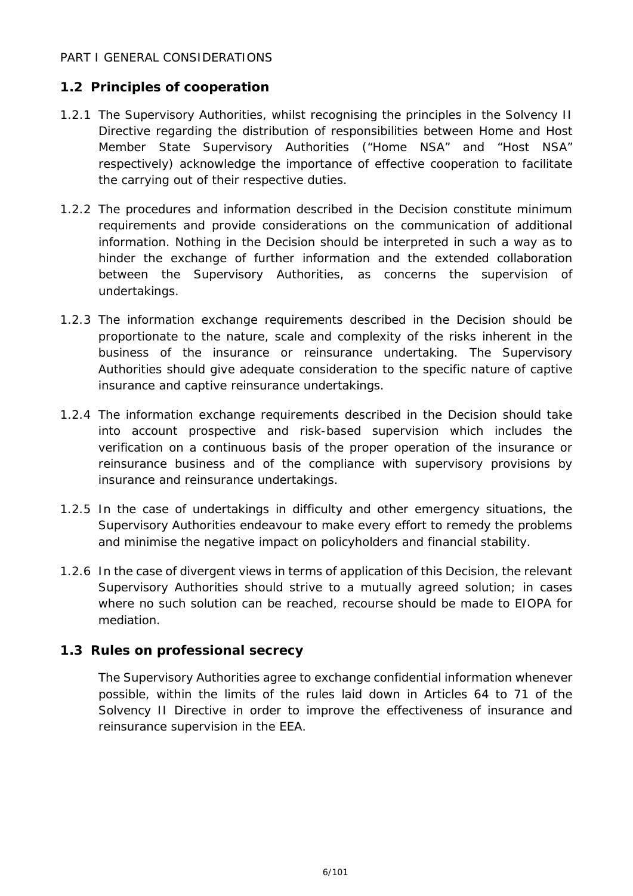PART I GENERAL CONSIDERATIONS

## 1.2 Principles of cooperation

1.2.1 The Supervisory Authorities, whilst recognising the principles in the Solvency II Directive regarding the distribution of responsibilities between Home and Host Member State Supervisory Authorities ("Home NSA" and "Host NSA" respectively) acknowledge the importance of effective cooperation to facilitate the carrying out of their respective duties.

1.2.2 The procedures and information described in the Decision constitute minimum requirements and provide considerations on the communication of additional information. Nothing in the Decision should be interpreted in such a way as to hinder the exchange of further information and the extended collaboration between the Supervisory Authorities, as concerns the supervision of undertakings.

1.2.3 The information exchange requirements described in the Decision should be proportionate to the nature, scale and complexity of the risks inherent in the business of the insurance or reinsurance undertaking. The Supervisory Authorities should give adequate consideration to the specific nature of captive insurance and captive reinsurance undertakings.

1.2.4 The information exchange requirements described in the Decision should take into account prospective and risk-based supervision which includes the verification on a continuous basis of the proper operation of the insurance or reinsurance business and of the compliance with supervisory provisions by insurance and reinsurance undertakings.

1.2.5 In the case of undertakings in difficulty and other emergency situations, the Supervisory Authorities endeavour to make every effort to remedy the problems and minimise the negative impact on policyholders and financial stability.

1.2.6 In the case of divergent views in terms of application of this Decision, the relevant Supervisory Authorities should strive to a mutually agreed solution; in cases where no such solution can be reached, recourse should be made to EIOPA for mediation.

## 1.3 Rules on professional secrecy

The Supervisory Authorities agree to exchange confidential information whenever possible, within the limits of the rules laid down in Articles 64 to 71 of the Solvency II Directive in order to improve the effectiveness of insurance and reinsurance supervision in the EEA.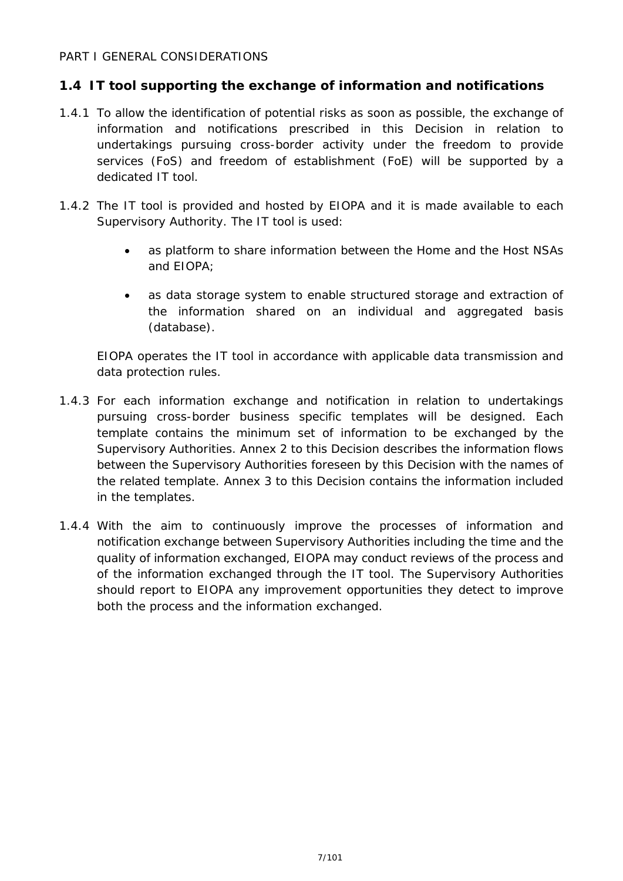PART I GENERAL CONSIDERATIONS

## 1.4 IT tool supporting the exchange of information and notifications

1.4.1 To allow the identification of potential risks as soon as possible, the exchange of information and notifications prescribed in this Decision in relation to undertakings pursuing cross-border activity under the freedom to provide services (FoS) and freedom of establishment (FoE) will be supported by a dedicated IT tool.

1.4.2 The IT tool is provided and hosted by EIOPA and it is made available to each Supervisory Authority. The IT tool is used:

- as platform to share information between the Home and the Host NSAs and EIOPA;
- as data storage system to enable structured storage and extraction of the information shared on an individual and aggregated basis (database).

EIOPA operates the IT tool in accordance with applicable data transmission and data protection rules.

1.4.3 For each information exchange and notification in relation to undertakings pursuing cross-border business specific templates will be designed. Each template contains the minimum set of information to be exchanged by the Supervisory Authorities. Annex 2 to this Decision describes the information flows between the Supervisory Authorities foreseen by this Decision with the names of the related template. Annex 3 to this Decision contains the information included in the templates.

1.4.4 With the aim to continuously improve the processes of information and notification exchange between Supervisory Authorities including the time and the quality of information exchanged, EIOPA may conduct reviews of the process and of the information exchanged through the IT tool. The Supervisory Authorities should report to EIOPA any improvement opportunities they detect to improve both the process and the information exchanged.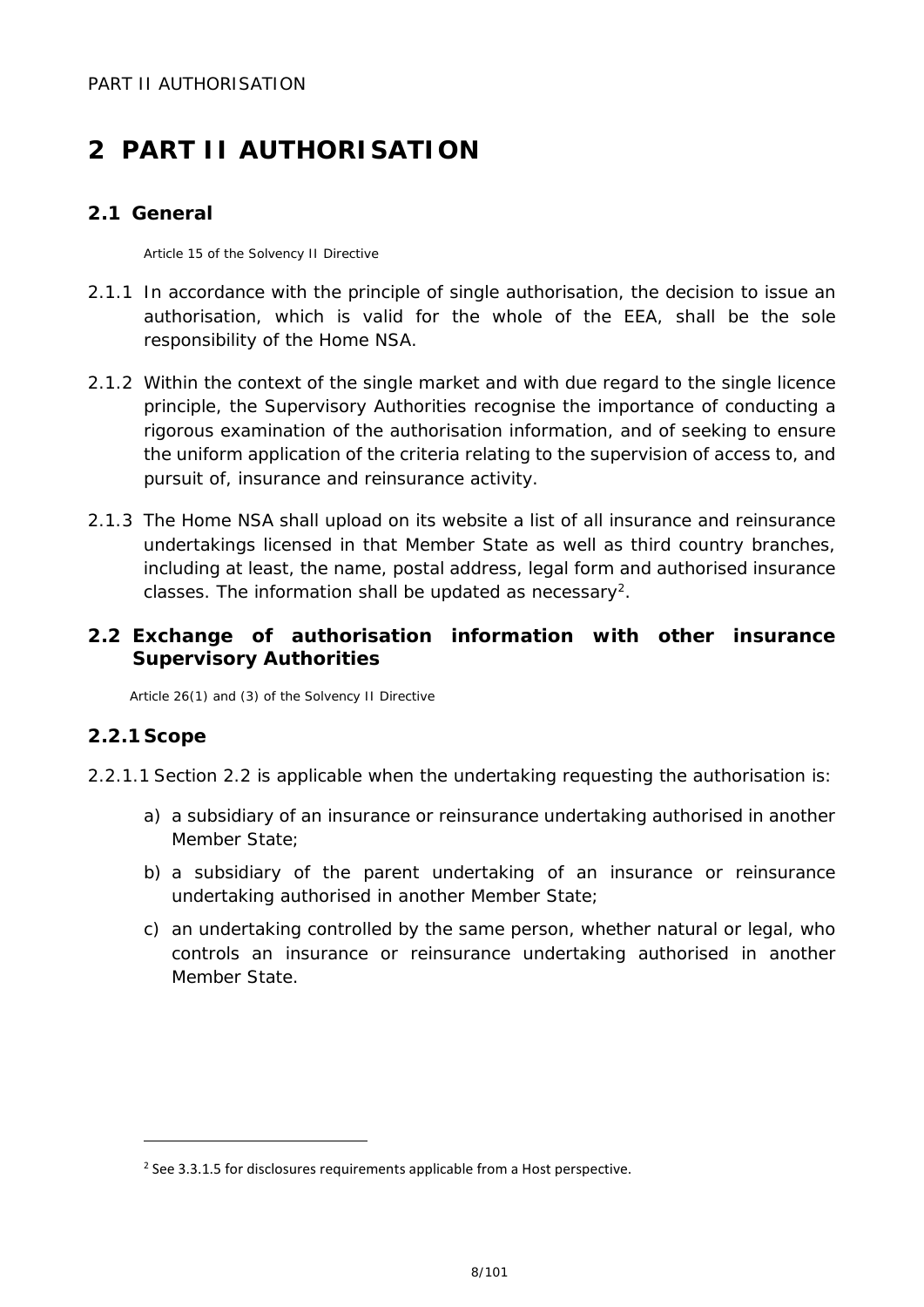# 2 PART II AUTHORISATION

## 2.1 General

Article 15 of the Solvency II Directive

2.1.1 In accordance with the principle of single authorisation, the decision to issue an authorisation, which is valid for the whole of the EEA, shall be the sole responsibility of the Home NSA.

2.1.2 Within the context of the single market and with due regard to the single licence principle, the Supervisory Authorities recognise the importance of conducting a rigorous examination of the authorisation information, and of seeking to ensure the uniform application of the criteria relating to the supervision of access to, and pursuit of, insurance and reinsurance activity.

2.1.3 The Home NSA shall upload on its website a list of all insurance and reinsurance undertakings licensed in that Member State as well as third country branches, including at least, the name, postal address, legal form and authorised insurance classes. The information shall be updated as necessary[2].

## 2.2 Exchange of authorisation information with other insurance Supervisory Authorities

Article 26(1) and (3) of the Solvency II Directive

### 2.2.1 Scope

2.2.1.1 Section 2.2 is applicable when the undertaking requesting the authorisation is:

a) a subsidiary of an insurance or reinsurance undertaking authorised in another Member State;

b) a subsidiary of the parent undertaking of an insurance or reinsurance undertaking authorised in another Member State;

c) an undertaking controlled by the same person, whether natural or legal, who controls an insurance or reinsurance undertaking authorised in another Member State.

[2] See 3.3.1.5 for disclosures requirements applicable from a Host perspective.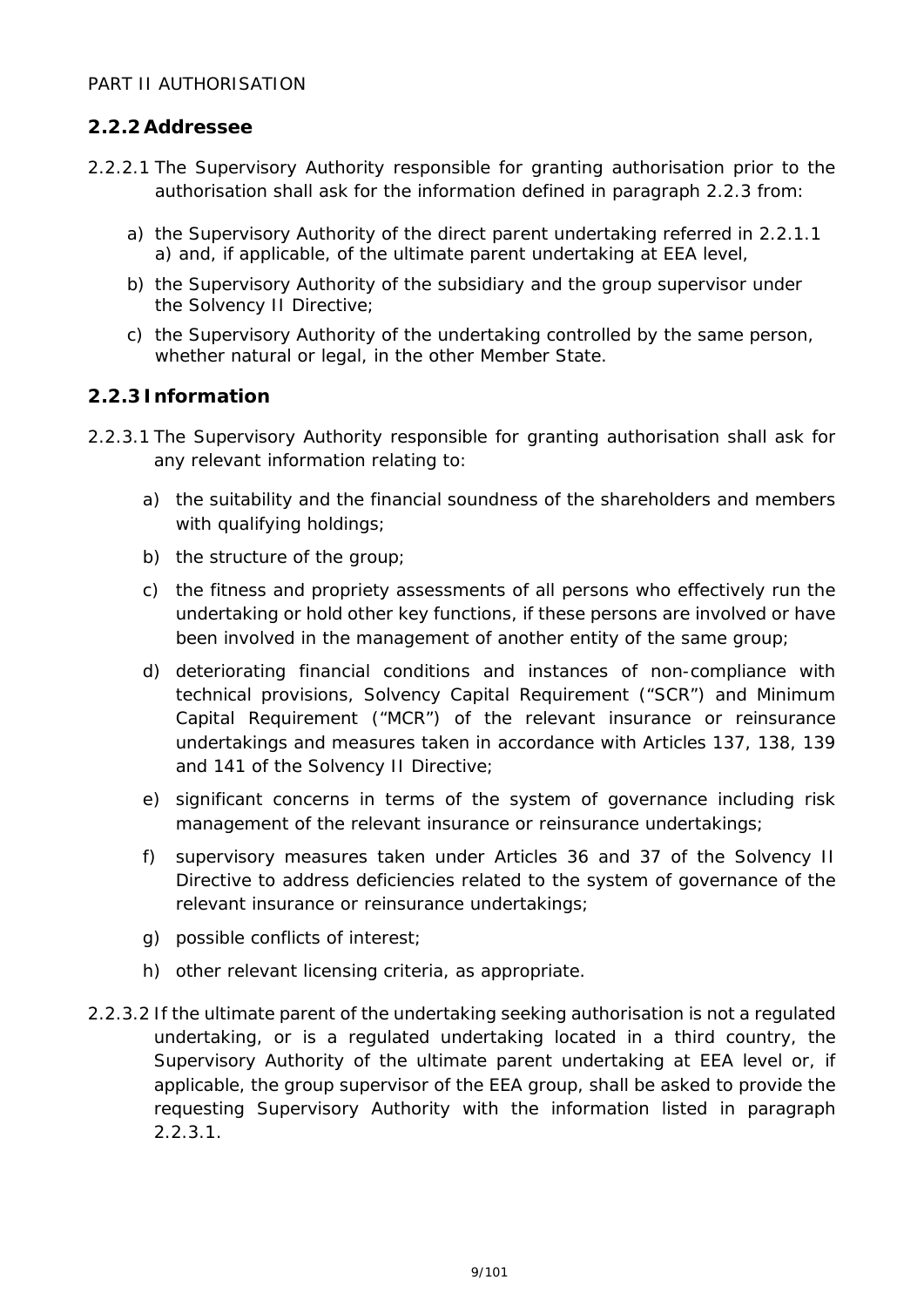## 2.2.2 Addressee

2.2.2.1 The Supervisory Authority responsible for granting authorisation prior to the authorisation shall ask for the information defined in paragraph 2.2.3 from:

a) the Supervisory Authority of the direct parent undertaking referred in 2.2.1.1 a) and, if applicable, of the ultimate parent undertaking at EEA level,

b) the Supervisory Authority of the subsidiary and the group supervisor under the Solvency II Directive;

c) the Supervisory Authority of the undertaking controlled by the same person, whether natural or legal, in the other Member State.

## 2.2.3 Information

2.2.3.1 The Supervisory Authority responsible for granting authorisation shall ask for any relevant information relating to:

a) the suitability and the financial soundness of the shareholders and members with qualifying holdings;

b) the structure of the group;

c) the fitness and propriety assessments of all persons who effectively run the undertaking or hold other key functions, if these persons are involved or have been involved in the management of another entity of the same group;

d) deteriorating financial conditions and instances of non-compliance with technical provisions, Solvency Capital Requirement ("SCR") and Minimum Capital Requirement ("MCR") of the relevant insurance or reinsurance undertakings and measures taken in accordance with Articles 137, 138, 139 and 141 of the Solvency II Directive;

e) significant concerns in terms of the system of governance including risk management of the relevant insurance or reinsurance undertakings;

f) supervisory measures taken under Articles 36 and 37 of the Solvency II Directive to address deficiencies related to the system of governance of the relevant insurance or reinsurance undertakings;

g) possible conflicts of interest;

h) other relevant licensing criteria, as appropriate.

2.2.3.2 If the ultimate parent of the undertaking seeking authorisation is not a regulated undertaking, or is a regulated undertaking located in a third country, the Supervisory Authority of the ultimate parent undertaking at EEA level or, if applicable, the group supervisor of the EEA group, shall be asked to provide the requesting Supervisory Authority with the information listed in paragraph 2.2.3.1.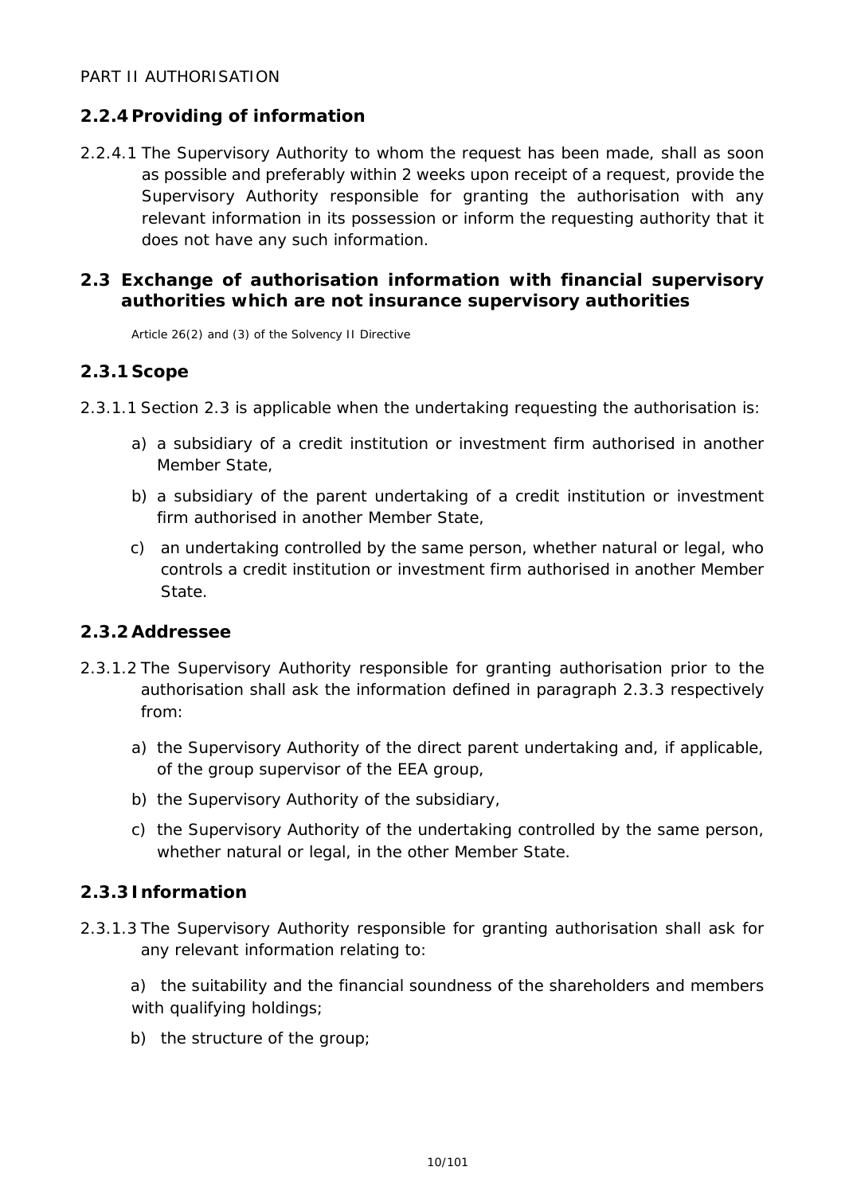### 2.2.4 Providing of information

2.2.4.1 The Supervisory Authority to whom the request has been made, shall as soon as possible and preferably within 2 weeks upon receipt of a request, provide the Supervisory Authority responsible for granting the authorisation with any relevant information in its possession or inform the requesting authority that it does not have any such information.

## 2.3 Exchange of authorisation information with financial supervisory authorities which are not insurance supervisory authorities

Article 26(2) and (3) of the Solvency II Directive

### 2.3.1 Scope

2.3.1.1 Section 2.3 is applicable when the undertaking requesting the authorisation is:

a) a subsidiary of a credit institution or investment firm authorised in another Member State,

b) a subsidiary of the parent undertaking of a credit institution or investment firm authorised in another Member State,

c) an undertaking controlled by the same person, whether natural or legal, who controls a credit institution or investment firm authorised in another Member State.

### 2.3.2 Addressee

2.3.1.2 The Supervisory Authority responsible for granting authorisation prior to the authorisation shall ask the information defined in paragraph 2.3.3 respectively from:

a) the Supervisory Authority of the direct parent undertaking and, if applicable, of the group supervisor of the EEA group,

b) the Supervisory Authority of the subsidiary,

c) the Supervisory Authority of the undertaking controlled by the same person, whether natural or legal, in the other Member State.

### 2.3.3 Information

2.3.1.3 The Supervisory Authority responsible for granting authorisation shall ask for any relevant information relating to:

a) the suitability and the financial soundness of the shareholders and members with qualifying holdings;

b) the structure of the group;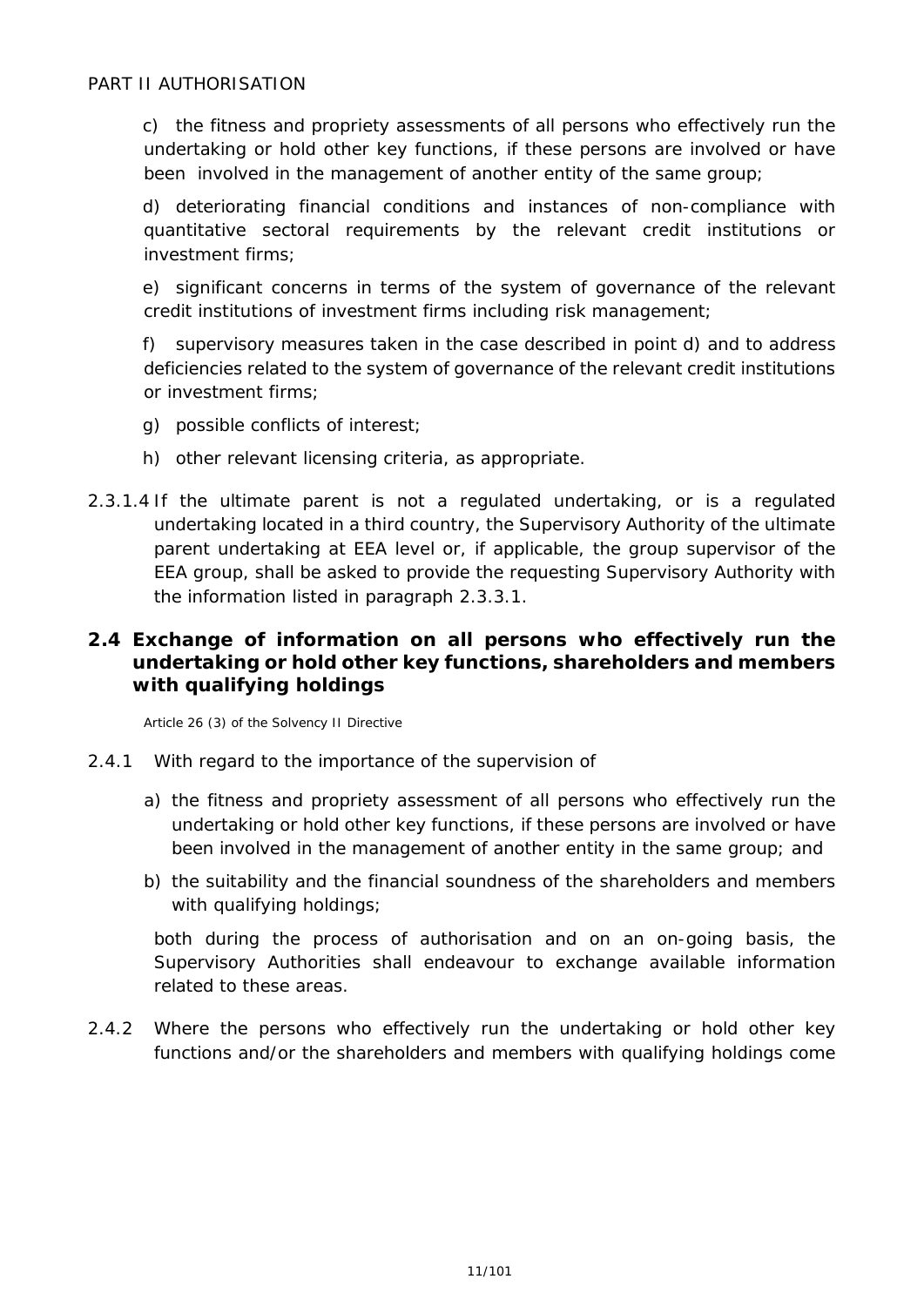c) the fitness and propriety assessments of all persons who effectively run the undertaking or hold other key functions, if these persons are involved or have been involved in the management of another entity of the same group;

d) deteriorating financial conditions and instances of non-compliance with quantitative sectoral requirements by the relevant credit institutions or investment firms;

e) significant concerns in terms of the system of governance of the relevant credit institutions of investment firms including risk management;

f) supervisory measures taken in the case described in point d) and to address deficiencies related to the system of governance of the relevant credit institutions or investment firms;

g) possible conflicts of interest;

h) other relevant licensing criteria, as appropriate.

2.3.1.4 If the ultimate parent is not a regulated undertaking, or is a regulated undertaking located in a third country, the Supervisory Authority of the ultimate parent undertaking at EEA level or, if applicable, the group supervisor of the EEA group, shall be asked to provide the requesting Supervisory Authority with the information listed in paragraph 2.3.3.1.

## 2.4 Exchange of information on all persons who effectively run the undertaking or hold other key functions, shareholders and members with qualifying holdings

Article 26 (3) of the Solvency II Directive

2.4.1 With regard to the importance of the supervision of

a) the fitness and propriety assessment of all persons who effectively run the undertaking or hold other key functions, if these persons are involved or have been involved in the management of another entity in the same group; and

b) the suitability and the financial soundness of the shareholders and members with qualifying holdings;

both during the process of authorisation and on an on-going basis, the Supervisory Authorities shall endeavour to exchange available information related to these areas.

2.4.2 Where the persons who effectively run the undertaking or hold other key functions and/or the shareholders and members with qualifying holdings come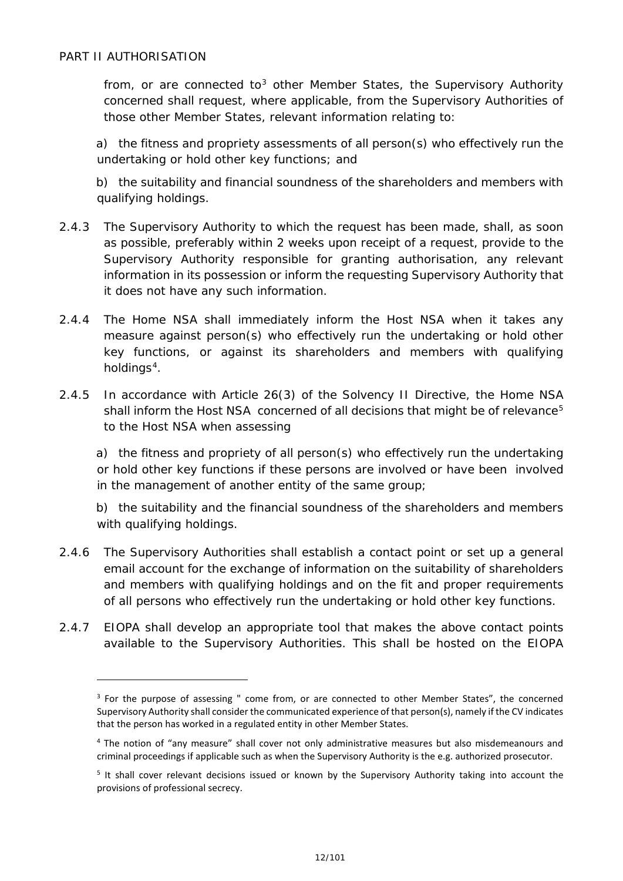from, or are connected to[3] other Member States, the Supervisory Authority concerned shall request, where applicable, from the Supervisory Authorities of those other Member States, relevant information relating to:

a) the fitness and propriety assessments of all person(s) who effectively run the undertaking or hold other key functions; and

b) the suitability and financial soundness of the shareholders and members with qualifying holdings.

2.4.3 The Supervisory Authority to which the request has been made, shall, as soon as possible, preferably within 2 weeks upon receipt of a request, provide to the Supervisory Authority responsible for granting authorisation, any relevant information in its possession or inform the requesting Supervisory Authority that it does not have any such information.

2.4.4 The Home NSA shall immediately inform the Host NSA when it takes any measure against person(s) who effectively run the undertaking or hold other key functions, or against its shareholders and members with qualifying holdings[4].

2.4.5 In accordance with Article 26(3) of the Solvency II Directive, the Home NSA shall inform the Host NSA concerned of all decisions that might be of relevance[5] to the Host NSA when assessing

a) the fitness and propriety of all person(s) who effectively run the undertaking or hold other key functions if these persons are involved or have been involved in the management of another entity of the same group;

b) the suitability and the financial soundness of the shareholders and members with qualifying holdings.

2.4.6 The Supervisory Authorities shall establish a contact point or set up a general email account for the exchange of information on the suitability of shareholders and members with qualifying holdings and on the fit and proper requirements of all persons who effectively run the undertaking or hold other key functions.

2.4.7 EIOPA shall develop an appropriate tool that makes the above contact points available to the Supervisory Authorities. This shall be hosted on the EIOPA

---

[3] For the purpose of assessing " come from, or are connected to other Member States", the concerned Supervisory Authority shall consider the communicated experience of that person(s), namely if the CV indicates that the person has worked in a regulated entity in other Member States.

[4] The notion of "any measure" shall cover not only administrative measures but also misdemeanours and criminal proceedings if applicable such as when the Supervisory Authority is the e.g. authorized prosecutor.

[5] It shall cover relevant decisions issued or known by the Supervisory Authority taking into account the provisions of professional secrecy.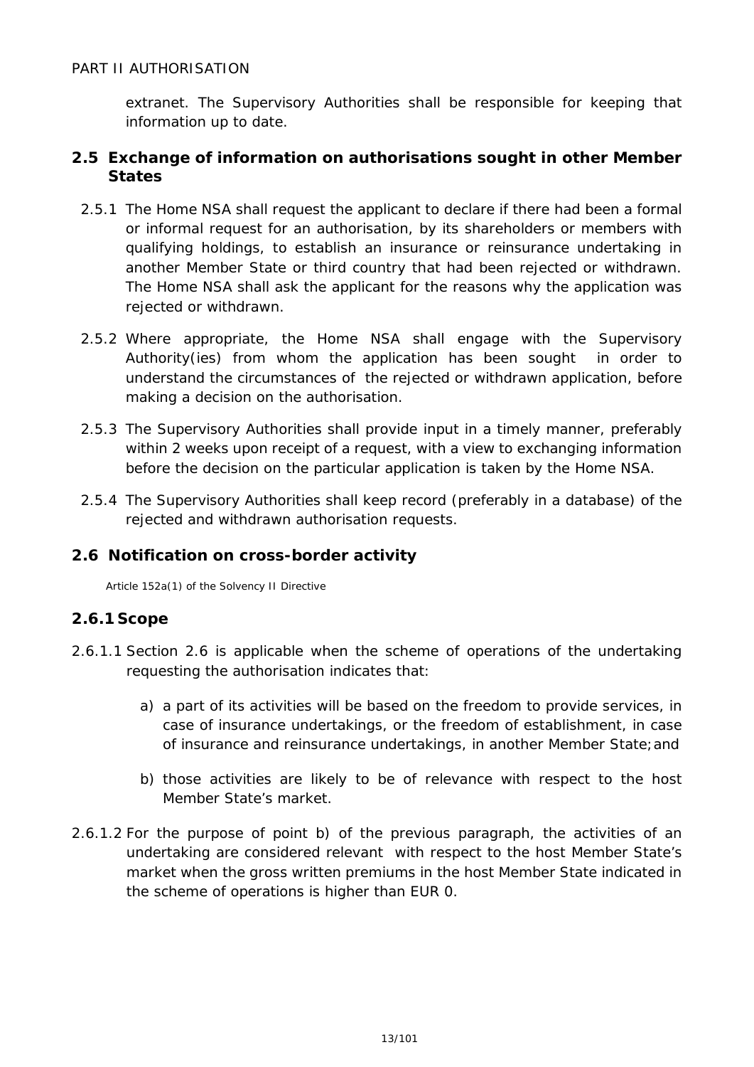extranet. The Supervisory Authorities shall be responsible for keeping that information up to date.

## 2.5 Exchange of information on authorisations sought in other Member States

2.5.1 The Home NSA shall request the applicant to declare if there had been a formal or informal request for an authorisation, by its shareholders or members with qualifying holdings, to establish an insurance or reinsurance undertaking in another Member State or third country that had been rejected or withdrawn. The Home NSA shall ask the applicant for the reasons why the application was rejected or withdrawn.

2.5.2 Where appropriate, the Home NSA shall engage with the Supervisory Authority(ies) from whom the application has been sought in order to understand the circumstances of the rejected or withdrawn application, before making a decision on the authorisation.

2.5.3 The Supervisory Authorities shall provide input in a timely manner, preferably within 2 weeks upon receipt of a request, with a view to exchanging information before the decision on the particular application is taken by the Home NSA.

2.5.4 The Supervisory Authorities shall keep record (preferably in a database) of the rejected and withdrawn authorisation requests.

## 2.6 Notification on cross-border activity

Article 152a(1) of the Solvency II Directive

### 2.6.1 Scope

2.6.1.1 Section 2.6 is applicable when the scheme of operations of the undertaking requesting the authorisation indicates that:

a) a part of its activities will be based on the freedom to provide services, in case of insurance undertakings, or the freedom of establishment, in case of insurance and reinsurance undertakings, in another Member State; and

b) those activities are likely to be of relevance with respect to the host Member State's market.

2.6.1.2 For the purpose of point b) of the previous paragraph, the activities of an undertaking are considered relevant with respect to the host Member State's market when the gross written premiums in the host Member State indicated in the scheme of operations is higher than EUR 0.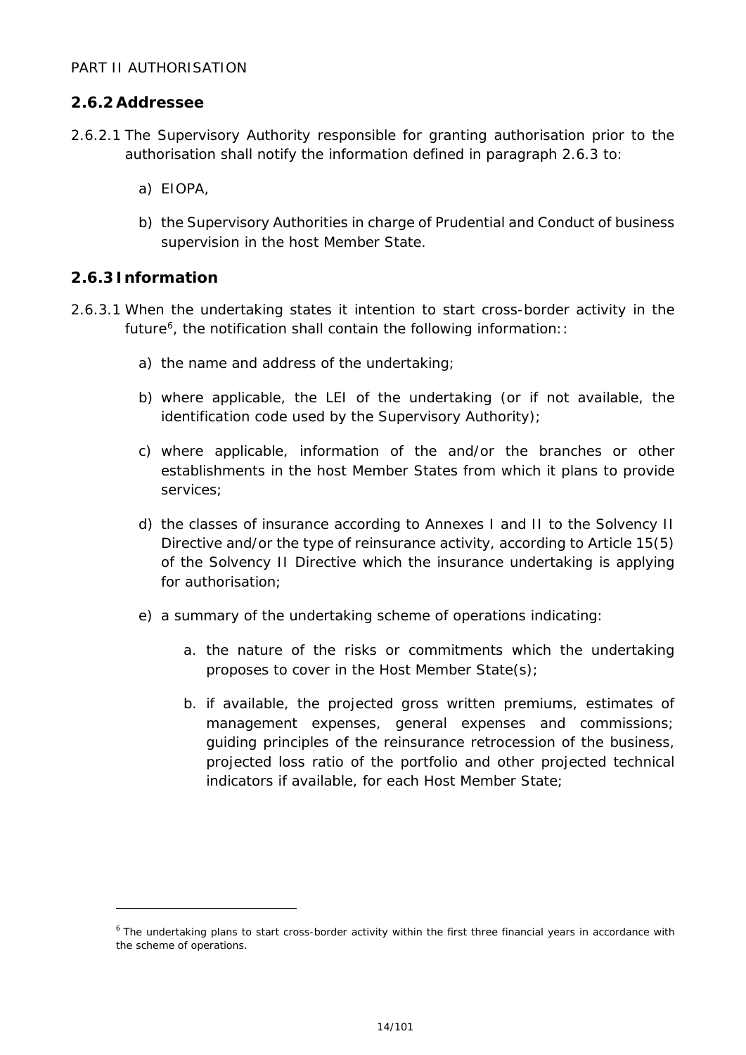PART II AUTHORISATION

## 2.6.2 Addressee

2.6.2.1 The Supervisory Authority responsible for granting authorisation prior to the authorisation shall notify the information defined in paragraph 2.6.3 to:

a) EIOPA,

b) the Supervisory Authorities in charge of Prudential and Conduct of business supervision in the host Member State.

## 2.6.3 Information

2.6.3.1 When the undertaking states it intention to start cross-border activity in the future[6], the notification shall contain the following information::

a) the name and address of the undertaking;

b) where applicable, the LEI of the undertaking (or if not available, the identification code used by the Supervisory Authority);

c) where applicable, information of the and/or the branches or other establishments in the host Member States from which it plans to provide services;

d) the classes of insurance according to Annexes I and II to the Solvency II Directive and/or the type of reinsurance activity, according to Article 15(5) of the Solvency II Directive which the insurance undertaking is applying for authorisation;

e) a summary of the undertaking scheme of operations indicating:

   a. the nature of the risks or commitments which the undertaking proposes to cover in the Host Member State(s);

   b. if available, the projected gross written premiums, estimates of management expenses, general expenses and commissions; guiding principles of the reinsurance retrocession of the business, projected loss ratio of the portfolio and other projected technical indicators if available, for each Host Member State;

[6] The undertaking plans to start cross-border activity within the first three financial years in accordance with the scheme of operations.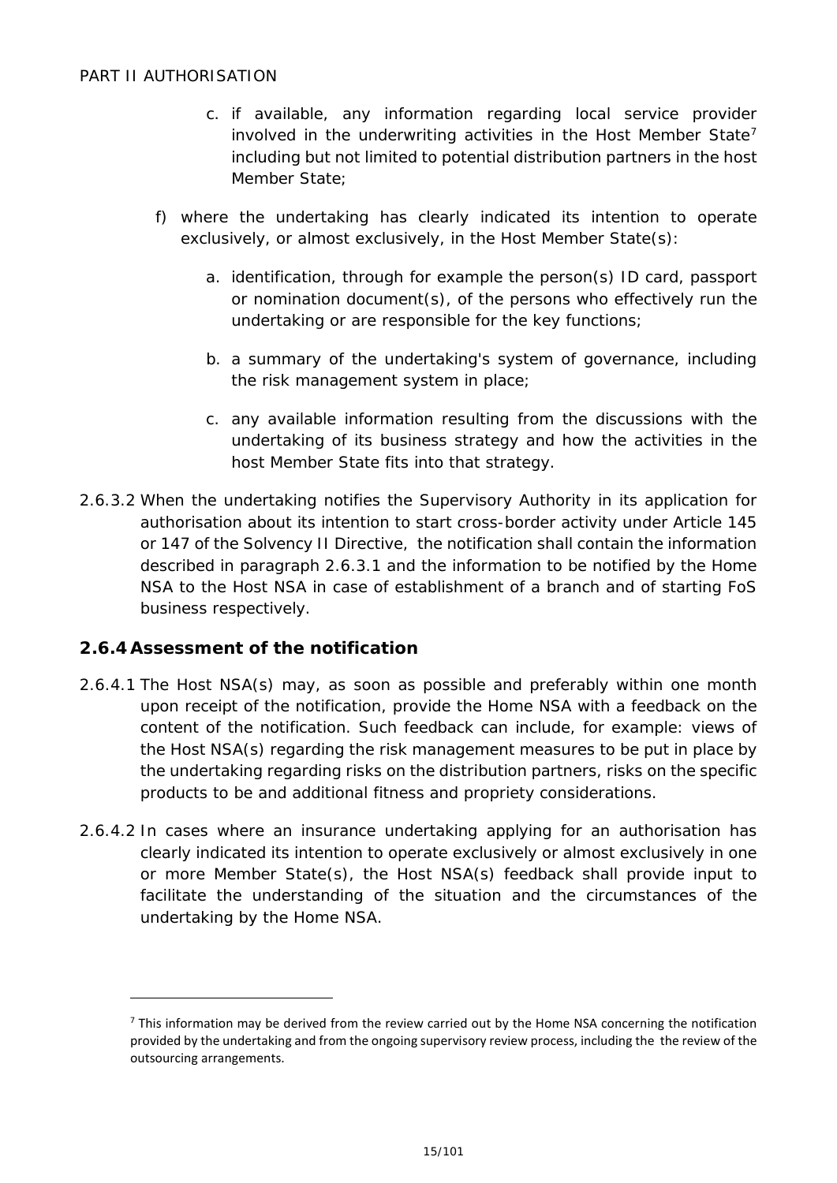c. if available, any information regarding local service provider involved in the underwriting activities in the Host Member State[7] including but not limited to potential distribution partners in the host Member State;

f) where the undertaking has clearly indicated its intention to operate exclusively, or almost exclusively, in the Host Member State(s):

   a. identification, through for example the person(s) ID card, passport or nomination document(s), of the persons who effectively run the undertaking or are responsible for the key functions;

   b. a summary of the undertaking's system of governance, including the risk management system in place;

   c. any available information resulting from the discussions with the undertaking of its business strategy and how the activities in the host Member State fits into that strategy.

2.6.3.2 When the undertaking notifies the Supervisory Authority in its application for authorisation about its intention to start cross-border activity under Article 145 or 147 of the Solvency II Directive, the notification shall contain the information described in paragraph 2.6.3.1 and the information to be notified by the Home NSA to the Host NSA in case of establishment of a branch and of starting FoS business respectively.

### 2.6.4 Assessment of the notification

2.6.4.1 The Host NSA(s) may, as soon as possible and preferably within one month upon receipt of the notification, provide the Home NSA with a feedback on the content of the notification. Such feedback can include, for example: views of the Host NSA(s) regarding the risk management measures to be put in place by the undertaking regarding risks on the distribution partners, risks on the specific products to be and additional fitness and propriety considerations.

2.6.4.2 In cases where an insurance undertaking applying for an authorisation has clearly indicated its intention to operate exclusively or almost exclusively in one or more Member State(s), the Host NSA(s) feedback shall provide input to facilitate the understanding of the situation and the circumstances of the undertaking by the Home NSA.

---

[7] This information may be derived from the review carried out by the Home NSA concerning the notification provided by the undertaking and from the ongoing supervisory review process, including the the review of the outsourcing arrangements.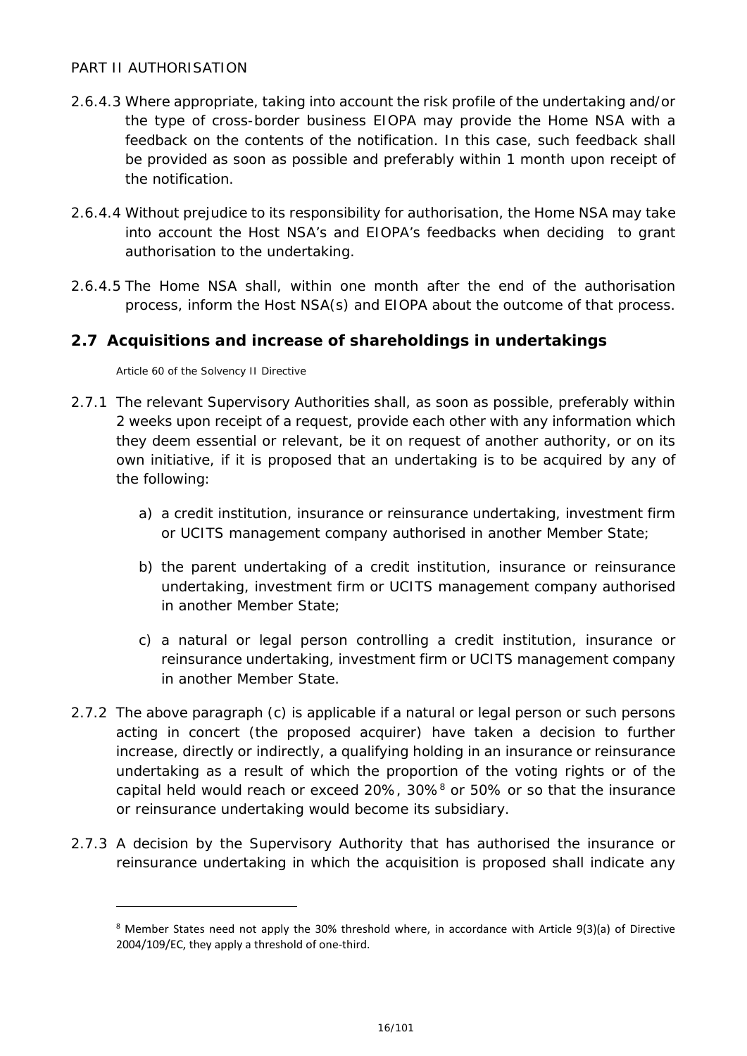2.6.4.3 Where appropriate, taking into account the risk profile of the undertaking and/or the type of cross-border business EIOPA may provide the Home NSA with a feedback on the contents of the notification. In this case, such feedback shall be provided as soon as possible and preferably within 1 month upon receipt of the notification.

2.6.4.4 Without prejudice to its responsibility for authorisation, the Home NSA may take into account the Host NSA's and EIOPA's feedbacks when deciding to grant authorisation to the undertaking.

2.6.4.5 The Home NSA shall, within one month after the end of the authorisation process, inform the Host NSA(s) and EIOPA about the outcome of that process.

## 2.7 Acquisitions and increase of shareholdings in undertakings

*Article 60 of the Solvency II Directive*

2.7.1 The relevant Supervisory Authorities shall, as soon as possible, preferably within 2 weeks upon receipt of a request, provide each other with any information which they deem essential or relevant, be it on request of another authority, or on its own initiative, if it is proposed that an undertaking is to be acquired by any of the following:

a) a credit institution, insurance or reinsurance undertaking, investment firm or UCITS management company authorised in another Member State;

b) the parent undertaking of a credit institution, insurance or reinsurance undertaking, investment firm or UCITS management company authorised in another Member State;

c) a natural or legal person controlling a credit institution, insurance or reinsurance undertaking, investment firm or UCITS management company in another Member State.

2.7.2 The above paragraph (c) is applicable if a natural or legal person or such persons acting in concert (the proposed acquirer) have taken a decision to further increase, directly or indirectly, a qualifying holding in an insurance or reinsurance undertaking as a result of which the proportion of the voting rights or of the capital held would reach or exceed 20%, 30%[8] or 50% or so that the insurance or reinsurance undertaking would become its subsidiary.

2.7.3 A decision by the Supervisory Authority that has authorised the insurance or reinsurance undertaking in which the acquisition is proposed shall indicate any

[8] Member States need not apply the 30% threshold where, in accordance with Article 9(3)(a) of Directive 2004/109/EC, they apply a threshold of one-third.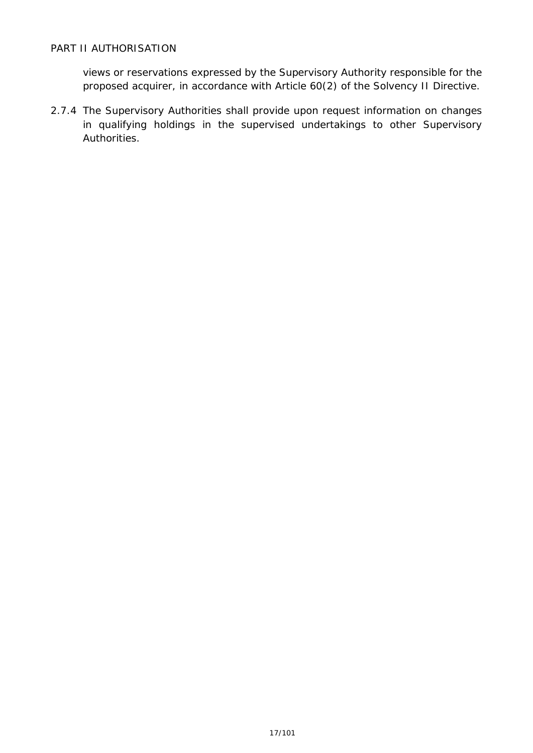views or reservations expressed by the Supervisory Authority responsible for the proposed acquirer, in accordance with Article 60(2) of the Solvency II Directive.

2.7.4 The Supervisory Authorities shall provide upon request information on changes in qualifying holdings in the supervised undertakings to other Supervisory Authorities.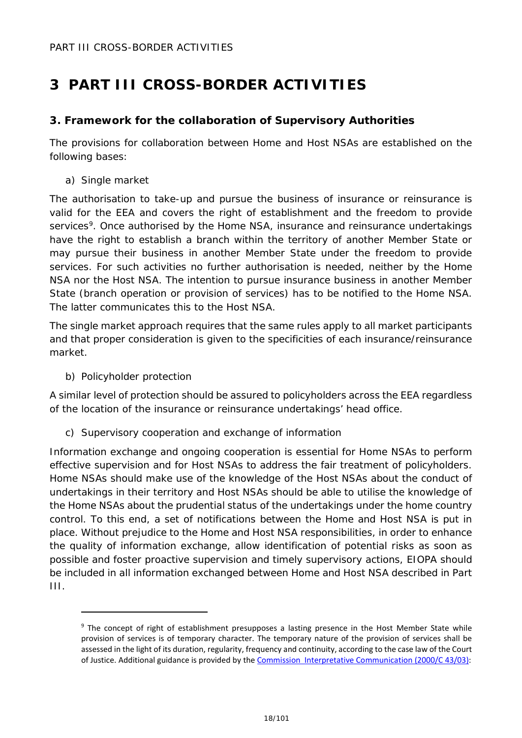# 3 PART III CROSS-BORDER ACTIVITIES

### 3. Framework for the collaboration of Supervisory Authorities

The provisions for collaboration between Home and Host NSAs are established on the following bases:

a) Single market

The authorisation to take-up and pursue the business of insurance or reinsurance is valid for the EEA and covers the right of establishment and the freedom to provide services[9]. Once authorised by the Home NSA, insurance and reinsurance undertakings have the right to establish a branch within the territory of another Member State or may pursue their business in another Member State under the freedom to provide services. For such activities no further authorisation is needed, neither by the Home NSA nor the Host NSA. The intention to pursue insurance business in another Member State (branch operation or provision of services) has to be notified to the Home NSA. The latter communicates this to the Host NSA.

The single market approach requires that the same rules apply to all market participants and that proper consideration is given to the specificities of each insurance/reinsurance market.

b) Policyholder protection

A similar level of protection should be assured to policyholders across the EEA regardless of the location of the insurance or reinsurance undertakings' head office.

c) Supervisory cooperation and exchange of information

Information exchange and ongoing cooperation is essential for Home NSAs to perform effective supervision and for Host NSAs to address the fair treatment of policyholders. Home NSAs should make use of the knowledge of the Host NSAs about the conduct of undertakings in their territory and Host NSAs should be able to utilise the knowledge of the Home NSAs about the prudential status of the undertakings under the home country control. To this end, a set of notifications between the Home and Host NSA is put in place. Without prejudice to the Home and Host NSA responsibilities, in order to enhance the quality of information exchange, allow identification of potential risks as soon as possible and foster proactive supervision and timely supervisory actions, EIOPA should be included in all information exchanged between Home and Host NSA described in Part III.

[9] The concept of right of establishment presupposes a lasting presence in the Host Member State while provision of services is of temporary character. The temporary nature of the provision of services shall be assessed in the light of its duration, regularity, frequency and continuity, according to the case law of the Court of Justice. Additional guidance is provided by the Commission Interpretative Communication (2000/C 43/03):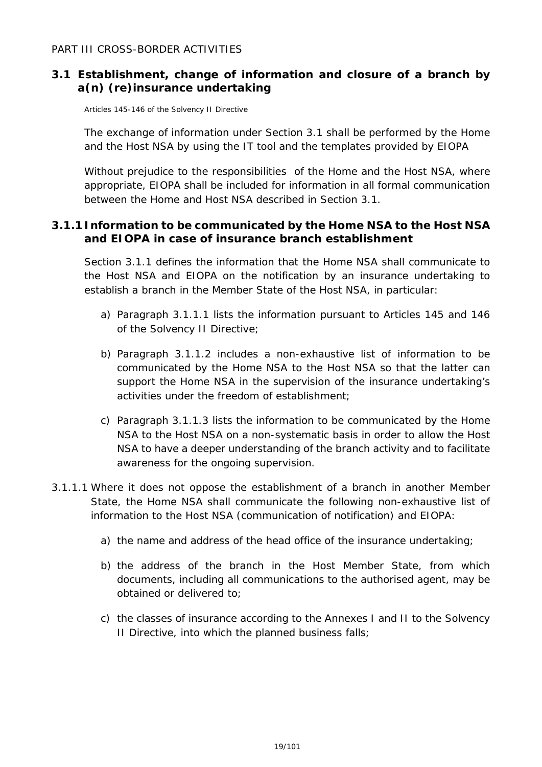PART III CROSS-BORDER ACTIVITIES

## 3.1 Establishment, change of information and closure of a branch by a(n) (re)insurance undertaking

Articles 145-146 of the Solvency II Directive

The exchange of information under Section 3.1 shall be performed by the Home and the Host NSA by using the IT tool and the templates provided by EIOPA

Without prejudice to the responsibilities of the Home and the Host NSA, where appropriate, EIOPA shall be included for information in all formal communication between the Home and Host NSA described in Section 3.1.

### 3.1.1 Information to be communicated by the Home NSA to the Host NSA and EIOPA in case of insurance branch establishment

Section 3.1.1 defines the information that the Home NSA shall communicate to the Host NSA and EIOPA on the notification by an insurance undertaking to establish a branch in the Member State of the Host NSA, in particular:

a) Paragraph 3.1.1.1 lists the information pursuant to Articles 145 and 146 of the Solvency II Directive;

b) Paragraph 3.1.1.2 includes a non-exhaustive list of information to be communicated by the Home NSA to the Host NSA so that the latter can support the Home NSA in the supervision of the insurance undertaking's activities under the freedom of establishment;

c) Paragraph 3.1.1.3 lists the information to be communicated by the Home NSA to the Host NSA on a non-systematic basis in order to allow the Host NSA to have a deeper understanding of the branch activity and to facilitate awareness for the ongoing supervision.

3.1.1.1 Where it does not oppose the establishment of a branch in another Member State, the Home NSA shall communicate the following non-exhaustive list of information to the Host NSA (communication of notification) and EIOPA:

a) the name and address of the head office of the insurance undertaking;

b) the address of the branch in the Host Member State, from which documents, including all communications to the authorised agent, may be obtained or delivered to;

c) the classes of insurance according to the Annexes I and II to the Solvency II Directive, into which the planned business falls;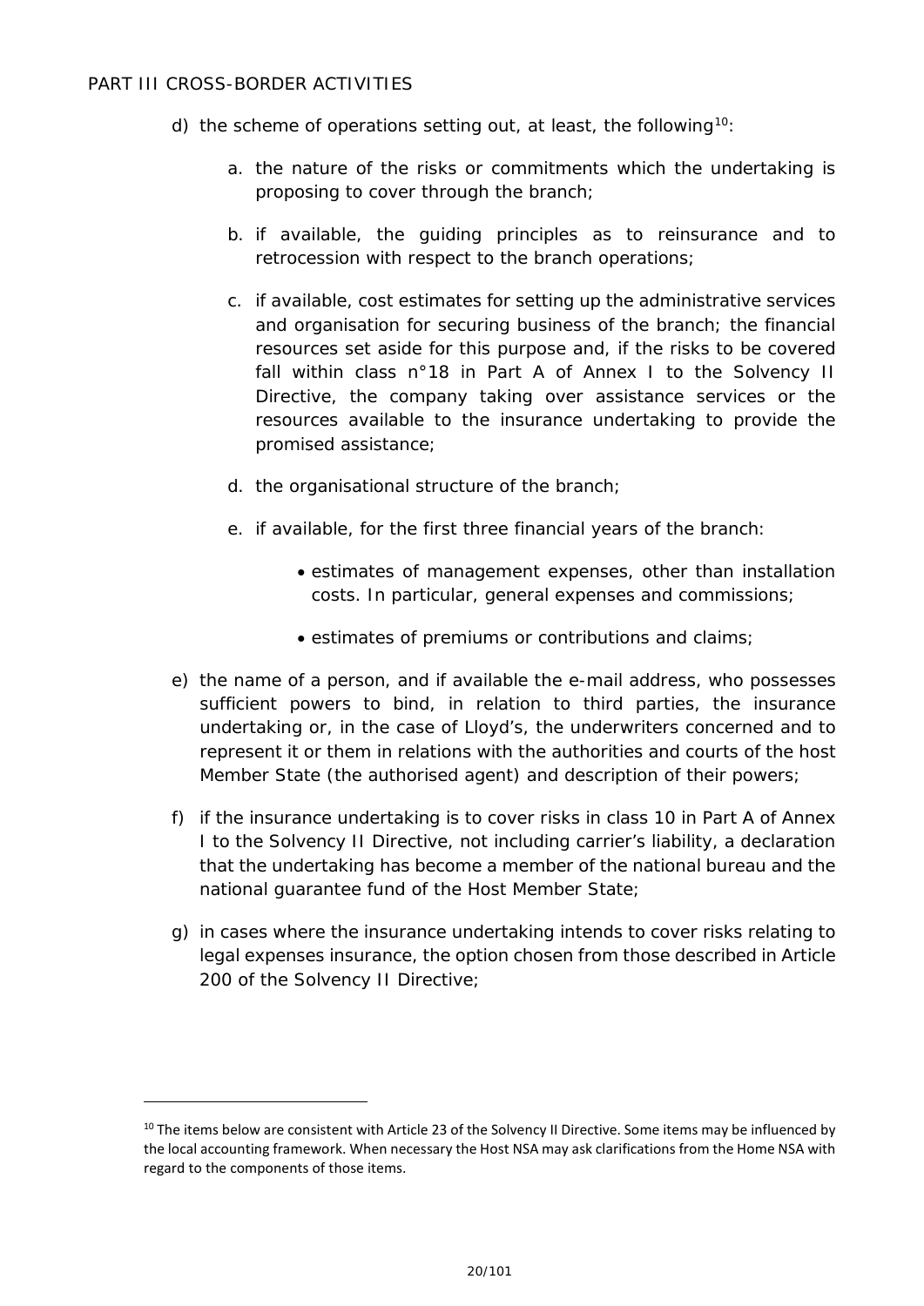d) the scheme of operations setting out, at least, the following[10]:

   a. the nature of the risks or commitments which the undertaking is proposing to cover through the branch;

   b. if available, the guiding principles as to reinsurance and to retrocession with respect to the branch operations;

   c. if available, cost estimates for setting up the administrative services and organisation for securing business of the branch; the financial resources set aside for this purpose and, if the risks to be covered fall within class n°18 in Part A of Annex I to the Solvency II Directive, the company taking over assistance services or the resources available to the insurance undertaking to provide the promised assistance;

   d. the organisational structure of the branch;

   e. if available, for the first three financial years of the branch:

      - estimates of management expenses, other than installation costs. In particular, general expenses and commissions;

      - estimates of premiums or contributions and claims;

e) the name of a person, and if available the e-mail address, who possesses sufficient powers to bind, in relation to third parties, the insurance undertaking or, in the case of Lloyd's, the underwriters concerned and to represent it or them in relations with the authorities and courts of the host Member State (the authorised agent) and description of their powers;

f) if the insurance undertaking is to cover risks in class 10 in Part A of Annex I to the Solvency II Directive, not including carrier's liability, a declaration that the undertaking has become a member of the national bureau and the national guarantee fund of the Host Member State;

g) in cases where the insurance undertaking intends to cover risks relating to legal expenses insurance, the option chosen from those described in Article 200 of the Solvency II Directive;

---

[10] The items below are consistent with Article 23 of the Solvency II Directive. Some items may be influenced by the local accounting framework. When necessary the Host NSA may ask clarifications from the Home NSA with regard to the components of those items.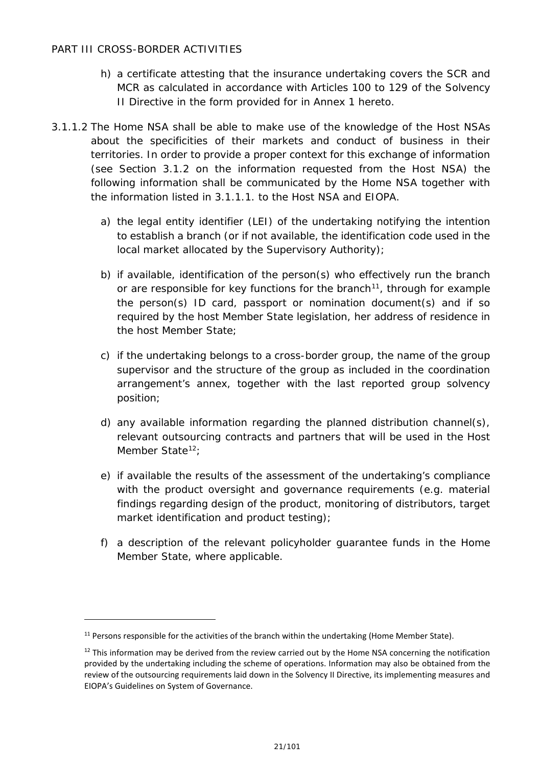h) a certificate attesting that the insurance undertaking covers the SCR and MCR as calculated in accordance with Articles 100 to 129 of the Solvency II Directive in the form provided for in Annex 1 hereto.

3.1.1.2 The Home NSA shall be able to make use of the knowledge of the Host NSAs about the specificities of their markets and conduct of business in their territories. In order to provide a proper context for this exchange of information (see Section 3.1.2 on the information requested from the Host NSA) the following information shall be communicated by the Home NSA together with the information listed in 3.1.1.1. to the Host NSA and EIOPA.

a) the legal entity identifier (LEI) of the undertaking notifying the intention to establish a branch (or if not available, the identification code used in the local market allocated by the Supervisory Authority);

b) if available, identification of the person(s) who effectively run the branch or are responsible for key functions for the branch[11], through for example the person(s) ID card, passport or nomination document(s) and if so required by the host Member State legislation, her address of residence in the host Member State;

c) if the undertaking belongs to a cross-border group, the name of the group supervisor and the structure of the group as included in the coordination arrangement's annex, together with the last reported group solvency position;

d) any available information regarding the planned distribution channel(s), relevant outsourcing contracts and partners that will be used in the Host Member State[12];

e) if available the results of the assessment of the undertaking's compliance with the product oversight and governance requirements (e.g. material findings regarding design of the product, monitoring of distributors, target market identification and product testing);

f) a description of the relevant policyholder guarantee funds in the Home Member State, where applicable.

---

[11] Persons responsible for the activities of the branch within the undertaking (Home Member State).

[12] This information may be derived from the review carried out by the Home NSA concerning the notification provided by the undertaking including the scheme of operations. Information may also be obtained from the review of the outsourcing requirements laid down in the Solvency II Directive, its implementing measures and EIOPA's Guidelines on System of Governance.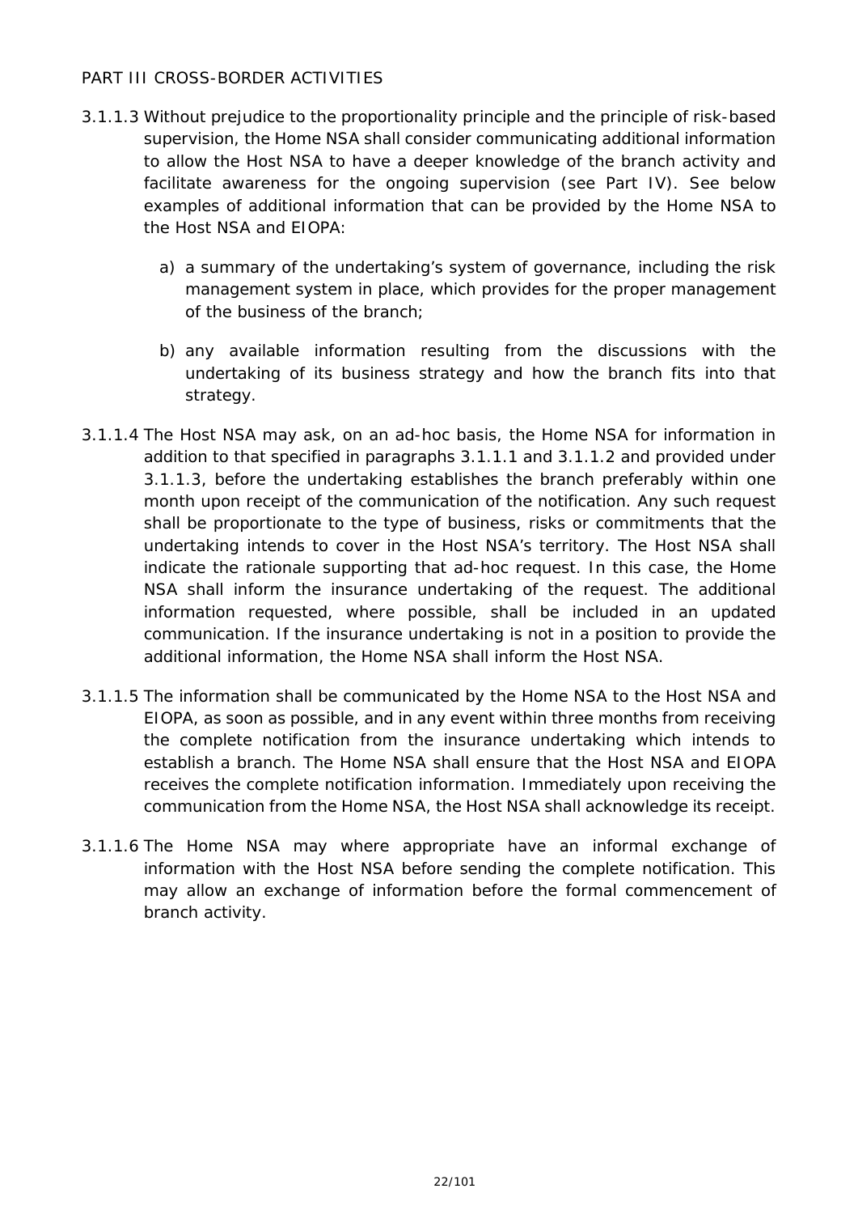PART III CROSS-BORDER ACTIVITIES

3.1.1.3 Without prejudice to the proportionality principle and the principle of risk-based supervision, the Home NSA shall consider communicating additional information to allow the Host NSA to have a deeper knowledge of the branch activity and facilitate awareness for the ongoing supervision (see Part IV). See below examples of additional information that can be provided by the Home NSA to the Host NSA and EIOPA:

a) a summary of the undertaking's system of governance, including the risk management system in place, which provides for the proper management of the business of the branch;

b) any available information resulting from the discussions with the undertaking of its business strategy and how the branch fits into that strategy.

3.1.1.4 The Host NSA may ask, on an ad-hoc basis, the Home NSA for information in addition to that specified in paragraphs 3.1.1.1 and 3.1.1.2 and provided under 3.1.1.3, before the undertaking establishes the branch preferably within one month upon receipt of the communication of the notification. Any such request shall be proportionate to the type of business, risks or commitments that the undertaking intends to cover in the Host NSA's territory. The Host NSA shall indicate the rationale supporting that ad-hoc request. In this case, the Home NSA shall inform the insurance undertaking of the request. The additional information requested, where possible, shall be included in an updated communication. If the insurance undertaking is not in a position to provide the additional information, the Home NSA shall inform the Host NSA.

3.1.1.5 The information shall be communicated by the Home NSA to the Host NSA and EIOPA, as soon as possible, and in any event within three months from receiving the complete notification from the insurance undertaking which intends to establish a branch. The Home NSA shall ensure that the Host NSA and EIOPA receives the complete notification information. Immediately upon receiving the communication from the Home NSA, the Host NSA shall acknowledge its receipt.

3.1.1.6 The Home NSA may where appropriate have an informal exchange of information with the Host NSA before sending the complete notification. This may allow an exchange of information before the formal commencement of branch activity.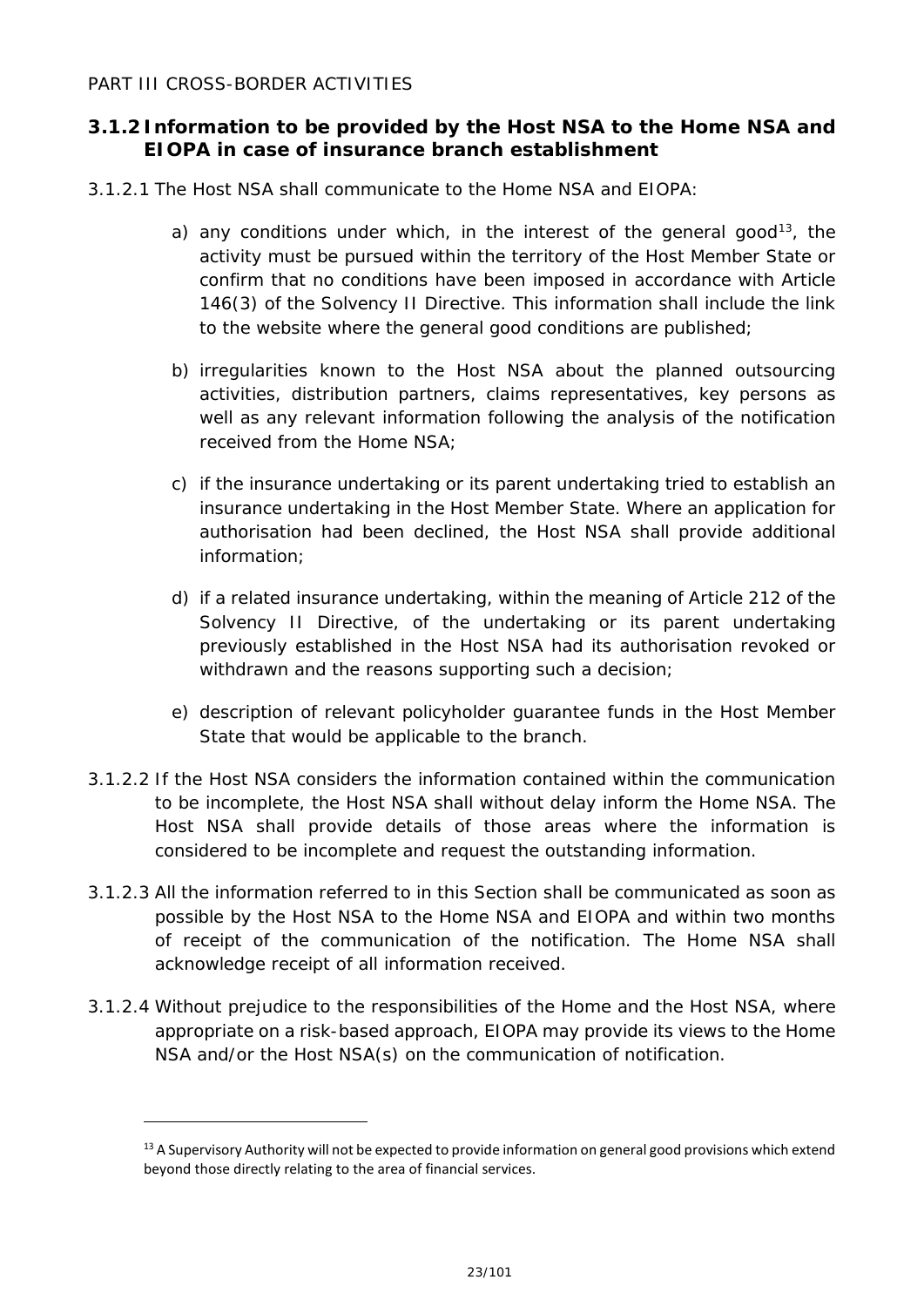PART III CROSS-BORDER ACTIVITIES

### 3.1.2 Information to be provided by the Host NSA to the Home NSA and EIOPA in case of insurance branch establishment

3.1.2.1 The Host NSA shall communicate to the Home NSA and EIOPA:

a) any conditions under which, in the interest of the general good[13], the activity must be pursued within the territory of the Host Member State or confirm that no conditions have been imposed in accordance with Article 146(3) of the Solvency II Directive. This information shall include the link to the website where the general good conditions are published;

b) irregularities known to the Host NSA about the planned outsourcing activities, distribution partners, claims representatives, key persons as well as any relevant information following the analysis of the notification received from the Home NSA;

c) if the insurance undertaking or its parent undertaking tried to establish an insurance undertaking in the Host Member State. Where an application for authorisation had been declined, the Host NSA shall provide additional information;

d) if a related insurance undertaking, within the meaning of Article 212 of the Solvency II Directive, of the undertaking or its parent undertaking previously established in the Host NSA had its authorisation revoked or withdrawn and the reasons supporting such a decision;

e) description of relevant policyholder guarantee funds in the Host Member State that would be applicable to the branch.

3.1.2.2 If the Host NSA considers the information contained within the communication to be incomplete, the Host NSA shall without delay inform the Home NSA. The Host NSA shall provide details of those areas where the information is considered to be incomplete and request the outstanding information.

3.1.2.3 All the information referred to in this Section shall be communicated as soon as possible by the Host NSA to the Home NSA and EIOPA and within two months of receipt of the communication of the notification. The Home NSA shall acknowledge receipt of all information received.

3.1.2.4 Without prejudice to the responsibilities of the Home and the Host NSA, where appropriate on a risk-based approach, EIOPA may provide its views to the Home NSA and/or the Host NSA(s) on the communication of notification.

[13] A Supervisory Authority will not be expected to provide information on general good provisions which extend beyond those directly relating to the area of financial services.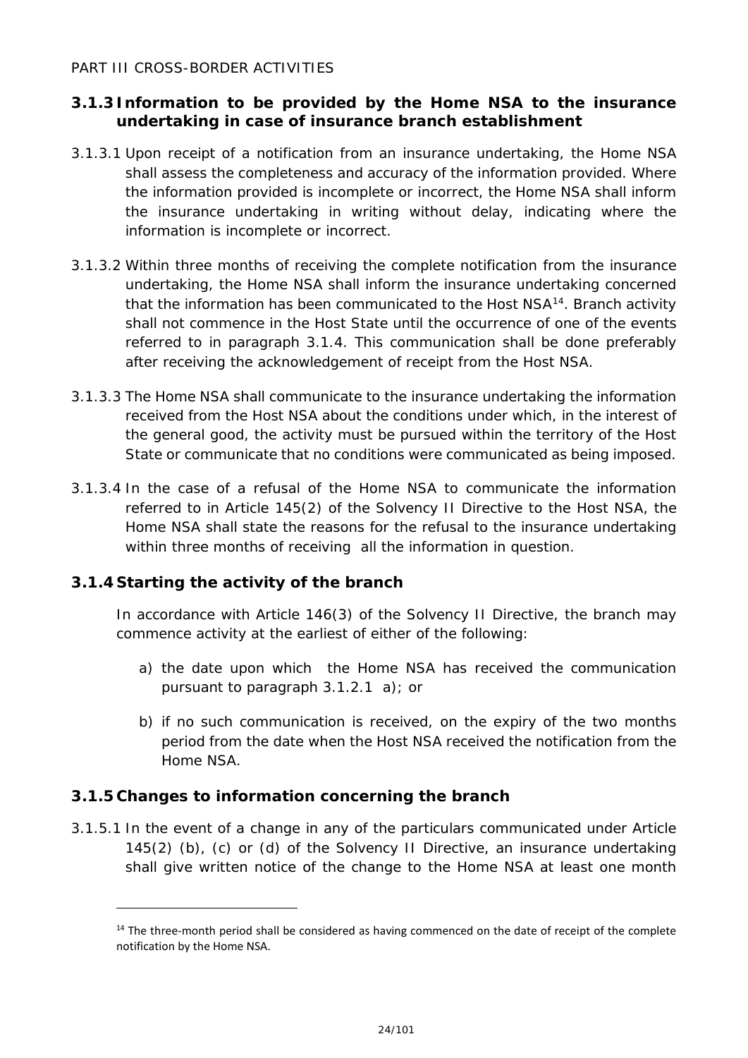### 3.1.3 Information to be provided by the Home NSA to the insurance undertaking in case of insurance branch establishment

3.1.3.1 Upon receipt of a notification from an insurance undertaking, the Home NSA shall assess the completeness and accuracy of the information provided. Where the information provided is incomplete or incorrect, the Home NSA shall inform the insurance undertaking in writing without delay, indicating where the information is incomplete or incorrect.

3.1.3.2 Within three months of receiving the complete notification from the insurance undertaking, the Home NSA shall inform the insurance undertaking concerned that the information has been communicated to the Host NSA[14]. Branch activity shall not commence in the Host State until the occurrence of one of the events referred to in paragraph 3.1.4. This communication shall be done preferably after receiving the acknowledgement of receipt from the Host NSA.

3.1.3.3 The Home NSA shall communicate to the insurance undertaking the information received from the Host NSA about the conditions under which, in the interest of the general good, the activity must be pursued within the territory of the Host State or communicate that no conditions were communicated as being imposed.

3.1.3.4 In the case of a refusal of the Home NSA to communicate the information referred to in Article 145(2) of the Solvency II Directive to the Host NSA, the Home NSA shall state the reasons for the refusal to the insurance undertaking within three months of receiving all the information in question.

### 3.1.4 Starting the activity of the branch

In accordance with Article 146(3) of the Solvency II Directive, the branch may commence activity at the earliest of either of the following:

a) the date upon which the Home NSA has received the communication pursuant to paragraph 3.1.2.1 a); or

b) if no such communication is received, on the expiry of the two months period from the date when the Host NSA received the notification from the Home NSA.

### 3.1.5 Changes to information concerning the branch

3.1.5.1 In the event of a change in any of the particulars communicated under Article 145(2) (b), (c) or (d) of the Solvency II Directive, an insurance undertaking shall give written notice of the change to the Home NSA at least one month

[14] The three-month period shall be considered as having commenced on the date of receipt of the complete notification by the Home NSA.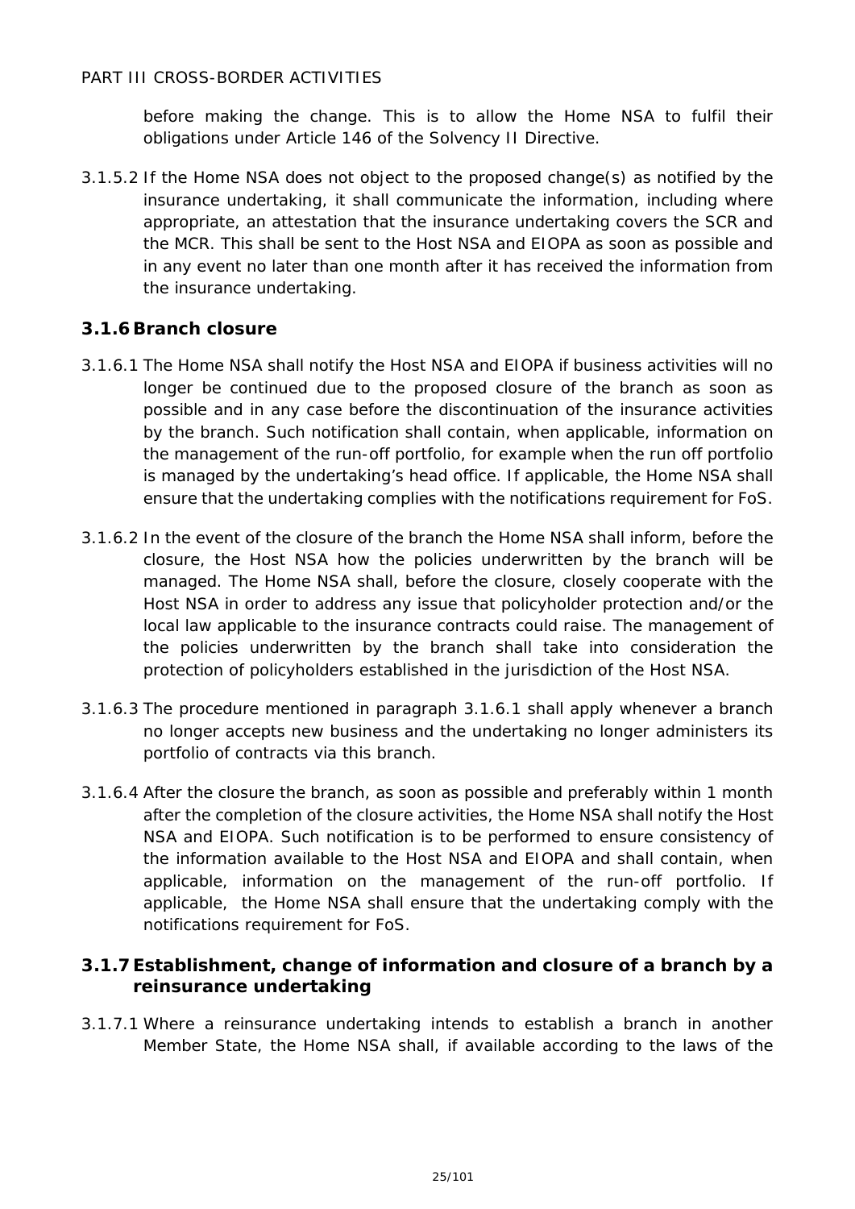before making the change. This is to allow the Home NSA to fulfil their obligations under Article 146 of the Solvency II Directive.

3.1.5.2 If the Home NSA does not object to the proposed change(s) as notified by the insurance undertaking, it shall communicate the information, including where appropriate, an attestation that the insurance undertaking covers the SCR and the MCR. This shall be sent to the Host NSA and EIOPA as soon as possible and in any event no later than one month after it has received the information from the insurance undertaking.

### 3.1.6 Branch closure

3.1.6.1 The Home NSA shall notify the Host NSA and EIOPA if business activities will no longer be continued due to the proposed closure of the branch as soon as possible and in any case before the discontinuation of the insurance activities by the branch. Such notification shall contain, when applicable, information on the management of the run-off portfolio, for example when the run off portfolio is managed by the undertaking's head office. If applicable, the Home NSA shall ensure that the undertaking complies with the notifications requirement for FoS.

3.1.6.2 In the event of the closure of the branch the Home NSA shall inform, before the closure, the Host NSA how the policies underwritten by the branch will be managed. The Home NSA shall, before the closure, closely cooperate with the Host NSA in order to address any issue that policyholder protection and/or the local law applicable to the insurance contracts could raise. The management of the policies underwritten by the branch shall take into consideration the protection of policyholders established in the jurisdiction of the Host NSA.

3.1.6.3 The procedure mentioned in paragraph 3.1.6.1 shall apply whenever a branch no longer accepts new business and the undertaking no longer administers its portfolio of contracts via this branch.

3.1.6.4 After the closure the branch, as soon as possible and preferably within 1 month after the completion of the closure activities, the Home NSA shall notify the Host NSA and EIOPA. Such notification is to be performed to ensure consistency of the information available to the Host NSA and EIOPA and shall contain, when applicable, information on the management of the run-off portfolio. If applicable, the Home NSA shall ensure that the undertaking comply with the notifications requirement for FoS.

### 3.1.7 Establishment, change of information and closure of a branch by a reinsurance undertaking

3.1.7.1 Where a reinsurance undertaking intends to establish a branch in another Member State, the Home NSA shall, if available according to the laws of the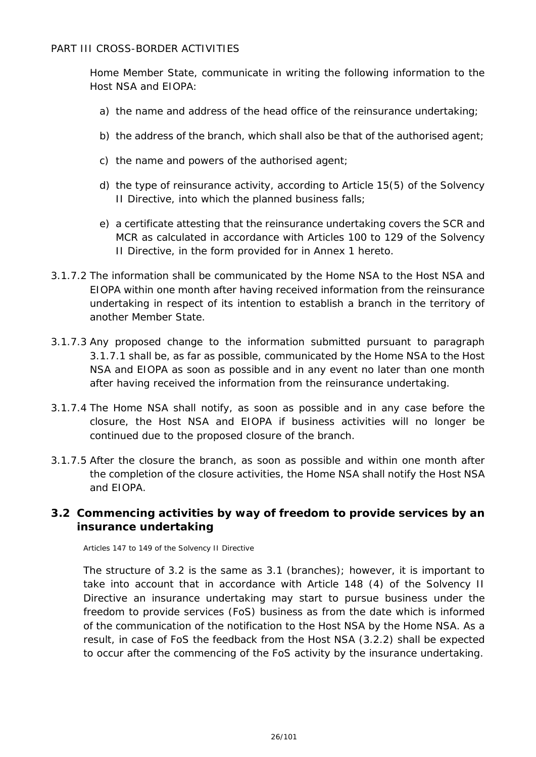Home Member State, communicate in writing the following information to the Host NSA and EIOPA:

a) the name and address of the head office of the reinsurance undertaking;

b) the address of the branch, which shall also be that of the authorised agent;

c) the name and powers of the authorised agent;

d) the type of reinsurance activity, according to Article 15(5) of the Solvency II Directive, into which the planned business falls;

e) a certificate attesting that the reinsurance undertaking covers the SCR and MCR as calculated in accordance with Articles 100 to 129 of the Solvency II Directive, in the form provided for in Annex 1 hereto.

3.1.7.2 The information shall be communicated by the Home NSA to the Host NSA and EIOPA within one month after having received information from the reinsurance undertaking in respect of its intention to establish a branch in the territory of another Member State.

3.1.7.3 Any proposed change to the information submitted pursuant to paragraph 3.1.7.1 shall be, as far as possible, communicated by the Home NSA to the Host NSA and EIOPA as soon as possible and in any event no later than one month after having received the information from the reinsurance undertaking.

3.1.7.4 The Home NSA shall notify, as soon as possible and in any case before the closure, the Host NSA and EIOPA if business activities will no longer be continued due to the proposed closure of the branch.

3.1.7.5 After the closure the branch, as soon as possible and within one month after the completion of the closure activities, the Home NSA shall notify the Host NSA and EIOPA.

## 3.2 Commencing activities by way of freedom to provide services by an insurance undertaking

Articles 147 to 149 of the Solvency II Directive

The structure of 3.2 is the same as 3.1 (branches); however, it is important to take into account that in accordance with Article 148 (4) of the Solvency II Directive an insurance undertaking may start to pursue business under the freedom to provide services (FoS) business as from the date which is informed of the communication of the notification to the Host NSA by the Home NSA. As a result, in case of FoS the feedback from the Host NSA (3.2.2) shall be expected to occur after the commencing of the FoS activity by the insurance undertaking.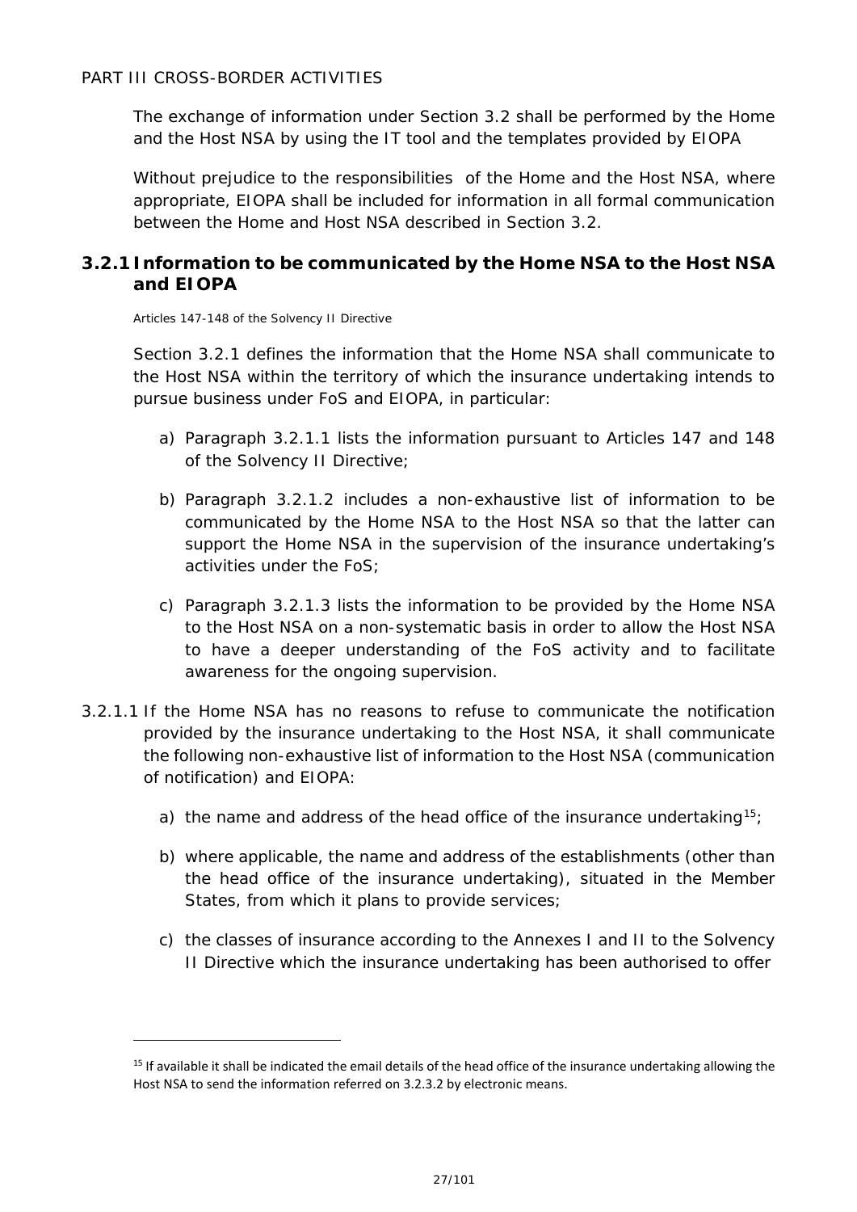The exchange of information under Section 3.2 shall be performed by the Home and the Host NSA by using the IT tool and the templates provided by EIOPA

Without prejudice to the responsibilities of the Home and the Host NSA, where appropriate, EIOPA shall be included for information in all formal communication between the Home and Host NSA described in Section 3.2.

### 3.2.1 Information to be communicated by the Home NSA to the Host NSA and EIOPA

Articles 147-148 of the Solvency II Directive

Section 3.2.1 defines the information that the Home NSA shall communicate to the Host NSA within the territory of which the insurance undertaking intends to pursue business under FoS and EIOPA, in particular:

a) Paragraph 3.2.1.1 lists the information pursuant to Articles 147 and 148 of the Solvency II Directive;

b) Paragraph 3.2.1.2 includes a non-exhaustive list of information to be communicated by the Home NSA to the Host NSA so that the latter can support the Home NSA in the supervision of the insurance undertaking's activities under the FoS;

c) Paragraph 3.2.1.3 lists the information to be provided by the Home NSA to the Host NSA on a non-systematic basis in order to allow the Host NSA to have a deeper understanding of the FoS activity and to facilitate awareness for the ongoing supervision.

3.2.1.1 If the Home NSA has no reasons to refuse to communicate the notification provided by the insurance undertaking to the Host NSA, it shall communicate the following non-exhaustive list of information to the Host NSA (communication of notification) and EIOPA:

a) the name and address of the head office of the insurance undertaking[15];

b) where applicable, the name and address of the establishments (other than the head office of the insurance undertaking), situated in the Member States, from which it plans to provide services;

c) the classes of insurance according to the Annexes I and II to the Solvency II Directive which the insurance undertaking has been authorised to offer

[15] If available it shall be indicated the email details of the head office of the insurance undertaking allowing the Host NSA to send the information referred on 3.2.3.2 by electronic means.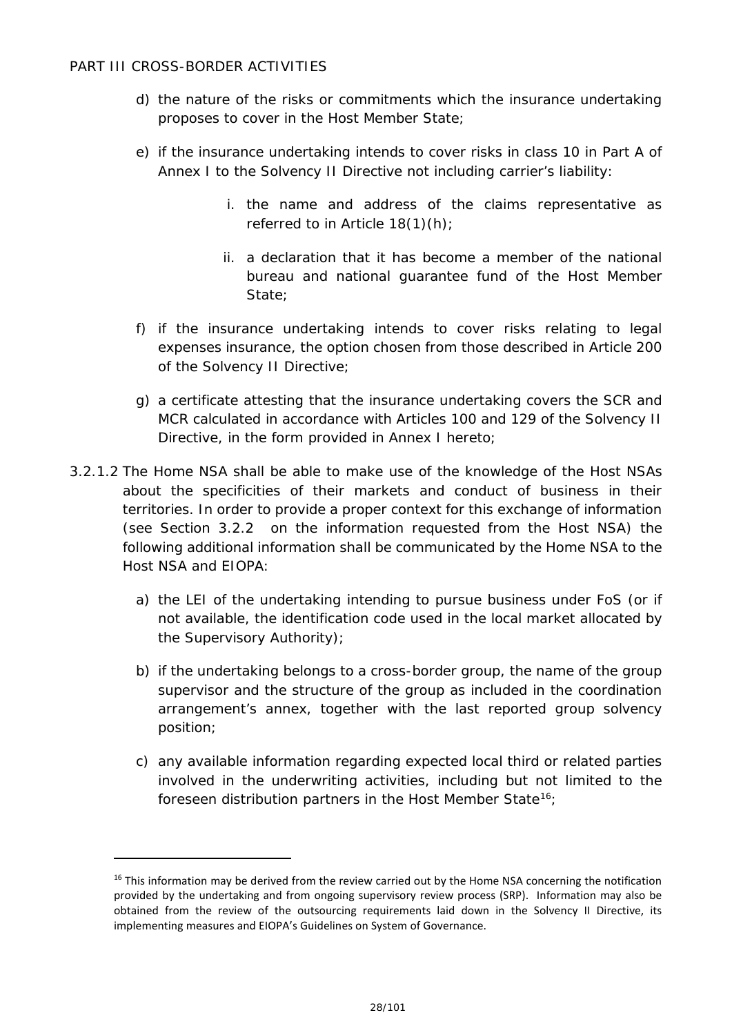d) the nature of the risks or commitments which the insurance undertaking proposes to cover in the Host Member State;

e) if the insurance undertaking intends to cover risks in class 10 in Part A of Annex I to the Solvency II Directive not including carrier's liability:

   i. the name and address of the claims representative as referred to in Article 18(1)(h);

   ii. a declaration that it has become a member of the national bureau and national guarantee fund of the Host Member State;

f) if the insurance undertaking intends to cover risks relating to legal expenses insurance, the option chosen from those described in Article 200 of the Solvency II Directive;

g) a certificate attesting that the insurance undertaking covers the SCR and MCR calculated in accordance with Articles 100 and 129 of the Solvency II Directive, in the form provided in Annex I hereto;

3.2.1.2 The Home NSA shall be able to make use of the knowledge of the Host NSAs about the specificities of their markets and conduct of business in their territories. In order to provide a proper context for this exchange of information (see Section 3.2.2 on the information requested from the Host NSA) the following additional information shall be communicated by the Home NSA to the Host NSA and EIOPA:

a) the LEI of the undertaking intending to pursue business under FoS (or if not available, the identification code used in the local market allocated by the Supervisory Authority);

b) if the undertaking belongs to a cross-border group, the name of the group supervisor and the structure of the group as included in the coordination arrangement's annex, together with the last reported group solvency position;

c) any available information regarding expected local third or related parties involved in the underwriting activities, including but not limited to the foreseen distribution partners in the Host Member State[16];

[16] This information may be derived from the review carried out by the Home NSA concerning the notification provided by the undertaking and from ongoing supervisory review process (SRP). Information may also be obtained from the review of the outsourcing requirements laid down in the Solvency II Directive, its implementing measures and EIOPA's Guidelines on System of Governance.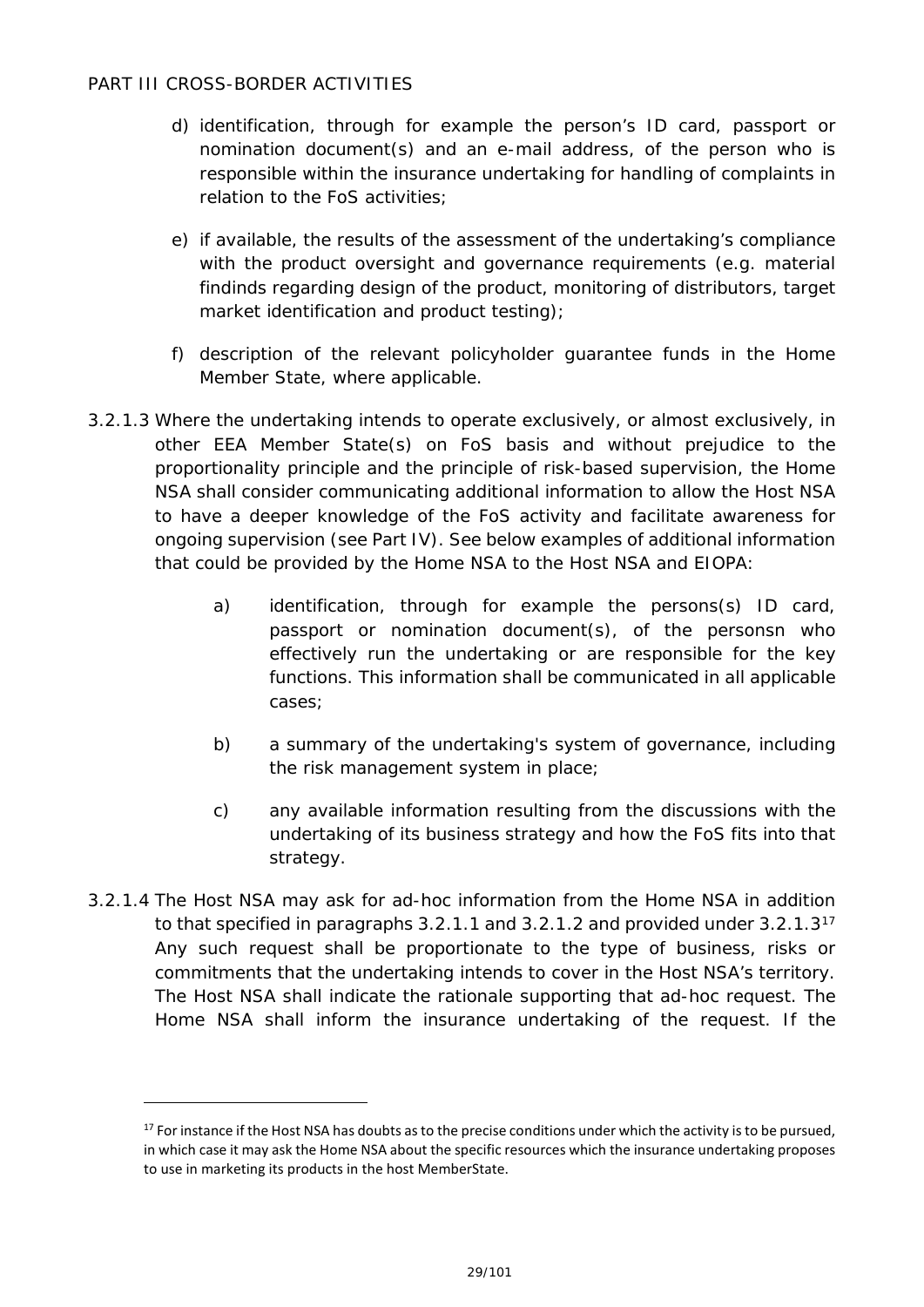d) identification, through for example the person's ID card, passport or nomination document(s) and an e-mail address, of the person who is responsible within the insurance undertaking for handling of complaints in relation to the FoS activities;

e) if available, the results of the assessment of the undertaking's compliance with the product oversight and governance requirements (e.g. material findinds regarding design of the product, monitoring of distributors, target market identification and product testing);

f) description of the relevant policyholder guarantee funds in the Home Member State, where applicable.

3.2.1.3 Where the undertaking intends to operate exclusively, or almost exclusively, in other EEA Member State(s) on FoS basis and without prejudice to the proportionality principle and the principle of risk-based supervision, the Home NSA shall consider communicating additional information to allow the Host NSA to have a deeper knowledge of the FoS activity and facilitate awareness for ongoing supervision (see Part IV). See below examples of additional information that could be provided by the Home NSA to the Host NSA and EIOPA:

a) identification, through for example the persons(s) ID card, passport or nomination document(s), of the personsn who effectively run the undertaking or are responsible for the key functions. This information shall be communicated in all applicable cases;

b) a summary of the undertaking's system of governance, including the risk management system in place;

c) any available information resulting from the discussions with the undertaking of its business strategy and how the FoS fits into that strategy.

3.2.1.4 The Host NSA may ask for ad-hoc information from the Home NSA in addition to that specified in paragraphs 3.2.1.1 and 3.2.1.2 and provided under 3.2.1.3[17] Any such request shall be proportionate to the type of business, risks or commitments that the undertaking intends to cover in the Host NSA's territory. The Host NSA shall indicate the rationale supporting that ad-hoc request. The Home NSA shall inform the insurance undertaking of the request. If the

[17] For instance if the Host NSA has doubts as to the precise conditions under which the activity is to be pursued, in which case it may ask the Home NSA about the specific resources which the insurance undertaking proposes to use in marketing its products in the host MemberState.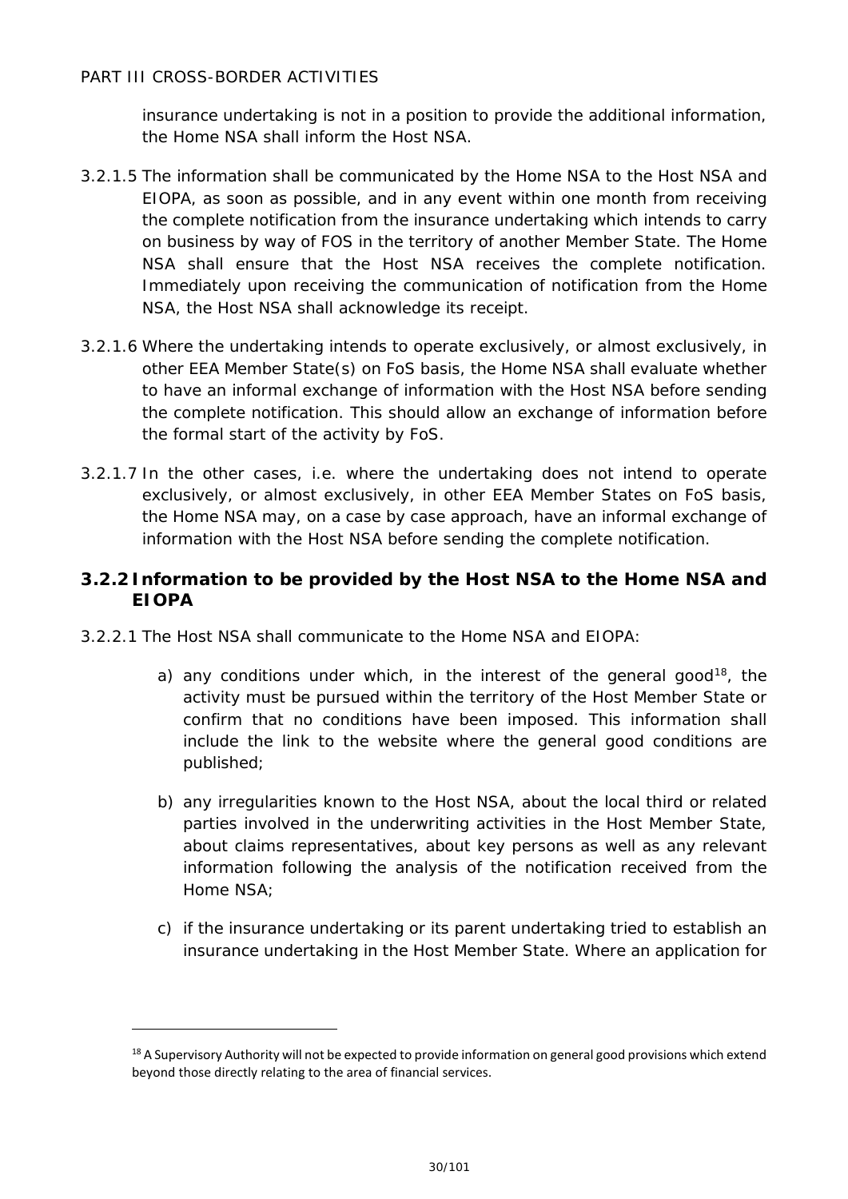insurance undertaking is not in a position to provide the additional information, the Home NSA shall inform the Host NSA.

3.2.1.5 The information shall be communicated by the Home NSA to the Host NSA and EIOPA, as soon as possible, and in any event within one month from receiving the complete notification from the insurance undertaking which intends to carry on business by way of FOS in the territory of another Member State. The Home NSA shall ensure that the Host NSA receives the complete notification. Immediately upon receiving the communication of notification from the Home NSA, the Host NSA shall acknowledge its receipt.

3.2.1.6 Where the undertaking intends to operate exclusively, or almost exclusively, in other EEA Member State(s) on FoS basis, the Home NSA shall evaluate whether to have an informal exchange of information with the Host NSA before sending the complete notification. This should allow an exchange of information before the formal start of the activity by FoS.

3.2.1.7 In the other cases, i.e. where the undertaking does not intend to operate exclusively, or almost exclusively, in other EEA Member States on FoS basis, the Home NSA may, on a case by case approach, have an informal exchange of information with the Host NSA before sending the complete notification.

### 3.2.2 Information to be provided by the Host NSA to the Home NSA and EIOPA

3.2.2.1 The Host NSA shall communicate to the Home NSA and EIOPA:

a) any conditions under which, in the interest of the general good[18], the activity must be pursued within the territory of the Host Member State or confirm that no conditions have been imposed. This information shall include the link to the website where the general good conditions are published;

b) any irregularities known to the Host NSA, about the local third or related parties involved in the underwriting activities in the Host Member State, about claims representatives, about key persons as well as any relevant information following the analysis of the notification received from the Home NSA;

c) if the insurance undertaking or its parent undertaking tried to establish an insurance undertaking in the Host Member State. Where an application for

[18] A Supervisory Authority will not be expected to provide information on general good provisions which extend beyond those directly relating to the area of financial services.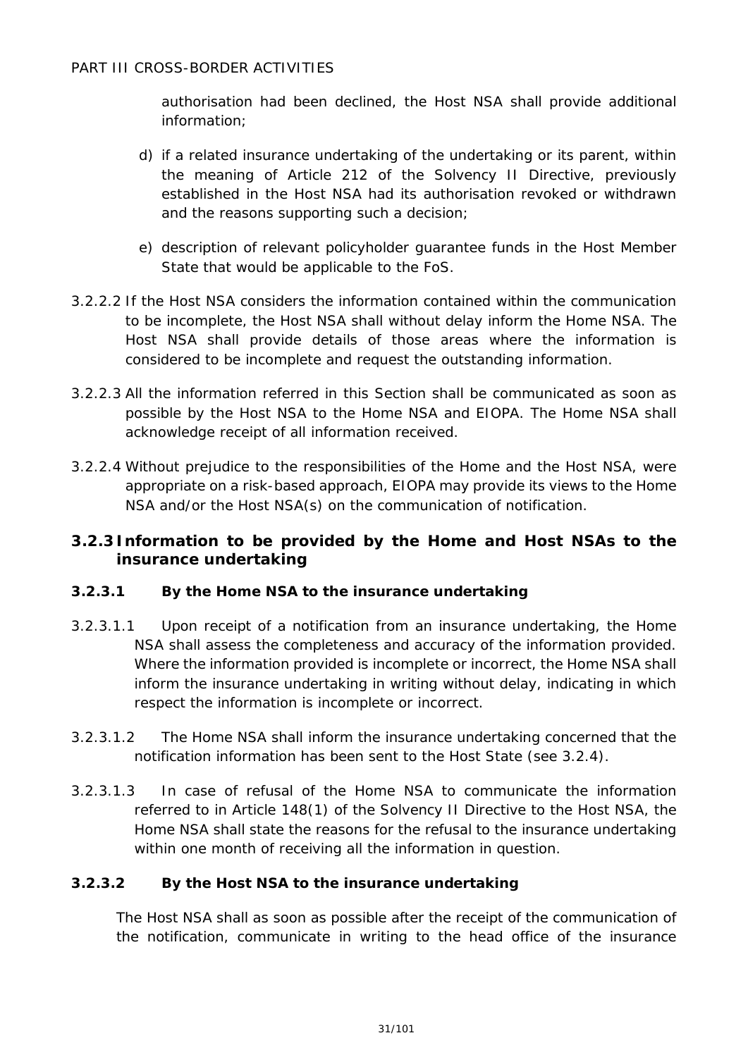authorisation had been declined, the Host NSA shall provide additional information;

d) if a related insurance undertaking of the undertaking or its parent, within the meaning of Article 212 of the Solvency II Directive, previously established in the Host NSA had its authorisation revoked or withdrawn and the reasons supporting such a decision;

e) description of relevant policyholder guarantee funds in the Host Member State that would be applicable to the FoS.

3.2.2.2 If the Host NSA considers the information contained within the communication to be incomplete, the Host NSA shall without delay inform the Home NSA. The Host NSA shall provide details of those areas where the information is considered to be incomplete and request the outstanding information.

3.2.2.3 All the information referred in this Section shall be communicated as soon as possible by the Host NSA to the Home NSA and EIOPA. The Home NSA shall acknowledge receipt of all information received.

3.2.2.4 Without prejudice to the responsibilities of the Home and the Host NSA, were appropriate on a risk-based approach, EIOPA may provide its views to the Home NSA and/or the Host NSA(s) on the communication of notification.

### 3.2.3 Information to be provided by the Home and Host NSAs to the insurance undertaking

#### 3.2.3.1 By the Home NSA to the insurance undertaking

3.2.3.1.1 Upon receipt of a notification from an insurance undertaking, the Home NSA shall assess the completeness and accuracy of the information provided. Where the information provided is incomplete or incorrect, the Home NSA shall inform the insurance undertaking in writing without delay, indicating in which respect the information is incomplete or incorrect.

3.2.3.1.2 The Home NSA shall inform the insurance undertaking concerned that the notification information has been sent to the Host State (see 3.2.4).

3.2.3.1.3 In case of refusal of the Home NSA to communicate the information referred to in Article 148(1) of the Solvency II Directive to the Host NSA, the Home NSA shall state the reasons for the refusal to the insurance undertaking within one month of receiving all the information in question.

#### 3.2.3.2 By the Host NSA to the insurance undertaking

The Host NSA shall as soon as possible after the receipt of the communication of the notification, communicate in writing to the head office of the insurance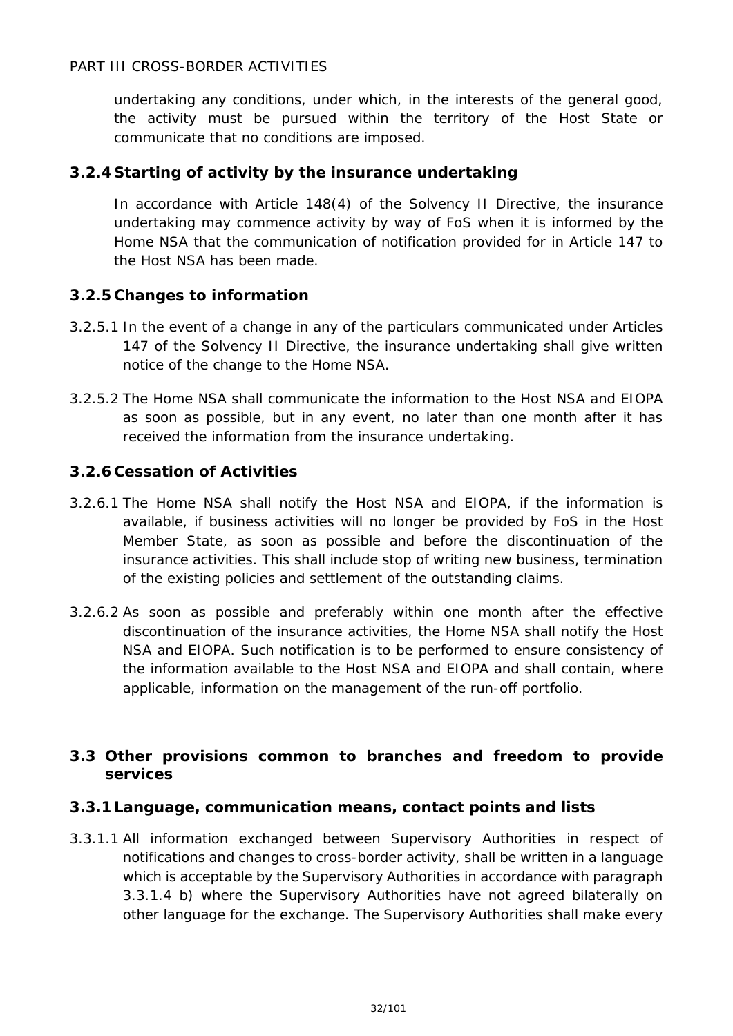undertaking any conditions, under which, in the interests of the general good, the activity must be pursued within the territory of the Host State or communicate that no conditions are imposed.

### 3.2.4 Starting of activity by the insurance undertaking

In accordance with Article 148(4) of the Solvency II Directive, the insurance undertaking may commence activity by way of FoS when it is informed by the Home NSA that the communication of notification provided for in Article 147 to the Host NSA has been made.

### 3.2.5 Changes to information

3.2.5.1 In the event of a change in any of the particulars communicated under Articles 147 of the Solvency II Directive, the insurance undertaking shall give written notice of the change to the Home NSA.

3.2.5.2 The Home NSA shall communicate the information to the Host NSA and EIOPA as soon as possible, but in any event, no later than one month after it has received the information from the insurance undertaking.

### 3.2.6 Cessation of Activities

3.2.6.1 The Home NSA shall notify the Host NSA and EIOPA, if the information is available, if business activities will no longer be provided by FoS in the Host Member State, as soon as possible and before the discontinuation of the insurance activities. This shall include stop of writing new business, termination of the existing policies and settlement of the outstanding claims.

3.2.6.2 As soon as possible and preferably within one month after the effective discontinuation of the insurance activities, the Home NSA shall notify the Host NSA and EIOPA. Such notification is to be performed to ensure consistency of the information available to the Host NSA and EIOPA and shall contain, where applicable, information on the management of the run-off portfolio.

## 3.3 Other provisions common to branches and freedom to provide services

### 3.3.1 Language, communication means, contact points and lists

3.3.1.1 All information exchanged between Supervisory Authorities in respect of notifications and changes to cross-border activity, shall be written in a language which is acceptable by the Supervisory Authorities in accordance with paragraph 3.3.1.4 b) where the Supervisory Authorities have not agreed bilaterally on other language for the exchange. The Supervisory Authorities shall make every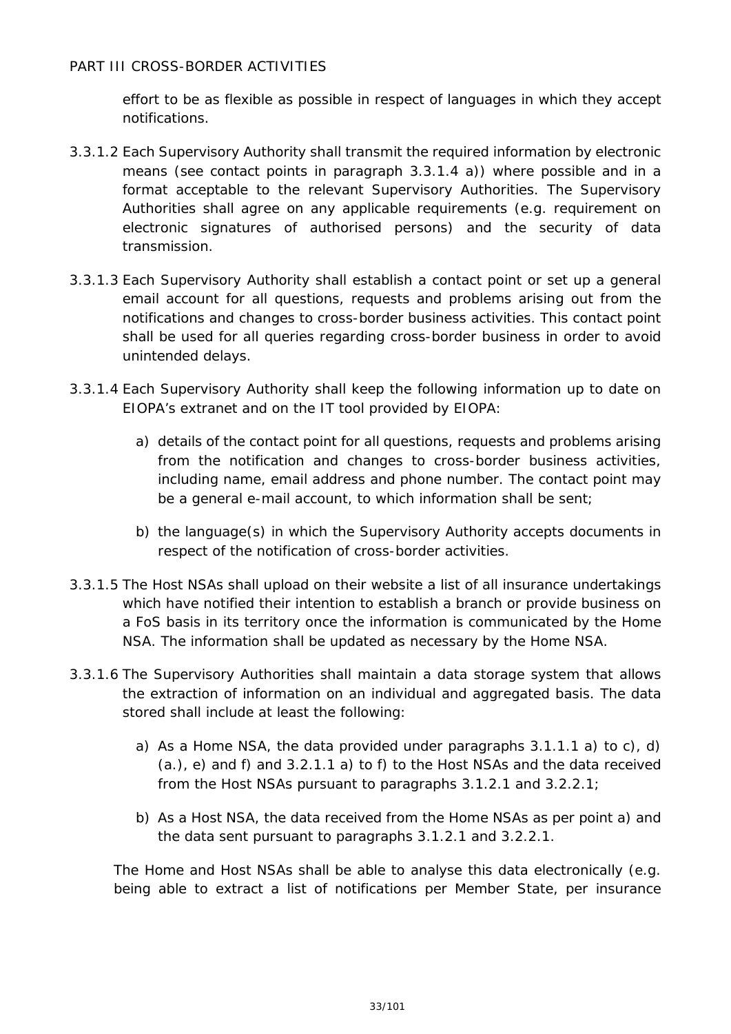effort to be as flexible as possible in respect of languages in which they accept notifications.

3.3.1.2 Each Supervisory Authority shall transmit the required information by electronic means (see contact points in paragraph 3.3.1.4 a)) where possible and in a format acceptable to the relevant Supervisory Authorities. The Supervisory Authorities shall agree on any applicable requirements (e.g. requirement on electronic signatures of authorised persons) and the security of data transmission.

3.3.1.3 Each Supervisory Authority shall establish a contact point or set up a general email account for all questions, requests and problems arising out from the notifications and changes to cross-border business activities. This contact point shall be used for all queries regarding cross-border business in order to avoid unintended delays.

3.3.1.4 Each Supervisory Authority shall keep the following information up to date on EIOPA's extranet and on the IT tool provided by EIOPA:

a) details of the contact point for all questions, requests and problems arising from the notification and changes to cross-border business activities, including name, email address and phone number. The contact point may be a general e-mail account, to which information shall be sent;

b) the language(s) in which the Supervisory Authority accepts documents in respect of the notification of cross-border activities.

3.3.1.5 The Host NSAs shall upload on their website a list of all insurance undertakings which have notified their intention to establish a branch or provide business on a FoS basis in its territory once the information is communicated by the Home NSA. The information shall be updated as necessary by the Home NSA.

3.3.1.6 The Supervisory Authorities shall maintain a data storage system that allows the extraction of information on an individual and aggregated basis. The data stored shall include at least the following:

a) As a Home NSA, the data provided under paragraphs 3.1.1.1 a) to c), d) (a.), e) and f) and 3.2.1.1 a) to f) to the Host NSAs and the data received from the Host NSAs pursuant to paragraphs 3.1.2.1 and 3.2.2.1;

b) As a Host NSA, the data received from the Home NSAs as per point a) and the data sent pursuant to paragraphs 3.1.2.1 and 3.2.2.1.

The Home and Host NSAs shall be able to analyse this data electronically (e.g. being able to extract a list of notifications per Member State, per insurance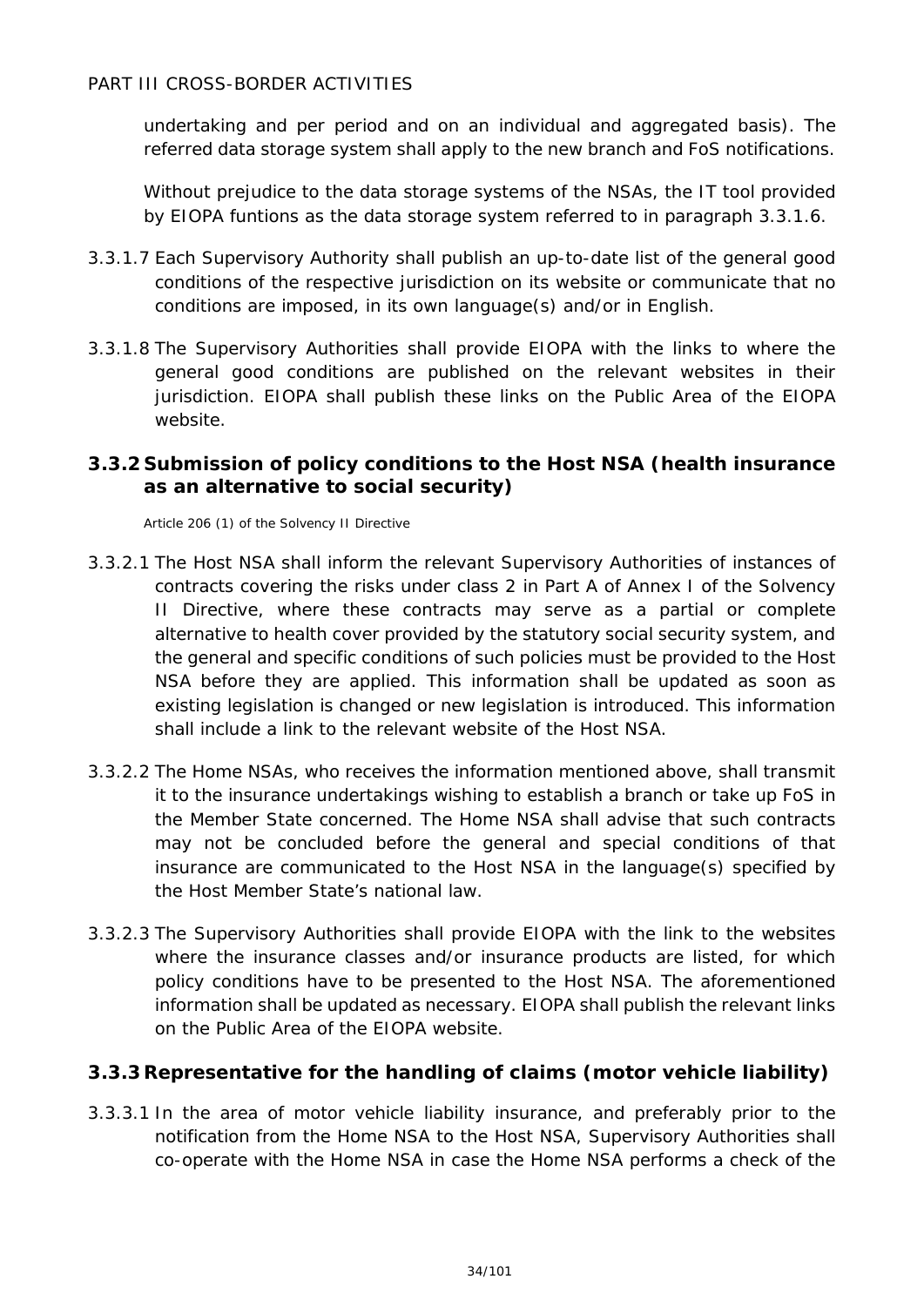undertaking and per period and on an individual and aggregated basis). The referred data storage system shall apply to the new branch and FoS notifications.

Without prejudice to the data storage systems of the NSAs, the IT tool provided by EIOPA funtions as the data storage system referred to in paragraph 3.3.1.6.

3.3.1.7 Each Supervisory Authority shall publish an up-to-date list of the general good conditions of the respective jurisdiction on its website or communicate that no conditions are imposed, in its own language(s) and/or in English.

3.3.1.8 The Supervisory Authorities shall provide EIOPA with the links to where the general good conditions are published on the relevant websites in their jurisdiction. EIOPA shall publish these links on the Public Area of the EIOPA website.

### 3.3.2 Submission of policy conditions to the Host NSA (health insurance as an alternative to social security)

*Article 206 (1) of the Solvency II Directive*

3.3.2.1 The Host NSA shall inform the relevant Supervisory Authorities of instances of contracts covering the risks under class 2 in Part A of Annex I of the Solvency II Directive, where these contracts may serve as a partial or complete alternative to health cover provided by the statutory social security system, and the general and specific conditions of such policies must be provided to the Host NSA before they are applied. This information shall be updated as soon as existing legislation is changed or new legislation is introduced. This information shall include a link to the relevant website of the Host NSA.

3.3.2.2 The Home NSAs, who receives the information mentioned above, shall transmit it to the insurance undertakings wishing to establish a branch or take up FoS in the Member State concerned. The Home NSA shall advise that such contracts may not be concluded before the general and special conditions of that insurance are communicated to the Host NSA in the language(s) specified by the Host Member State's national law.

3.3.2.3 The Supervisory Authorities shall provide EIOPA with the link to the websites where the insurance classes and/or insurance products are listed, for which policy conditions have to be presented to the Host NSA. The aforementioned information shall be updated as necessary. EIOPA shall publish the relevant links on the Public Area of the EIOPA website.

### 3.3.3 Representative for the handling of claims (motor vehicle liability)

3.3.3.1 In the area of motor vehicle liability insurance, and preferably prior to the notification from the Home NSA to the Host NSA, Supervisory Authorities shall co-operate with the Home NSA in case the Home NSA performs a check of the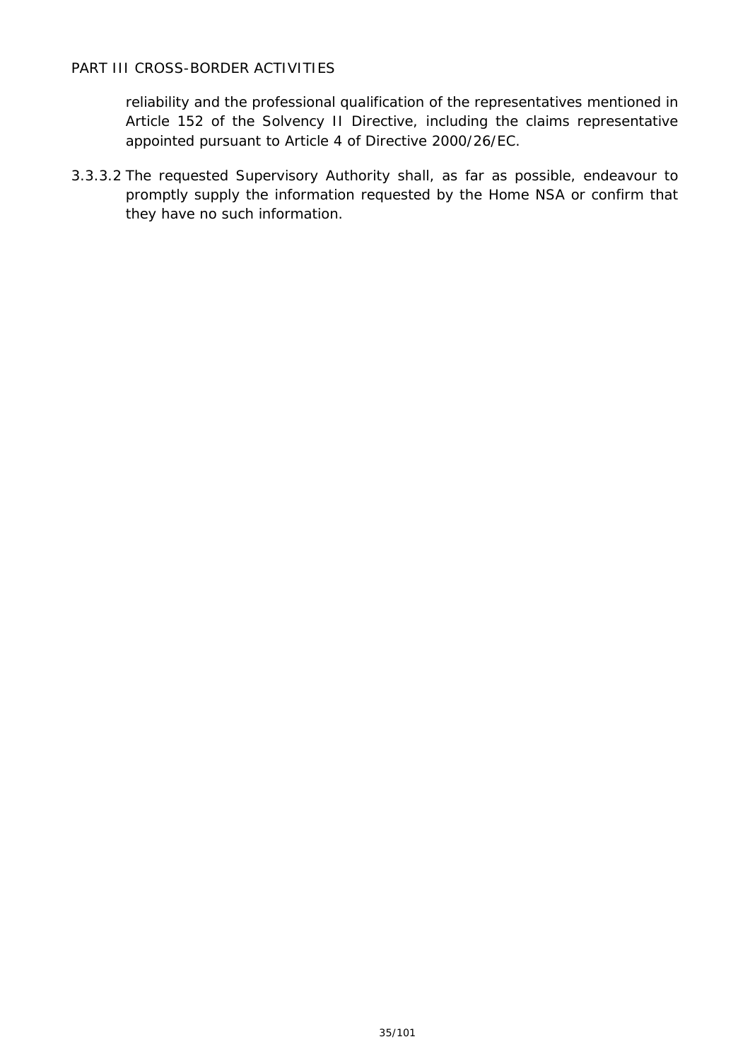reliability and the professional qualification of the representatives mentioned in Article 152 of the Solvency II Directive, including the claims representative appointed pursuant to Article 4 of Directive 2000/26/EC.

3.3.3.2 The requested Supervisory Authority shall, as far as possible, endeavour to promptly supply the information requested by the Home NSA or confirm that they have no such information.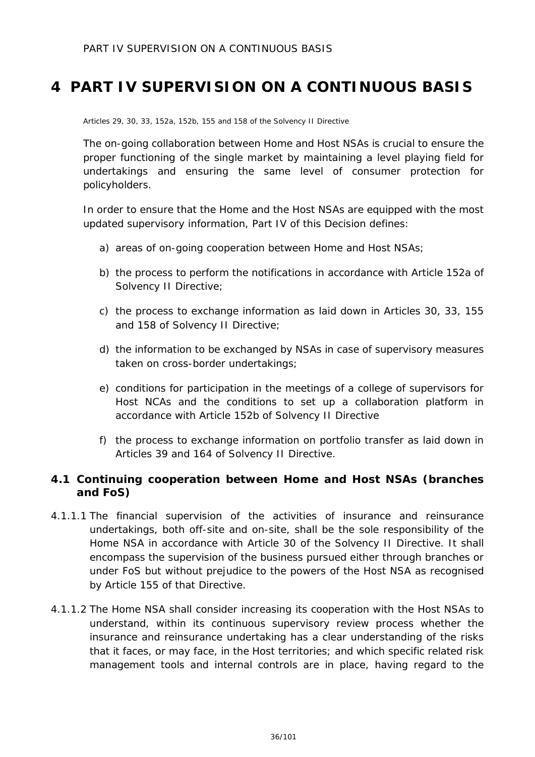# 4 PART IV SUPERVISION ON A CONTINUOUS BASIS

*Articles 29, 30, 33, 152a, 152b, 155 and 158 of the Solvency II Directive*

The on-going collaboration between Home and Host NSAs is crucial to ensure the proper functioning of the single market by maintaining a level playing field for undertakings and ensuring the same level of consumer protection for policyholders.

In order to ensure that the Home and the Host NSAs are equipped with the most updated supervisory information, Part IV of this Decision defines:

a) areas of on-going cooperation between Home and Host NSAs;

b) the process to perform the notifications in accordance with Article 152a of Solvency II Directive;

c) the process to exchange information as laid down in Articles 30, 33, 155 and 158 of Solvency II Directive;

d) the information to be exchanged by NSAs in case of supervisory measures taken on cross-border undertakings;

e) conditions for participation in the meetings of a college of supervisors for Host NCAs and the conditions to set up a collaboration platform in accordance with Article 152b of Solvency II Directive

f) the process to exchange information on portfolio transfer as laid down in Articles 39 and 164 of Solvency II Directive.

## 4.1 Continuing cooperation between Home and Host NSAs (branches and FoS)

4.1.1.1 The financial supervision of the activities of insurance and reinsurance undertakings, both off-site and on-site, shall be the sole responsibility of the Home NSA in accordance with Article 30 of the Solvency II Directive. It shall encompass the supervision of the business pursued either through branches or under FoS but without prejudice to the powers of the Host NSA as recognised by Article 155 of that Directive.

4.1.1.2 The Home NSA shall consider increasing its cooperation with the Host NSAs to understand, within its continuous supervisory review process whether the insurance and reinsurance undertaking has a clear understanding of the risks that it faces, or may face, in the Host territories; and which specific related risk management tools and internal controls are in place, having regard to the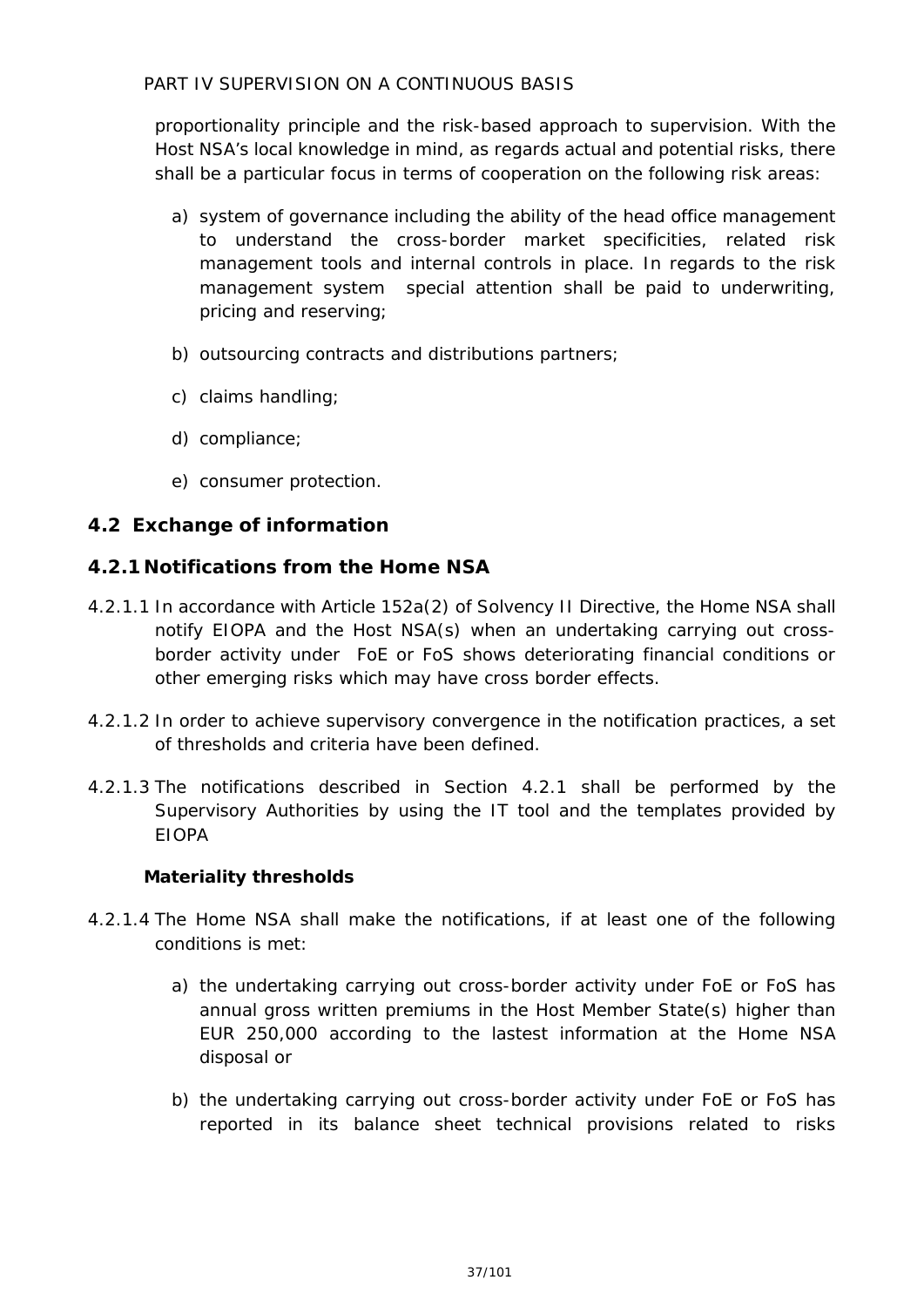proportionality principle and the risk-based approach to supervision. With the Host NSA's local knowledge in mind, as regards actual and potential risks, there shall be a particular focus in terms of cooperation on the following risk areas:

a) system of governance including the ability of the head office management to understand the cross-border market specificities, related risk management tools and internal controls in place. In regards to the risk management system special attention shall be paid to underwriting, pricing and reserving;

b) outsourcing contracts and distributions partners;

c) claims handling;

d) compliance;

e) consumer protection.

## 4.2 Exchange of information

### 4.2.1 Notifications from the Home NSA

4.2.1.1 In accordance with Article 152a(2) of Solvency II Directive, the Home NSA shall notify EIOPA and the Host NSA(s) when an undertaking carrying out cross-border activity under FoE or FoS shows deteriorating financial conditions or other emerging risks which may have cross border effects.

4.2.1.2 In order to achieve supervisory convergence in the notification practices, a set of thresholds and criteria have been defined.

4.2.1.3 The notifications described in Section 4.2.1 shall be performed by the Supervisory Authorities by using the IT tool and the templates provided by EIOPA

**Materiality thresholds**

4.2.1.4 The Home NSA shall make the notifications, if at least one of the following conditions is met:

a) the undertaking carrying out cross-border activity under FoE or FoS has annual gross written premiums in the Host Member State(s) higher than EUR 250,000 according to the lastest information at the Home NSA disposal or

b) the undertaking carrying out cross-border activity under FoE or FoS has reported in its balance sheet technical provisions related to risks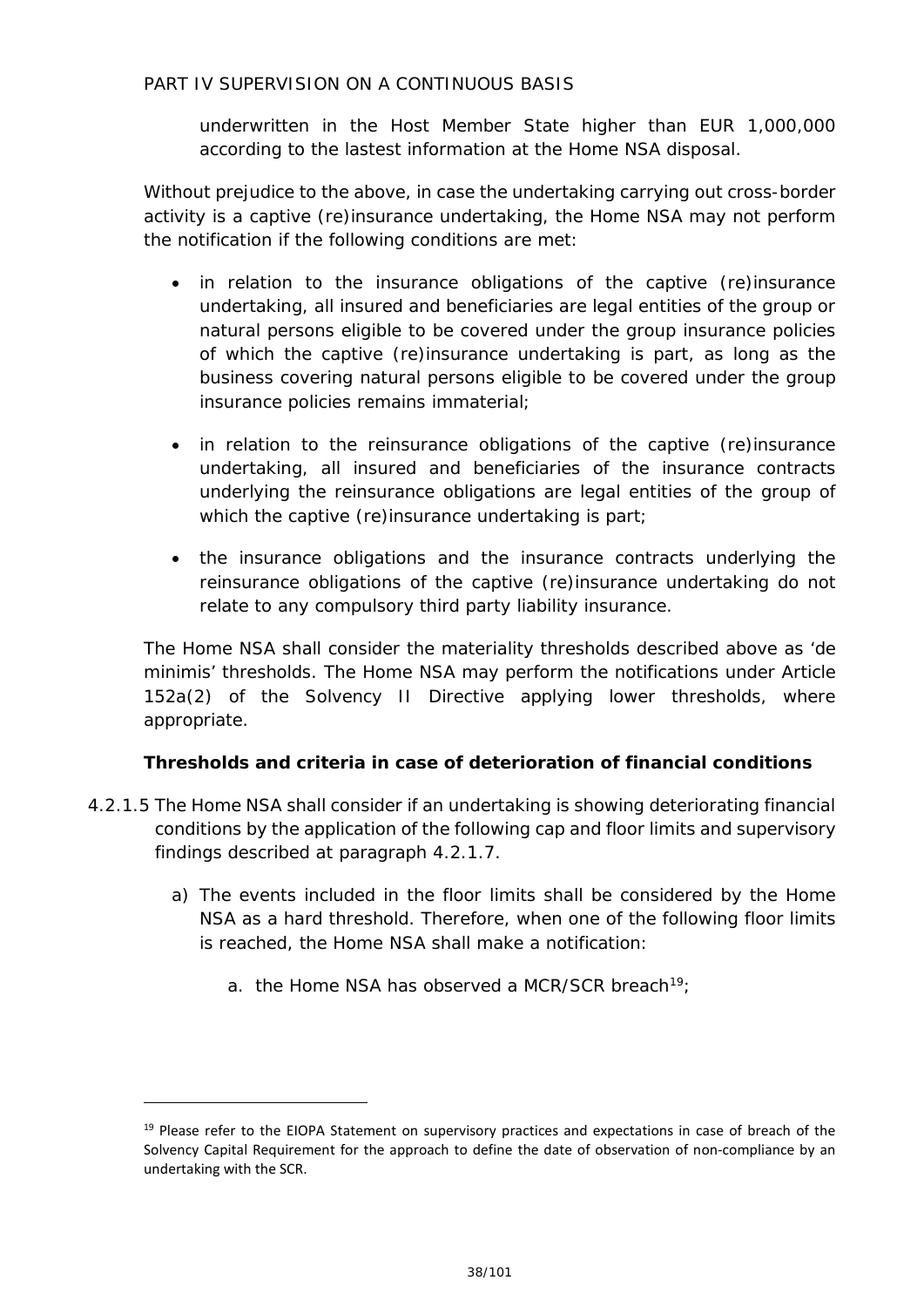underwritten in the Host Member State higher than EUR 1,000,000 according to the lastest information at the Home NSA disposal.

Without prejudice to the above, in case the undertaking carrying out cross-border activity is a captive (re)insurance undertaking, the Home NSA may not perform the notification if the following conditions are met:

- in relation to the insurance obligations of the captive (re)insurance undertaking, all insured and beneficiaries are legal entities of the group or natural persons eligible to be covered under the group insurance policies of which the captive (re)insurance undertaking is part, as long as the business covering natural persons eligible to be covered under the group insurance policies remains immaterial;
- in relation to the reinsurance obligations of the captive (re)insurance undertaking, all insured and beneficiaries of the insurance contracts underlying the reinsurance obligations are legal entities of the group of which the captive (re)insurance undertaking is part;
- the insurance obligations and the insurance contracts underlying the reinsurance obligations of the captive (re)insurance undertaking do not relate to any compulsory third party liability insurance.

The Home NSA shall consider the materiality thresholds described above as 'de minimis' thresholds. The Home NSA may perform the notifications under Article 152a(2) of the Solvency II Directive applying lower thresholds, where appropriate.

**Thresholds and criteria in case of deterioration of financial conditions**

4.2.1.5 The Home NSA shall consider if an undertaking is showing deteriorating financial conditions by the application of the following cap and floor limits and supervisory findings described at paragraph 4.2.1.7.

a) The events included in the floor limits shall be considered by the Home NSA as a hard threshold. Therefore, when one of the following floor limits is reached, the Home NSA shall make a notification:

   a. the Home NSA has observed a MCR/SCR breach[19];

[19] Please refer to the EIOPA Statement on supervisory practices and expectations in case of breach of the Solvency Capital Requirement for the approach to define the date of observation of non-compliance by an undertaking with the SCR.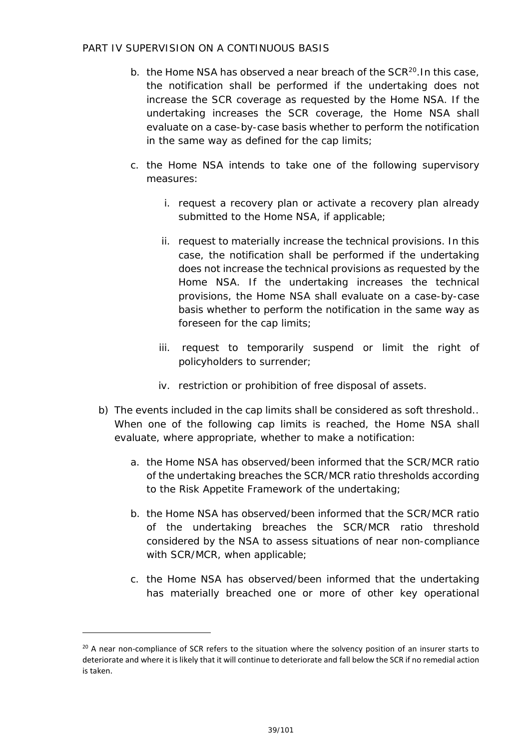b. the Home NSA has observed a near breach of the SCR[20].In this case, the notification shall be performed if the undertaking does not increase the SCR coverage as requested by the Home NSA. If the undertaking increases the SCR coverage, the Home NSA shall evaluate on a case-by-case basis whether to perform the notification in the same way as defined for the cap limits;

c. the Home NSA intends to take one of the following supervisory measures:

   i. request a recovery plan or activate a recovery plan already submitted to the Home NSA, if applicable;

   ii. request to materially increase the technical provisions. In this case, the notification shall be performed if the undertaking does not increase the technical provisions as requested by the Home NSA. If the undertaking increases the technical provisions, the Home NSA shall evaluate on a case-by-case basis whether to perform the notification in the same way as foreseen for the cap limits;

   iii. request to temporarily suspend or limit the right of policyholders to surrender;

   iv. restriction or prohibition of free disposal of assets.

b) The events included in the cap limits shall be considered as soft threshold.. When one of the following cap limits is reached, the Home NSA shall evaluate, where appropriate, whether to make a notification:

   a. the Home NSA has observed/been informed that the SCR/MCR ratio of the undertaking breaches the SCR/MCR ratio thresholds according to the Risk Appetite Framework of the undertaking;

   b. the Home NSA has observed/been informed that the SCR/MCR ratio of the undertaking breaches the SCR/MCR ratio threshold considered by the NSA to assess situations of near non-compliance with SCR/MCR, when applicable;

   c. the Home NSA has observed/been informed that the undertaking has materially breached one or more of other key operational

[20] A near non-compliance of SCR refers to the situation where the solvency position of an insurer starts to deteriorate and where it is likely that it will continue to deteriorate and fall below the SCR if no remedial action is taken.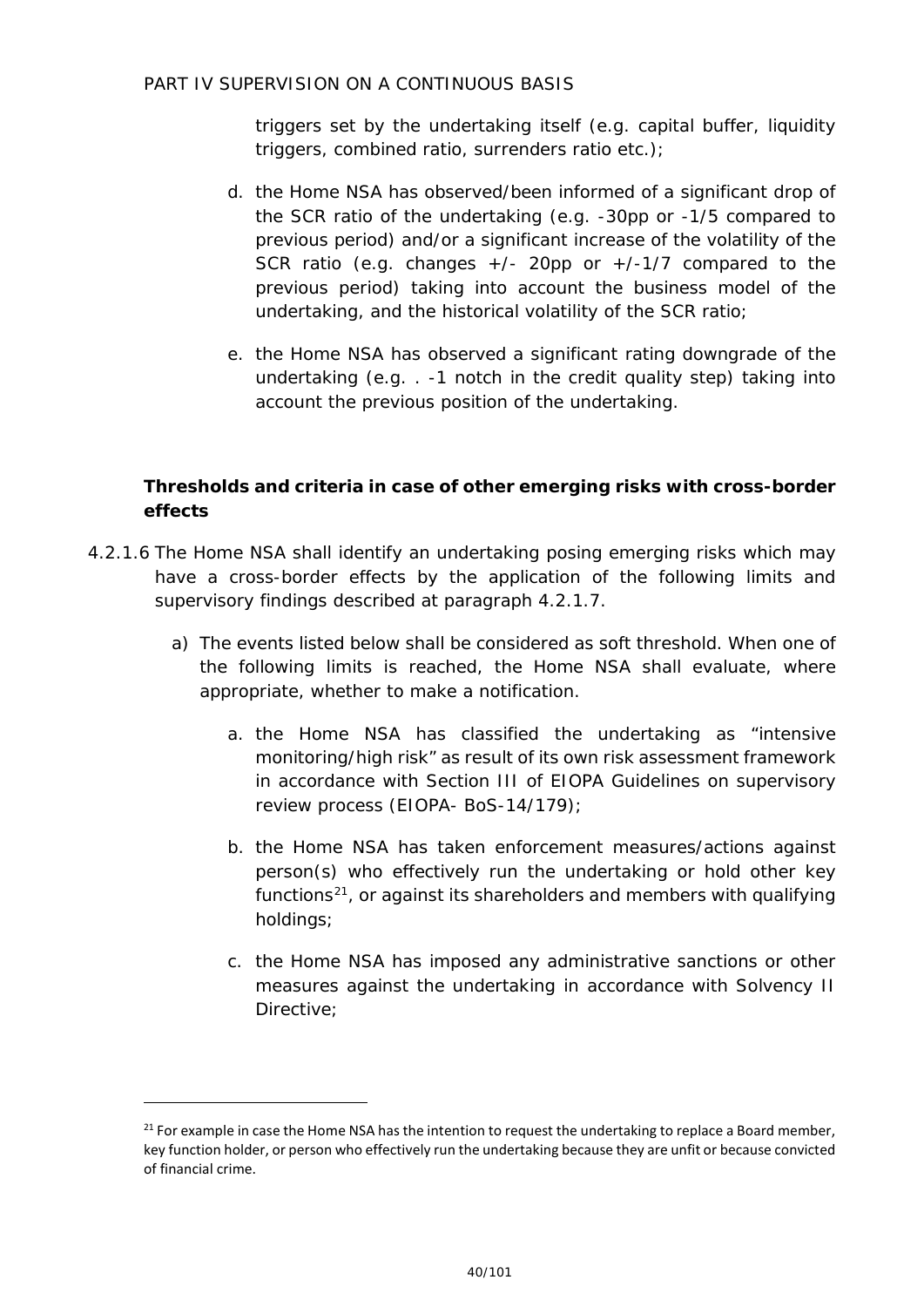triggers set by the undertaking itself (e.g. capital buffer, liquidity triggers, combined ratio, surrenders ratio etc.);

d. the Home NSA has observed/been informed of a significant drop of the SCR ratio of the undertaking (e.g. -30pp or -1/5 compared to previous period) and/or a significant increase of the volatility of the SCR ratio (e.g. changes +/- 20pp or +/-1/7 compared to the previous period) taking into account the business model of the undertaking, and the historical volatility of the SCR ratio;

e. the Home NSA has observed a significant rating downgrade of the undertaking (e.g. . -1 notch in the credit quality step) taking into account the previous position of the undertaking.

**Thresholds and criteria in case of other emerging risks with cross-border effects**

4.2.1.6 The Home NSA shall identify an undertaking posing emerging risks which may have a cross-border effects by the application of the following limits and supervisory findings described at paragraph 4.2.1.7.

a) The events listed below shall be considered as soft threshold. When one of the following limits is reached, the Home NSA shall evaluate, where appropriate, whether to make a notification.

a. the Home NSA has classified the undertaking as "intensive monitoring/high risk" as result of its own risk assessment framework in accordance with Section III of EIOPA Guidelines on supervisory review process (EIOPA- BoS-14/179);

b. the Home NSA has taken enforcement measures/actions against person(s) who effectively run the undertaking or hold other key functions[21], or against its shareholders and members with qualifying holdings;

c. the Home NSA has imposed any administrative sanctions or other measures against the undertaking in accordance with Solvency II Directive;

[21] For example in case the Home NSA has the intention to request the undertaking to replace a Board member, key function holder, or person who effectively run the undertaking because they are unfit or because convicted of financial crime.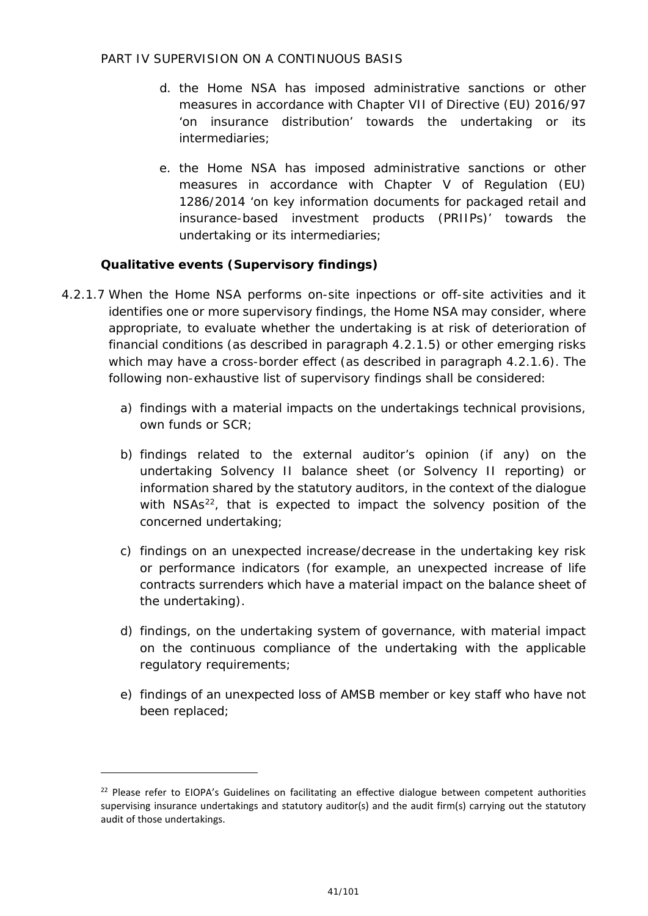d. the Home NSA has imposed administrative sanctions or other measures in accordance with Chapter VII of Directive (EU) 2016/97 'on insurance distribution' towards the undertaking or its intermediaries;

e. the Home NSA has imposed administrative sanctions or other measures in accordance with Chapter V of Regulation (EU) 1286/2014 'on key information documents for packaged retail and insurance-based investment products (PRIIPs)' towards the undertaking or its intermediaries;

**Qualitative events (Supervisory findings)**

4.2.1.7 When the Home NSA performs on-site inpections or off-site activities and it identifies one or more supervisory findings, the Home NSA may consider, where appropriate, to evaluate whether the undertaking is at risk of deterioration of financial conditions (as described in paragraph 4.2.1.5) or other emerging risks which may have a cross-border effect (as described in paragraph 4.2.1.6). The following non-exhaustive list of supervisory findings shall be considered:

a) findings with a material impacts on the undertakings technical provisions, own funds or SCR;

b) findings related to the external auditor's opinion (if any) on the undertaking Solvency II balance sheet (or Solvency II reporting) or information shared by the statutory auditors, in the context of the dialogue with NSAs[22], that is expected to impact the solvency position of the concerned undertaking;

c) findings on an unexpected increase/decrease in the undertaking key risk or performance indicators (for example, an unexpected increase of life contracts surrenders which have a material impact on the balance sheet of the undertaking).

d) findings, on the undertaking system of governance, with material impact on the continuous compliance of the undertaking with the applicable regulatory requirements;

e) findings of an unexpected loss of AMSB member or key staff who have not been replaced;

[22] Please refer to EIOPA's Guidelines on facilitating an effective dialogue between competent authorities supervising insurance undertakings and statutory auditor(s) and the audit firm(s) carrying out the statutory audit of those undertakings.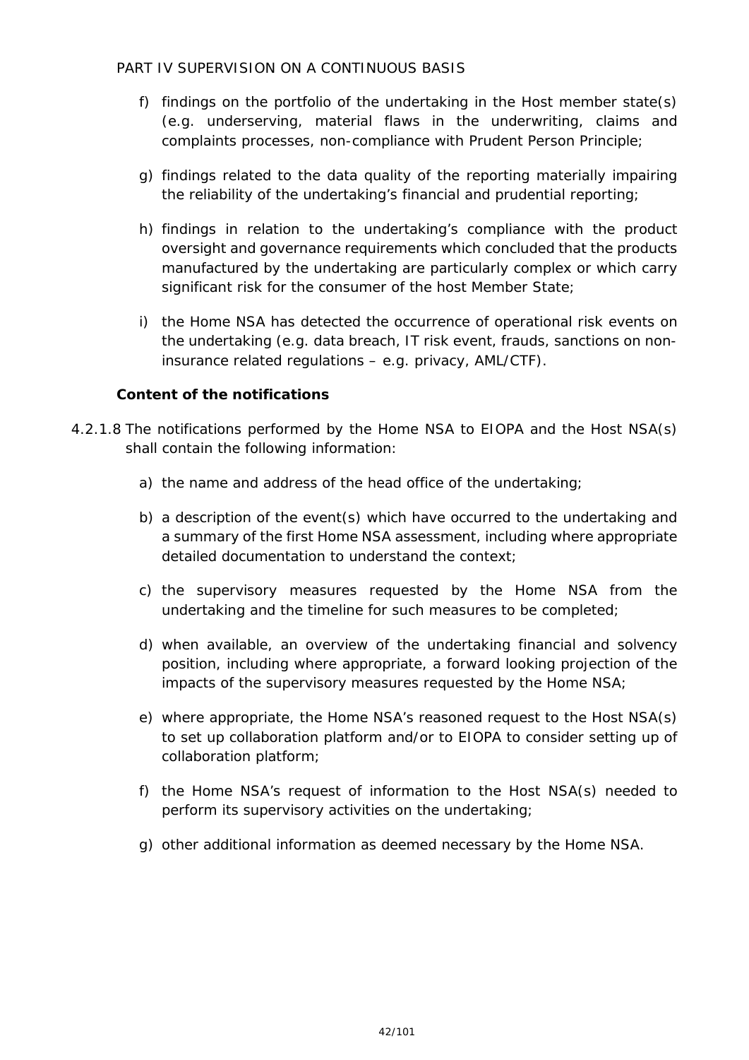f) findings on the portfolio of the undertaking in the Host member state(s) (e.g. underserving, material flaws in the underwriting, claims and complaints processes, non-compliance with Prudent Person Principle;

g) findings related to the data quality of the reporting materially impairing the reliability of the undertaking's financial and prudential reporting;

h) findings in relation to the undertaking's compliance with the product oversight and governance requirements which concluded that the products manufactured by the undertaking are particularly complex or which carry significant risk for the consumer of the host Member State;

i) the Home NSA has detected the occurrence of operational risk events on the undertaking (e.g. data breach, IT risk event, frauds, sanctions on non-insurance related regulations – e.g. privacy, AML/CTF).

**Content of the notifications**

4.2.1.8 The notifications performed by the Home NSA to EIOPA and the Host NSA(s) shall contain the following information:

a) the name and address of the head office of the undertaking;

b) a description of the event(s) which have occurred to the undertaking and a summary of the first Home NSA assessment, including where appropriate detailed documentation to understand the context;

c) the supervisory measures requested by the Home NSA from the undertaking and the timeline for such measures to be completed;

d) when available, an overview of the undertaking financial and solvency position, including where appropriate, a forward looking projection of the impacts of the supervisory measures requested by the Home NSA;

e) where appropriate, the Home NSA's reasoned request to the Host NSA(s) to set up collaboration platform and/or to EIOPA to consider setting up of collaboration platform;

f) the Home NSA's request of information to the Host NSA(s) needed to perform its supervisory activities on the undertaking;

g) other additional information as deemed necessary by the Home NSA.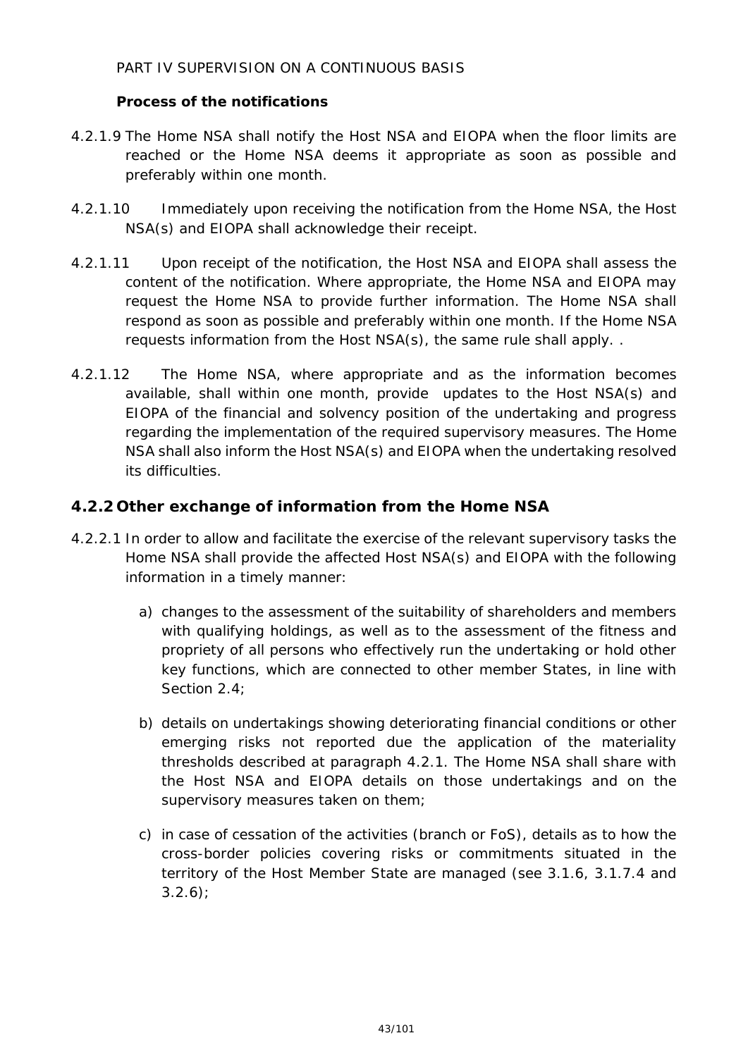PART IV SUPERVISION ON A CONTINUOUS BASIS

**Process of the notifications**

4.2.1.9 The Home NSA shall notify the Host NSA and EIOPA when the floor limits are reached or the Home NSA deems it appropriate as soon as possible and preferably within one month.

4.2.1.10 Immediately upon receiving the notification from the Home NSA, the Host NSA(s) and EIOPA shall acknowledge their receipt.

4.2.1.11 Upon receipt of the notification, the Host NSA and EIOPA shall assess the content of the notification. Where appropriate, the Home NSA and EIOPA may request the Home NSA to provide further information. The Home NSA shall respond as soon as possible and preferably within one month. If the Home NSA requests information from the Host NSA(s), the same rule shall apply. .

4.2.1.12 The Home NSA, where appropriate and as the information becomes available, shall within one month, provide updates to the Host NSA(s) and EIOPA of the financial and solvency position of the undertaking and progress regarding the implementation of the required supervisory measures. The Home NSA shall also inform the Host NSA(s) and EIOPA when the undertaking resolved its difficulties.

## 4.2.2 Other exchange of information from the Home NSA

4.2.2.1 In order to allow and facilitate the exercise of the relevant supervisory tasks the Home NSA shall provide the affected Host NSA(s) and EIOPA with the following information in a timely manner:

a) changes to the assessment of the suitability of shareholders and members with qualifying holdings, as well as to the assessment of the fitness and propriety of all persons who effectively run the undertaking or hold other key functions, which are connected to other member States, in line with Section 2.4;

b) details on undertakings showing deteriorating financial conditions or other emerging risks not reported due the application of the materiality thresholds described at paragraph 4.2.1. The Home NSA shall share with the Host NSA and EIOPA details on those undertakings and on the supervisory measures taken on them;

c) in case of cessation of the activities (branch or FoS), details as to how the cross-border policies covering risks or commitments situated in the territory of the Host Member State are managed (see 3.1.6, 3.1.7.4 and 3.2.6);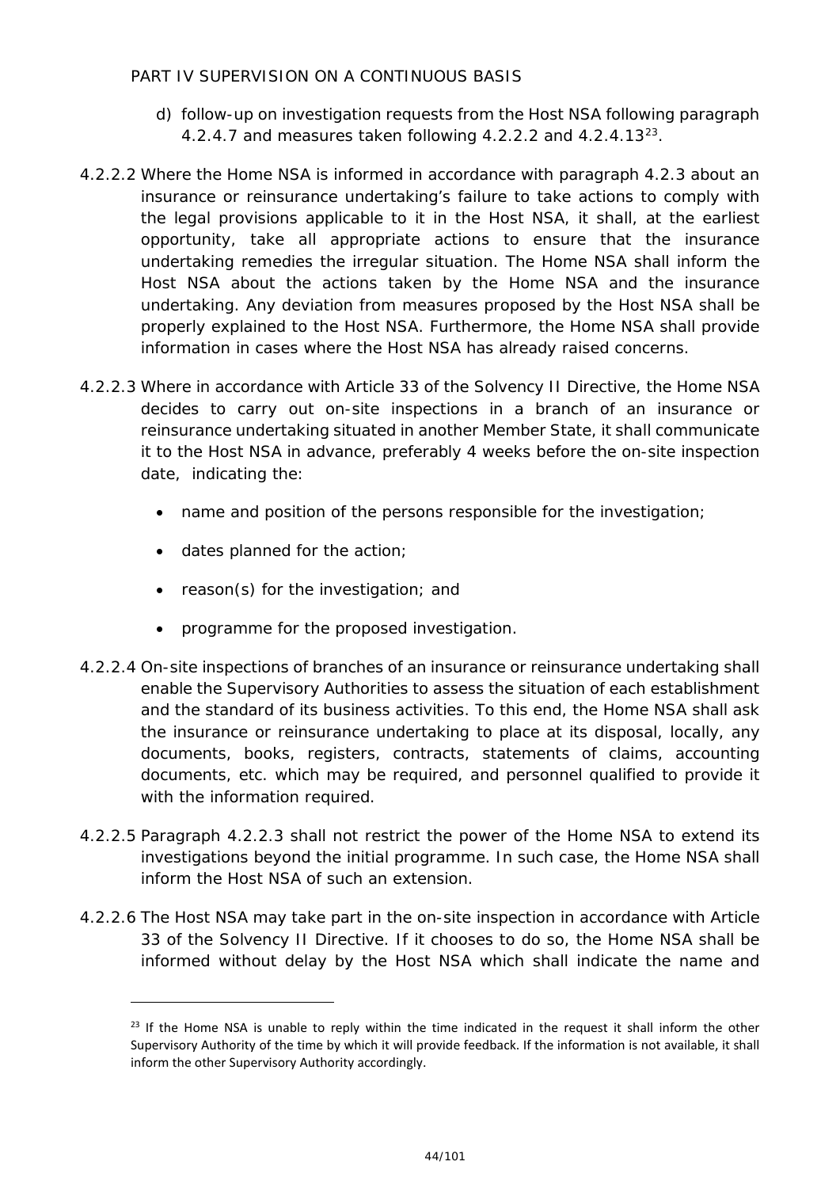d) follow-up on investigation requests from the Host NSA following paragraph 4.2.4.7 and measures taken following 4.2.2.2 and 4.2.4.13[23].

4.2.2.2 Where the Home NSA is informed in accordance with paragraph 4.2.3 about an insurance or reinsurance undertaking's failure to take actions to comply with the legal provisions applicable to it in the Host NSA, it shall, at the earliest opportunity, take all appropriate actions to ensure that the insurance undertaking remedies the irregular situation. The Home NSA shall inform the Host NSA about the actions taken by the Home NSA and the insurance undertaking. Any deviation from measures proposed by the Host NSA shall be properly explained to the Host NSA. Furthermore, the Home NSA shall provide information in cases where the Host NSA has already raised concerns.

4.2.2.3 Where in accordance with Article 33 of the Solvency II Directive, the Home NSA decides to carry out on-site inspections in a branch of an insurance or reinsurance undertaking situated in another Member State, it shall communicate it to the Host NSA in advance, preferably 4 weeks before the on-site inspection date, indicating the:

- name and position of the persons responsible for the investigation;
- dates planned for the action;
- reason(s) for the investigation; and
- programme for the proposed investigation.

4.2.2.4 On-site inspections of branches of an insurance or reinsurance undertaking shall enable the Supervisory Authorities to assess the situation of each establishment and the standard of its business activities. To this end, the Home NSA shall ask the insurance or reinsurance undertaking to place at its disposal, locally, any documents, books, registers, contracts, statements of claims, accounting documents, etc. which may be required, and personnel qualified to provide it with the information required.

4.2.2.5 Paragraph 4.2.2.3 shall not restrict the power of the Home NSA to extend its investigations beyond the initial programme. In such case, the Home NSA shall inform the Host NSA of such an extension.

4.2.2.6 The Host NSA may take part in the on-site inspection in accordance with Article 33 of the Solvency II Directive. If it chooses to do so, the Home NSA shall be informed without delay by the Host NSA which shall indicate the name and

---

[23] If the Home NSA is unable to reply within the time indicated in the request it shall inform the other Supervisory Authority of the time by which it will provide feedback. If the information is not available, it shall inform the other Supervisory Authority accordingly.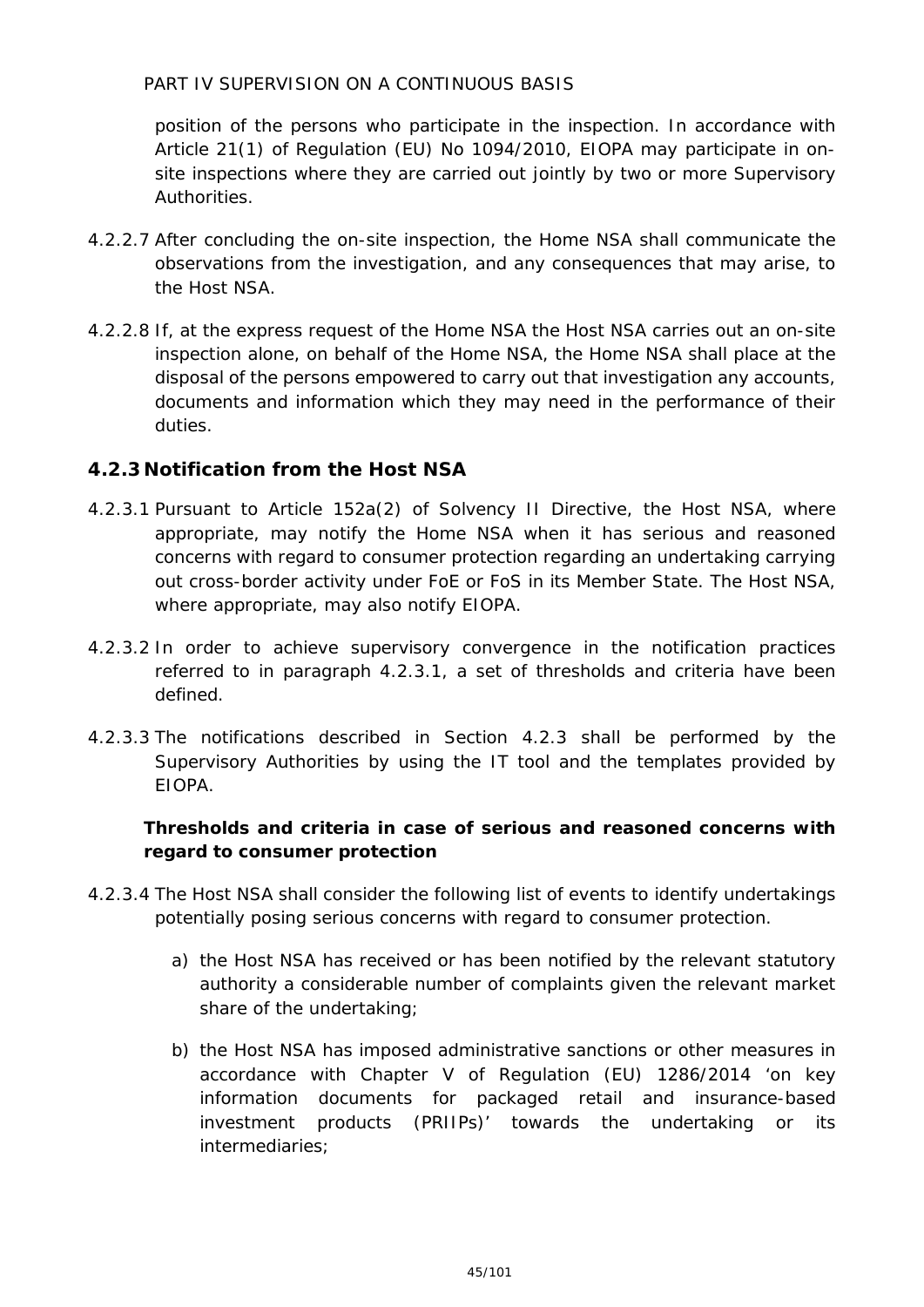position of the persons who participate in the inspection. In accordance with Article 21(1) of Regulation (EU) No 1094/2010, EIOPA may participate in on-site inspections where they are carried out jointly by two or more Supervisory Authorities.

4.2.2.7 After concluding the on-site inspection, the Home NSA shall communicate the observations from the investigation, and any consequences that may arise, to the Host NSA.

4.2.2.8 If, at the express request of the Home NSA the Host NSA carries out an on-site inspection alone, on behalf of the Home NSA, the Home NSA shall place at the disposal of the persons empowered to carry out that investigation any accounts, documents and information which they may need in the performance of their duties.

### 4.2.3 Notification from the Host NSA

4.2.3.1 Pursuant to Article 152a(2) of Solvency II Directive, the Host NSA, where appropriate, may notify the Home NSA when it has serious and reasoned concerns with regard to consumer protection regarding an undertaking carrying out cross-border activity under FoE or FoS in its Member State. The Host NSA, where appropriate, may also notify EIOPA.

4.2.3.2 In order to achieve supervisory convergence in the notification practices referred to in paragraph 4.2.3.1, a set of thresholds and criteria have been defined.

4.2.3.3 The notifications described in Section 4.2.3 shall be performed by the Supervisory Authorities by using the IT tool and the templates provided by EIOPA.

**Thresholds and criteria in case of serious and reasoned concerns with regard to consumer protection**

4.2.3.4 The Host NSA shall consider the following list of events to identify undertakings potentially posing serious concerns with regard to consumer protection.

a) the Host NSA has received or has been notified by the relevant statutory authority a considerable number of complaints given the relevant market share of the undertaking;

b) the Host NSA has imposed administrative sanctions or other measures in accordance with Chapter V of Regulation (EU) 1286/2014 'on key information documents for packaged retail and insurance-based investment products (PRIIPs)' towards the undertaking or its intermediaries;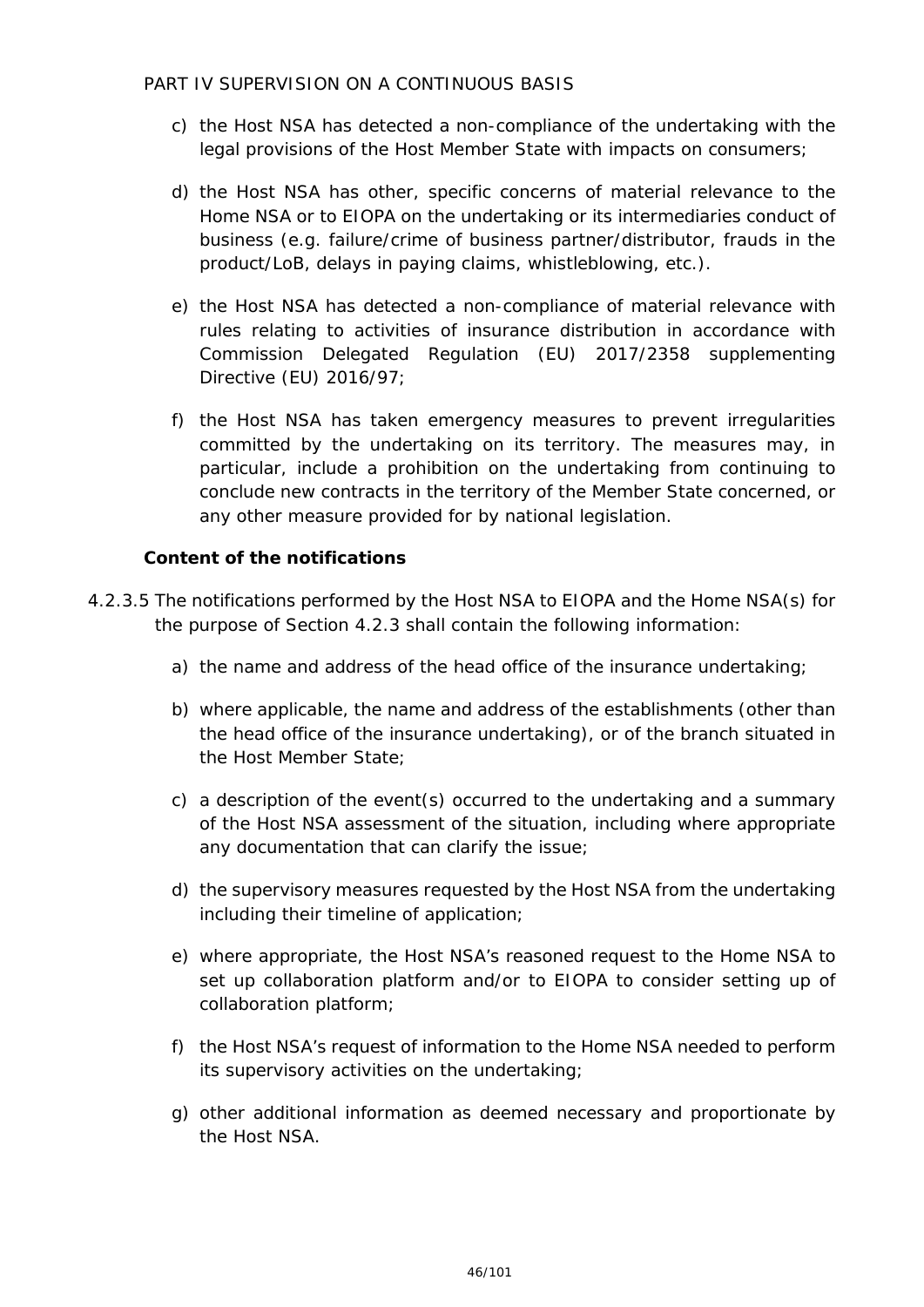c) the Host NSA has detected a non-compliance of the undertaking with the legal provisions of the Host Member State with impacts on consumers;

d) the Host NSA has other, specific concerns of material relevance to the Home NSA or to EIOPA on the undertaking or its intermediaries conduct of business (e.g. failure/crime of business partner/distributor, frauds in the product/LoB, delays in paying claims, whistleblowing, etc.).

e) the Host NSA has detected a non-compliance of material relevance with rules relating to activities of insurance distribution in accordance with Commission Delegated Regulation (EU) 2017/2358 supplementing Directive (EU) 2016/97;

f) the Host NSA has taken emergency measures to prevent irregularities committed by the undertaking on its territory. The measures may, in particular, include a prohibition on the undertaking from continuing to conclude new contracts in the territory of the Member State concerned, or any other measure provided for by national legislation.

**Content of the notifications**

4.2.3.5 The notifications performed by the Host NSA to EIOPA and the Home NSA(s) for the purpose of Section 4.2.3 shall contain the following information:

a) the name and address of the head office of the insurance undertaking;

b) where applicable, the name and address of the establishments (other than the head office of the insurance undertaking), or of the branch situated in the Host Member State;

c) a description of the event(s) occurred to the undertaking and a summary of the Host NSA assessment of the situation, including where appropriate any documentation that can clarify the issue;

d) the supervisory measures requested by the Host NSA from the undertaking including their timeline of application;

e) where appropriate, the Host NSA's reasoned request to the Home NSA to set up collaboration platform and/or to EIOPA to consider setting up of collaboration platform;

f) the Host NSA's request of information to the Home NSA needed to perform its supervisory activities on the undertaking;

g) other additional information as deemed necessary and proportionate by the Host NSA.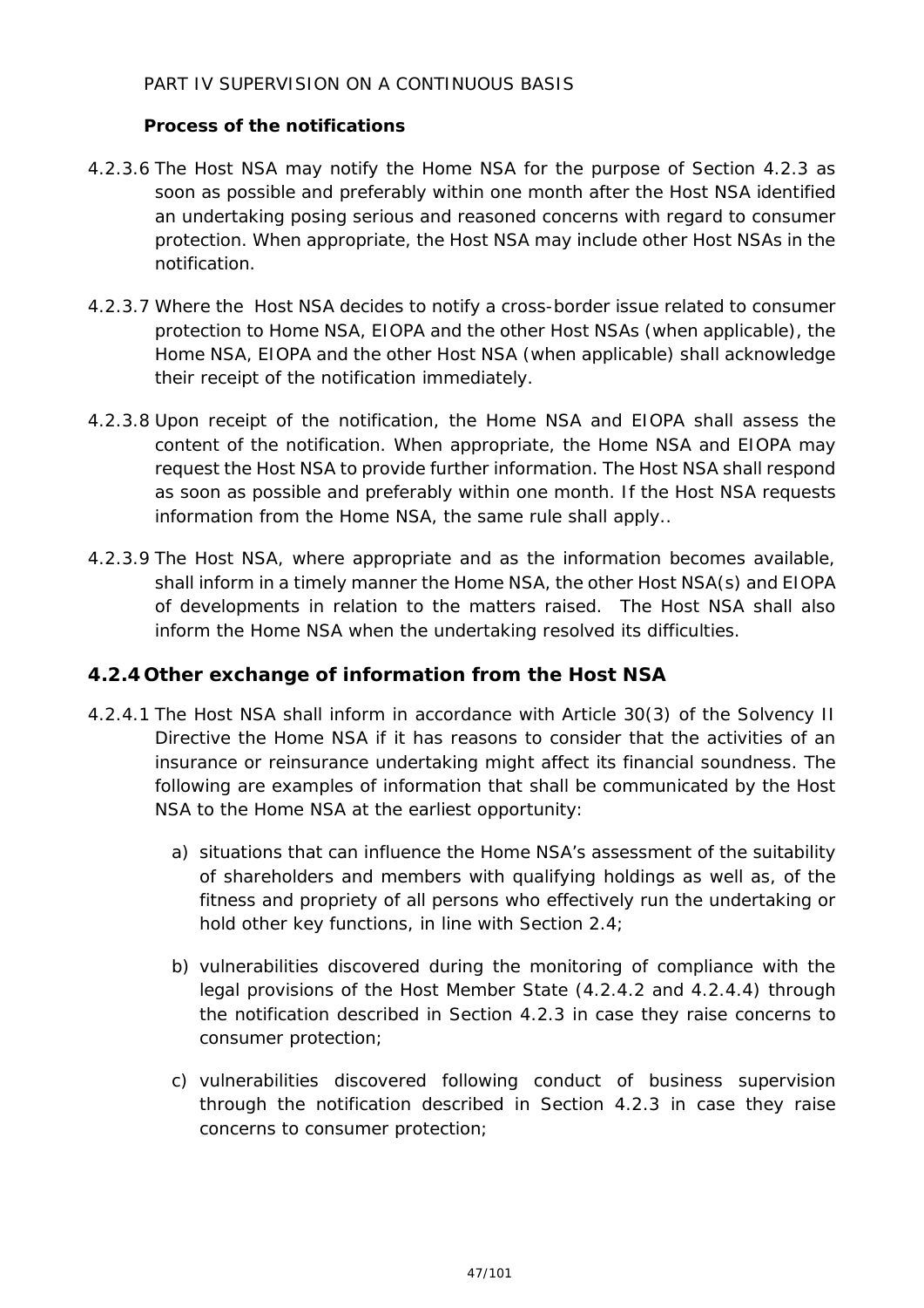PART IV SUPERVISION ON A CONTINUOUS BASIS

**Process of the notifications**

4.2.3.6 The Host NSA may notify the Home NSA for the purpose of Section 4.2.3 as soon as possible and preferably within one month after the Host NSA identified an undertaking posing serious and reasoned concerns with regard to consumer protection. When appropriate, the Host NSA may include other Host NSAs in the notification.

4.2.3.7 Where the Host NSA decides to notify a cross-border issue related to consumer protection to Home NSA, EIOPA and the other Host NSAs (when applicable), the Home NSA, EIOPA and the other Host NSA (when applicable) shall acknowledge their receipt of the notification immediately.

4.2.3.8 Upon receipt of the notification, the Home NSA and EIOPA shall assess the content of the notification. When appropriate, the Home NSA and EIOPA may request the Host NSA to provide further information. The Host NSA shall respond as soon as possible and preferably within one month. If the Host NSA requests information from the Home NSA, the same rule shall apply..

4.2.3.9 The Host NSA, where appropriate and as the information becomes available, shall inform in a timely manner the Home NSA, the other Host NSA(s) and EIOPA of developments in relation to the matters raised. The Host NSA shall also inform the Home NSA when the undertaking resolved its difficulties.

## 4.2.4 Other exchange of information from the Host NSA

4.2.4.1 The Host NSA shall inform in accordance with Article 30(3) of the Solvency II Directive the Home NSA if it has reasons to consider that the activities of an insurance or reinsurance undertaking might affect its financial soundness. The following are examples of information that shall be communicated by the Host NSA to the Home NSA at the earliest opportunity:

a) situations that can influence the Home NSA's assessment of the suitability of shareholders and members with qualifying holdings as well as, of the fitness and propriety of all persons who effectively run the undertaking or hold other key functions, in line with Section 2.4;

b) vulnerabilities discovered during the monitoring of compliance with the legal provisions of the Host Member State (4.2.4.2 and 4.2.4.4) through the notification described in Section 4.2.3 in case they raise concerns to consumer protection;

c) vulnerabilities discovered following conduct of business supervision through the notification described in Section 4.2.3 in case they raise concerns to consumer protection;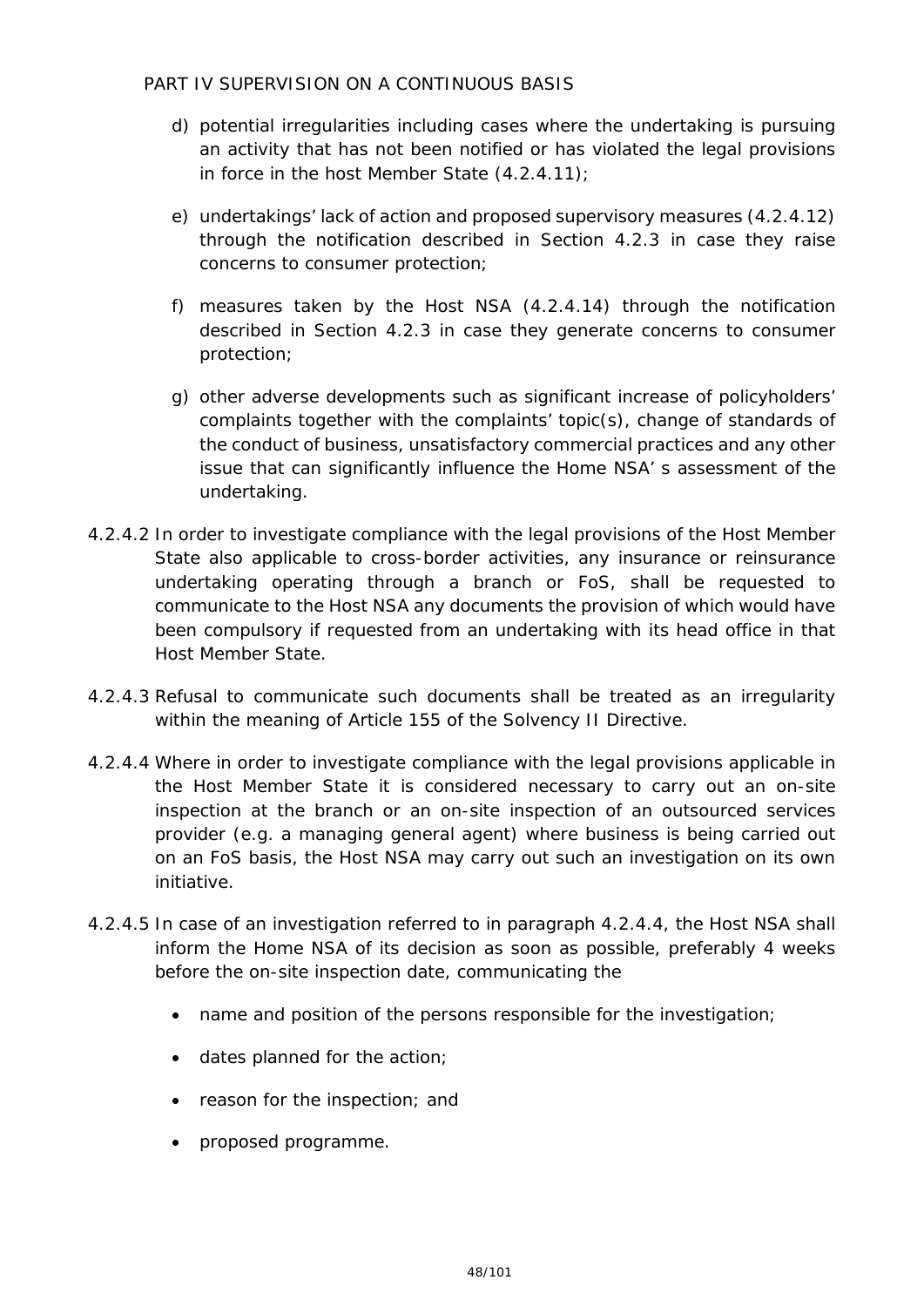d) potential irregularities including cases where the undertaking is pursuing an activity that has not been notified or has violated the legal provisions in force in the host Member State (4.2.4.11);

e) undertakings' lack of action and proposed supervisory measures (4.2.4.12) through the notification described in Section 4.2.3 in case they raise concerns to consumer protection;

f) measures taken by the Host NSA (4.2.4.14) through the notification described in Section 4.2.3 in case they generate concerns to consumer protection;

g) other adverse developments such as significant increase of policyholders' complaints together with the complaints' topic(s), change of standards of the conduct of business, unsatisfactory commercial practices and any other issue that can significantly influence the Home NSA' s assessment of the undertaking.

4.2.4.2 In order to investigate compliance with the legal provisions of the Host Member State also applicable to cross-border activities, any insurance or reinsurance undertaking operating through a branch or FoS, shall be requested to communicate to the Host NSA any documents the provision of which would have been compulsory if requested from an undertaking with its head office in that Host Member State.

4.2.4.3 Refusal to communicate such documents shall be treated as an irregularity within the meaning of Article 155 of the Solvency II Directive.

4.2.4.4 Where in order to investigate compliance with the legal provisions applicable in the Host Member State it is considered necessary to carry out an on-site inspection at the branch or an on-site inspection of an outsourced services provider (e.g. a managing general agent) where business is being carried out on an FoS basis, the Host NSA may carry out such an investigation on its own initiative.

4.2.4.5 In case of an investigation referred to in paragraph 4.2.4.4, the Host NSA shall inform the Home NSA of its decision as soon as possible, preferably 4 weeks before the on-site inspection date, communicating the

- name and position of the persons responsible for the investigation;
- dates planned for the action;
- reason for the inspection; and
- proposed programme.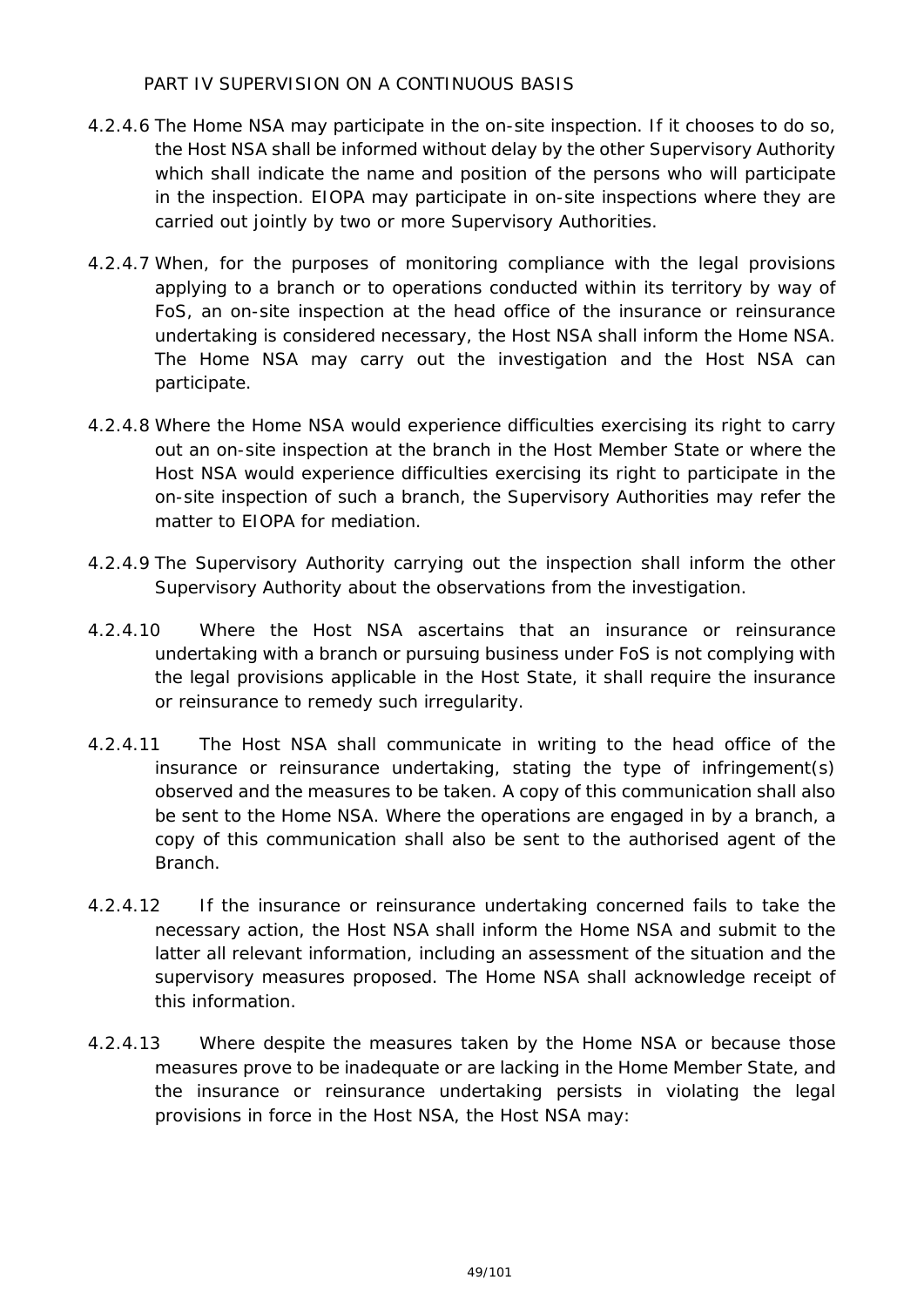PART IV SUPERVISION ON A CONTINUOUS BASIS

4.2.4.6 The Home NSA may participate in the on-site inspection. If it chooses to do so, the Host NSA shall be informed without delay by the other Supervisory Authority which shall indicate the name and position of the persons who will participate in the inspection. EIOPA may participate in on-site inspections where they are carried out jointly by two or more Supervisory Authorities.

4.2.4.7 When, for the purposes of monitoring compliance with the legal provisions applying to a branch or to operations conducted within its territory by way of FoS, an on-site inspection at the head office of the insurance or reinsurance undertaking is considered necessary, the Host NSA shall inform the Home NSA. The Home NSA may carry out the investigation and the Host NSA can participate.

4.2.4.8 Where the Home NSA would experience difficulties exercising its right to carry out an on-site inspection at the branch in the Host Member State or where the Host NSA would experience difficulties exercising its right to participate in the on-site inspection of such a branch, the Supervisory Authorities may refer the matter to EIOPA for mediation.

4.2.4.9 The Supervisory Authority carrying out the inspection shall inform the other Supervisory Authority about the observations from the investigation.

4.2.4.10 Where the Host NSA ascertains that an insurance or reinsurance undertaking with a branch or pursuing business under FoS is not complying with the legal provisions applicable in the Host State, it shall require the insurance or reinsurance to remedy such irregularity.

4.2.4.11 The Host NSA shall communicate in writing to the head office of the insurance or reinsurance undertaking, stating the type of infringement(s) observed and the measures to be taken. A copy of this communication shall also be sent to the Home NSA. Where the operations are engaged in by a branch, a copy of this communication shall also be sent to the authorised agent of the Branch.

4.2.4.12 If the insurance or reinsurance undertaking concerned fails to take the necessary action, the Host NSA shall inform the Home NSA and submit to the latter all relevant information, including an assessment of the situation and the supervisory measures proposed. The Home NSA shall acknowledge receipt of this information.

4.2.4.13 Where despite the measures taken by the Home NSA or because those measures prove to be inadequate or are lacking in the Home Member State, and the insurance or reinsurance undertaking persists in violating the legal provisions in force in the Host NSA, the Host NSA may: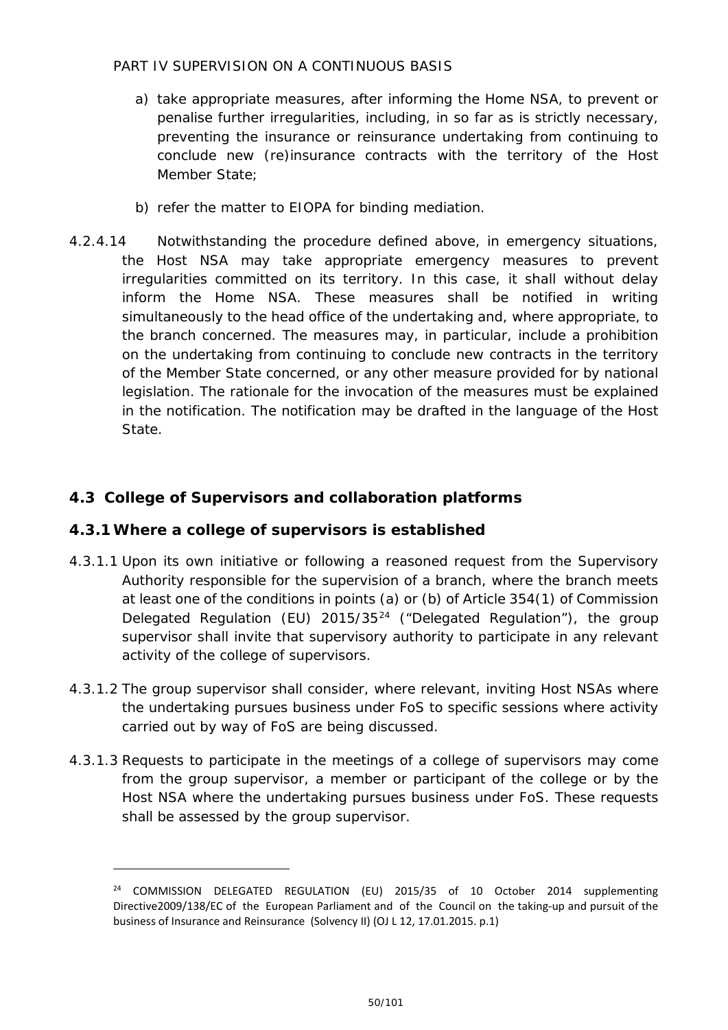a) take appropriate measures, after informing the Home NSA, to prevent or penalise further irregularities, including, in so far as is strictly necessary, preventing the insurance or reinsurance undertaking from continuing to conclude new (re)insurance contracts with the territory of the Host Member State;

b) refer the matter to EIOPA for binding mediation.

4.2.4.14 Notwithstanding the procedure defined above, in emergency situations, the Host NSA may take appropriate emergency measures to prevent irregularities committed on its territory. In this case, it shall without delay inform the Home NSA. These measures shall be notified in writing simultaneously to the head office of the undertaking and, where appropriate, to the branch concerned. The measures may, in particular, include a prohibition on the undertaking from continuing to conclude new contracts in the territory of the Member State concerned, or any other measure provided for by national legislation. The rationale for the invocation of the measures must be explained in the notification. The notification may be drafted in the language of the Host State.

## 4.3 College of Supervisors and collaboration platforms

### 4.3.1 Where a college of supervisors is established

4.3.1.1 Upon its own initiative or following a reasoned request from the Supervisory Authority responsible for the supervision of a branch, where the branch meets at least one of the conditions in points (a) or (b) of Article 354(1) of Commission Delegated Regulation (EU) 2015/35[24] ("Delegated Regulation"), the group supervisor shall invite that supervisory authority to participate in any relevant activity of the college of supervisors.

4.3.1.2 The group supervisor shall consider, where relevant, inviting Host NSAs where the undertaking pursues business under FoS to specific sessions where activity carried out by way of FoS are being discussed.

4.3.1.3 Requests to participate in the meetings of a college of supervisors may come from the group supervisor, a member or participant of the college or by the Host NSA where the undertaking pursues business under FoS. These requests shall be assessed by the group supervisor.

[24] COMMISSION DELEGATED REGULATION (EU) 2015/35 of 10 October 2014 supplementing Directive2009/138/EC of the European Parliament and of the Council on the taking-up and pursuit of the business of Insurance and Reinsurance (Solvency II) (OJ L 12, 17.01.2015. p.1)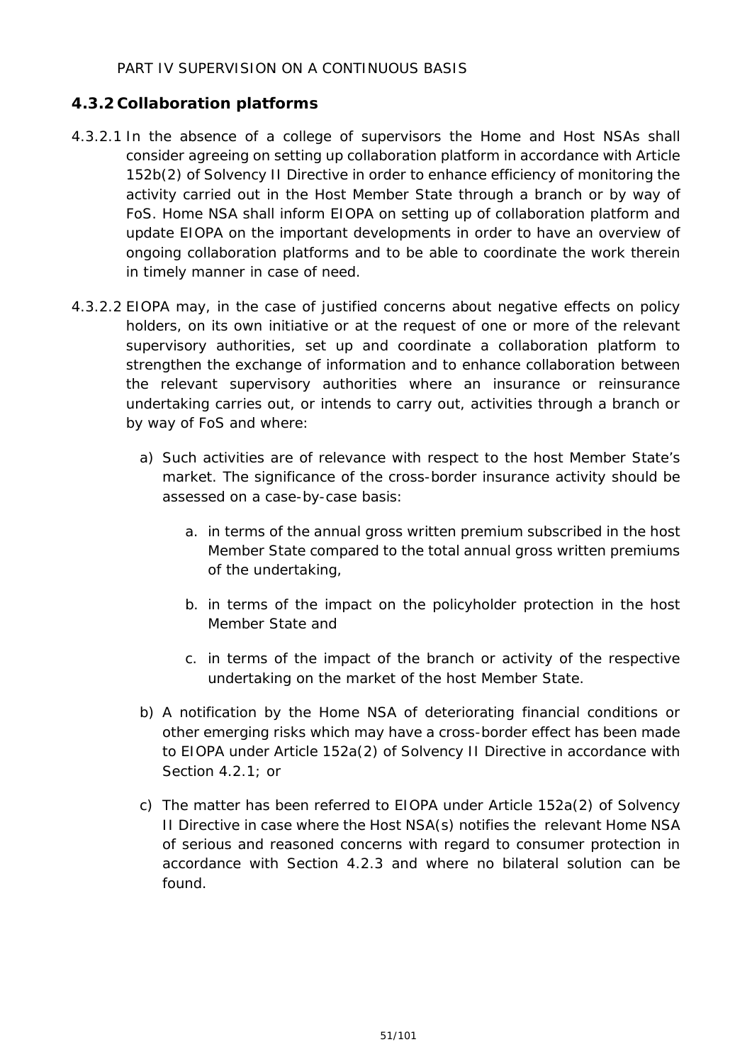### 4.3.2 Collaboration platforms

4.3.2.1 In the absence of a college of supervisors the Home and Host NSAs shall consider agreeing on setting up collaboration platform in accordance with Article 152b(2) of Solvency II Directive in order to enhance efficiency of monitoring the activity carried out in the Host Member State through a branch or by way of FoS. Home NSA shall inform EIOPA on setting up of collaboration platform and update EIOPA on the important developments in order to have an overview of ongoing collaboration platforms and to be able to coordinate the work therein in timely manner in case of need.

4.3.2.2 EIOPA may, in the case of justified concerns about negative effects on policy holders, on its own initiative or at the request of one or more of the relevant supervisory authorities, set up and coordinate a collaboration platform to strengthen the exchange of information and to enhance collaboration between the relevant supervisory authorities where an insurance or reinsurance undertaking carries out, or intends to carry out, activities through a branch or by way of FoS and where:

a) Such activities are of relevance with respect to the host Member State's market. The significance of the cross-border insurance activity should be assessed on a case-by-case basis:

    a. in terms of the annual gross written premium subscribed in the host Member State compared to the total annual gross written premiums of the undertaking,

    b. in terms of the impact on the policyholder protection in the host Member State and

    c. in terms of the impact of the branch or activity of the respective undertaking on the market of the host Member State.

b) A notification by the Home NSA of deteriorating financial conditions or other emerging risks which may have a cross-border effect has been made to EIOPA under Article 152a(2) of Solvency II Directive in accordance with Section 4.2.1; or

c) The matter has been referred to EIOPA under Article 152a(2) of Solvency II Directive in case where the Host NSA(s) notifies the relevant Home NSA of serious and reasoned concerns with regard to consumer protection in accordance with Section 4.2.3 and where no bilateral solution can be found.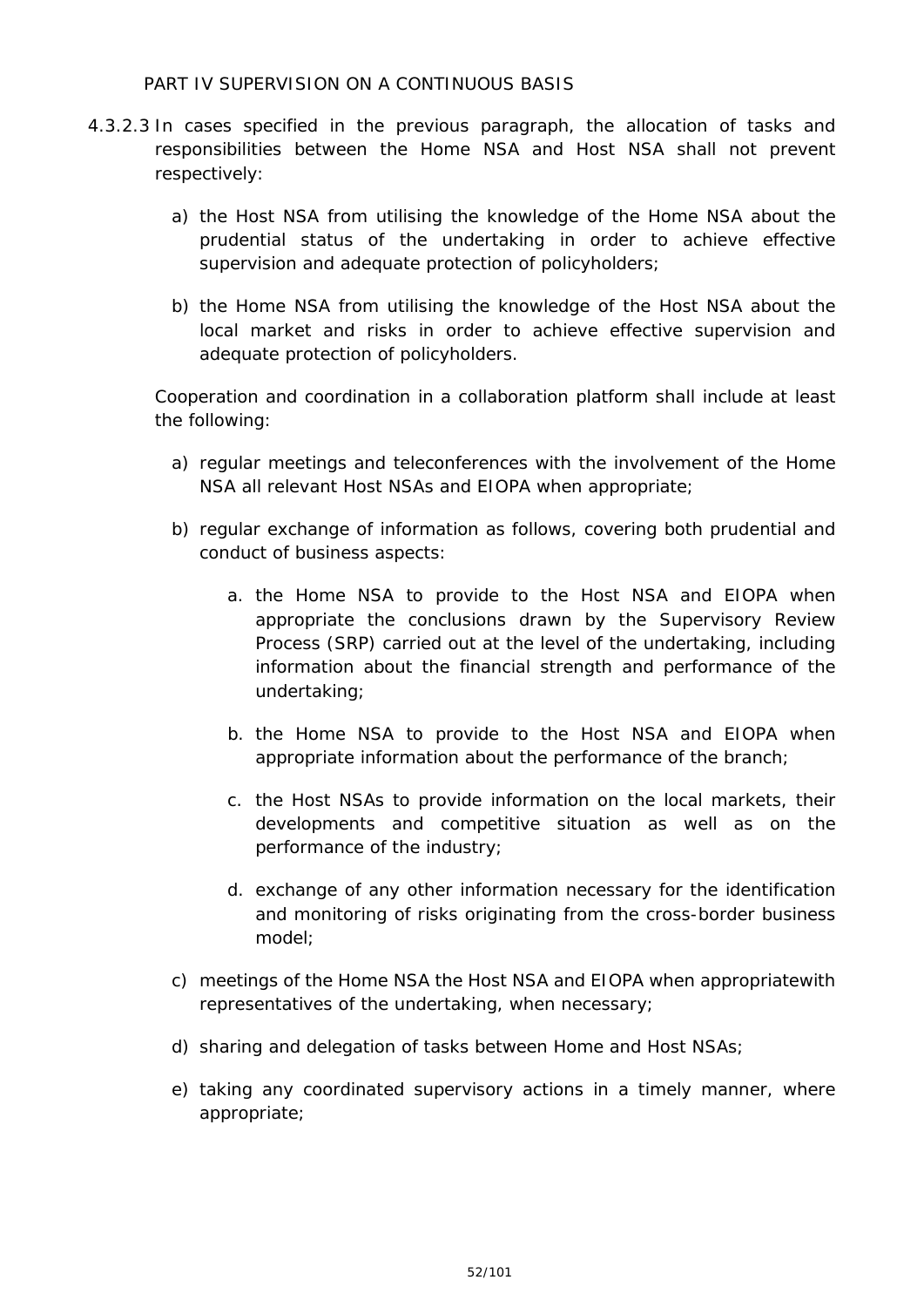PART IV SUPERVISION ON A CONTINUOUS BASIS

4.3.2.3 In cases specified in the previous paragraph, the allocation of tasks and responsibilities between the Home NSA and Host NSA shall not prevent respectively:

a) the Host NSA from utilising the knowledge of the Home NSA about the prudential status of the undertaking in order to achieve effective supervision and adequate protection of policyholders;

b) the Home NSA from utilising the knowledge of the Host NSA about the local market and risks in order to achieve effective supervision and adequate protection of policyholders.

Cooperation and coordination in a collaboration platform shall include at least the following:

a) regular meetings and teleconferences with the involvement of the Home NSA all relevant Host NSAs and EIOPA when appropriate;

b) regular exchange of information as follows, covering both prudential and conduct of business aspects:

   a. the Home NSA to provide to the Host NSA and EIOPA when appropriate the conclusions drawn by the Supervisory Review Process (SRP) carried out at the level of the undertaking, including information about the financial strength and performance of the undertaking;

   b. the Home NSA to provide to the Host NSA and EIOPA when appropriate information about the performance of the branch;

   c. the Host NSAs to provide information on the local markets, their developments and competitive situation as well as on the performance of the industry;

   d. exchange of any other information necessary for the identification and monitoring of risks originating from the cross-border business model;

c) meetings of the Home NSA the Host NSA and EIOPA when appropriatewith representatives of the undertaking, when necessary;

d) sharing and delegation of tasks between Home and Host NSAs;

e) taking any coordinated supervisory actions in a timely manner, where appropriate;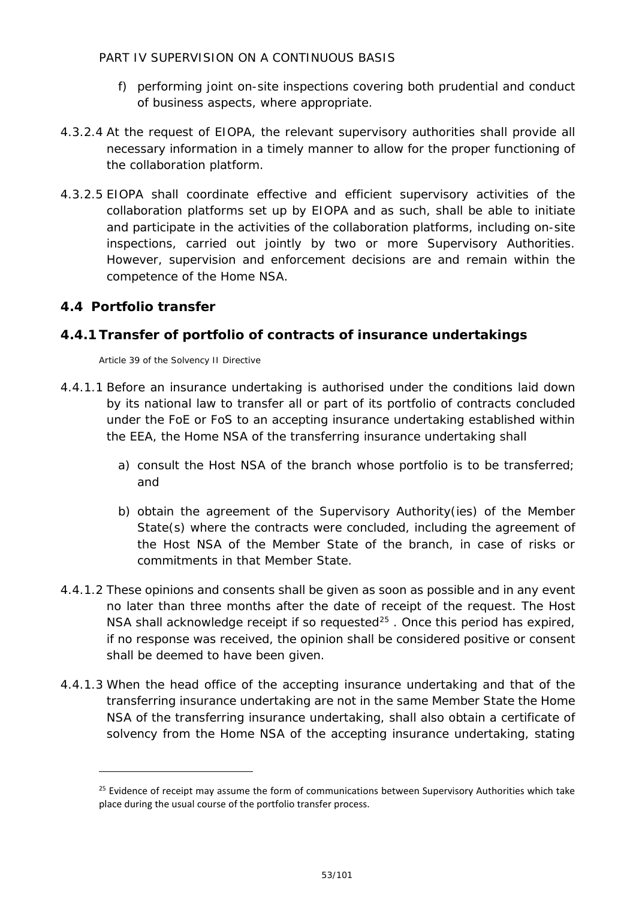f) performing joint on-site inspections covering both prudential and conduct of business aspects, where appropriate.

4.3.2.4 At the request of EIOPA, the relevant supervisory authorities shall provide all necessary information in a timely manner to allow for the proper functioning of the collaboration platform.

4.3.2.5 EIOPA shall coordinate effective and efficient supervisory activities of the collaboration platforms set up by EIOPA and as such, shall be able to initiate and participate in the activities of the collaboration platforms, including on-site inspections, carried out jointly by two or more Supervisory Authorities. However, supervision and enforcement decisions are and remain within the competence of the Home NSA.

## 4.4 Portfolio transfer

### 4.4.1 Transfer of portfolio of contracts of insurance undertakings

*Article 39 of the Solvency II Directive*

4.4.1.1 Before an insurance undertaking is authorised under the conditions laid down by its national law to transfer all or part of its portfolio of contracts concluded under the FoE or FoS to an accepting insurance undertaking established within the EEA, the Home NSA of the transferring insurance undertaking shall

a) consult the Host NSA of the branch whose portfolio is to be transferred; and

b) obtain the agreement of the Supervisory Authority(ies) of the Member State(s) where the contracts were concluded, including the agreement of the Host NSA of the Member State of the branch, in case of risks or commitments in that Member State.

4.4.1.2 These opinions and consents shall be given as soon as possible and in any event no later than three months after the date of receipt of the request. The Host NSA shall acknowledge receipt if so requested[25] . Once this period has expired, if no response was received, the opinion shall be considered positive or consent shall be deemed to have been given.

4.4.1.3 When the head office of the accepting insurance undertaking and that of the transferring insurance undertaking are not in the same Member State the Home NSA of the transferring insurance undertaking, shall also obtain a certificate of solvency from the Home NSA of the accepting insurance undertaking, stating

[25] Evidence of receipt may assume the form of communications between Supervisory Authorities which take place during the usual course of the portfolio transfer process.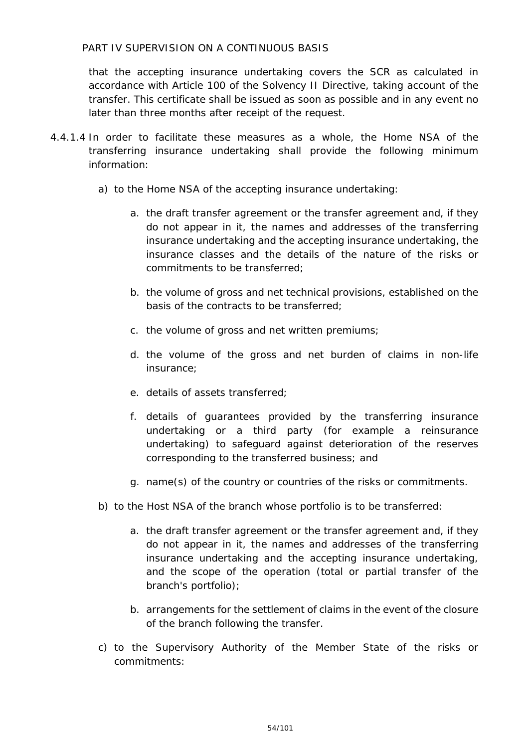that the accepting insurance undertaking covers the SCR as calculated in accordance with Article 100 of the Solvency II Directive, taking account of the transfer. This certificate shall be issued as soon as possible and in any event no later than three months after receipt of the request.

4.4.1.4 In order to facilitate these measures as a whole, the Home NSA of the transferring insurance undertaking shall provide the following minimum information:

a) to the Home NSA of the accepting insurance undertaking:

   a. the draft transfer agreement or the transfer agreement and, if they do not appear in it, the names and addresses of the transferring insurance undertaking and the accepting insurance undertaking, the insurance classes and the details of the nature of the risks or commitments to be transferred;

   b. the volume of gross and net technical provisions, established on the basis of the contracts to be transferred;

   c. the volume of gross and net written premiums;

   d. the volume of the gross and net burden of claims in non-life insurance;

   e. details of assets transferred;

   f. details of guarantees provided by the transferring insurance undertaking or a third party (for example a reinsurance undertaking) to safeguard against deterioration of the reserves corresponding to the transferred business; and

   g. name(s) of the country or countries of the risks or commitments.

b) to the Host NSA of the branch whose portfolio is to be transferred:

   a. the draft transfer agreement or the transfer agreement and, if they do not appear in it, the names and addresses of the transferring insurance undertaking and the accepting insurance undertaking, and the scope of the operation (total or partial transfer of the branch's portfolio);

   b. arrangements for the settlement of claims in the event of the closure of the branch following the transfer.

c) to the Supervisory Authority of the Member State of the risks or commitments: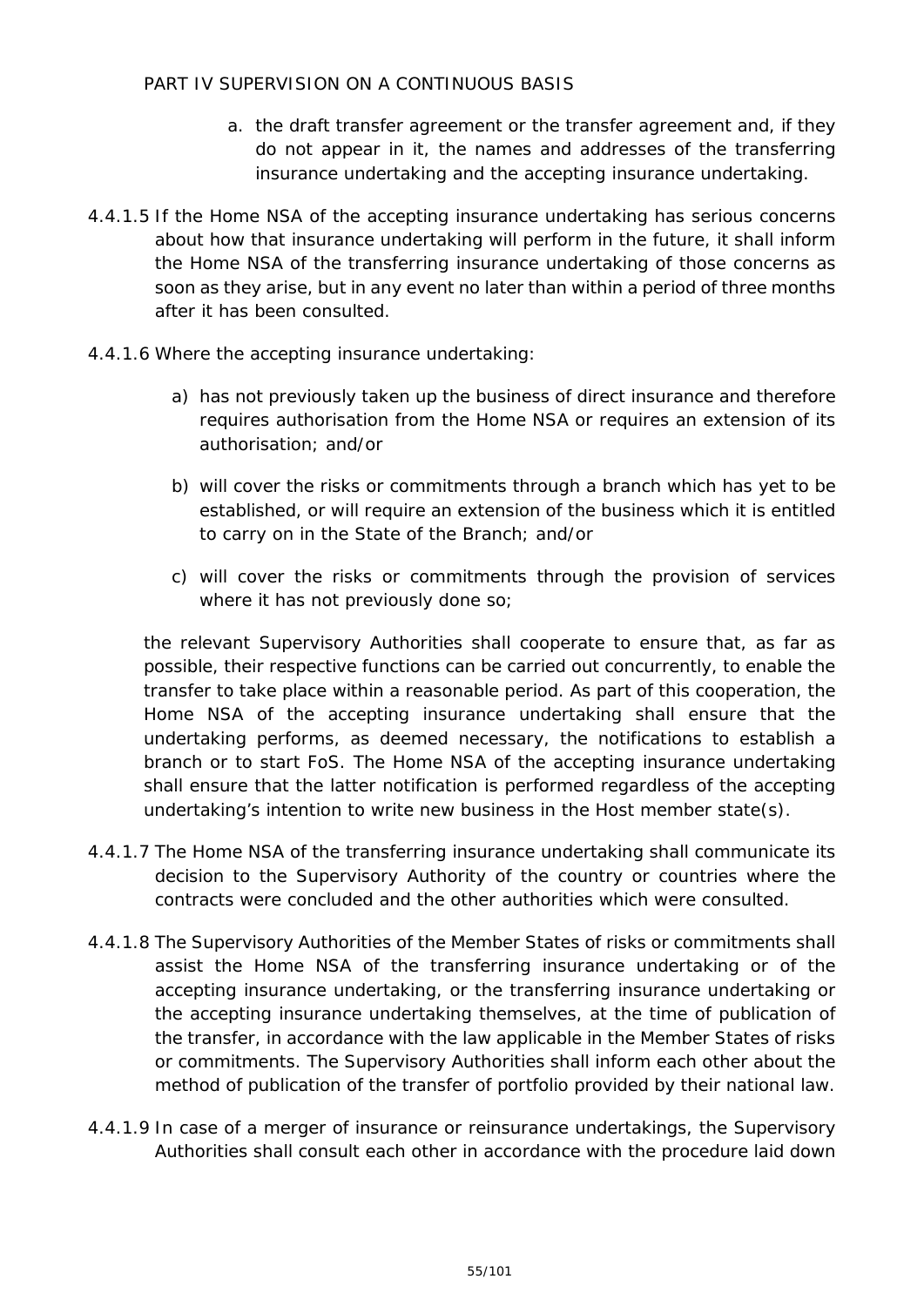a. the draft transfer agreement or the transfer agreement and, if they do not appear in it, the names and addresses of the transferring insurance undertaking and the accepting insurance undertaking.

4.4.1.5 If the Home NSA of the accepting insurance undertaking has serious concerns about how that insurance undertaking will perform in the future, it shall inform the Home NSA of the transferring insurance undertaking of those concerns as soon as they arise, but in any event no later than within a period of three months after it has been consulted.

4.4.1.6 Where the accepting insurance undertaking:

a) has not previously taken up the business of direct insurance and therefore requires authorisation from the Home NSA or requires an extension of its authorisation; and/or

b) will cover the risks or commitments through a branch which has yet to be established, or will require an extension of the business which it is entitled to carry on in the State of the Branch; and/or

c) will cover the risks or commitments through the provision of services where it has not previously done so;

the relevant Supervisory Authorities shall cooperate to ensure that, as far as possible, their respective functions can be carried out concurrently, to enable the transfer to take place within a reasonable period. As part of this cooperation, the Home NSA of the accepting insurance undertaking shall ensure that the undertaking performs, as deemed necessary, the notifications to establish a branch or to start FoS. The Home NSA of the accepting insurance undertaking shall ensure that the latter notification is performed regardless of the accepting undertaking's intention to write new business in the Host member state(s).

4.4.1.7 The Home NSA of the transferring insurance undertaking shall communicate its decision to the Supervisory Authority of the country or countries where the contracts were concluded and the other authorities which were consulted.

4.4.1.8 The Supervisory Authorities of the Member States of risks or commitments shall assist the Home NSA of the transferring insurance undertaking or of the accepting insurance undertaking, or the transferring insurance undertaking or the accepting insurance undertaking themselves, at the time of publication of the transfer, in accordance with the law applicable in the Member States of risks or commitments. The Supervisory Authorities shall inform each other about the method of publication of the transfer of portfolio provided by their national law.

4.4.1.9 In case of a merger of insurance or reinsurance undertakings, the Supervisory Authorities shall consult each other in accordance with the procedure laid down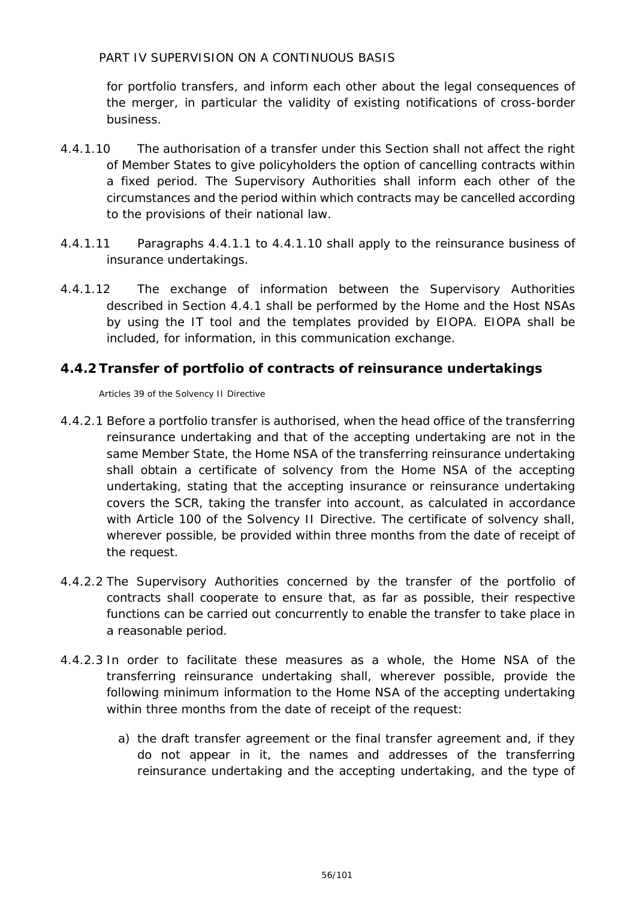for portfolio transfers, and inform each other about the legal consequences of the merger, in particular the validity of existing notifications of cross-border business.

4.4.1.10 The authorisation of a transfer under this Section shall not affect the right of Member States to give policyholders the option of cancelling contracts within a fixed period. The Supervisory Authorities shall inform each other of the circumstances and the period within which contracts may be cancelled according to the provisions of their national law.

4.4.1.11 Paragraphs 4.4.1.1 to 4.4.1.10 shall apply to the reinsurance business of insurance undertakings.

4.4.1.12 The exchange of information between the Supervisory Authorities described in Section 4.4.1 shall be performed by the Home and the Host NSAs by using the IT tool and the templates provided by EIOPA. EIOPA shall be included, for information, in this communication exchange.

### 4.4.2 Transfer of portfolio of contracts of reinsurance undertakings

Articles 39 of the Solvency II Directive

4.4.2.1 Before a portfolio transfer is authorised, when the head office of the transferring reinsurance undertaking and that of the accepting undertaking are not in the same Member State, the Home NSA of the transferring reinsurance undertaking shall obtain a certificate of solvency from the Home NSA of the accepting undertaking, stating that the accepting insurance or reinsurance undertaking covers the SCR, taking the transfer into account, as calculated in accordance with Article 100 of the Solvency II Directive. The certificate of solvency shall, wherever possible, be provided within three months from the date of receipt of the request.

4.4.2.2 The Supervisory Authorities concerned by the transfer of the portfolio of contracts shall cooperate to ensure that, as far as possible, their respective functions can be carried out concurrently to enable the transfer to take place in a reasonable period.

4.4.2.3 In order to facilitate these measures as a whole, the Home NSA of the transferring reinsurance undertaking shall, wherever possible, provide the following minimum information to the Home NSA of the accepting undertaking within three months from the date of receipt of the request:

a) the draft transfer agreement or the final transfer agreement and, if they do not appear in it, the names and addresses of the transferring reinsurance undertaking and the accepting undertaking, and the type of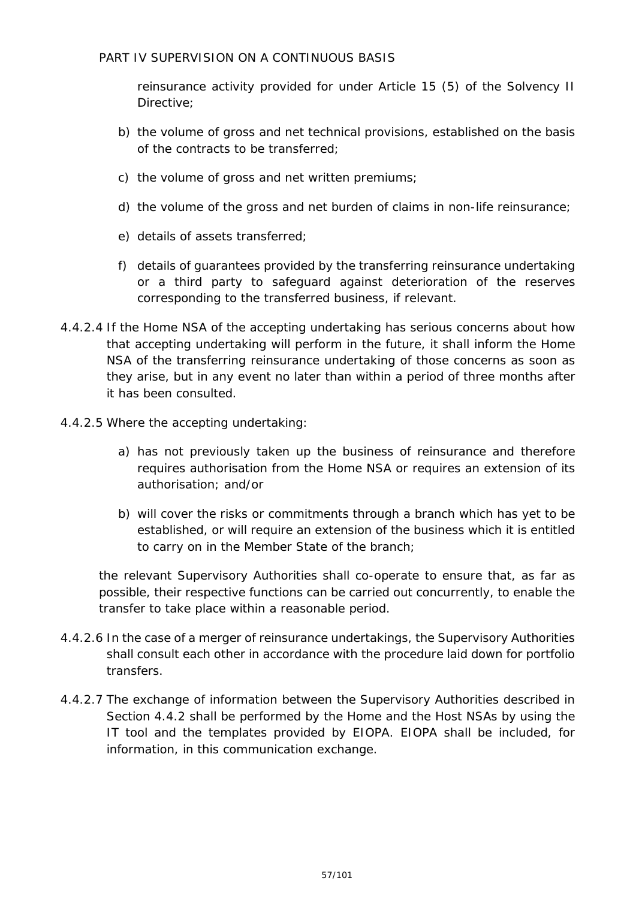reinsurance activity provided for under Article 15 (5) of the Solvency II Directive;

b) the volume of gross and net technical provisions, established on the basis of the contracts to be transferred;

c) the volume of gross and net written premiums;

d) the volume of the gross and net burden of claims in non-life reinsurance;

e) details of assets transferred;

f) details of guarantees provided by the transferring reinsurance undertaking or a third party to safeguard against deterioration of the reserves corresponding to the transferred business, if relevant.

4.4.2.4 If the Home NSA of the accepting undertaking has serious concerns about how that accepting undertaking will perform in the future, it shall inform the Home NSA of the transferring reinsurance undertaking of those concerns as soon as they arise, but in any event no later than within a period of three months after it has been consulted.

4.4.2.5 Where the accepting undertaking:

a) has not previously taken up the business of reinsurance and therefore requires authorisation from the Home NSA or requires an extension of its authorisation; and/or

b) will cover the risks or commitments through a branch which has yet to be established, or will require an extension of the business which it is entitled to carry on in the Member State of the branch;

the relevant Supervisory Authorities shall co-operate to ensure that, as far as possible, their respective functions can be carried out concurrently, to enable the transfer to take place within a reasonable period.

4.4.2.6 In the case of a merger of reinsurance undertakings, the Supervisory Authorities shall consult each other in accordance with the procedure laid down for portfolio transfers.

4.4.2.7 The exchange of information between the Supervisory Authorities described in Section 4.4.2 shall be performed by the Home and the Host NSAs by using the IT tool and the templates provided by EIOPA. EIOPA shall be included, for information, in this communication exchange.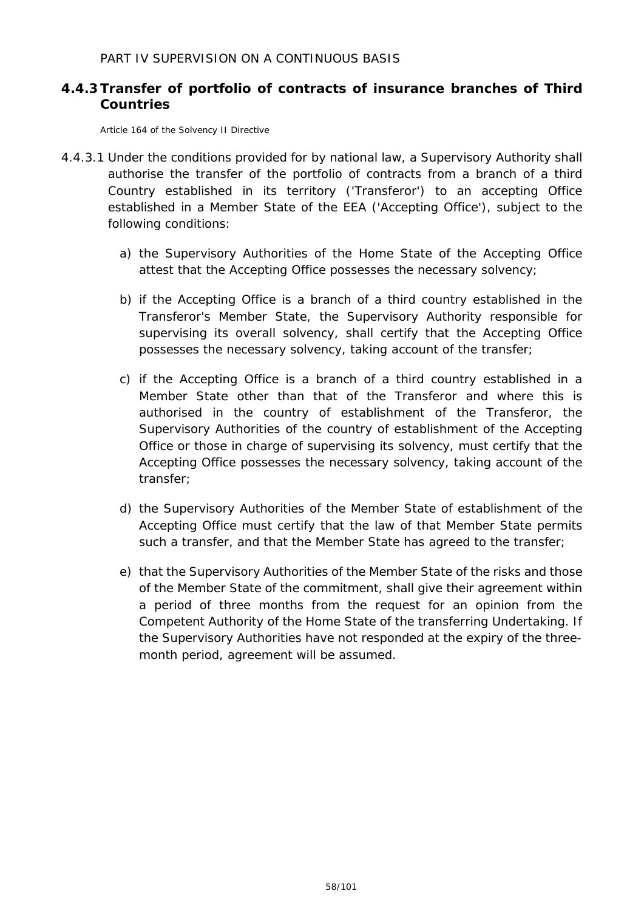## 4.4.3 Transfer of portfolio of contracts of insurance branches of Third Countries

Article 164 of the Solvency II Directive

4.4.3.1 Under the conditions provided for by national law, a Supervisory Authority shall authorise the transfer of the portfolio of contracts from a branch of a third Country established in its territory ('Transferor') to an accepting Office established in a Member State of the EEA ('Accepting Office'), subject to the following conditions:

a) the Supervisory Authorities of the Home State of the Accepting Office attest that the Accepting Office possesses the necessary solvency;

b) if the Accepting Office is a branch of a third country established in the Transferor's Member State, the Supervisory Authority responsible for supervising its overall solvency, shall certify that the Accepting Office possesses the necessary solvency, taking account of the transfer;

c) if the Accepting Office is a branch of a third country established in a Member State other than that of the Transferor and where this is authorised in the country of establishment of the Transferor, the Supervisory Authorities of the country of establishment of the Accepting Office or those in charge of supervising its solvency, must certify that the Accepting Office possesses the necessary solvency, taking account of the transfer;

d) the Supervisory Authorities of the Member State of establishment of the Accepting Office must certify that the law of that Member State permits such a transfer, and that the Member State has agreed to the transfer;

e) that the Supervisory Authorities of the Member State of the risks and those of the Member State of the commitment, shall give their agreement within a period of three months from the request for an opinion from the Competent Authority of the Home State of the transferring Undertaking. If the Supervisory Authorities have not responded at the expiry of the three-month period, agreement will be assumed.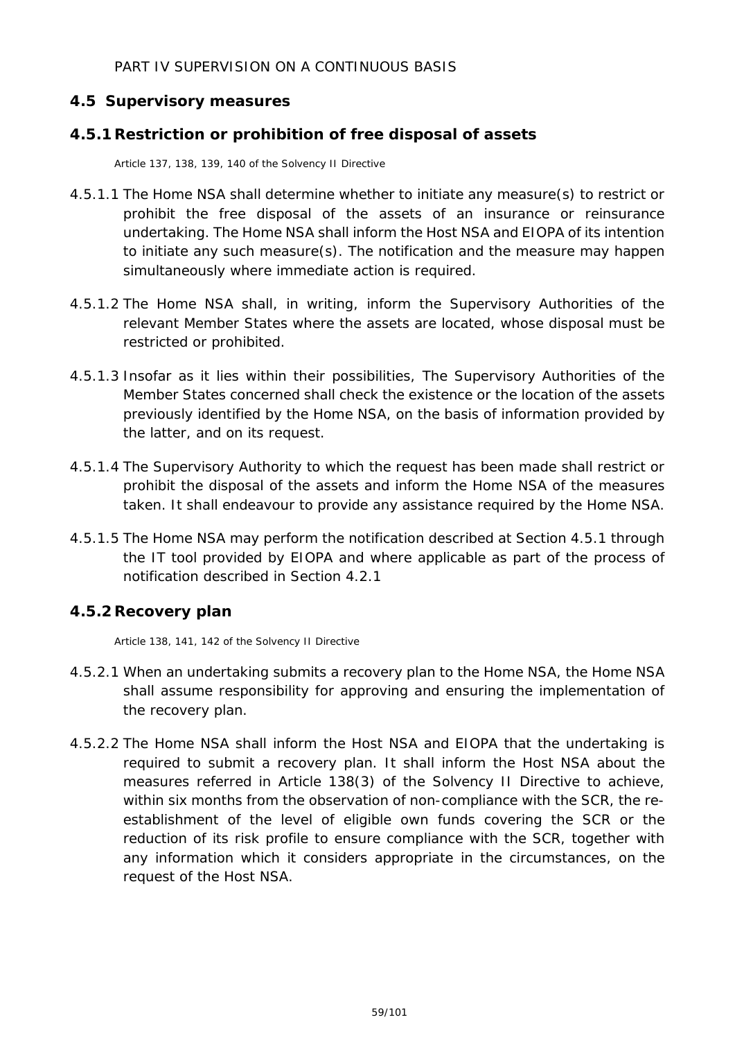PART IV SUPERVISION ON A CONTINUOUS BASIS

## 4.5 Supervisory measures

### 4.5.1 Restriction or prohibition of free disposal of assets

Article 137, 138, 139, 140 of the Solvency II Directive

4.5.1.1 The Home NSA shall determine whether to initiate any measure(s) to restrict or prohibit the free disposal of the assets of an insurance or reinsurance undertaking. The Home NSA shall inform the Host NSA and EIOPA of its intention to initiate any such measure(s). The notification and the measure may happen simultaneously where immediate action is required.

4.5.1.2 The Home NSA shall, in writing, inform the Supervisory Authorities of the relevant Member States where the assets are located, whose disposal must be restricted or prohibited.

4.5.1.3 Insofar as it lies within their possibilities, The Supervisory Authorities of the Member States concerned shall check the existence or the location of the assets previously identified by the Home NSA, on the basis of information provided by the latter, and on its request.

4.5.1.4 The Supervisory Authority to which the request has been made shall restrict or prohibit the disposal of the assets and inform the Home NSA of the measures taken. It shall endeavour to provide any assistance required by the Home NSA.

4.5.1.5 The Home NSA may perform the notification described at Section 4.5.1 through the IT tool provided by EIOPA and where applicable as part of the process of notification described in Section 4.2.1

### 4.5.2 Recovery plan

Article 138, 141, 142 of the Solvency II Directive

4.5.2.1 When an undertaking submits a recovery plan to the Home NSA, the Home NSA shall assume responsibility for approving and ensuring the implementation of the recovery plan.

4.5.2.2 The Home NSA shall inform the Host NSA and EIOPA that the undertaking is required to submit a recovery plan. It shall inform the Host NSA about the measures referred in Article 138(3) of the Solvency II Directive to achieve, within six months from the observation of non-compliance with the SCR, the re-establishment of the level of eligible own funds covering the SCR or the reduction of its risk profile to ensure compliance with the SCR, together with any information which it considers appropriate in the circumstances, on the request of the Host NSA.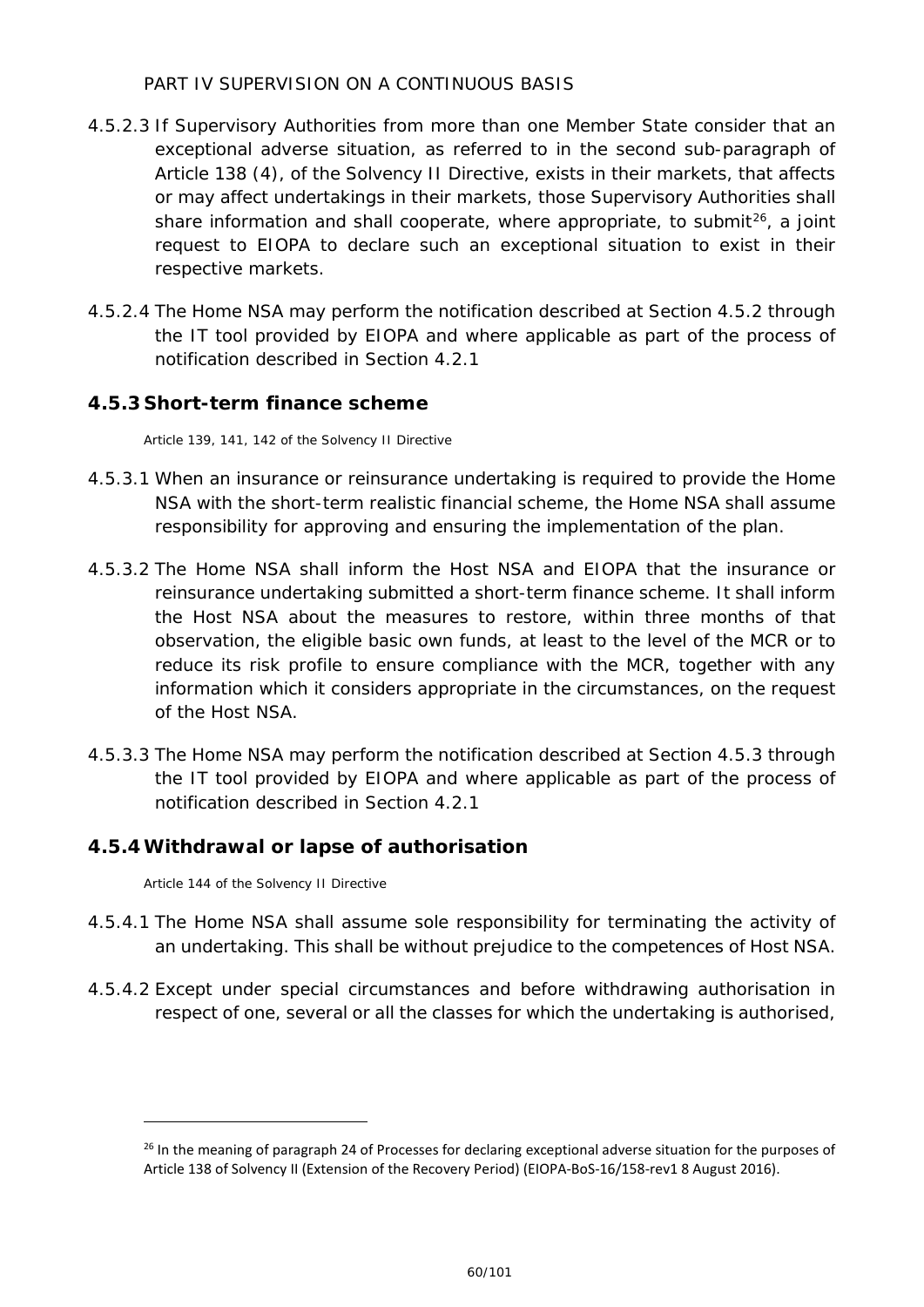PART IV SUPERVISION ON A CONTINUOUS BASIS

4.5.2.3 If Supervisory Authorities from more than one Member State consider that an exceptional adverse situation, as referred to in the second sub-paragraph of Article 138 (4), of the Solvency II Directive, exists in their markets, that affects or may affect undertakings in their markets, those Supervisory Authorities shall share information and shall cooperate, where appropriate, to submit[26], a joint request to EIOPA to declare such an exceptional situation to exist in their respective markets.

4.5.2.4 The Home NSA may perform the notification described at Section 4.5.2 through the IT tool provided by EIOPA and where applicable as part of the process of notification described in Section 4.2.1

### 4.5.3 Short-term finance scheme

*Article 139, 141, 142 of the Solvency II Directive*

4.5.3.1 When an insurance or reinsurance undertaking is required to provide the Home NSA with the short-term realistic financial scheme, the Home NSA shall assume responsibility for approving and ensuring the implementation of the plan.

4.5.3.2 The Home NSA shall inform the Host NSA and EIOPA that the insurance or reinsurance undertaking submitted a short-term finance scheme. It shall inform the Host NSA about the measures to restore, within three months of that observation, the eligible basic own funds, at least to the level of the MCR or to reduce its risk profile to ensure compliance with the MCR, together with any information which it considers appropriate in the circumstances, on the request of the Host NSA.

4.5.3.3 The Home NSA may perform the notification described at Section 4.5.3 through the IT tool provided by EIOPA and where applicable as part of the process of notification described in Section 4.2.1

### 4.5.4 Withdrawal or lapse of authorisation

*Article 144 of the Solvency II Directive*

4.5.4.1 The Home NSA shall assume sole responsibility for terminating the activity of an undertaking. This shall be without prejudice to the competences of Host NSA.

4.5.4.2 Except under special circumstances and before withdrawing authorisation in respect of one, several or all the classes for which the undertaking is authorised,

---

[26] In the meaning of paragraph 24 of Processes for declaring exceptional adverse situation for the purposes of Article 138 of Solvency II (Extension of the Recovery Period) (EIOPA-BoS-16/158-rev1 8 August 2016).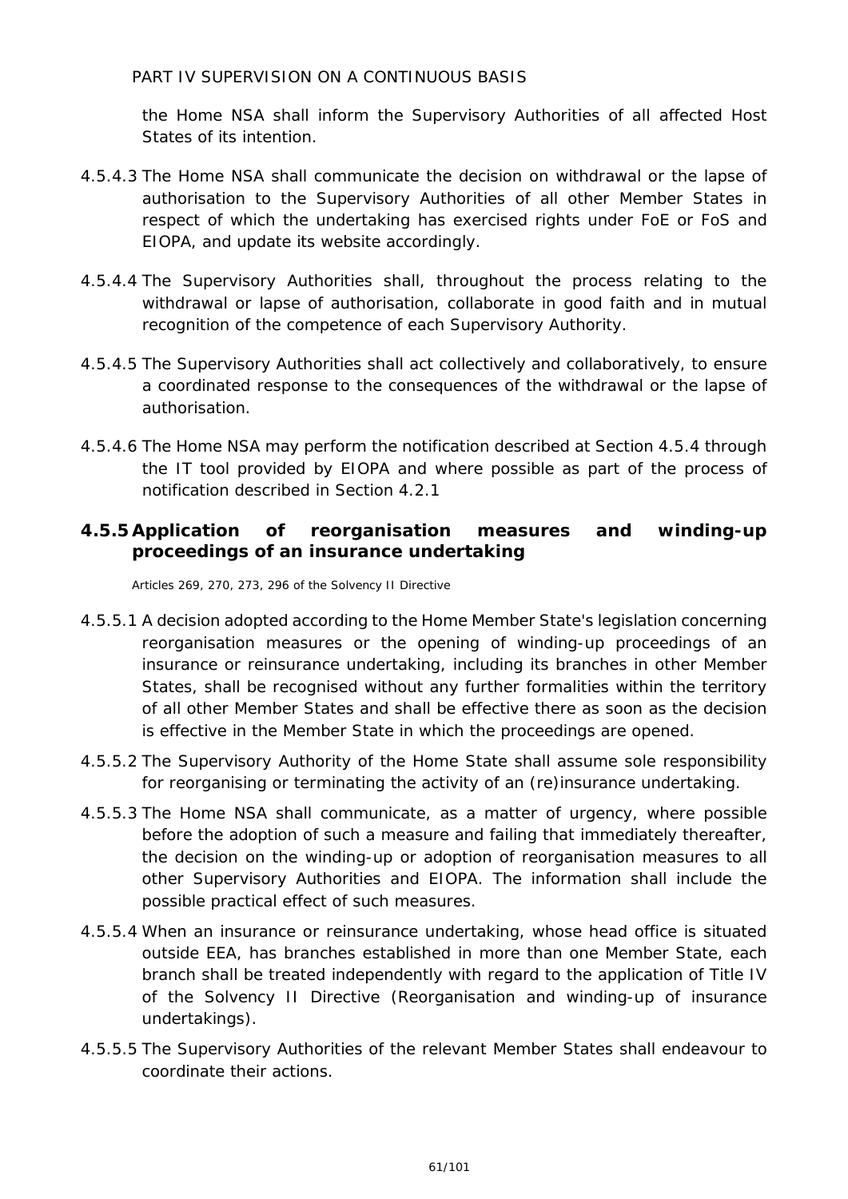the Home NSA shall inform the Supervisory Authorities of all affected Host States of its intention.

4.5.4.3 The Home NSA shall communicate the decision on withdrawal or the lapse of authorisation to the Supervisory Authorities of all other Member States in respect of which the undertaking has exercised rights under FoE or FoS and EIOPA, and update its website accordingly.

4.5.4.4 The Supervisory Authorities shall, throughout the process relating to the withdrawal or lapse of authorisation, collaborate in good faith and in mutual recognition of the competence of each Supervisory Authority.

4.5.4.5 The Supervisory Authorities shall act collectively and collaboratively, to ensure a coordinated response to the consequences of the withdrawal or the lapse of authorisation.

4.5.4.6 The Home NSA may perform the notification described at Section 4.5.4 through the IT tool provided by EIOPA and where possible as part of the process of notification described in Section 4.2.1

### 4.5.5 Application of reorganisation measures and winding-up proceedings of an insurance undertaking

*Articles 269, 270, 273, 296 of the Solvency II Directive*

4.5.5.1 A decision adopted according to the Home Member State's legislation concerning reorganisation measures or the opening of winding-up proceedings of an insurance or reinsurance undertaking, including its branches in other Member States, shall be recognised without any further formalities within the territory of all other Member States and shall be effective there as soon as the decision is effective in the Member State in which the proceedings are opened.

4.5.5.2 The Supervisory Authority of the Home State shall assume sole responsibility for reorganising or terminating the activity of an (re)insurance undertaking.

4.5.5.3 The Home NSA shall communicate, as a matter of urgency, where possible before the adoption of such a measure and failing that immediately thereafter, the decision on the winding-up or adoption of reorganisation measures to all other Supervisory Authorities and EIOPA. The information shall include the possible practical effect of such measures.

4.5.5.4 When an insurance or reinsurance undertaking, whose head office is situated outside EEA, has branches established in more than one Member State, each branch shall be treated independently with regard to the application of Title IV of the Solvency II Directive (Reorganisation and winding-up of insurance undertakings).

4.5.5.5 The Supervisory Authorities of the relevant Member States shall endeavour to coordinate their actions.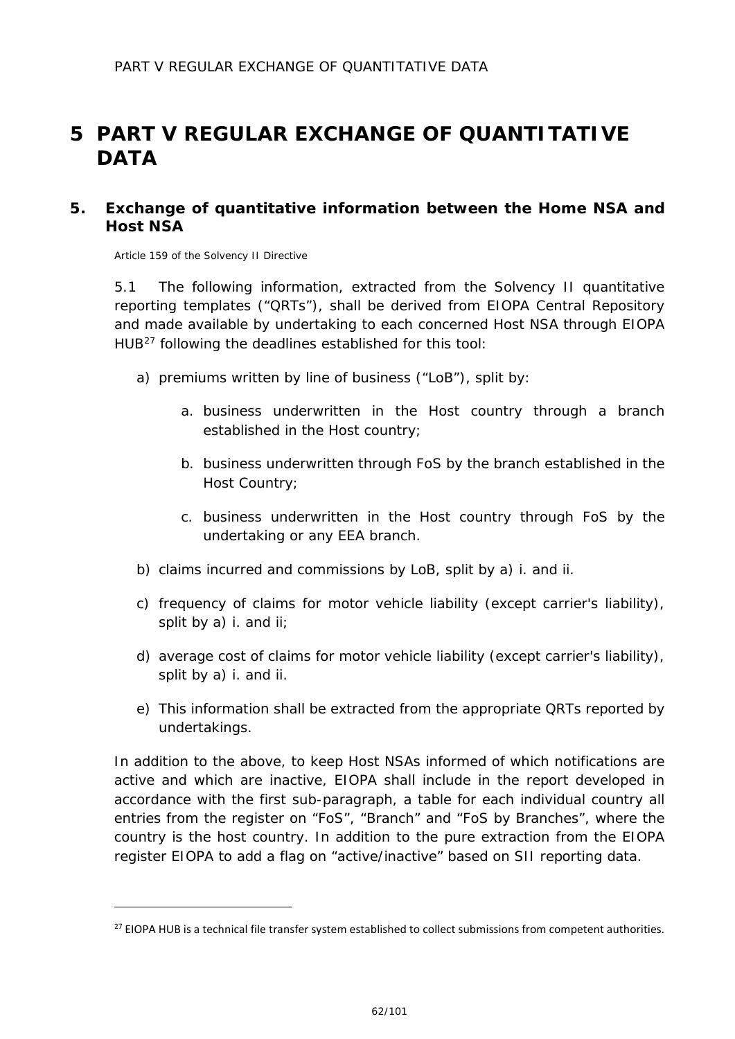# 5 PART V REGULAR EXCHANGE OF QUANTITATIVE DATA

## 5. Exchange of quantitative information between the Home NSA and Host NSA

Article 159 of the Solvency II Directive

5.1 The following information, extracted from the Solvency II quantitative reporting templates ("QRTs"), shall be derived from EIOPA Central Repository and made available by undertaking to each concerned Host NSA through EIOPA HUB[27] following the deadlines established for this tool:

a) premiums written by line of business ("LoB"), split by:

   a. business underwritten in the Host country through a branch established in the Host country;

   b. business underwritten through FoS by the branch established in the Host Country;

   c. business underwritten in the Host country through FoS by the undertaking or any EEA branch.

b) claims incurred and commissions by LoB, split by a) i. and ii.

c) frequency of claims for motor vehicle liability (except carrier's liability), split by a) i. and ii;

d) average cost of claims for motor vehicle liability (except carrier's liability), split by a) i. and ii.

e) This information shall be extracted from the appropriate QRTs reported by undertakings.

In addition to the above, to keep Host NSAs informed of which notifications are active and which are inactive, EIOPA shall include in the report developed in accordance with the first sub-paragraph, a table for each individual country all entries from the register on "FoS", "Branch" and "FoS by Branches", where the country is the host country. In addition to the pure extraction from the EIOPA register EIOPA to add a flag on "active/inactive" based on SII reporting data.

---

[27] EIOPA HUB is a technical file transfer system established to collect submissions from competent authorities.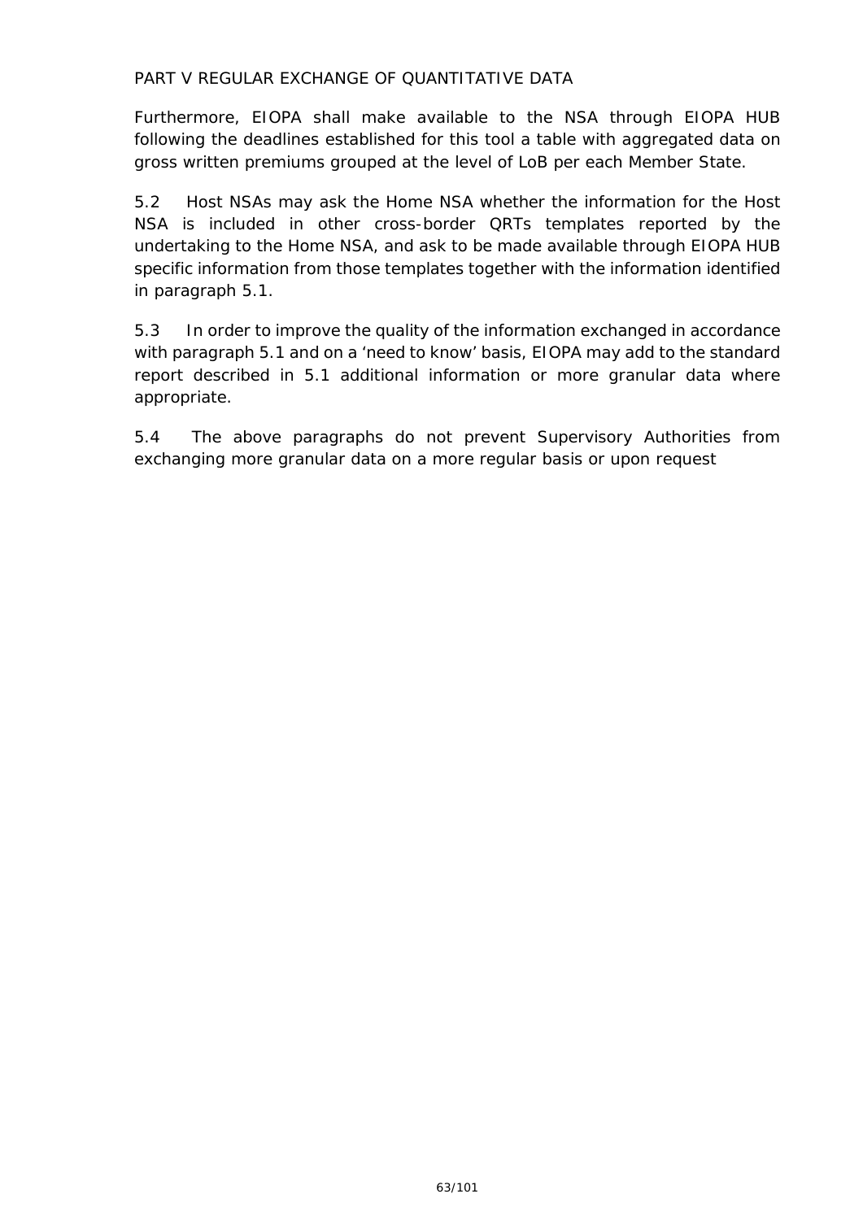PART V REGULAR EXCHANGE OF QUANTITATIVE DATA

Furthermore, EIOPA shall make available to the NSA through EIOPA HUB following the deadlines established for this tool a table with aggregated data on gross written premiums grouped at the level of LoB per each Member State.

5.2 Host NSAs may ask the Home NSA whether the information for the Host NSA is included in other cross-border QRTs templates reported by the undertaking to the Home NSA, and ask to be made available through EIOPA HUB specific information from those templates together with the information identified in paragraph 5.1.

5.3 In order to improve the quality of the information exchanged in accordance with paragraph 5.1 and on a 'need to know' basis, EIOPA may add to the standard report described in 5.1 additional information or more granular data where appropriate.

5.4 The above paragraphs do not prevent Supervisory Authorities from exchanging more granular data on a more regular basis or upon request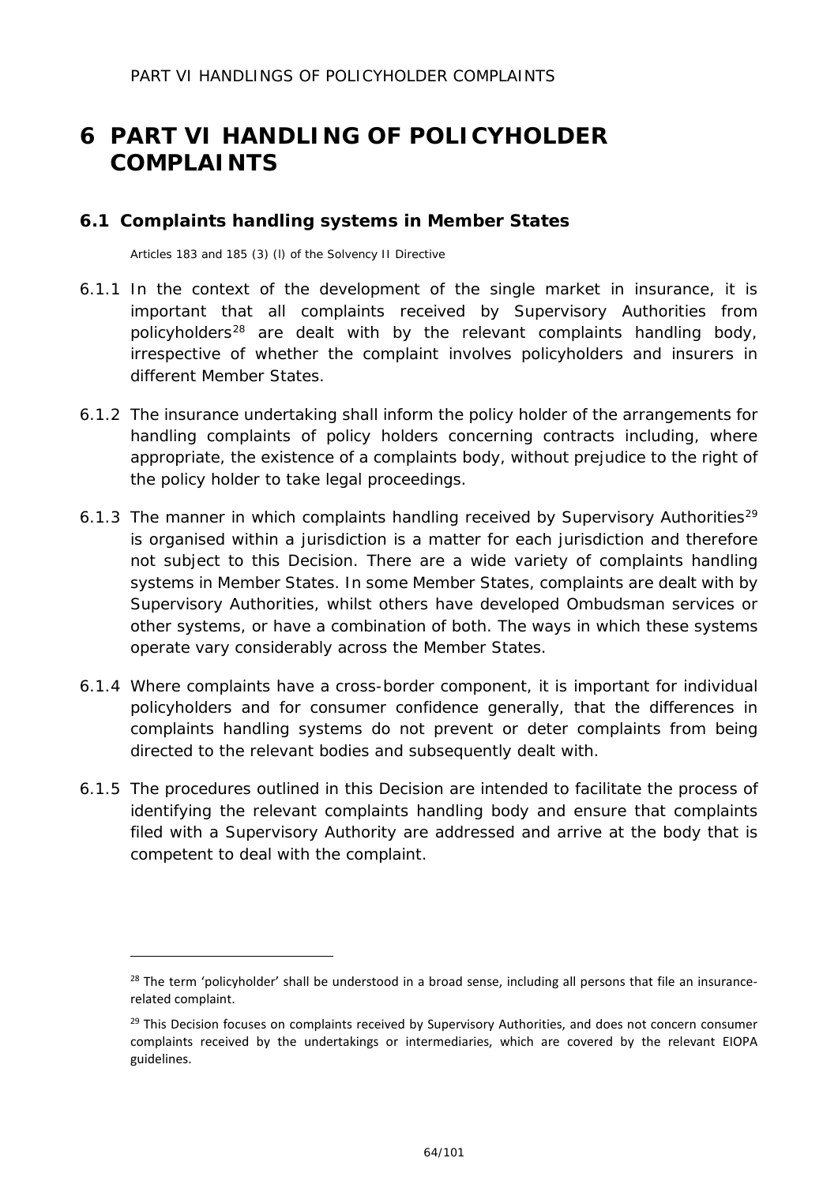# 6 PART VI HANDLING OF POLICYHOLDER COMPLAINTS

## 6.1 Complaints handling systems in Member States

*Articles 183 and 185 (3) (l) of the Solvency II Directive*

6.1.1 In the context of the development of the single market in insurance, it is important that all complaints received by Supervisory Authorities from policyholders[28] are dealt with by the relevant complaints handling body, irrespective of whether the complaint involves policyholders and insurers in different Member States.

6.1.2 The insurance undertaking shall inform the policy holder of the arrangements for handling complaints of policy holders concerning contracts including, where appropriate, the existence of a complaints body, without prejudice to the right of the policy holder to take legal proceedings.

6.1.3 The manner in which complaints handling received by Supervisory Authorities[29] is organised within a jurisdiction is a matter for each jurisdiction and therefore not subject to this Decision. There are a wide variety of complaints handling systems in Member States. In some Member States, complaints are dealt with by Supervisory Authorities, whilst others have developed Ombudsman services or other systems, or have a combination of both. The ways in which these systems operate vary considerably across the Member States.

6.1.4 Where complaints have a cross-border component, it is important for individual policyholders and for consumer confidence generally, that the differences in complaints handling systems do not prevent or deter complaints from being directed to the relevant bodies and subsequently dealt with.

6.1.5 The procedures outlined in this Decision are intended to facilitate the process of identifying the relevant complaints handling body and ensure that complaints filed with a Supervisory Authority are addressed and arrive at the body that is competent to deal with the complaint.

---

[28] The term 'policyholder' shall be understood in a broad sense, including all persons that file an insurance-related complaint.

[29] This Decision focuses on complaints received by Supervisory Authorities, and does not concern consumer complaints received by the undertakings or intermediaries, which are covered by the relevant EIOPA guidelines.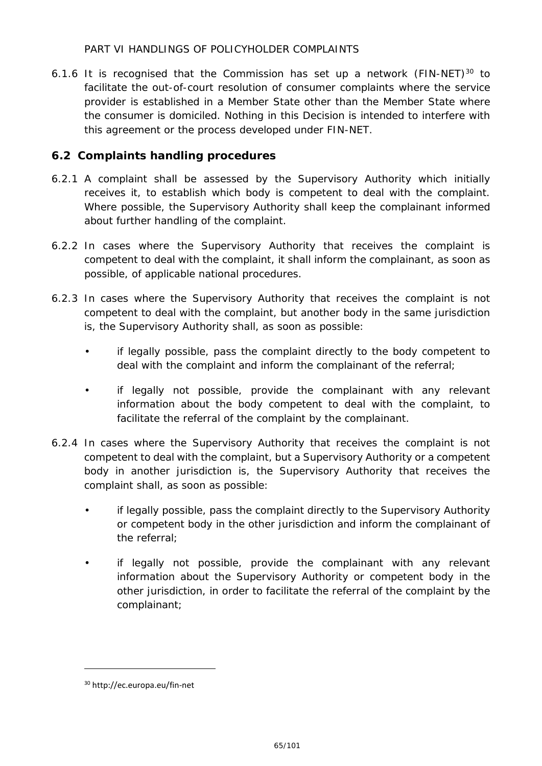PART VI HANDLINGS OF POLICYHOLDER COMPLAINTS

6.1.6 It is recognised that the Commission has set up a network (FIN-NET)[30] to facilitate the out-of-court resolution of consumer complaints where the service provider is established in a Member State other than the Member State where the consumer is domiciled. Nothing in this Decision is intended to interfere with this agreement or the process developed under FIN-NET.

## 6.2 Complaints handling procedures

6.2.1 A complaint shall be assessed by the Supervisory Authority which initially receives it, to establish which body is competent to deal with the complaint. Where possible, the Supervisory Authority shall keep the complainant informed about further handling of the complaint.

6.2.2 In cases where the Supervisory Authority that receives the complaint is competent to deal with the complaint, it shall inform the complainant, as soon as possible, of applicable national procedures.

6.2.3 In cases where the Supervisory Authority that receives the complaint is not competent to deal with the complaint, but another body in the same jurisdiction is, the Supervisory Authority shall, as soon as possible:

- if legally possible, pass the complaint directly to the body competent to deal with the complaint and inform the complainant of the referral;
- if legally not possible, provide the complainant with any relevant information about the body competent to deal with the complaint, to facilitate the referral of the complaint by the complainant.

6.2.4 In cases where the Supervisory Authority that receives the complaint is not competent to deal with the complaint, but a Supervisory Authority or a competent body in another jurisdiction is, the Supervisory Authority that receives the complaint shall, as soon as possible:

- if legally possible, pass the complaint directly to the Supervisory Authority or competent body in the other jurisdiction and inform the complainant of the referral;
- if legally not possible, provide the complainant with any relevant information about the Supervisory Authority or competent body in the other jurisdiction, in order to facilitate the referral of the complaint by the complainant;

[30] http://ec.europa.eu/fin-net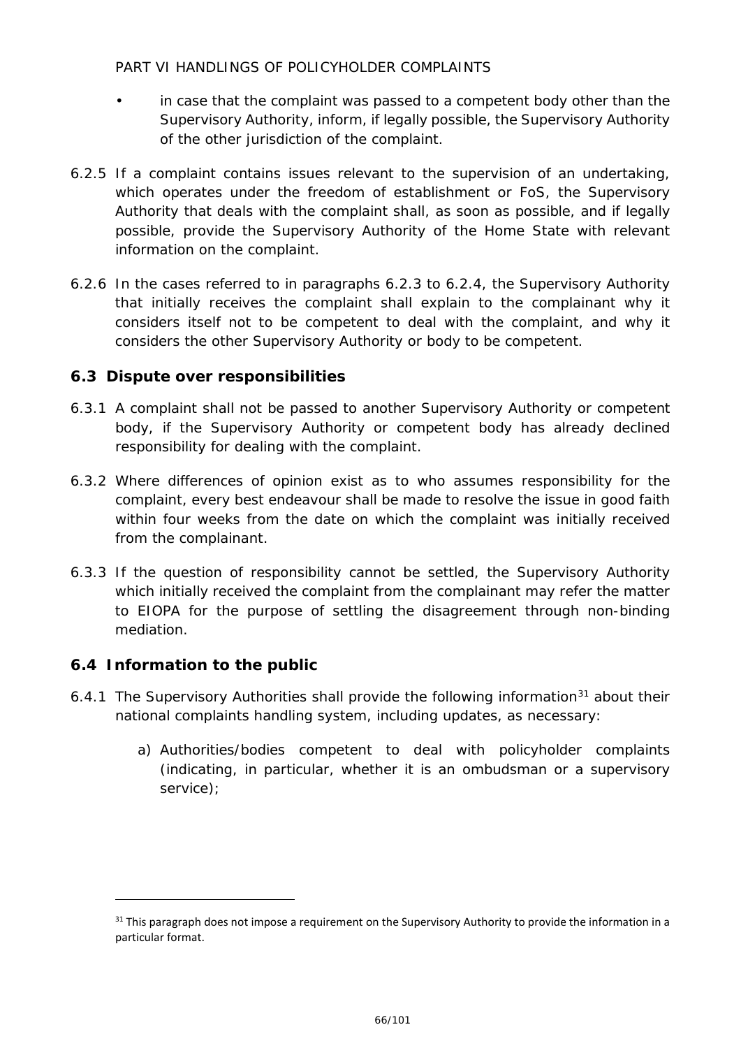- in case that the complaint was passed to a competent body other than the Supervisory Authority, inform, if legally possible, the Supervisory Authority of the other jurisdiction of the complaint.

6.2.5 If a complaint contains issues relevant to the supervision of an undertaking, which operates under the freedom of establishment or FoS, the Supervisory Authority that deals with the complaint shall, as soon as possible, and if legally possible, provide the Supervisory Authority of the Home State with relevant information on the complaint.

6.2.6 In the cases referred to in paragraphs 6.2.3 to 6.2.4, the Supervisory Authority that initially receives the complaint shall explain to the complainant why it considers itself not to be competent to deal with the complaint, and why it considers the other Supervisory Authority or body to be competent.

## 6.3 Dispute over responsibilities

6.3.1 A complaint shall not be passed to another Supervisory Authority or competent body, if the Supervisory Authority or competent body has already declined responsibility for dealing with the complaint.

6.3.2 Where differences of opinion exist as to who assumes responsibility for the complaint, every best endeavour shall be made to resolve the issue in good faith within four weeks from the date on which the complaint was initially received from the complainant.

6.3.3 If the question of responsibility cannot be settled, the Supervisory Authority which initially received the complaint from the complainant may refer the matter to EIOPA for the purpose of settling the disagreement through non-binding mediation.

## 6.4 Information to the public

6.4.1 The Supervisory Authorities shall provide the following information[31] about their national complaints handling system, including updates, as necessary:

a) Authorities/bodies competent to deal with policyholder complaints (indicating, in particular, whether it is an ombudsman or a supervisory service);

[31] This paragraph does not impose a requirement on the Supervisory Authority to provide the information in a particular format.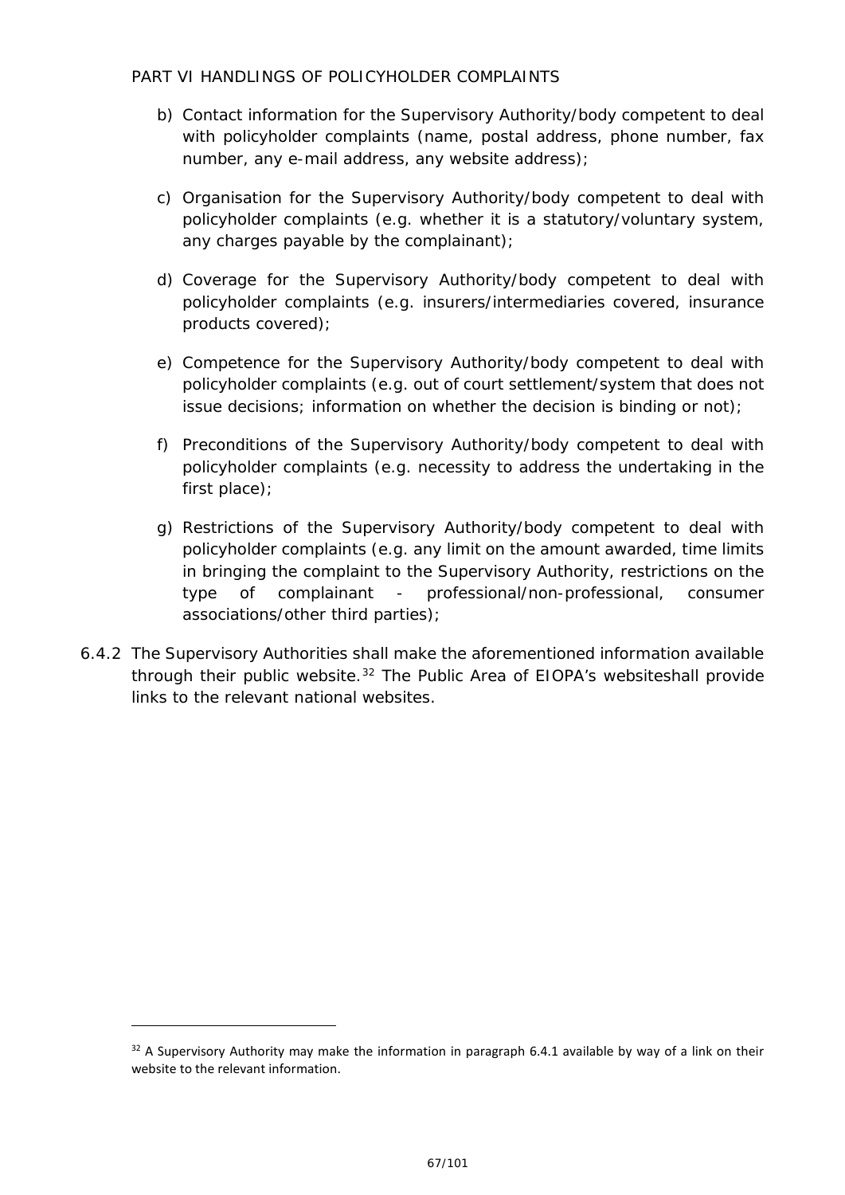b) Contact information for the Supervisory Authority/body competent to deal with policyholder complaints (name, postal address, phone number, fax number, any e-mail address, any website address);

c) Organisation for the Supervisory Authority/body competent to deal with policyholder complaints (e.g. whether it is a statutory/voluntary system, any charges payable by the complainant);

d) Coverage for the Supervisory Authority/body competent to deal with policyholder complaints (e.g. insurers/intermediaries covered, insurance products covered);

e) Competence for the Supervisory Authority/body competent to deal with policyholder complaints (e.g. out of court settlement/system that does not issue decisions; information on whether the decision is binding or not);

f) Preconditions of the Supervisory Authority/body competent to deal with policyholder complaints (e.g. necessity to address the undertaking in the first place);

g) Restrictions of the Supervisory Authority/body competent to deal with policyholder complaints (e.g. any limit on the amount awarded, time limits in bringing the complaint to the Supervisory Authority, restrictions on the type of complainant - professional/non-professional, consumer associations/other third parties);

6.4.2 The Supervisory Authorities shall make the aforementioned information available through their public website.[32] The Public Area of EIOPA's websiteshall provide links to the relevant national websites.

---

[32] A Supervisory Authority may make the information in paragraph 6.4.1 available by way of a link on their website to the relevant information.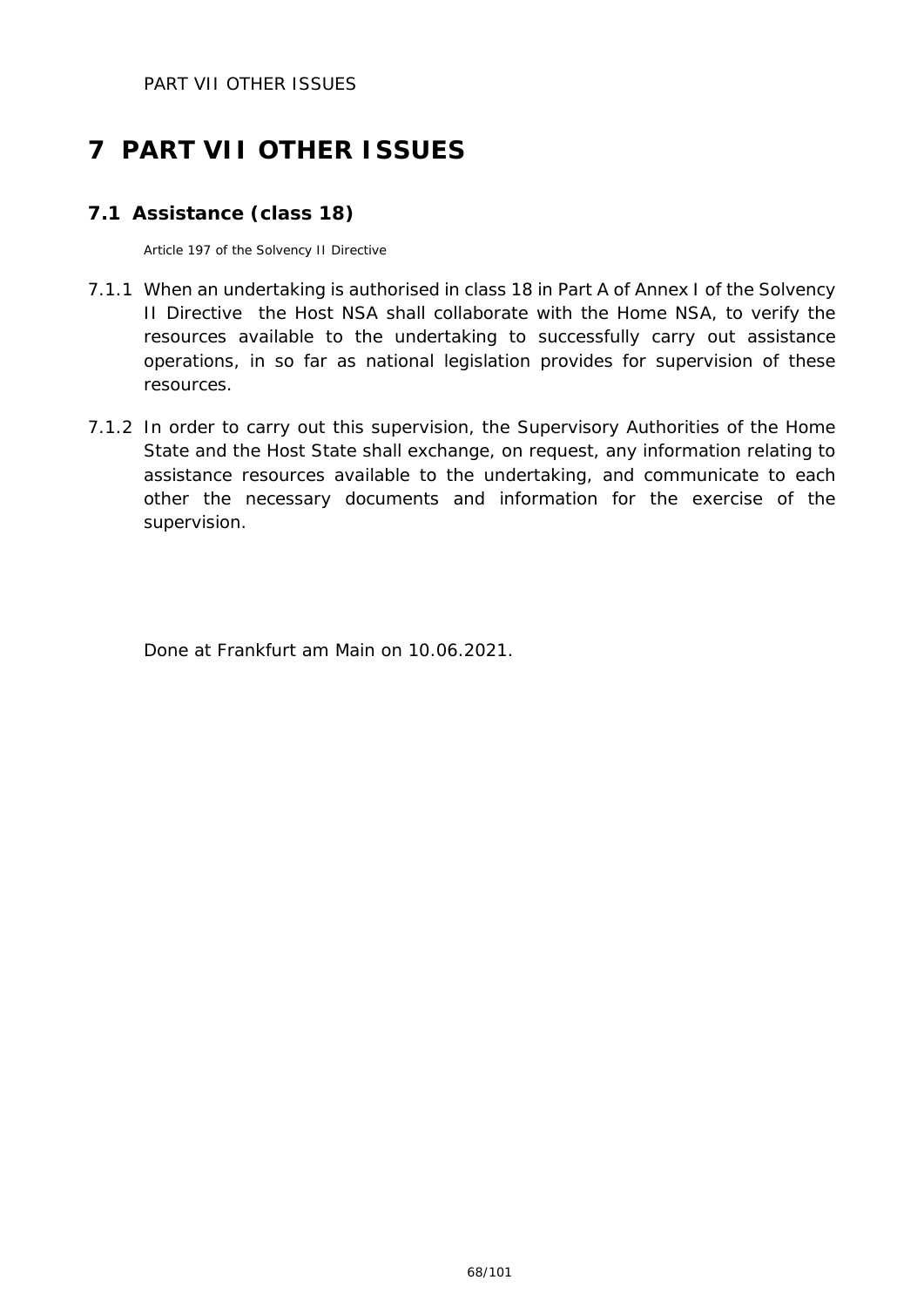# 7 PART VII OTHER ISSUES

## 7.1 Assistance (class 18)

Article 197 of the Solvency II Directive

7.1.1 When an undertaking is authorised in class 18 in Part A of Annex I of the Solvency II Directive the Host NSA shall collaborate with the Home NSA, to verify the resources available to the undertaking to successfully carry out assistance operations, in so far as national legislation provides for supervision of these resources.

7.1.2 In order to carry out this supervision, the Supervisory Authorities of the Home State and the Host State shall exchange, on request, any information relating to assistance resources available to the undertaking, and communicate to each other the necessary documents and information for the exercise of the supervision.

Done at Frankfurt am Main on 10.06.2021.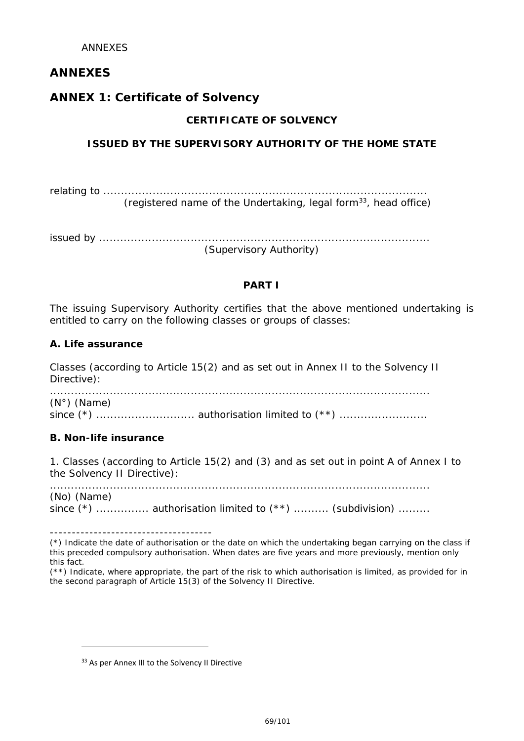# ANNEXES

## ANNEX 1: Certificate of Solvency

**CERTIFICATE OF SOLVENCY**

**ISSUED BY THE SUPERVISORY AUTHORITY OF THE HOME STATE**

relating to ..........................................................................................
(registered name of the Undertaking, legal form[33], head office)

issued by ..............................................................................................
(Supervisory Authority)

**PART I**

The issuing Supervisory Authority certifies that the above mentioned undertaking is entitled to carry on the following classes or groups of classes:

**A. Life assurance**

Classes (according to Article 15(2) and as set out in Annex II to the Solvency II Directive):

..................................................................................................................
(N°) (Name)
since (*) ........................... authorisation limited to (**) .........................

**B. Non-life insurance**

1. Classes (according to Article 15(2) and (3) and as set out in point A of Annex I to the Solvency II Directive):

..................................................................................................................
(No) (Name)
since (*) ............... authorisation limited to (**) .......... (subdivision) .........

-------------------------------------

(*) Indicate the date of authorisation or the date on which the undertaking began carrying on the class if this preceded compulsory authorisation. When dates are five years and more previously, mention only this fact.

(**) Indicate, where appropriate, the part of the risk to which authorisation is limited, as provided for in the second paragraph of Article 15(3) of the Solvency II Directive.

[33] As per Annex III to the Solvency II Directive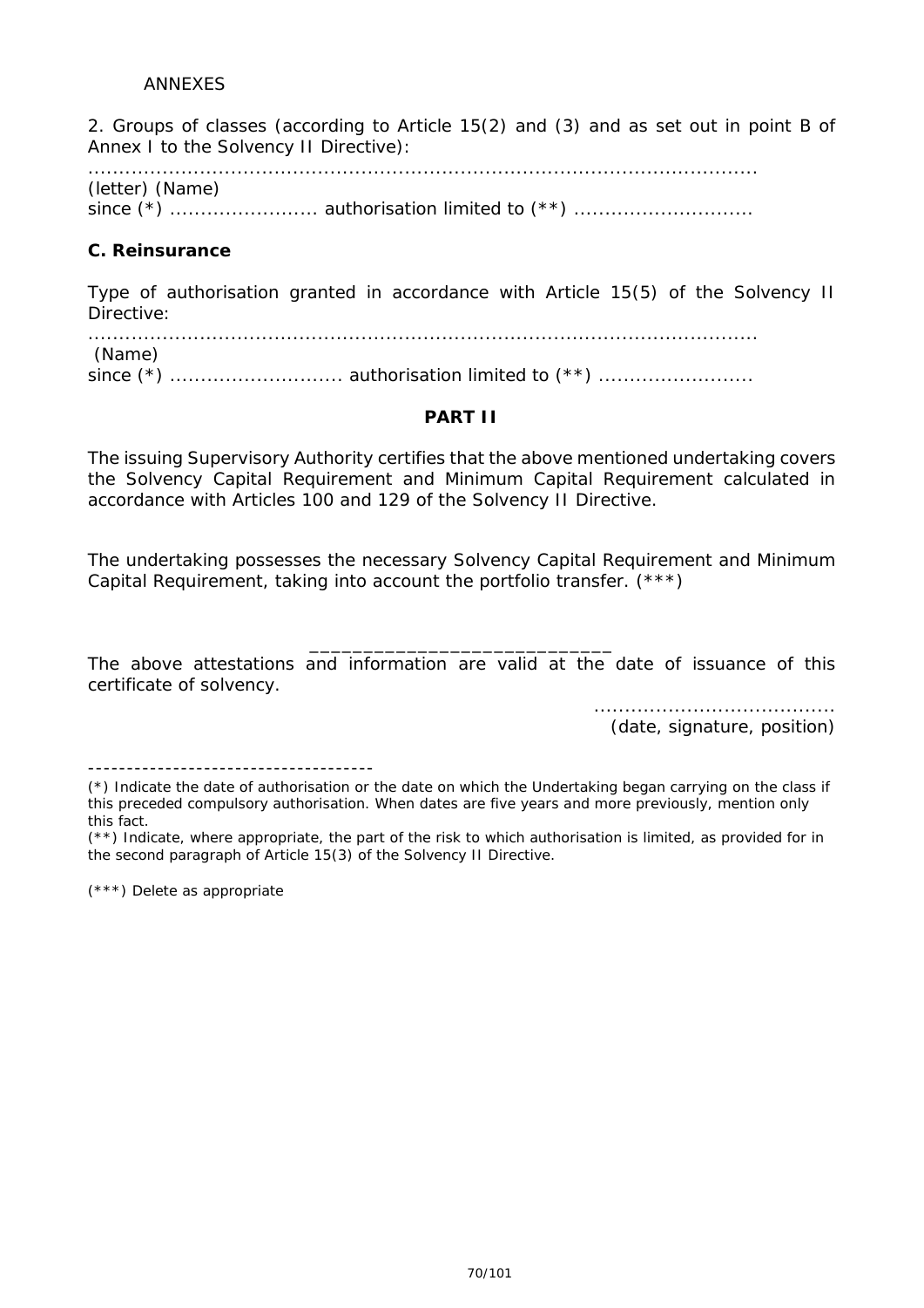ANNEXES

2. Groups of classes (according to Article 15(2) and (3) and as set out in point B of Annex I to the Solvency II Directive):

.......................................................................................................

(letter) (Name)

since (*) ........................ authorisation limited to (**) .............................

**C. Reinsurance**

Type of authorisation granted in accordance with Article 15(5) of the Solvency II Directive:

.......................................................................................................

(Name)

since (*) ............................ authorisation limited to (**) .........................

**PART II**

The issuing Supervisory Authority certifies that the above mentioned undertaking covers the Solvency Capital Requirement and Minimum Capital Requirement calculated in accordance with Articles 100 and 129 of the Solvency II Directive.

The undertaking possesses the necessary Solvency Capital Requirement and Minimum Capital Requirement, taking into account the portfolio transfer. (***)

____________________________

The above attestations and information are valid at the date of issuance of this certificate of solvency.

......................................

(date, signature, position)

-------------------------------------

(*) Indicate the date of authorisation or the date on which the Undertaking began carrying on the class if this preceded compulsory authorisation. When dates are five years and more previously, mention only this fact.

(**) Indicate, where appropriate, the part of the risk to which authorisation is limited, as provided for in the second paragraph of Article 15(3) of the Solvency II Directive.

(***) Delete as appropriate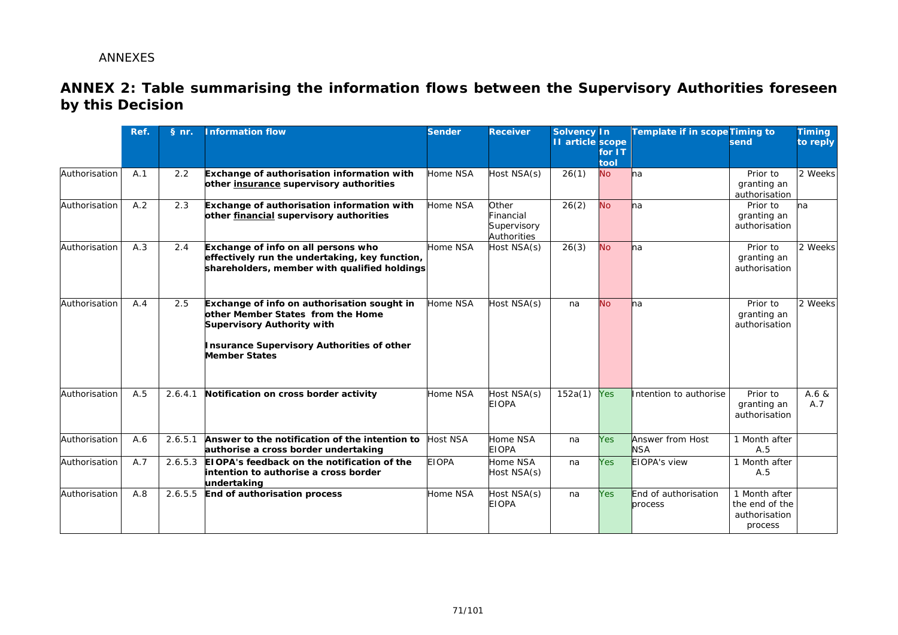ANNEXES

## ANNEX 2: Table summarising the information flows between the Supervisory Authorities foreseen by this Decision

| | Ref. | § nr. | Information flow | Sender | Receiver | Solvency II article | In scope for IT tool | Template if in scope | Timing to send | Timing to reply |
|---|---|---|---|---|---|---|---|---|---|---|
| Authorisation | A.1 | 2.2 | **Exchange of authorisation information with other insurance supervisory authorities** | Home NSA | Host NSA(s) | 26(1) | No | na | Prior to granting an authorisation | 2 Weeks |
| Authorisation | A.2 | 2.3 | **Exchange of authorisation information with other financial supervisory authorities** | Home NSA | Other Financial Supervisory Authorities | 26(2) | No | na | Prior to granting an authorisation | na |
| Authorisation | A.3 | 2.4 | **Exchange of info on all persons who effectively run the undertaking, key function, shareholders, member with qualified holdings** | Home NSA | Host NSA(s) | 26(3) | No | na | Prior to granting an authorisation | 2 Weeks |
| Authorisation | A.4 | 2.5 | **Exchange of info on authorisation sought in other Member States from the Home Supervisory Authority with Insurance Supervisory Authorities of other Member States** | Home NSA | Host NSA(s) | na | No | na | Prior to granting an authorisation | 2 Weeks |
| Authorisation | A.5 | 2.6.4.1 | **Notification on cross border activity** | Home NSA | Host NSA(s) EIOPA | 152a(1) | Yes | Intention to authorise | Prior to granting an authorisation | A.6 & A.7 |
| Authorisation | A.6 | 2.6.5.1 | **Answer to the notification of the intention to authorise a cross border undertaking** | Host NSA | Home NSA EIOPA | na | Yes | Answer from Host NSA | 1 Month after A.5 | |
| Authorisation | A.7 | 2.6.5.3 | **EIOPA's feedback on the notification of the intention to authorise a cross border undertaking** | EIOPA | Home NSA Host NSA(s) | na | Yes | EIOPA's view | 1 Month after A.5 | |
| Authorisation | A.8 | 2.6.5.5 | **End of authorisation process** | Home NSA | Host NSA(s) EIOPA | na | Yes | End of authorisation process | 1 Month after the end of the authorisation process | |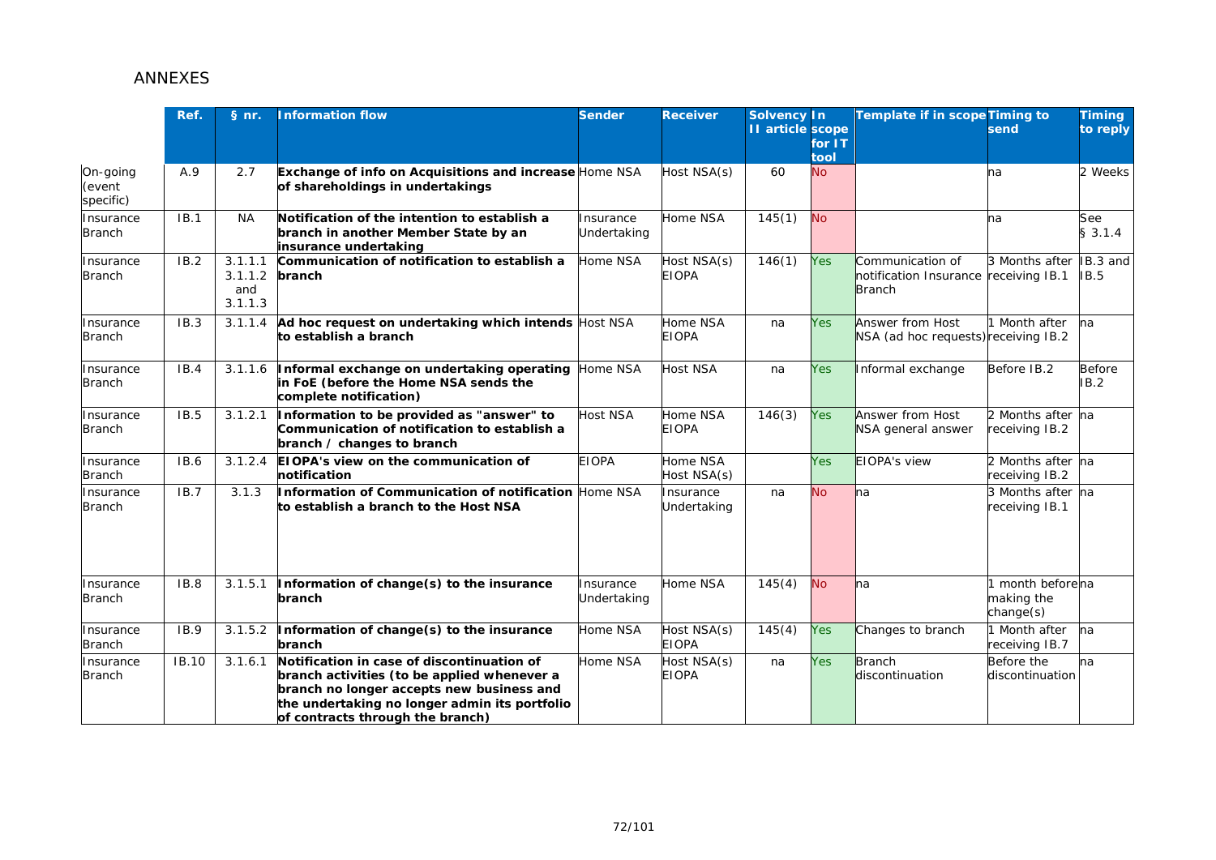# ANNEXES

| | Ref. | § nr. | Information flow | Sender | Receiver | Solvency II article | In scope for IT tool | Template if in scope | Timing to send | Timing to reply |
|---|---|---|---|---|---|---|---|---|---|---|
| On-going (event specific) | A.9 | 2.7 | **Exchange of info on Acquisitions and increase of shareholdings in undertakings** | Home NSA | Host NSA(s) | 60 | No | | na | 2 Weeks |
| Insurance Branch | IB.1 | NA | **Notification of the intention to establish a branch in another Member State by an insurance undertaking** | Insurance Undertaking | Home NSA | 145(1) | No | | na | See § 3.1.4 |
| Insurance Branch | IB.2 | 3.1.1.1 3.1.1.2 and 3.1.1.3 | **Communication of notification to establish a branch** | Home NSA | Host NSA(s) EIOPA | 146(1) | Yes | Communication of notification Insurance Branch | 3 Months after receiving IB.1 | IB.3 and IB.5 |
| Insurance Branch | IB.3 | 3.1.1.4 | **Ad hoc request on undertaking which intends to establish a branch** | Host NSA | Home NSA EIOPA | na | Yes | Answer from Host NSA (ad hoc requests) | 1 Month after receiving IB.2 | na |
| Insurance Branch | IB.4 | 3.1.1.6 | **Informal exchange on undertaking operating in FoE (before the Home NSA sends the complete notification)** | Home NSA | Host NSA | na | Yes | Informal exchange | Before IB.2 | Before IB.2 |
| Insurance Branch | IB.5 | 3.1.2.1 | **Information to be provided as "answer" to Communication of notification to establish a branch / changes to branch** | Host NSA | Home NSA EIOPA | 146(3) | Yes | Answer from Host NSA general answer | 2 Months after receiving IB.2 | na |
| Insurance Branch | IB.6 | 3.1.2.4 | **EIOPA's view on the communication of notification** | EIOPA | Home NSA Host NSA(s) | | Yes | EIOPA's view | 2 Months after receiving IB.2 | na |
| Insurance Branch | IB.7 | 3.1.3 | **Information of Communication of notification to establish a branch to the Host NSA** | Home NSA | Insurance Undertaking | na | No | na | 3 Months after receiving IB.1 | na |
| Insurance Branch | IB.8 | 3.1.5.1 | **Information of change(s) to the insurance branch** | Insurance Undertaking | Home NSA | 145(4) | No | na | 1 month before making the change(s) | na |
| Insurance Branch | IB.9 | 3.1.5.2 | **Information of change(s) to the insurance branch** | Home NSA | Host NSA(s) EIOPA | 145(4) | Yes | Changes to branch | 1 Month after receiving IB.7 | na |
| Insurance Branch | IB.10 | 3.1.6.1 | **Notification in case of discontinuation of branch activities (to be applied whenever a branch no longer accepts new business and the undertaking no longer admin its portfolio of contracts through the branch)** | Home NSA | Host NSA(s) EIOPA | na | Yes | Branch discontinuation | Before the discontinuation | na |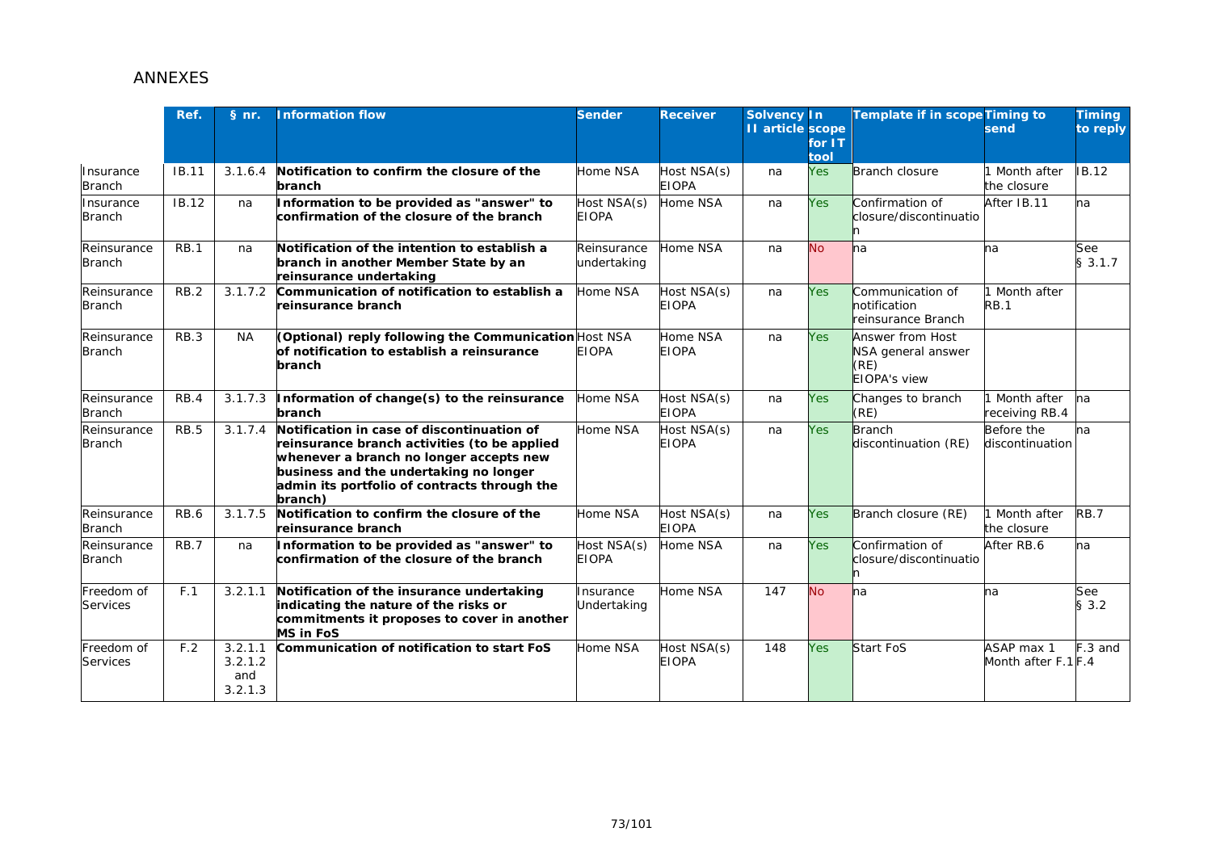## ANNEXES

| | Ref. | § nr. | Information flow | Sender | Receiver | Solvency II article | In scope for IT tool | Template if in scope | Timing to send | Timing to reply |
|---|---|---|---|---|---|---|---|---|---|---|
| Insurance Branch | IB.11 | 3.1.6.4 | **Notification to confirm the closure of the branch** | Home NSA | Host NSA(s) EIOPA | na | Yes | Branch closure | 1 Month after the closure | IB.12 |
| Insurance Branch | IB.12 | na | **Information to be provided as "answer" to confirmation of the closure of the branch** | Host NSA(s) EIOPA | Home NSA | na | Yes | Confirmation of closure/discontinuation | After IB.11 | na |
| Reinsurance Branch | RB.1 | na | **Notification of the intention to establish a branch in another Member State by an reinsurance undertaking** | Reinsurance undertaking | Home NSA | na | No | na | na | See § 3.1.7 |
| Reinsurance Branch | RB.2 | 3.1.7.2 | **Communication of notification to establish a reinsurance branch** | Home NSA | Host NSA(s) EIOPA | na | Yes | Communication of notification reinsurance Branch | 1 Month after RB.1 | |
| Reinsurance Branch | RB.3 | NA | **(Optional) reply following the Communication of notification to establish a reinsurance branch** | Host NSA EIOPA | Home NSA EIOPA | na | Yes | Answer from Host NSA general answer (RE) EIOPA's view | | |
| Reinsurance Branch | RB.4 | 3.1.7.3 | **Information of change(s) to the reinsurance branch** | Home NSA | Host NSA(s) EIOPA | na | Yes | Changes to branch (RE) | 1 Month after receiving RB.4 | na |
| Reinsurance Branch | RB.5 | 3.1.7.4 | **Notification in case of discontinuation of reinsurance branch activities (to be applied whenever a branch no longer accepts new business and the undertaking no longer admin its portfolio of contracts through the branch)** | Home NSA | Host NSA(s) EIOPA | na | Yes | Branch discontinuation (RE) | Before the discontinuation | na |
| Reinsurance Branch | RB.6 | 3.1.7.5 | **Notification to confirm the closure of the reinsurance branch** | Home NSA | Host NSA(s) EIOPA | na | Yes | Branch closure (RE) | 1 Month after the closure | RB.7 |
| Reinsurance Branch | RB.7 | na | **Information to be provided as "answer" to confirmation of the closure of the branch** | Host NSA(s) EIOPA | Home NSA | na | Yes | Confirmation of closure/discontinuation | After RB.6 | na |
| Freedom of Services | F.1 | 3.2.1.1 | **Notification of the insurance undertaking indicating the nature of the risks or commitments it proposes to cover in another MS in FoS** | Insurance Undertaking | Home NSA | 147 | No | na | na | See § 3.2 |
| Freedom of Services | F.2 | 3.2.1.1 3.2.1.2 and 3.2.1.3 | **Communication of notification to start FoS** | Home NSA | Host NSA(s) EIOPA | 148 | Yes | Start FoS | ASAP max 1 Month after F.1 | F.3 and F.4 |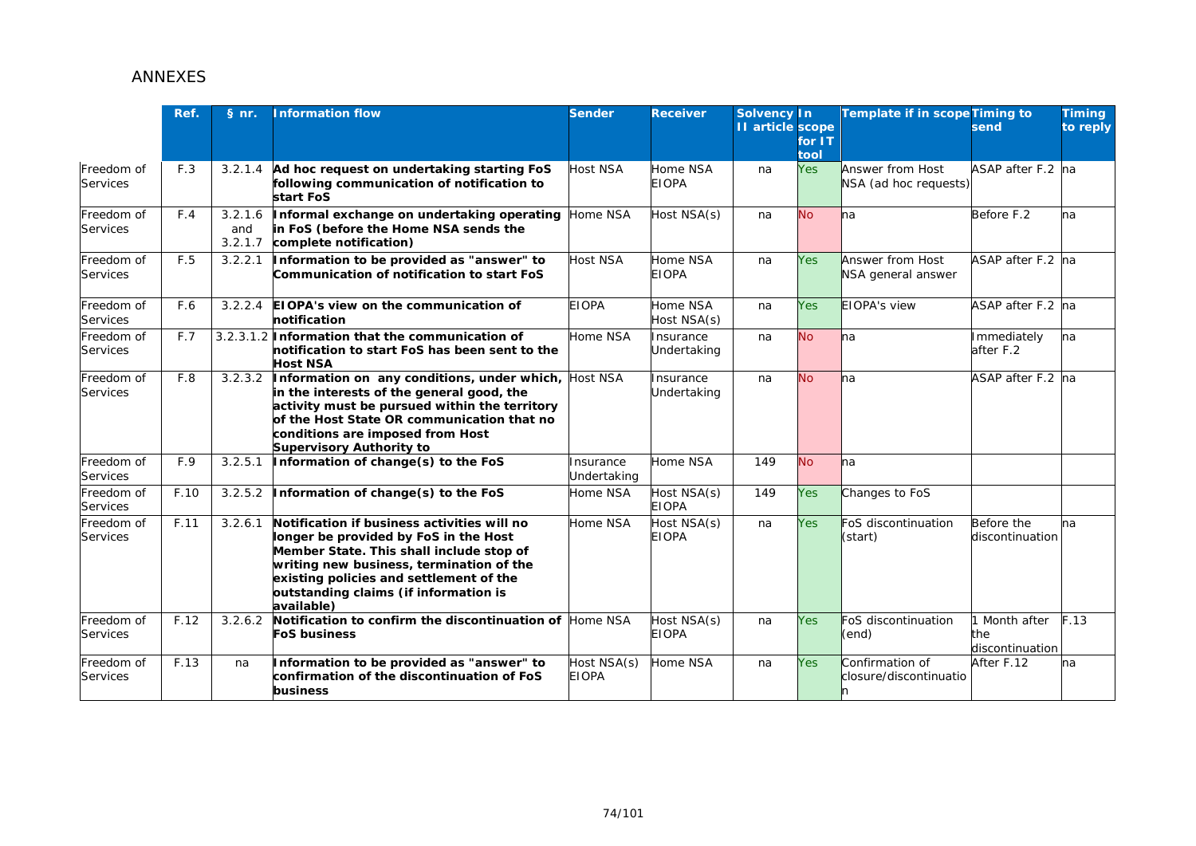# ANNEXES

| | Ref. | § nr. | Information flow | Sender | Receiver | Solvency II article | In scope for IT tool | Template if in scope | Timing to send | Timing to reply |
|---|---|---|---|---|---|---|---|---|---|---|
| Freedom of Services | F.3 | 3.2.1.4 | **Ad hoc request on undertaking starting FoS following communication of notification to start FoS** | Host NSA | Home NSA EIOPA | na | Yes | Answer from Host NSA (ad hoc requests) | ASAP after F.2 | na |
| Freedom of Services | F.4 | 3.2.1.6 and 3.2.1.7 | **Informal exchange on undertaking operating in FoS (before the Home NSA sends the complete notification)** | Home NSA | Host NSA(s) | na | No | na | Before F.2 | na |
| Freedom of Services | F.5 | 3.2.2.1 | **Information to be provided as "answer" to Communication of notification to start FoS** | Host NSA | Home NSA EIOPA | na | Yes | Answer from Host NSA general answer | ASAP after F.2 | na |
| Freedom of Services | F.6 | 3.2.2.4 | **EIOPA's view on the communication of notification** | EIOPA | Home NSA Host NSA(s) | na | Yes | EIOPA's view | ASAP after F.2 | na |
| Freedom of Services | F.7 | 3.2.3.1.2 | **Information that the communication of notification to start FoS has been sent to the Host NSA** | Home NSA | Insurance Undertaking | na | No | na | Immediately after F.2 | na |
| Freedom of Services | F.8 | 3.2.3.2 | **Information on any conditions, under which, in the interests of the general good, the activity must be pursued within the territory of the Host State OR communication that no conditions are imposed from Host Supervisory Authority to** | Host NSA | Insurance Undertaking | na | No | na | ASAP after F.2 | na |
| Freedom of Services | F.9 | 3.2.5.1 | **Information of change(s) to the FoS** | Insurance Undertaking | Home NSA | 149 | No | na | | |
| Freedom of Services | F.10 | 3.2.5.2 | **Information of change(s) to the FoS** | Home NSA | Host NSA(s) EIOPA | 149 | Yes | Changes to FoS | | |
| Freedom of Services | F.11 | 3.2.6.1 | **Notification if business activities will no longer be provided by FoS in the Host Member State. This shall include stop of writing new business, termination of the existing policies and settlement of the outstanding claims (if information is available)** | Home NSA | Host NSA(s) EIOPA | na | Yes | FoS discontinuation (start) | Before the discontinuation | na |
| Freedom of Services | F.12 | 3.2.6.2 | **Notification to confirm the discontinuation of FoS business** | Home NSA | Host NSA(s) EIOPA | na | Yes | FoS discontinuation (end) | 1 Month after the discontinuation | F.13 |
| Freedom of Services | F.13 | na | **Information to be provided as "answer" to confirmation of the discontinuation of FoS business** | Host NSA(s) EIOPA | Home NSA | na | Yes | Confirmation of closure/discontinuation | After F.12 | na |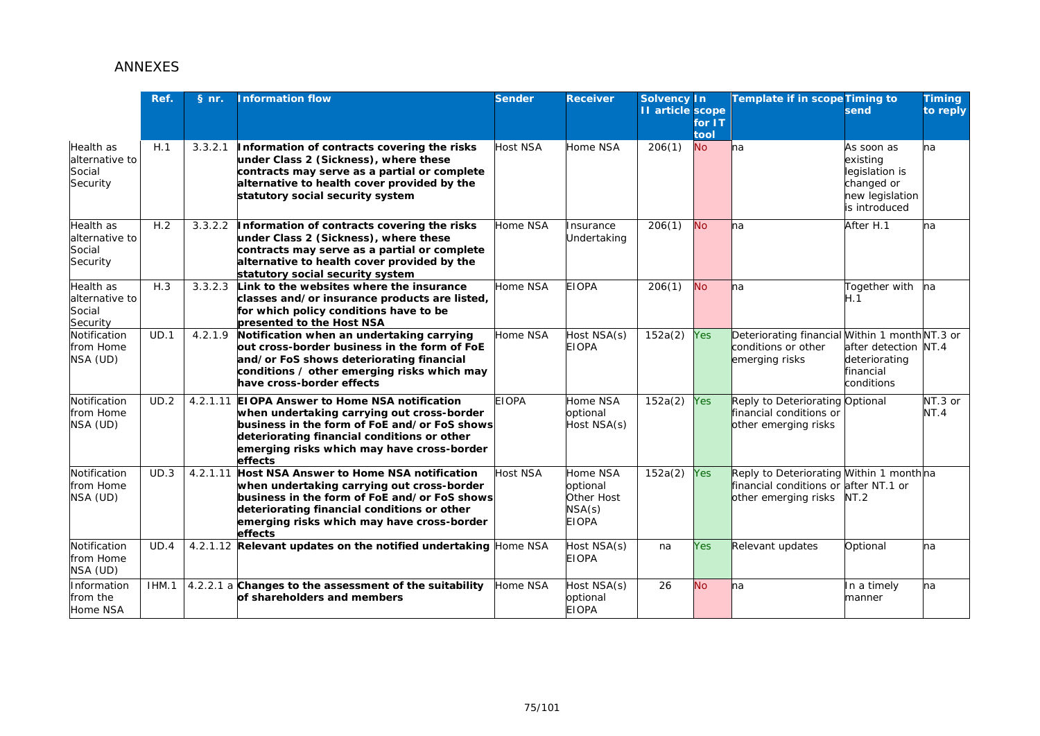## ANNEXES

| | Ref. | § nr. | Information flow | Sender | Receiver | Solvency II article | In scope for IT tool | Template if in scope | Timing to send | Timing to reply |
|---|---|---|---|---|---|---|---|---|---|---|
| Health as alternative to Social Security | H.1 | 3.3.2.1 | **Information of contracts covering the risks under Class 2 (Sickness), where these contracts may serve as a partial or complete alternative to health cover provided by the statutory social security system** | Host NSA | Home NSA | 206(1) | No | na | As soon as existing legislation is changed or new legislation is introduced | na |
| Health as alternative to Social Security | H.2 | 3.3.2.2 | **Information of contracts covering the risks under Class 2 (Sickness), where these contracts may serve as a partial or complete alternative to health cover provided by the statutory social security system** | Home NSA | Insurance Undertaking | 206(1) | No | na | After H.1 | na |
| Health as alternative to Social Security | H.3 | 3.3.2.3 | **Link to the websites where the insurance classes and/or insurance products are listed, for which policy conditions have to be presented to the Host NSA** | Home NSA | EIOPA | 206(1) | No | na | Together with H.1 | na |
| Notification from Home NSA (UD) | UD.1 | 4.2.1.9 | **Notification when an undertaking carrying out cross-border business in the form of FoE and/or FoS shows deteriorating financial conditions / other emerging risks which may have cross-border effects** | Home NSA | Host NSA(s) EIOPA | 152a(2) | Yes | Deteriorating financial conditions or other emerging risks | Within 1 month after detection deteriorating financial conditions | NT.3 or NT.4 |
| Notification from Home NSA (UD) | UD.2 | 4.2.1.11 | **EIOPA Answer to Home NSA notification when undertaking carrying out cross-border business in the form of FoE and/or FoS shows deteriorating financial conditions or other emerging risks which may have cross-border effects** | EIOPA | Home NSA optional Host NSA(s) | 152a(2) | Yes | Reply to Deteriorating financial conditions or other emerging risks | Optional | NT.3 or NT.4 |
| Notification from Home NSA (UD) | UD.3 | 4.2.1.11 | **Host NSA Answer to Home NSA notification when undertaking carrying out cross-border business in the form of FoE and/or FoS shows deteriorating financial conditions or other emerging risks which may have cross-border effects** | Host NSA | Home NSA optional Other Host NSA(s) EIOPA | 152a(2) | Yes | Reply to Deteriorating financial conditions or other emerging risks | Within 1 month after NT.1 or NT.2 | na |
| Notification from Home NSA (UD) | UD.4 | 4.2.1.12 | **Relevant updates on the notified undertaking** | Home NSA | Host NSA(s) EIOPA | na | Yes | Relevant updates | Optional | na |
| Information from the Home NSA | IHM.1 | 4.2.2.1 a | **Changes to the assessment of the suitability of shareholders and members** | Home NSA | Host NSA(s) optional EIOPA | 26 | No | na | In a timely manner | na |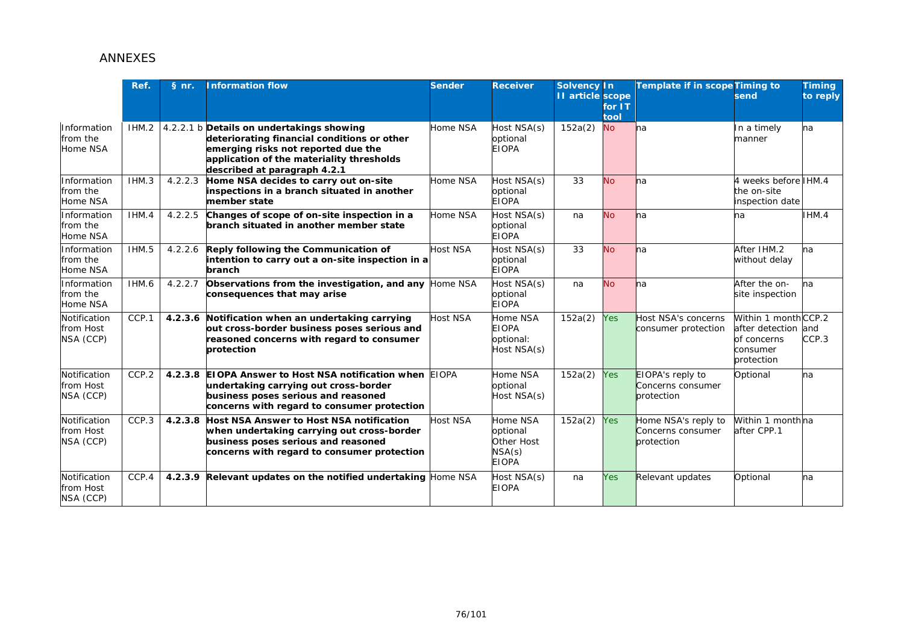## ANNEXES

| | Ref. | § nr. | Information flow | Sender | Receiver | Solvency II article | In scope for IT tool | Template if in scope | Timing to send | Timing to reply |
|---|---|---|---|---|---|---|---|---|---|---|
| Information from the Home NSA | IHM.2 | 4.2.2.1 b | **Details on undertakings showing deteriorating financial conditions or other emerging risks not reported due the application of the materiality thresholds described at paragraph 4.2.1** | Home NSA | Host NSA(s) optional EIOPA | 152a(2) | No | na | In a timely manner | na |
| Information from the Home NSA | IHM.3 | 4.2.2.3 | **Home NSA decides to carry out on-site inspections in a branch situated in another member state** | Home NSA | Host NSA(s) optional EIOPA | 33 | No | na | 4 weeks before the on-site inspection date | IHM.4 |
| Information from the Home NSA | IHM.4 | 4.2.2.5 | **Changes of scope of on-site inspection in a branch situated in another member state** | Home NSA | Host NSA(s) optional EIOPA | na | No | na | na | IHM.4 |
| Information from the Home NSA | IHM.5 | 4.2.2.6 | **Reply following the Communication of intention to carry out a on-site inspection in a branch** | Host NSA | Host NSA(s) optional EIOPA | 33 | No | na | After IHM.2 without delay | na |
| Information from the Home NSA | IHM.6 | 4.2.2.7 | **Observations from the investigation, and any consequences that may arise** | Home NSA | Host NSA(s) optional EIOPA | na | No | na | After the on-site inspection | na |
| Notification from Host NSA (CCP) | CCP.1 | **4.2.3.6** | **Notification when an undertaking carrying out cross-border business poses serious and reasoned concerns with regard to consumer protection** | Host NSA | Home NSA EIOPA optional: Host NSA(s) | 152a(2) | Yes | Host NSA's concerns consumer protection | Within 1 month after detection of concerns consumer protection | CCP.2 and CCP.3 |
| Notification from Host NSA (CCP) | CCP.2 | **4.2.3.8** | **EIOPA Answer to Host NSA notification when undertaking carrying out cross-border business poses serious and reasoned concerns with regard to consumer protection** | EIOPA | Home NSA optional Host NSA(s) | 152a(2) | Yes | EIOPA's reply to Concerns consumer protection | Optional | na |
| Notification from Host NSA (CCP) | CCP.3 | **4.2.3.8** | **Host NSA Answer to Host NSA notification when undertaking carrying out cross-border business poses serious and reasoned concerns with regard to consumer protection** | Host NSA | Home NSA optional Other Host NSA(s) EIOPA | 152a(2) | Yes | Home NSA's reply to Concerns consumer protection | Within 1 month after CPP.1 | na |
| Notification from Host NSA (CCP) | CCP.4 | **4.2.3.9** | **Relevant updates on the notified undertaking** | Home NSA | Host NSA(s) EIOPA | na | Yes | Relevant updates | Optional | na |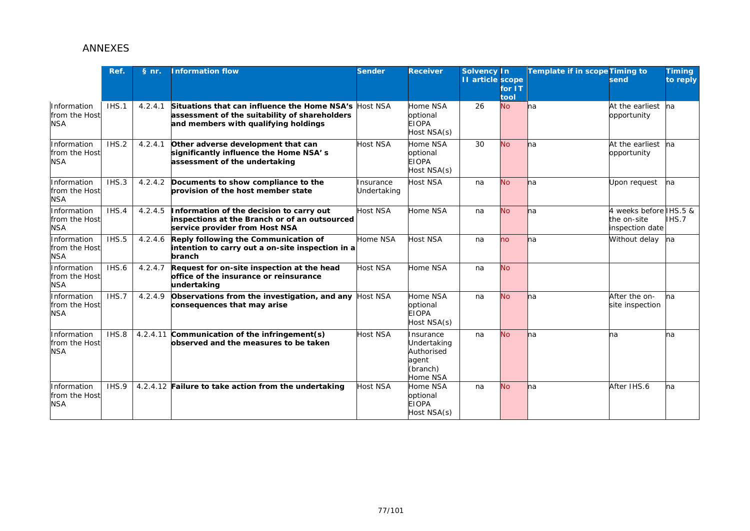## ANNEXES

| | Ref. | § nr. | Information flow | Sender | Receiver | Solvency II article | In scope for IT tool | Template if in scope | Timing to send | Timing to reply |
|---|---|---|---|---|---|---|---|---|---|---|
| Information from the Host NSA | IHS.1 | 4.2.4.1 | **Situations that can influence the Home NSA's assessment of the suitability of shareholders and members with qualifying holdings** | Host NSA | Home NSA optional EIOPA Host NSA(s) | 26 | No | na | At the earliest opportunity | na |
| Information from the Host NSA | IHS.2 | 4.2.4.1 | **Other adverse development that can significantly influence the Home NSA' s assessment of the undertaking** | Host NSA | Home NSA optional EIOPA Host NSA(s) | 30 | No | na | At the earliest opportunity | na |
| Information from the Host NSA | IHS.3 | 4.2.4.2 | **Documents to show compliance to the provision of the host member state** | Insurance Undertaking | Host NSA | na | No | na | Upon request | na |
| Information from the Host NSA | IHS.4 | 4.2.4.5 | **Information of the decision to carry out inspections at the Branch or of an outsourced service provider from Host NSA** | Host NSA | Home NSA | na | No | na | 4 weeks before the on-site inspection date | IHS.5 & IHS.7 |
| Information from the Host NSA | IHS.5 | 4.2.4.6 | **Reply following the Communication of intention to carry out a on-site inspection in a branch** | Home NSA | Host NSA | na | no | na | Without delay | na |
| Information from the Host NSA | IHS.6 | 4.2.4.7 | **Request for on-site inspection at the head office of the insurance or reinsurance undertaking** | Host NSA | Home NSA | na | No | | | |
| Information from the Host NSA | IHS.7 | 4.2.4.9 | **Observations from the investigation, and any consequences that may arise** | Host NSA | Home NSA optional EIOPA Host NSA(s) | na | No | na | After the on-site inspection | na |
| Information from the Host NSA | IHS.8 | 4.2.4.11 | **Communication of the infringement(s) observed and the measures to be taken** | Host NSA | Insurance Undertaking Authorised agent (branch) Home NSA | na | No | na | na | na |
| Information from the Host NSA | IHS.9 | 4.2.4.12 | **Failure to take action from the undertaking** | Host NSA | Home NSA optional EIOPA Host NSA(s) | na | No | na | After IHS.6 | na |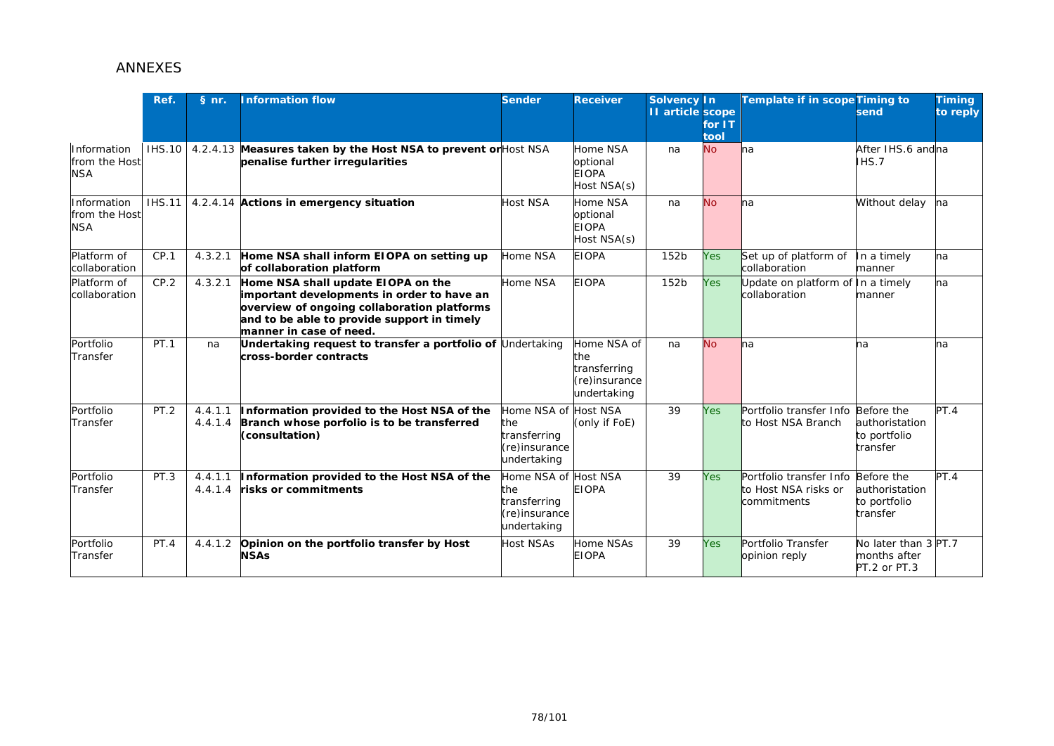# ANNEXES

| | Ref. | § nr. | Information flow | Sender | Receiver | Solvency II article | In scope for IT tool | Template if in scope | Timing to send | Timing to reply |
|---|---|---|---|---|---|---|---|---|---|---|
| Information from the Host NSA | IHS.10 | 4.2.4.13 | **Measures taken by the Host NSA to prevent or penalise further irregularities** | Host NSA | Home NSA optional EIOPA Host NSA(s) | na | No | na | After IHS.6 and IHS.7 | na |
| Information from the Host NSA | IHS.11 | 4.2.4.14 | **Actions in emergency situation** | Host NSA | Home NSA optional EIOPA Host NSA(s) | na | No | na | Without delay | na |
| Platform of collaboration | CP.1 | 4.3.2.1 | **Home NSA shall inform EIOPA on setting up of collaboration platform** | Home NSA | EIOPA | 152b | Yes | Set up of platform of collaboration | In a timely manner | na |
| Platform of collaboration | CP.2 | 4.3.2.1 | **Home NSA shall update EIOPA on the important developments in order to have an overview of ongoing collaboration platforms and to be able to provide support in timely manner in case of need.** | Home NSA | EIOPA | 152b | Yes | Update on platform of collaboration | In a timely manner | na |
| Portfolio Transfer | PT.1 | na | **Undertaking request to transfer a portfolio of cross-border contracts** | Undertaking | Home NSA of the transferring (re)insurance undertaking | na | No | na | na | na |
| Portfolio Transfer | PT.2 | 4.4.1.1 4.4.1.4 | **Information provided to the Host NSA of the Branch whose porfolio is to be transferred (consultation)** | Home NSA of the transferring (re)insurance undertaking | Host NSA (only if FoE) | 39 | Yes | Portfolio transfer Info to Host NSA Branch | Before the authoristation to portfolio transfer | PT.4 |
| Portfolio Transfer | PT.3 | 4.4.1.1 4.4.1.4 | **Information provided to the Host NSA of the risks or commitments** | Home NSA of the transferring (re)insurance undertaking | Host NSA EIOPA | 39 | Yes | Portfolio transfer Info to Host NSA risks or commitments | Before the authoristation to portfolio transfer | PT.4 |
| Portfolio Transfer | PT.4 | 4.4.1.2 | **Opinion on the portfolio transfer by Host NSAs** | Host NSAs | Home NSAs EIOPA | 39 | Yes | Portfolio Transfer opinion reply | No later than 3 months after PT.2 or PT.3 | PT.7 |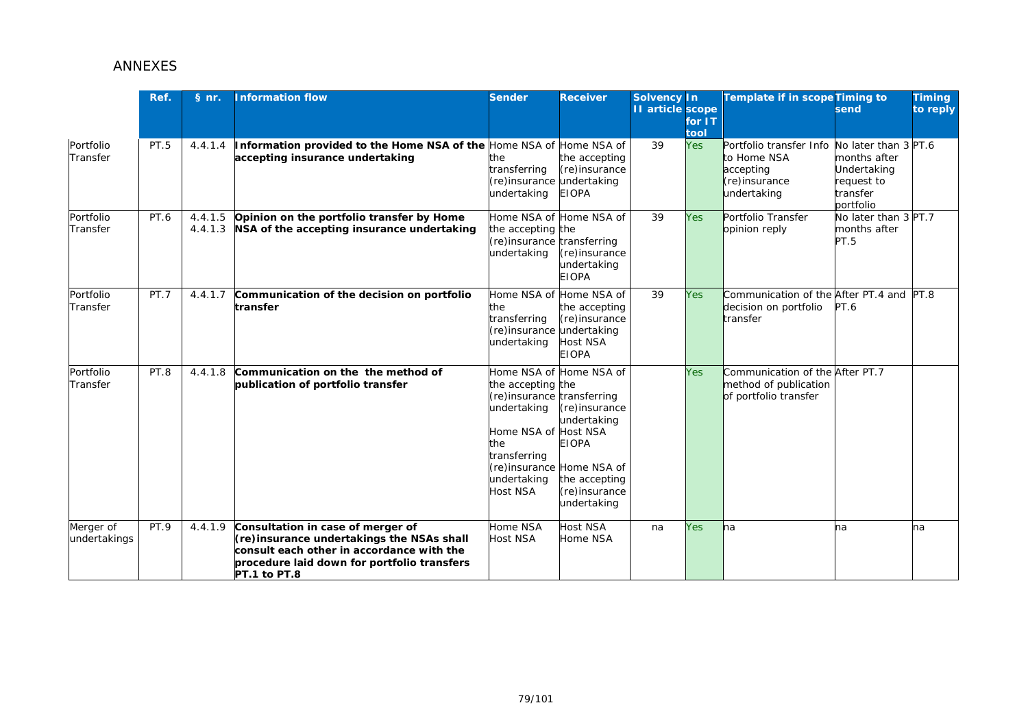## ANNEXES

| | Ref. | § nr. | Information flow | Sender | Receiver | Solvency II article | In scope for IT tool | Template if in scope | Timing to send | Timing to reply |
|---|---|---|---|---|---|---|---|---|---|---|
| Portfolio Transfer | PT.5 | 4.4.1.4 | **Information provided to the Home NSA of the accepting insurance undertaking** | Home NSA of the transferring (re)insurance undertaking | Home NSA of the accepting (re)insurance undertaking EIOPA | 39 | Yes | Portfolio transfer Info to Home NSA accepting (re)insurance undertaking | No later than 3 months after Undertaking request to transfer portfolio | PT.6 |
| Portfolio Transfer | PT.6 | 4.4.1.5 4.4.1.3 | **Opinion on the portfolio transfer by Home NSA of the accepting insurance undertaking** | Home NSA of the accepting (re)insurance undertaking | Home NSA of the transferring (re)insurance undertaking EIOPA | 39 | Yes | Portfolio Transfer opinion reply | No later than 3 months after PT.5 | PT.7 |
| Portfolio Transfer | PT.7 | 4.4.1.7 | **Communication of the decision on portfolio transfer** | Home NSA of the transferring (re)insurance undertaking | Home NSA of the accepting (re)insurance undertaking Host NSA EIOPA | 39 | Yes | Communication of the decision on portfolio transfer | After PT.4 and PT.6 | PT.8 |
| Portfolio Transfer | PT.8 | 4.4.1.8 | **Communication on the the method of publication of portfolio transfer** | Home NSA of the accepting (re)insurance undertaking Home NSA of the transferring (re)insurance undertaking Host NSA | Home NSA of the transferring (re)insurance undertaking Host NSA EIOPA Home NSA of the accepting (re)insurance undertaking | | Yes | Communication of the method of publication of portfolio transfer | After PT.7 | |
| Merger of undertakings | PT.9 | 4.4.1.9 | **Consultation in case of merger of (re)insurance undertakings the NSAs shall consult each other in accordance with the procedure laid down for portfolio transfers PT.1 to PT.8** | Home NSA Host NSA | Host NSA Home NSA | na | Yes | na | na | na |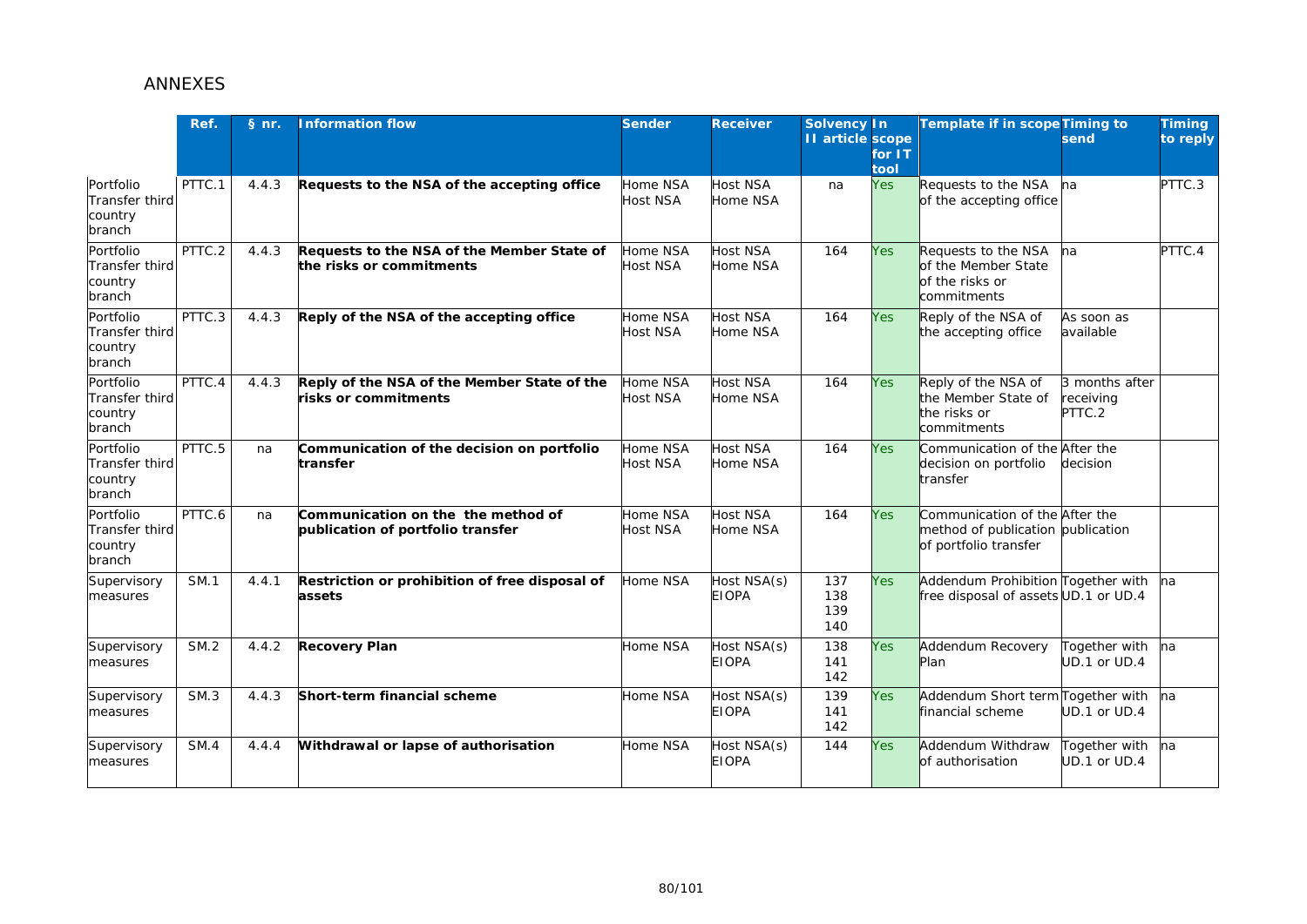## ANNEXES

| | Ref. | § nr. | Information flow | Sender | Receiver | Solvency II article | In scope for IT tool | Template if in scope | Timing to send | Timing to reply |
|---|---|---|---|---|---|---|---|---|---|---|
| Portfolio Transfer third country branch | PTTC.1 | 4.4.3 | **Requests to the NSA of the accepting office** | Home NSA Host NSA | Host NSA Home NSA | na | Yes | Requests to the NSA of the accepting office | na | PTTC.3 |
| Portfolio Transfer third country branch | PTTC.2 | 4.4.3 | **Requests to the NSA of the Member State of the risks or commitments** | Home NSA Host NSA | Host NSA Home NSA | 164 | Yes | Requests to the NSA of the Member State of the risks or commitments | na | PTTC.4 |
| Portfolio Transfer third country branch | PTTC.3 | 4.4.3 | **Reply of the NSA of the accepting office** | Home NSA Host NSA | Host NSA Home NSA | 164 | Yes | Reply of the NSA of the accepting office | As soon as available | |
| Portfolio Transfer third country branch | PTTC.4 | 4.4.3 | **Reply of the NSA of the Member State of the risks or commitments** | Home NSA Host NSA | Host NSA Home NSA | 164 | Yes | Reply of the NSA of the Member State of the risks or commitments | 3 months after receiving PTTC.2 | |
| Portfolio Transfer third country branch | PTTC.5 | na | **Communication of the decision on portfolio transfer** | Home NSA Host NSA | Host NSA Home NSA | 164 | Yes | Communication of the decision on portfolio transfer | After the decision | |
| Portfolio Transfer third country branch | PTTC.6 | na | **Communication on the the method of publication of portfolio transfer** | Home NSA Host NSA | Host NSA Home NSA | 164 | Yes | Communication of the method of publication of portfolio transfer | After the publication | |
| Supervisory measures | SM.1 | 4.4.1 | **Restriction or prohibition of free disposal of assets** | Home NSA | Host NSA(s) EIOPA | 137 138 139 140 | Yes | Addendum Prohibition free disposal of assets | Together with UD.1 or UD.4 | na |
| Supervisory measures | SM.2 | 4.4.2 | **Recovery Plan** | Home NSA | Host NSA(s) EIOPA | 138 141 142 | Yes | Addendum Recovery Plan | Together with UD.1 or UD.4 | na |
| Supervisory measures | SM.3 | 4.4.3 | **Short-term financial scheme** | Home NSA | Host NSA(s) EIOPA | 139 141 142 | Yes | Addendum Short term financial scheme | Together with UD.1 or UD.4 | na |
| Supervisory measures | SM.4 | 4.4.4 | **Withdrawal or lapse of authorisation** | Home NSA | Host NSA(s) EIOPA | 144 | Yes | Addendum Withdraw of authorisation | Together with UD.1 or UD.4 | na |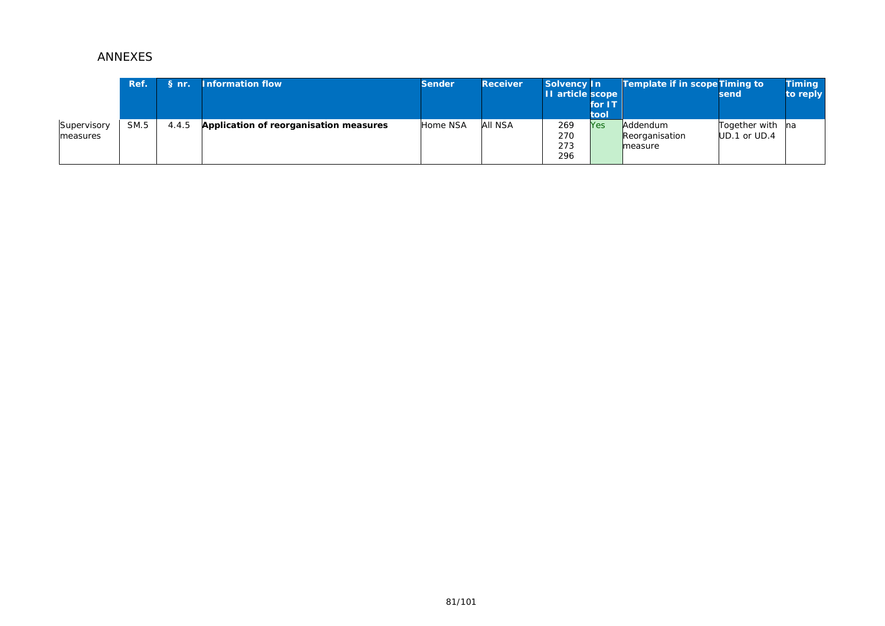## ANNEXES

| | Ref. | § nr. | Information flow | Sender | Receiver | Solvency II article | In scope for IT tool | Template if in scope | Timing to send | Timing to reply |
|---|---|---|---|---|---|---|---|---|---|---|
| Supervisory measures | SM.5 | 4.4.5 | **Application of reorganisation measures** | Home NSA | All NSA | 269 270 273 296 | Yes | Addendum Reorganisation measure | Together with UD.1 or UD.4 | na |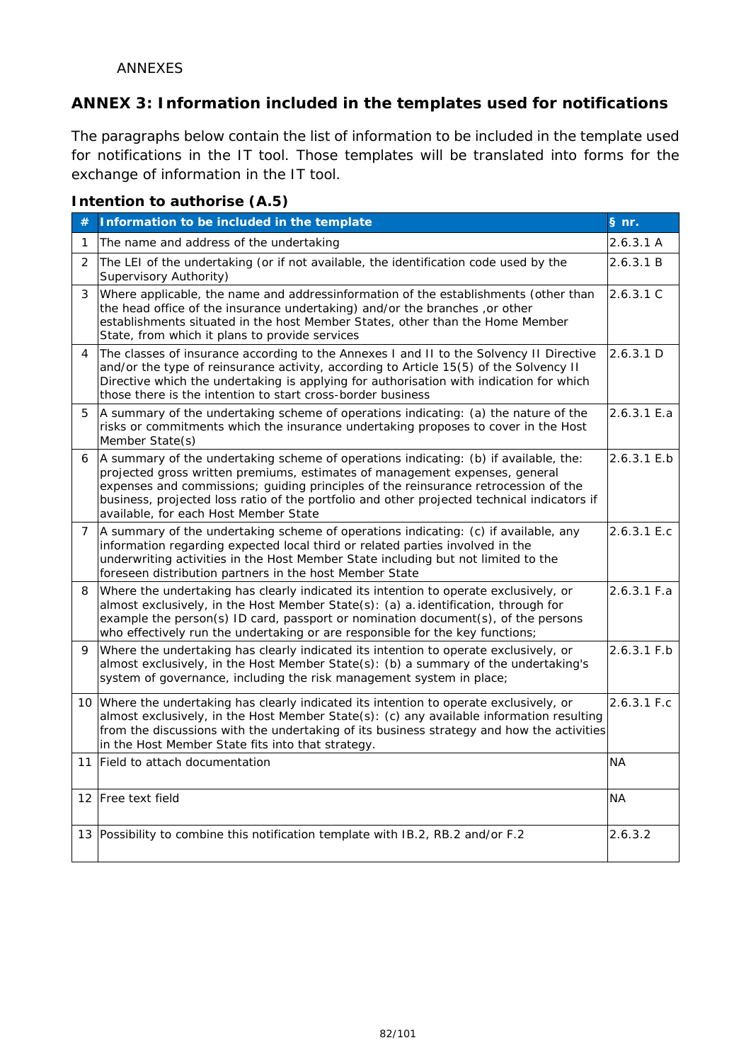ANNEXES

## ANNEX 3: Information included in the templates used for notifications

The paragraphs below contain the list of information to be included in the template used for notifications in the IT tool. Those templates will be translated into forms for the exchange of information in the IT tool.

### Intention to authorise (A.5)

| # | Information to be included in the template | § nr. |
|---|---|---|
| 1 | The name and address of the undertaking | 2.6.3.1 A |
| 2 | The LEI of the undertaking (or if not available, the identification code used by the Supervisory Authority) | 2.6.3.1 B |
| 3 | Where applicable, the name and addressinformation of the establishments (other than the head office of the insurance undertaking) and/or the branches ,or other establishments situated in the host Member States, other than the Home Member State, from which it plans to provide services | 2.6.3.1 C |
| 4 | The classes of insurance according to the Annexes I and II to the Solvency II Directive and/or the type of reinsurance activity, according to Article 15(5) of the Solvency II Directive which the undertaking is applying for authorisation with indication for which those there is the intention to start cross-border business | 2.6.3.1 D |
| 5 | A summary of the undertaking scheme of operations indicating: (a) the nature of the risks or commitments which the insurance undertaking proposes to cover in the Host Member State(s) | 2.6.3.1 E.a |
| 6 | A summary of the undertaking scheme of operations indicating: (b) if available, the: projected gross written premiums, estimates of management expenses, general expenses and commissions; guiding principles of the reinsurance retrocession of the business, projected loss ratio of the portfolio and other projected technical indicators if available, for each Host Member State | 2.6.3.1 E.b |
| 7 | A summary of the undertaking scheme of operations indicating: (c) if available, any information regarding expected local third or related parties involved in the underwriting activities in the Host Member State including but not limited to the foreseen distribution partners in the host Member State | 2.6.3.1 E.c |
| 8 | Where the undertaking has clearly indicated its intention to operate exclusively, or almost exclusively, in the Host Member State(s): (a) a. identification, through for example the person(s) ID card, passport or nomination document(s), of the persons who effectively run the undertaking or are responsible for the key functions; | 2.6.3.1 F.a |
| 9 | Where the undertaking has clearly indicated its intention to operate exclusively, or almost exclusively, in the Host Member State(s): (b) a summary of the undertaking's system of governance, including the risk management system in place; | 2.6.3.1 F.b |
| 10 | Where the undertaking has clearly indicated its intention to operate exclusively, or almost exclusively, in the Host Member State(s): (c) any available information resulting from the discussions with the undertaking of its business strategy and how the activities in the Host Member State fits into that strategy. | 2.6.3.1 F.c |
| 11 | Field to attach documentation | NA |
| 12 | Free text field | NA |
| 13 | Possibility to combine this notification template with IB.2, RB.2 and/or F.2 | 2.6.3.2 |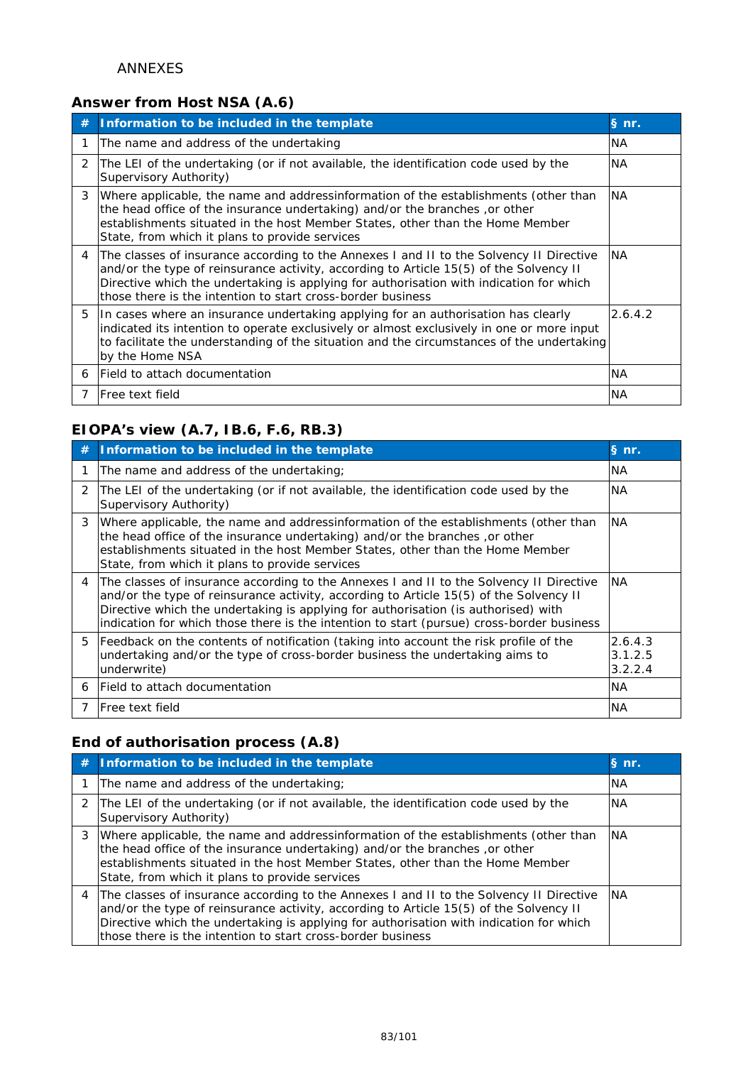ANNEXES

## Answer from Host NSA (A.6)

| # | Information to be included in the template | § nr. |
|---|---|---|
| 1 | The name and address of the undertaking | NA |
| 2 | The LEI of the undertaking (or if not available, the identification code used by the Supervisory Authority) | NA |
| 3 | Where applicable, the name and addressinformation of the establishments (other than the head office of the insurance undertaking) and/or the branches ,or other establishments situated in the host Member States, other than the Home Member State, from which it plans to provide services | NA |
| 4 | The classes of insurance according to the Annexes I and II to the Solvency II Directive and/or the type of reinsurance activity, according to Article 15(5) of the Solvency II Directive which the undertaking is applying for authorisation with indication for which those there is the intention to start cross-border business | NA |
| 5 | In cases where an insurance undertaking applying for an authorisation has clearly indicated its intention to operate exclusively or almost exclusively in one or more input to facilitate the understanding of the situation and the circumstances of the undertaking by the Home NSA | 2.6.4.2 |
| 6 | Field to attach documentation | NA |
| 7 | Free text field | NA |

## EIOPA's view (A.7, IB.6, F.6, RB.3)

| # | Information to be included in the template | § nr. |
|---|---|---|
| 1 | The name and address of the undertaking; | NA |
| 2 | The LEI of the undertaking (or if not available, the identification code used by the Supervisory Authority) | NA |
| 3 | Where applicable, the name and addressinformation of the establishments (other than the head office of the insurance undertaking) and/or the branches ,or other establishments situated in the host Member States, other than the Home Member State, from which it plans to provide services | NA |
| 4 | The classes of insurance according to the Annexes I and II to the Solvency II Directive and/or the type of reinsurance activity, according to Article 15(5) of the Solvency II Directive which the undertaking is applying for authorisation (is authorised) with indication for which those there is the intention to start (pursue) cross-border business | NA |
| 5 | Feedback on the contents of notification (taking into account the risk profile of the undertaking and/or the type of cross-border business the undertaking aims to underwrite) | 2.6.4.3<br>3.1.2.5<br>3.2.2.4 |
| 6 | Field to attach documentation | NA |
| 7 | Free text field | NA |

## End of authorisation process (A.8)

| # | Information to be included in the template | § nr. |
|---|---|---|
| 1 | The name and address of the undertaking; | NA |
| 2 | The LEI of the undertaking (or if not available, the identification code used by the Supervisory Authority) | NA |
| 3 | Where applicable, the name and addressinformation of the establishments (other than the head office of the insurance undertaking) and/or the branches ,or other establishments situated in the host Member States, other than the Home Member State, from which it plans to provide services | NA |
| 4 | The classes of insurance according to the Annexes I and II to the Solvency II Directive and/or the type of reinsurance activity, according to Article 15(5) of the Solvency II Directive which the undertaking is applying for authorisation with indication for which those there is the intention to start cross-border business | NA |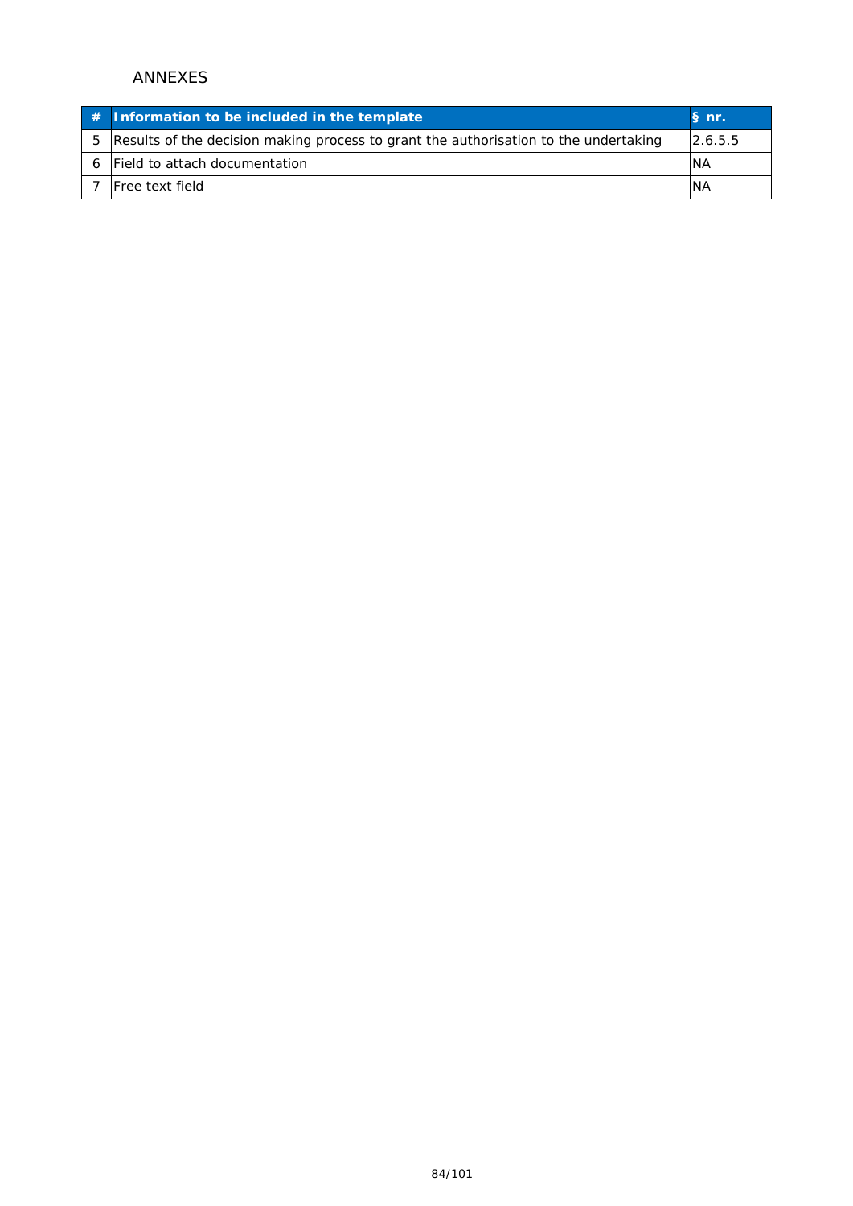ANNEXES

| # | Information to be included in the template | § nr. |
|---|---|---|
| 5 | Results of the decision making process to grant the authorisation to the undertaking | 2.6.5.5 |
| 6 | Field to attach documentation | NA |
| 7 | Free text field | NA |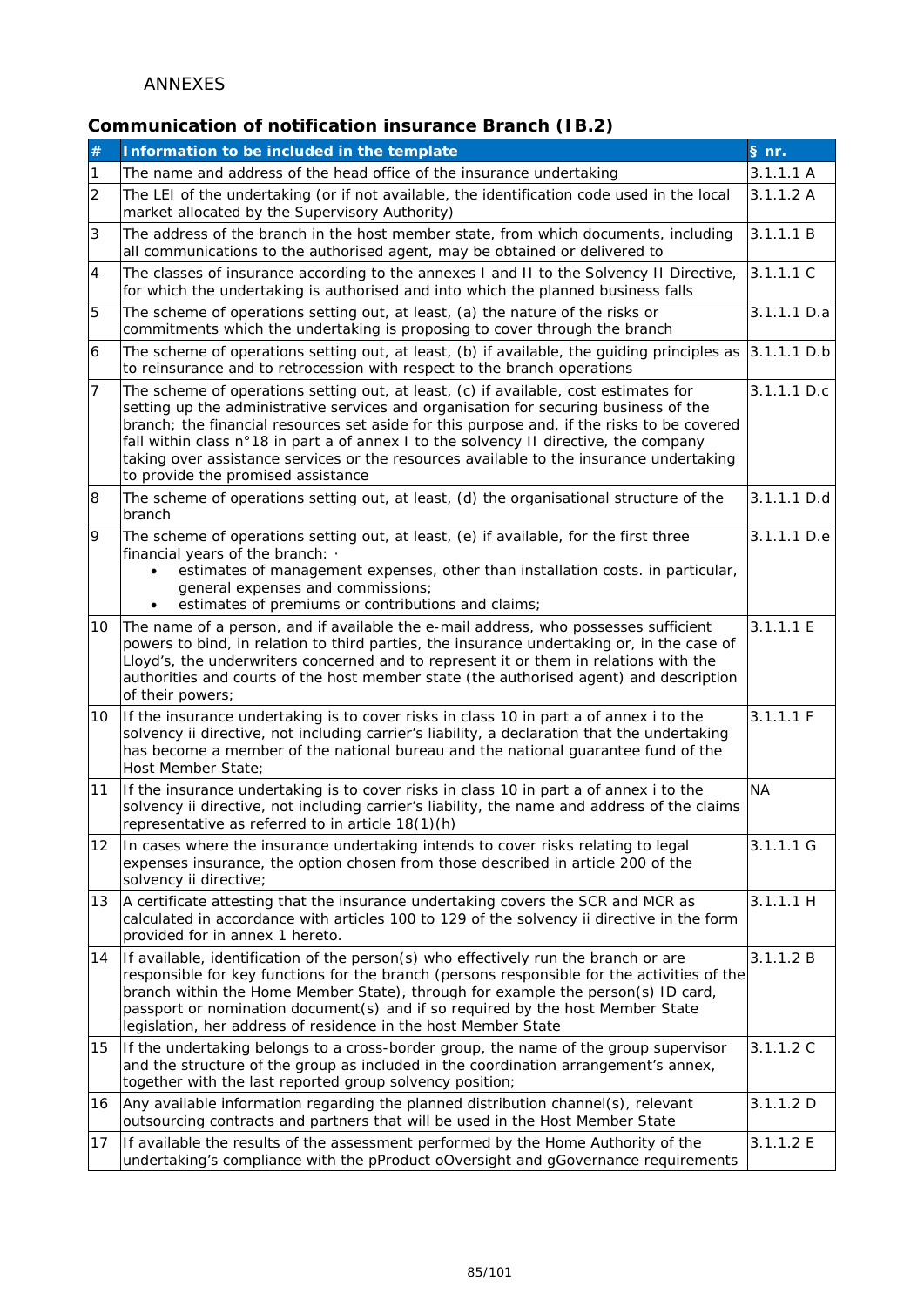ANNEXES

## Communication of notification insurance Branch (IB.2)

| # | Information to be included in the template | § nr. |
|---|---|---|
| 1 | The name and address of the head office of the insurance undertaking | 3.1.1.1 A |
| 2 | The LEI of the undertaking (or if not available, the identification code used in the local market allocated by the Supervisory Authority) | 3.1.1.2 A |
| 3 | The address of the branch in the host member state, from which documents, including all communications to the authorised agent, may be obtained or delivered to | 3.1.1.1 B |
| 4 | The classes of insurance according to the annexes I and II to the Solvency II Directive, for which the undertaking is authorised and into which the planned business falls | 3.1.1.1 C |
| 5 | The scheme of operations setting out, at least, (a) the nature of the risks or commitments which the undertaking is proposing to cover through the branch | 3.1.1.1 D.a |
| 6 | The scheme of operations setting out, at least, (b) if available, the guiding principles as to reinsurance and to retrocession with respect to the branch operations | 3.1.1.1 D.b |
| 7 | The scheme of operations setting out, at least, (c) if available, cost estimates for setting up the administrative services and organisation for securing business of the branch; the financial resources set aside for this purpose and, if the risks to be covered fall within class n°18 in part a of annex I to the solvency II directive, the company taking over assistance services or the resources available to the insurance undertaking to provide the promised assistance | 3.1.1.1 D.c |
| 8 | The scheme of operations setting out, at least, (d) the organisational structure of the branch | 3.1.1.1 D.d |
| 9 | The scheme of operations setting out, at least, (e) if available, for the first three financial years of the branch: · <br>• estimates of management expenses, other than installation costs. in particular, general expenses and commissions;<br>• estimates of premiums or contributions and claims; | 3.1.1.1 D.e |
| 10 | The name of a person, and if available the e-mail address, who possesses sufficient powers to bind, in relation to third parties, the insurance undertaking or, in the case of Lloyd's, the underwriters concerned and to represent it or them in relations with the authorities and courts of the host member state (the authorised agent) and description of their powers; | 3.1.1.1 E |
| 10 | If the insurance undertaking is to cover risks in class 10 in part a of annex i to the solvency ii directive, not including carrier's liability, a declaration that the undertaking has become a member of the national bureau and the national guarantee fund of the Host Member State; | 3.1.1.1 F |
| 11 | If the insurance undertaking is to cover risks in class 10 in part a of annex i to the solvency ii directive, not including carrier's liability, the name and address of the claims representative as referred to in article 18(1)(h) | NA |
| 12 | In cases where the insurance undertaking intends to cover risks relating to legal expenses insurance, the option chosen from those described in article 200 of the solvency ii directive; | 3.1.1.1 G |
| 13 | A certificate attesting that the insurance undertaking covers the SCR and MCR as calculated in accordance with articles 100 to 129 of the solvency ii directive in the form provided for in annex 1 hereto. | 3.1.1.1 H |
| 14 | If available, identification of the person(s) who effectively run the branch or are responsible for key functions for the branch (persons responsible for the activities of the branch within the Home Member State), through for example the person(s) ID card, passport or nomination document(s) and if so required by the host Member State legislation, her address of residence in the host Member State | 3.1.1.2 B |
| 15 | If the undertaking belongs to a cross-border group, the name of the group supervisor and the structure of the group as included in the coordination arrangement's annex, together with the last reported group solvency position; | 3.1.1.2 C |
| 16 | Any available information regarding the planned distribution channel(s), relevant outsourcing contracts and partners that will be used in the Host Member State | 3.1.1.2 D |
| 17 | If available the results of the assessment performed by the Home Authority of the undertaking's compliance with the pProduct oOversight and gGovernance requirements | 3.1.1.2 E |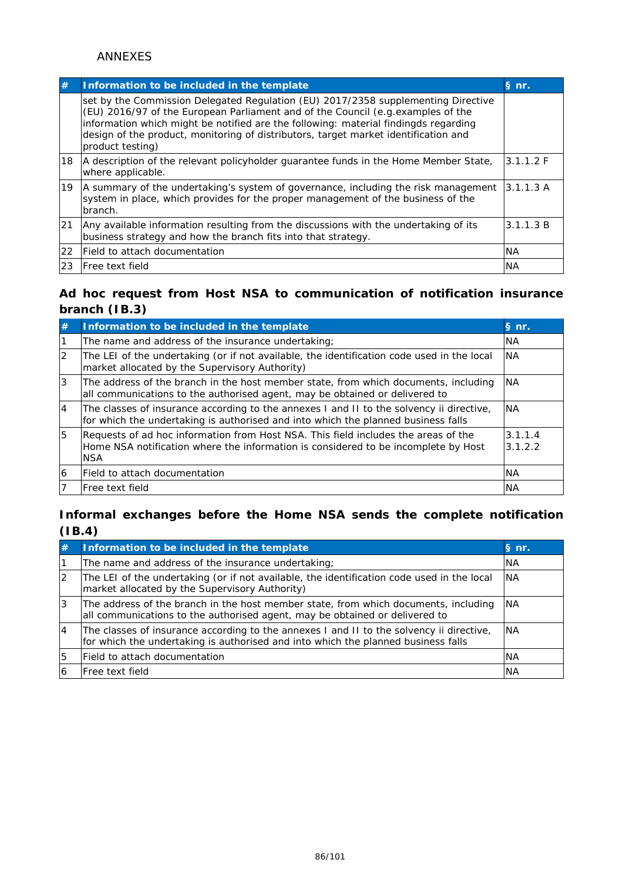ANNEXES

| # | Information to be included in the template | § nr. |
|---|---|---|
| | set by the Commission Delegated Regulation (EU) 2017/2358 supplementing Directive (EU) 2016/97 of the European Parliament and of the Council (e.g.examples of the information which might be notified are the following: material findingds regarding design of the product, monitoring of distributors, target market identification and product testing) | |
| 18 | A description of the relevant policyholder guarantee funds in the Home Member State, where applicable. | 3.1.1.2 F |
| 19 | A summary of the undertaking's system of governance, including the risk management system in place, which provides for the proper management of the business of the branch. | 3.1.1.3 A |
| 21 | Any available information resulting from the discussions with the undertaking of its business strategy and how the branch fits into that strategy. | 3.1.1.3 B |
| 22 | Field to attach documentation | NA |
| 23 | Free text field | NA |

### Ad hoc request from Host NSA to communication of notification insurance branch (IB.3)

| # | Information to be included in the template | § nr. |
|---|---|---|
| 1 | The name and address of the insurance undertaking; | NA |
| 2 | The LEI of the undertaking (or if not available, the identification code used in the local market allocated by the Supervisory Authority) | NA |
| 3 | The address of the branch in the host member state, from which documents, including all communications to the authorised agent, may be obtained or delivered to | NA |
| 4 | The classes of insurance according to the annexes I and II to the solvency ii directive, for which the undertaking is authorised and into which the planned business falls | NA |
| 5 | Requests of ad hoc information from Host NSA. This field includes the areas of the Home NSA notification where the information is considered to be incomplete by Host NSA | 3.1.1.4<br>3.1.2.2 |
| 6 | Field to attach documentation | NA |
| 7 | Free text field | NA |

### Informal exchanges before the Home NSA sends the complete notification (IB.4)

| # | Information to be included in the template | § nr. |
|---|---|---|
| 1 | The name and address of the insurance undertaking; | NA |
| 2 | The LEI of the undertaking (or if not available, the identification code used in the local market allocated by the Supervisory Authority) | NA |
| 3 | The address of the branch in the host member state, from which documents, including all communications to the authorised agent, may be obtained or delivered to | NA |
| 4 | The classes of insurance according to the annexes I and II to the solvency ii directive, for which the undertaking is authorised and into which the planned business falls | NA |
| 5 | Field to attach documentation | NA |
| 6 | Free text field | NA |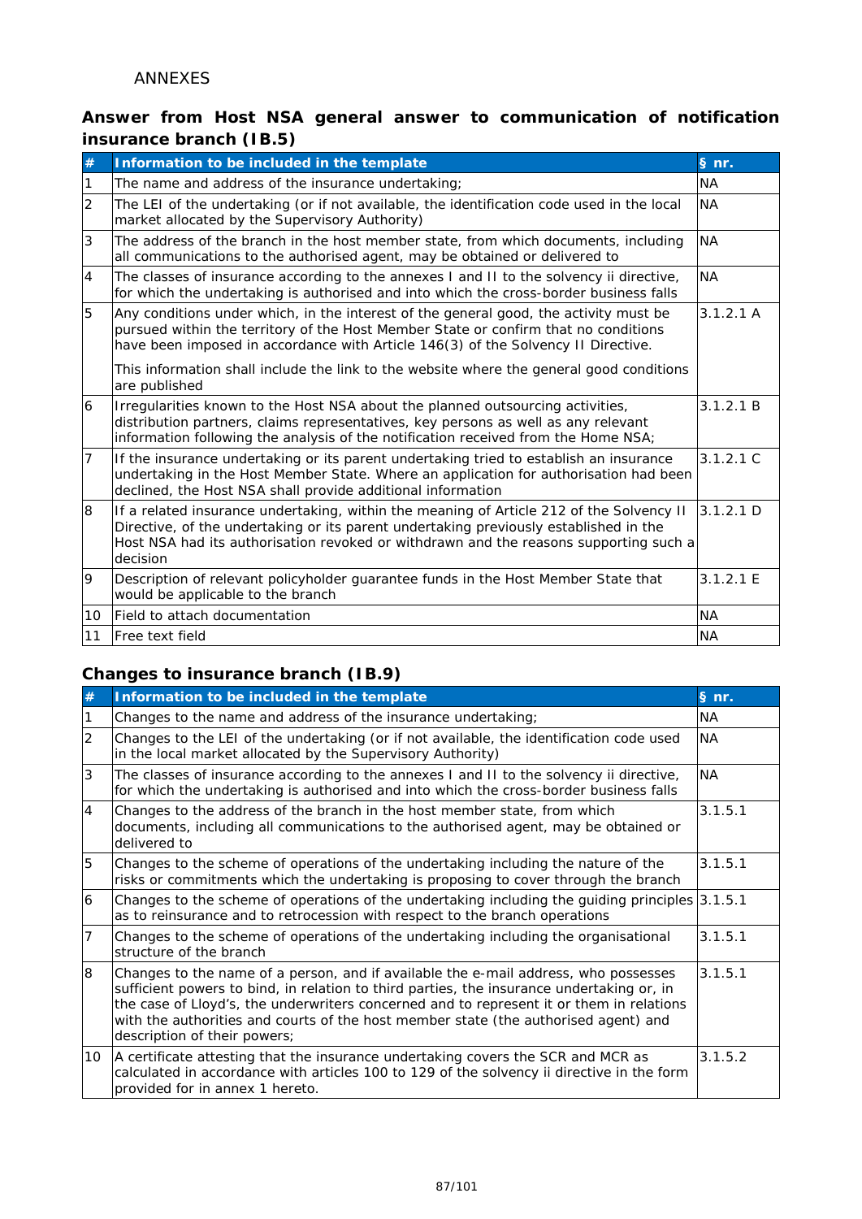ANNEXES

### Answer from Host NSA general answer to communication of notification insurance branch (IB.5)

| # | Information to be included in the template | § nr. |
|---|---|---|
| 1 | The name and address of the insurance undertaking; | NA |
| 2 | The LEI of the undertaking (or if not available, the identification code used in the local market allocated by the Supervisory Authority) | NA |
| 3 | The address of the branch in the host member state, from which documents, including all communications to the authorised agent, may be obtained or delivered to | NA |
| 4 | The classes of insurance according to the annexes I and II to the solvency ii directive, for which the undertaking is authorised and into which the cross-border business falls | NA |
| 5 | Any conditions under which, in the interest of the general good, the activity must be pursued within the territory of the Host Member State or confirm that no conditions have been imposed in accordance with Article 146(3) of the Solvency II Directive.<br><br>This information shall include the link to the website where the general good conditions are published | 3.1.2.1 A |
| 6 | Irregularities known to the Host NSA about the planned outsourcing activities, distribution partners, claims representatives, key persons as well as any relevant information following the analysis of the notification received from the Home NSA; | 3.1.2.1 B |
| 7 | If the insurance undertaking or its parent undertaking tried to establish an insurance undertaking in the Host Member State. Where an application for authorisation had been declined, the Host NSA shall provide additional information | 3.1.2.1 C |
| 8 | If a related insurance undertaking, within the meaning of Article 212 of the Solvency II Directive, of the undertaking or its parent undertaking previously established in the Host NSA had its authorisation revoked or withdrawn and the reasons supporting such a decision | 3.1.2.1 D |
| 9 | Description of relevant policyholder guarantee funds in the Host Member State that would be applicable to the branch | 3.1.2.1 E |
| 10 | Field to attach documentation | NA |
| 11 | Free text field | NA |

### Changes to insurance branch (IB.9)

| # | Information to be included in the template | § nr. |
|---|---|---|
| 1 | Changes to the name and address of the insurance undertaking; | NA |
| 2 | Changes to the LEI of the undertaking (or if not available, the identification code used in the local market allocated by the Supervisory Authority) | NA |
| 3 | The classes of insurance according to the annexes I and II to the solvency ii directive, for which the undertaking is authorised and into which the cross-border business falls | NA |
| 4 | Changes to the address of the branch in the host member state, from which documents, including all communications to the authorised agent, may be obtained or delivered to | 3.1.5.1 |
| 5 | Changes to the scheme of operations of the undertaking including the nature of the risks or commitments which the undertaking is proposing to cover through the branch | 3.1.5.1 |
| 6 | Changes to the scheme of operations of the undertaking including the guiding principles as to reinsurance and to retrocession with respect to the branch operations | 3.1.5.1 |
| 7 | Changes to the scheme of operations of the undertaking including the organisational structure of the branch | 3.1.5.1 |
| 8 | Changes to the name of a person, and if available the e-mail address, who possesses sufficient powers to bind, in relation to third parties, the insurance undertaking or, in the case of Lloyd's, the underwriters concerned and to represent it or them in relations with the authorities and courts of the host member state (the authorised agent) and description of their powers; | 3.1.5.1 |
| 10 | A certificate attesting that the insurance undertaking covers the SCR and MCR as calculated in accordance with articles 100 to 129 of the solvency ii directive in the form provided for in annex 1 hereto. | 3.1.5.2 |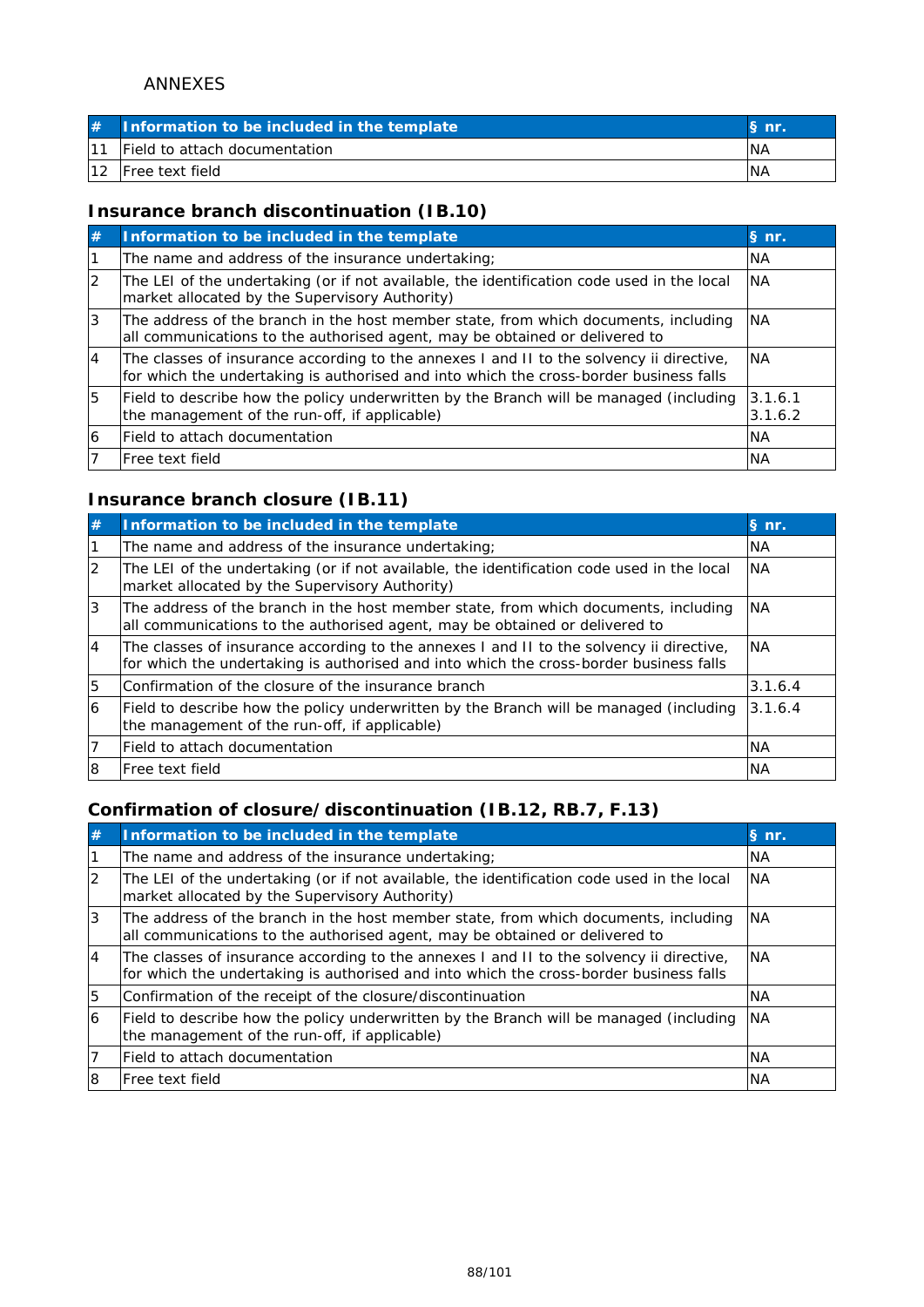ANNEXES

| # | Information to be included in the template | § nr. |
|---|---|---|
| 11 | Field to attach documentation | NA |
| 12 | Free text field | NA |

### Insurance branch discontinuation (IB.10)

| # | Information to be included in the template | § nr. |
|---|---|---|
| 1 | The name and address of the insurance undertaking; | NA |
| 2 | The LEI of the undertaking (or if not available, the identification code used in the local market allocated by the Supervisory Authority) | NA |
| 3 | The address of the branch in the host member state, from which documents, including all communications to the authorised agent, may be obtained or delivered to | NA |
| 4 | The classes of insurance according to the annexes I and II to the solvency ii directive, for which the undertaking is authorised and into which the cross-border business falls | NA |
| 5 | Field to describe how the policy underwritten by the Branch will be managed (including the management of the run-off, if applicable) | 3.1.6.1 3.1.6.2 |
| 6 | Field to attach documentation | NA |
| 7 | Free text field | NA |

### Insurance branch closure (IB.11)

| # | Information to be included in the template | § nr. |
|---|---|---|
| 1 | The name and address of the insurance undertaking; | NA |
| 2 | The LEI of the undertaking (or if not available, the identification code used in the local market allocated by the Supervisory Authority) | NA |
| 3 | The address of the branch in the host member state, from which documents, including all communications to the authorised agent, may be obtained or delivered to | NA |
| 4 | The classes of insurance according to the annexes I and II to the solvency ii directive, for which the undertaking is authorised and into which the cross-border business falls | NA |
| 5 | Confirmation of the closure of the insurance branch | 3.1.6.4 |
| 6 | Field to describe how the policy underwritten by the Branch will be managed (including the management of the run-off, if applicable) | 3.1.6.4 |
| 7 | Field to attach documentation | NA |
| 8 | Free text field | NA |

### Confirmation of closure/discontinuation (IB.12, RB.7, F.13)

| # | Information to be included in the template | § nr. |
|---|---|---|
| 1 | The name and address of the insurance undertaking; | NA |
| 2 | The LEI of the undertaking (or if not available, the identification code used in the local market allocated by the Supervisory Authority) | NA |
| 3 | The address of the branch in the host member state, from which documents, including all communications to the authorised agent, may be obtained or delivered to | NA |
| 4 | The classes of insurance according to the annexes I and II to the solvency ii directive, for which the undertaking is authorised and into which the cross-border business falls | NA |
| 5 | Confirmation of the receipt of the closure/discontinuation | NA |
| 6 | Field to describe how the policy underwritten by the Branch will be managed (including the management of the run-off, if applicable) | NA |
| 7 | Field to attach documentation | NA |
| 8 | Free text field | NA |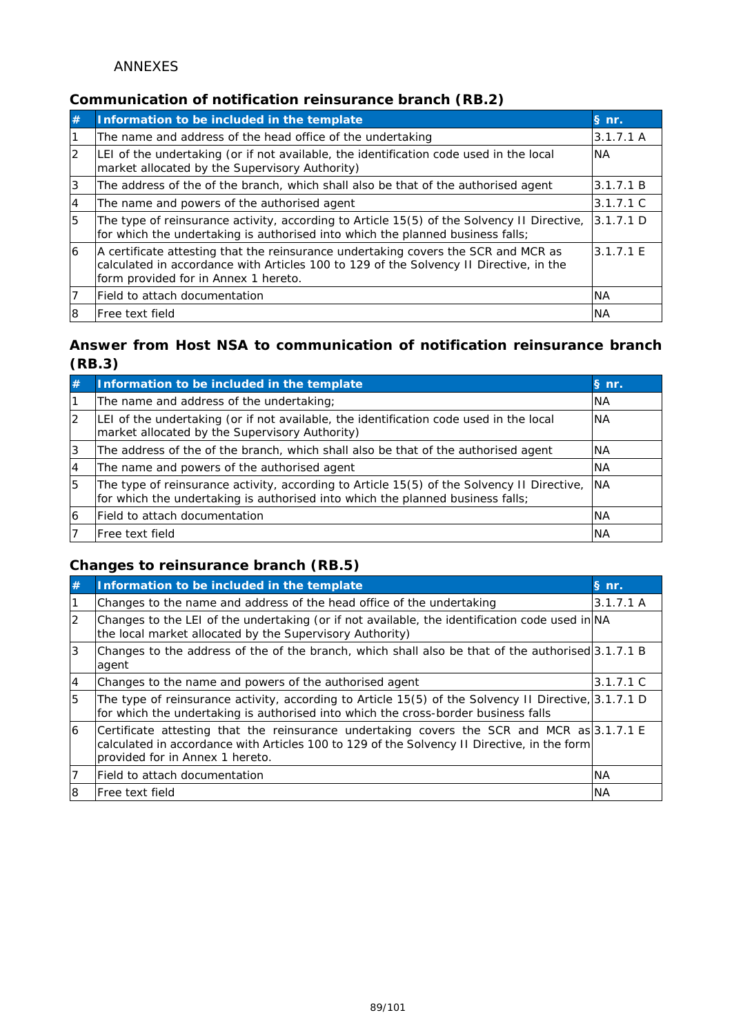ANNEXES

### Communication of notification reinsurance branch (RB.2)

| # | Information to be included in the template | § nr. |
|---|---|---|
| 1 | The name and address of the head office of the undertaking | 3.1.7.1 A |
| 2 | LEI of the undertaking (or if not available, the identification code used in the local market allocated by the Supervisory Authority) | NA |
| 3 | The address of the of the branch, which shall also be that of the authorised agent | 3.1.7.1 B |
| 4 | The name and powers of the authorised agent | 3.1.7.1 C |
| 5 | The type of reinsurance activity, according to Article 15(5) of the Solvency II Directive, for which the undertaking is authorised into which the planned business falls; | 3.1.7.1 D |
| 6 | A certificate attesting that the reinsurance undertaking covers the SCR and MCR as calculated in accordance with Articles 100 to 129 of the Solvency II Directive, in the form provided for in Annex 1 hereto. | 3.1.7.1 E |
| 7 | Field to attach documentation | NA |
| 8 | Free text field | NA |

### Answer from Host NSA to communication of notification reinsurance branch (RB.3)

| # | Information to be included in the template | § nr. |
|---|---|---|
| 1 | The name and address of the undertaking; | NA |
| 2 | LEI of the undertaking (or if not available, the identification code used in the local market allocated by the Supervisory Authority) | NA |
| 3 | The address of the of the branch, which shall also be that of the authorised agent | NA |
| 4 | The name and powers of the authorised agent | NA |
| 5 | The type of reinsurance activity, according to Article 15(5) of the Solvency II Directive, for which the undertaking is authorised into which the planned business falls; | NA |
| 6 | Field to attach documentation | NA |
| 7 | Free text field | NA |

### Changes to reinsurance branch (RB.5)

| # | Information to be included in the template | § nr. |
|---|---|---|
| 1 | Changes to the name and address of the head office of the undertaking | 3.1.7.1 A |
| 2 | Changes to the LEI of the undertaking (or if not available, the identification code used in the local market allocated by the Supervisory Authority) | NA |
| 3 | Changes to the address of the of the branch, which shall also be that of the authorised agent | 3.1.7.1 B |
| 4 | Changes to the name and powers of the authorised agent | 3.1.7.1 C |
| 5 | The type of reinsurance activity, according to Article 15(5) of the Solvency II Directive, for which the undertaking is authorised into which the cross-border business falls | 3.1.7.1 D |
| 6 | Certificate attesting that the reinsurance undertaking covers the SCR and MCR as calculated in accordance with Articles 100 to 129 of the Solvency II Directive, in the form provided for in Annex 1 hereto. | 3.1.7.1 E |
| 7 | Field to attach documentation | NA |
| 8 | Free text field | NA |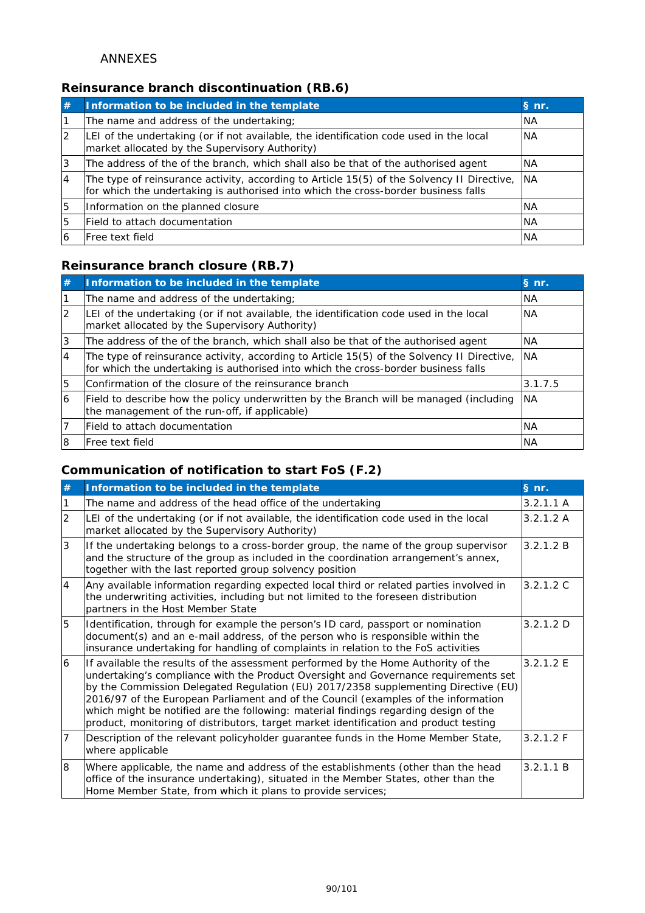ANNEXES

### Reinsurance branch discontinuation (RB.6)

| # | Information to be included in the template | § nr. |
|---|---|---|
| 1 | The name and address of the undertaking; | NA |
| 2 | LEI of the undertaking (or if not available, the identification code used in the local market allocated by the Supervisory Authority) | NA |
| 3 | The address of the of the branch, which shall also be that of the authorised agent | NA |
| 4 | The type of reinsurance activity, according to Article 15(5) of the Solvency II Directive, for which the undertaking is authorised into which the cross-border business falls | NA |
| 5 | Information on the planned closure | NA |
| 5 | Field to attach documentation | NA |
| 6 | Free text field | NA |

### Reinsurance branch closure (RB.7)

| # | Information to be included in the template | § nr. |
|---|---|---|
| 1 | The name and address of the undertaking; | NA |
| 2 | LEI of the undertaking (or if not available, the identification code used in the local market allocated by the Supervisory Authority) | NA |
| 3 | The address of the of the branch, which shall also be that of the authorised agent | NA |
| 4 | The type of reinsurance activity, according to Article 15(5) of the Solvency II Directive, for which the undertaking is authorised into which the cross-border business falls | NA |
| 5 | Confirmation of the closure of the reinsurance branch | 3.1.7.5 |
| 6 | Field to describe how the policy underwritten by the Branch will be managed (including the management of the run-off, if applicable) | NA |
| 7 | Field to attach documentation | NA |
| 8 | Free text field | NA |

### Communication of notification to start FoS (F.2)

| # | Information to be included in the template | § nr. |
|---|---|---|
| 1 | The name and address of the head office of the undertaking | 3.2.1.1 A |
| 2 | LEI of the undertaking (or if not available, the identification code used in the local market allocated by the Supervisory Authority) | 3.2.1.2 A |
| 3 | If the undertaking belongs to a cross-border group, the name of the group supervisor and the structure of the group as included in the coordination arrangement's annex, together with the last reported group solvency position | 3.2.1.2 B |
| 4 | Any available information regarding expected local third or related parties involved in the underwriting activities, including but not limited to the foreseen distribution partners in the Host Member State | 3.2.1.2 C |
| 5 | Identification, through for example the person's ID card, passport or nomination document(s) and an e-mail address, of the person who is responsible within the insurance undertaking for handling of complaints in relation to the FoS activities | 3.2.1.2 D |
| 6 | If available the results of the assessment performed by the Home Authority of the undertaking's compliance with the Product Oversight and Governance requirements set by the Commission Delegated Regulation (EU) 2017/2358 supplementing Directive (EU) 2016/97 of the European Parliament and of the Council (examples of the information which might be notified are the following: material findings regarding design of the product, monitoring of distributors, target market identification and product testing | 3.2.1.2 E |
| 7 | Description of the relevant policyholder guarantee funds in the Home Member State, where applicable | 3.2.1.2 F |
| 8 | Where applicable, the name and address of the establishments (other than the head office of the insurance undertaking), situated in the Member States, other than the Home Member State, from which it plans to provide services; | 3.2.1.1 B |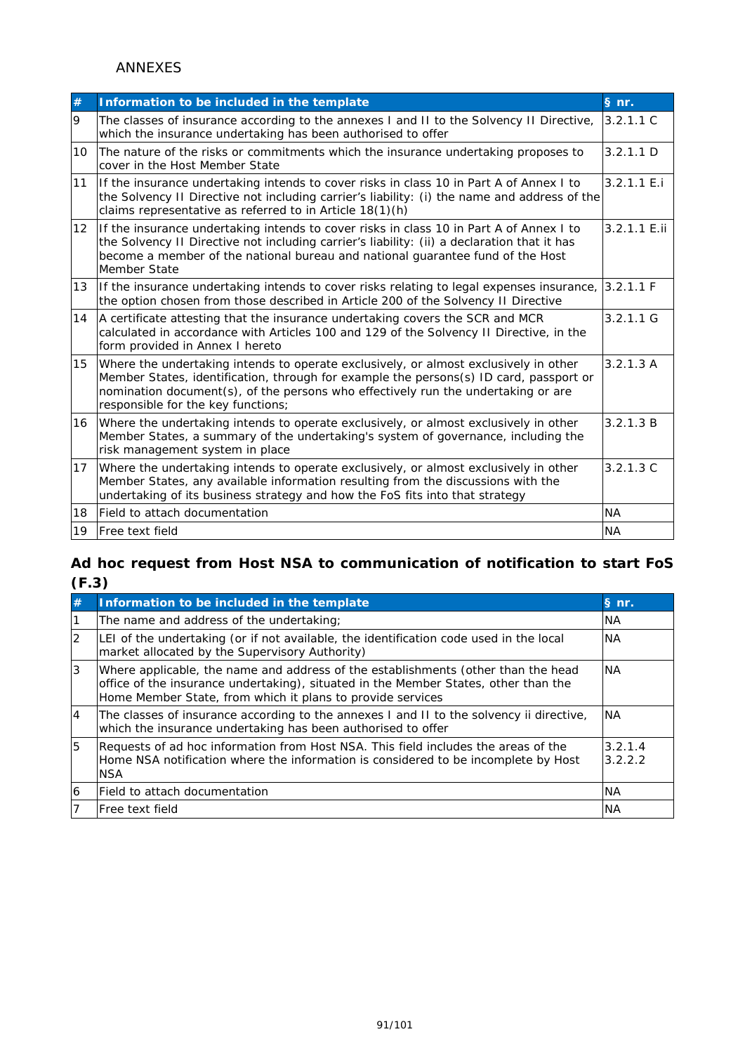ANNEXES

| # | Information to be included in the template | § nr. |
|---|---|---|
| 9 | The classes of insurance according to the annexes I and II to the Solvency II Directive, which the insurance undertaking has been authorised to offer | 3.2.1.1 C |
| 10 | The nature of the risks or commitments which the insurance undertaking proposes to cover in the Host Member State | 3.2.1.1 D |
| 11 | If the insurance undertaking intends to cover risks in class 10 in Part A of Annex I to the Solvency II Directive not including carrier's liability: (i) the name and address of the claims representative as referred to in Article 18(1)(h) | 3.2.1.1 E.i |
| 12 | If the insurance undertaking intends to cover risks in class 10 in Part A of Annex I to the Solvency II Directive not including carrier's liability: (ii) a declaration that it has become a member of the national bureau and national guarantee fund of the Host Member State | 3.2.1.1 E.ii |
| 13 | If the insurance undertaking intends to cover risks relating to legal expenses insurance, the option chosen from those described in Article 200 of the Solvency II Directive | 3.2.1.1 F |
| 14 | A certificate attesting that the insurance undertaking covers the SCR and MCR calculated in accordance with Articles 100 and 129 of the Solvency II Directive, in the form provided in Annex I hereto | 3.2.1.1 G |
| 15 | Where the undertaking intends to operate exclusively, or almost exclusively in other Member States, identification, through for example the persons(s) ID card, passport or nomination document(s), of the persons who effectively run the undertaking or are responsible for the key functions; | 3.2.1.3 A |
| 16 | Where the undertaking intends to operate exclusively, or almost exclusively in other Member States, a summary of the undertaking's system of governance, including the risk management system in place | 3.2.1.3 B |
| 17 | Where the undertaking intends to operate exclusively, or almost exclusively in other Member States, any available information resulting from the discussions with the undertaking of its business strategy and how the FoS fits into that strategy | 3.2.1.3 C |
| 18 | Field to attach documentation | NA |
| 19 | Free text field | NA |

## Ad hoc request from Host NSA to communication of notification to start FoS (F.3)

| # | Information to be included in the template | § nr. |
|---|---|---|
| 1 | The name and address of the undertaking; | NA |
| 2 | LEI of the undertaking (or if not available, the identification code used in the local market allocated by the Supervisory Authority) | NA |
| 3 | Where applicable, the name and address of the establishments (other than the head office of the insurance undertaking), situated in the Member States, other than the Home Member State, from which it plans to provide services | NA |
| 4 | The classes of insurance according to the annexes I and II to the solvency ii directive, which the insurance undertaking has been authorised to offer | NA |
| 5 | Requests of ad hoc information from Host NSA. This field includes the areas of the Home NSA notification where the information is considered to be incomplete by Host NSA | 3.2.1.4 3.2.2.2 |
| 6 | Field to attach documentation | NA |
| 7 | Free text field | NA |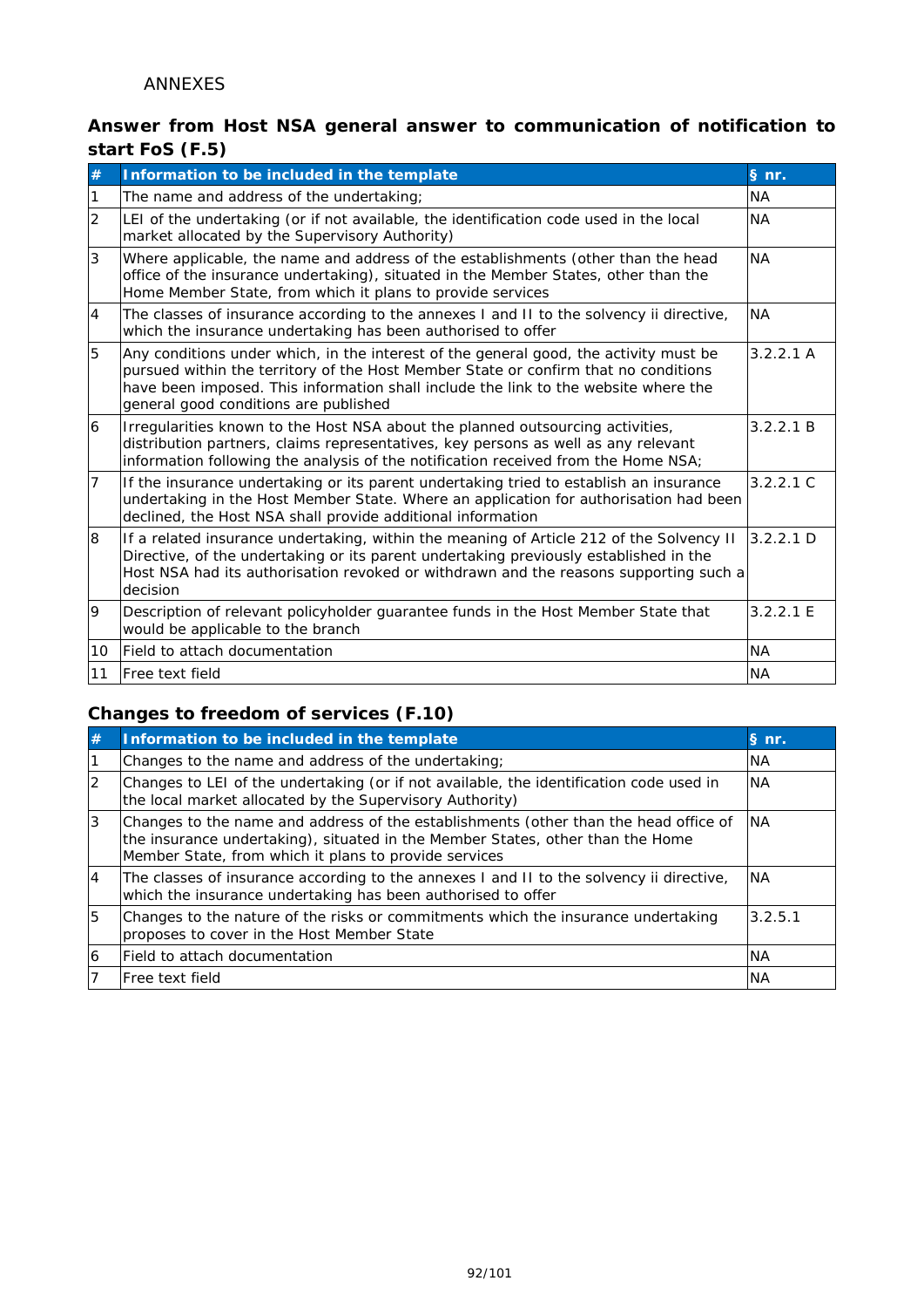ANNEXES

### Answer from Host NSA general answer to communication of notification to start FoS (F.5)

| # | Information to be included in the template | § nr. |
|---|---|---|
| 1 | The name and address of the undertaking; | NA |
| 2 | LEI of the undertaking (or if not available, the identification code used in the local market allocated by the Supervisory Authority) | NA |
| 3 | Where applicable, the name and address of the establishments (other than the head office of the insurance undertaking), situated in the Member States, other than the Home Member State, from which it plans to provide services | NA |
| 4 | The classes of insurance according to the annexes I and II to the solvency ii directive, which the insurance undertaking has been authorised to offer | NA |
| 5 | Any conditions under which, in the interest of the general good, the activity must be pursued within the territory of the Host Member State or confirm that no conditions have been imposed. This information shall include the link to the website where the general good conditions are published | 3.2.2.1 A |
| 6 | Irregularities known to the Host NSA about the planned outsourcing activities, distribution partners, claims representatives, key persons as well as any relevant information following the analysis of the notification received from the Home NSA; | 3.2.2.1 B |
| 7 | If the insurance undertaking or its parent undertaking tried to establish an insurance undertaking in the Host Member State. Where an application for authorisation had been declined, the Host NSA shall provide additional information | 3.2.2.1 C |
| 8 | If a related insurance undertaking, within the meaning of Article 212 of the Solvency II Directive, of the undertaking or its parent undertaking previously established in the Host NSA had its authorisation revoked or withdrawn and the reasons supporting such a decision | 3.2.2.1 D |
| 9 | Description of relevant policyholder guarantee funds in the Host Member State that would be applicable to the branch | 3.2.2.1 E |
| 10 | Field to attach documentation | NA |
| 11 | Free text field | NA |

### Changes to freedom of services (F.10)

| # | Information to be included in the template | § nr. |
|---|---|---|
| 1 | Changes to the name and address of the undertaking; | NA |
| 2 | Changes to LEI of the undertaking (or if not available, the identification code used in the local market allocated by the Supervisory Authority) | NA |
| 3 | Changes to the name and address of the establishments (other than the head office of the insurance undertaking), situated in the Member States, other than the Home Member State, from which it plans to provide services | NA |
| 4 | The classes of insurance according to the annexes I and II to the solvency ii directive, which the insurance undertaking has been authorised to offer | NA |
| 5 | Changes to the nature of the risks or commitments which the insurance undertaking proposes to cover in the Host Member State | 3.2.5.1 |
| 6 | Field to attach documentation | NA |
| 7 | Free text field | NA |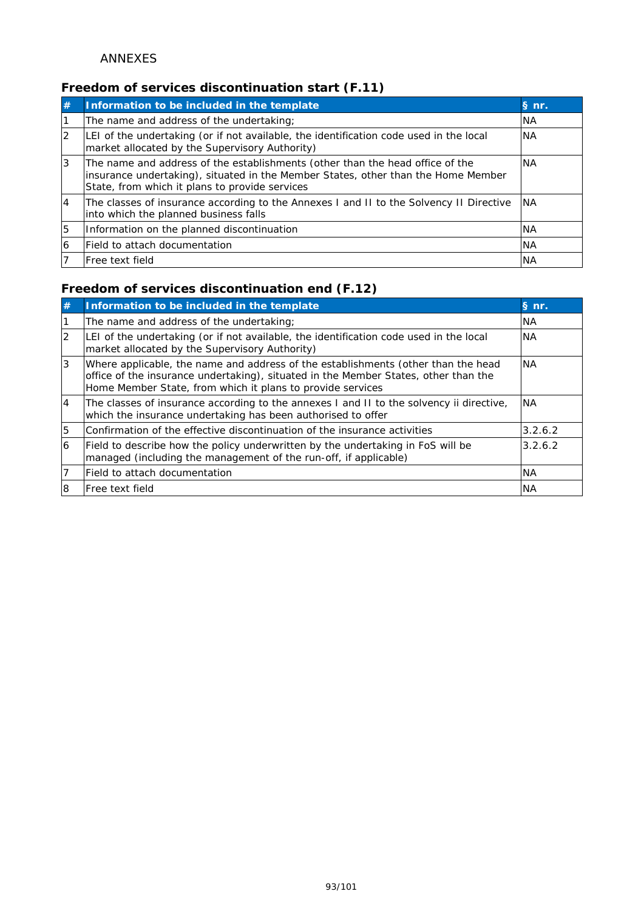ANNEXES

## Freedom of services discontinuation start (F.11)

| # | Information to be included in the template | § nr. |
|---|---|---|
| 1 | The name and address of the undertaking; | NA |
| 2 | LEI of the undertaking (or if not available, the identification code used in the local market allocated by the Supervisory Authority) | NA |
| 3 | The name and address of the establishments (other than the head office of the insurance undertaking), situated in the Member States, other than the Home Member State, from which it plans to provide services | NA |
| 4 | The classes of insurance according to the Annexes I and II to the Solvency II Directive into which the planned business falls | NA |
| 5 | Information on the planned discontinuation | NA |
| 6 | Field to attach documentation | NA |
| 7 | Free text field | NA |

## Freedom of services discontinuation end (F.12)

| # | Information to be included in the template | § nr. |
|---|---|---|
| 1 | The name and address of the undertaking; | NA |
| 2 | LEI of the undertaking (or if not available, the identification code used in the local market allocated by the Supervisory Authority) | NA |
| 3 | Where applicable, the name and address of the establishments (other than the head office of the insurance undertaking), situated in the Member States, other than the Home Member State, from which it plans to provide services | NA |
| 4 | The classes of insurance according to the annexes I and II to the solvency ii directive, which the insurance undertaking has been authorised to offer | NA |
| 5 | Confirmation of the effective discontinuation of the insurance activities | 3.2.6.2 |
| 6 | Field to describe how the policy underwritten by the undertaking in FoS will be managed (including the management of the run-off, if applicable) | 3.2.6.2 |
| 7 | Field to attach documentation | NA |
| 8 | Free text field | NA |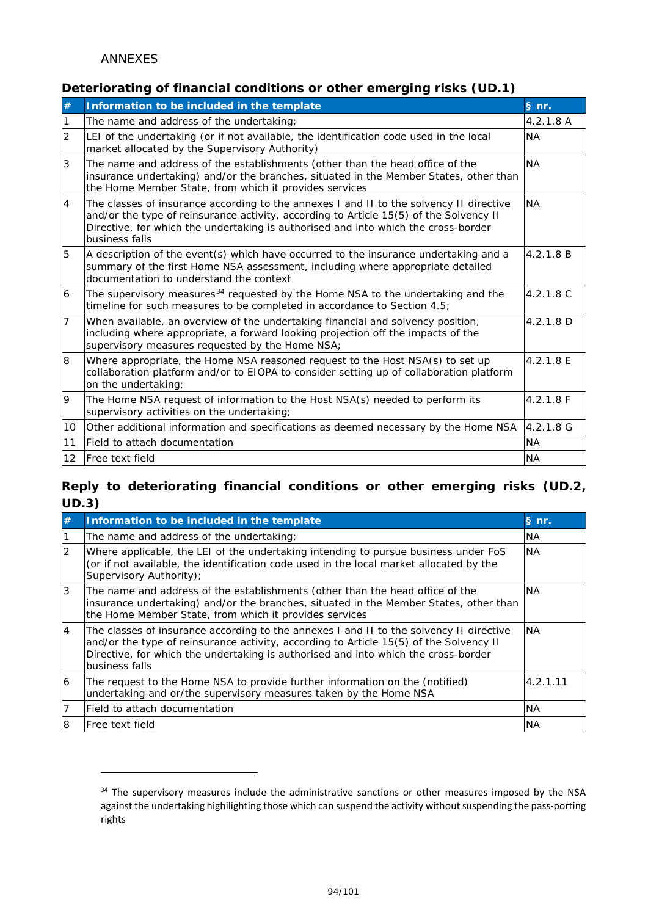ANNEXES

### Deteriorating of financial conditions or other emerging risks (UD.1)

| # | Information to be included in the template | § nr. |
|---|---|---|
| 1 | The name and address of the undertaking; | 4.2.1.8 A |
| 2 | LEI of the undertaking (or if not available, the identification code used in the local market allocated by the Supervisory Authority) | NA |
| 3 | The name and address of the establishments (other than the head office of the insurance undertaking) and/or the branches, situated in the Member States, other than the Home Member State, from which it provides services | NA |
| 4 | The classes of insurance according to the annexes I and II to the solvency II directive and/or the type of reinsurance activity, according to Article 15(5) of the Solvency II Directive, for which the undertaking is authorised and into which the cross-border business falls | NA |
| 5 | A description of the event(s) which have occurred to the insurance undertaking and a summary of the first Home NSA assessment, including where appropriate detailed documentation to understand the context | 4.2.1.8 B |
| 6 | The supervisory measures[34] requested by the Home NSA to the undertaking and the timeline for such measures to be completed in accordance to Section 4.5; | 4.2.1.8 C |
| 7 | When available, an overview of the undertaking financial and solvency position, including where appropriate, a forward looking projection off the impacts of the supervisory measures requested by the Home NSA; | 4.2.1.8 D |
| 8 | Where appropriate, the Home NSA reasoned request to the Host NSA(s) to set up collaboration platform and/or to EIOPA to consider setting up of collaboration platform on the undertaking; | 4.2.1.8 E |
| 9 | The Home NSA request of information to the Host NSA(s) needed to perform its supervisory activities on the undertaking; | 4.2.1.8 F |
| 10 | Other additional information and specifications as deemed necessary by the Home NSA | 4.2.1.8 G |
| 11 | Field to attach documentation | NA |
| 12 | Free text field | NA |

### Reply to deteriorating financial conditions or other emerging risks (UD.2, UD.3)

| # | Information to be included in the template | § nr. |
|---|---|---|
| 1 | The name and address of the undertaking; | NA |
| 2 | Where applicable, the LEI of the undertaking intending to pursue business under FoS (or if not available, the identification code used in the local market allocated by the Supervisory Authority); | NA |
| 3 | The name and address of the establishments (other than the head office of the insurance undertaking) and/or the branches, situated in the Member States, other than the Home Member State, from which it provides services | NA |
| 4 | The classes of insurance according to the annexes I and II to the solvency II directive and/or the type of reinsurance activity, according to Article 15(5) of the Solvency II Directive, for which the undertaking is authorised and into which the cross-border business falls | NA |
| 6 | The request to the Home NSA to provide further information on the (notified) undertaking and or/the supervisory measures taken by the Home NSA | 4.2.1.11 |
| 7 | Field to attach documentation | NA |
| 8 | Free text field | NA |

[34] The supervisory measures include the administrative sanctions or other measures imposed by the NSA against the undertaking highilighting those which can suspend the activity without suspending the pass-porting rights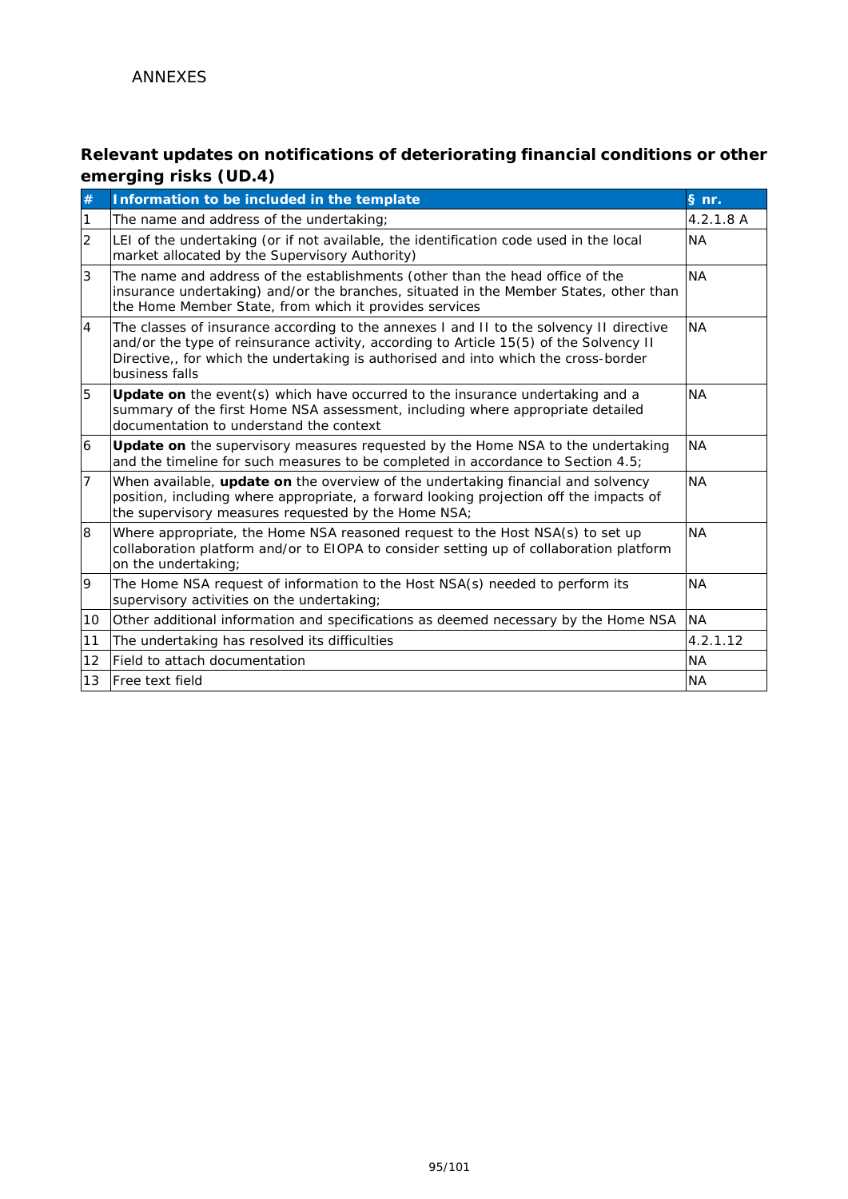ANNEXES

## Relevant updates on notifications of deteriorating financial conditions or other emerging risks (UD.4)

| # | Information to be included in the template | § nr. |
|---|---|---|
| 1 | The name and address of the undertaking; | 4.2.1.8 A |
| 2 | LEI of the undertaking (or if not available, the identification code used in the local market allocated by the Supervisory Authority) | NA |
| 3 | The name and address of the establishments (other than the head office of the insurance undertaking) and/or the branches, situated in the Member States, other than the Home Member State, from which it provides services | NA |
| 4 | The classes of insurance according to the annexes I and II to the solvency II directive and/or the type of reinsurance activity, according to Article 15(5) of the Solvency II Directive,, for which the undertaking is authorised and into which the cross-border business falls | NA |
| 5 | **Update on** the event(s) which have occurred to the insurance undertaking and a summary of the first Home NSA assessment, including where appropriate detailed documentation to understand the context | NA |
| 6 | **Update on** the supervisory measures requested by the Home NSA to the undertaking and the timeline for such measures to be completed in accordance to Section 4.5; | NA |
| 7 | When available, **update on** the overview of the undertaking financial and solvency position, including where appropriate, a forward looking projection off the impacts of the supervisory measures requested by the Home NSA; | NA |
| 8 | Where appropriate, the Home NSA reasoned request to the Host NSA(s) to set up collaboration platform and/or to EIOPA to consider setting up of collaboration platform on the undertaking; | NA |
| 9 | The Home NSA request of information to the Host NSA(s) needed to perform its supervisory activities on the undertaking; | NA |
| 10 | Other additional information and specifications as deemed necessary by the Home NSA | NA |
| 11 | The undertaking has resolved its difficulties | 4.2.1.12 |
| 12 | Field to attach documentation | NA |
| 13 | Free text field | NA |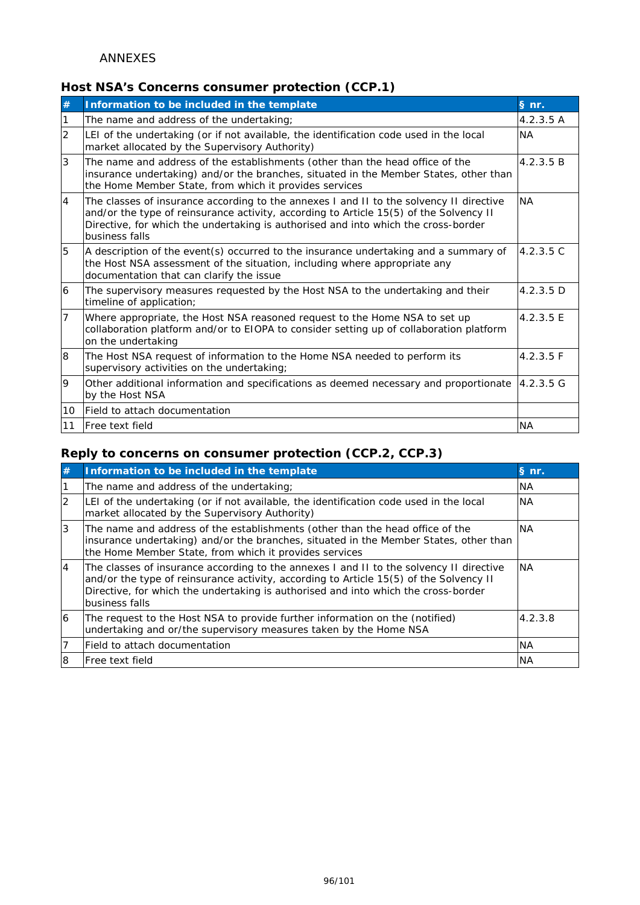ANNEXES

## Host NSA's Concerns consumer protection (CCP.1)

| # | Information to be included in the template | § nr. |
|---|---|---|
| 1 | The name and address of the undertaking; | 4.2.3.5 A |
| 2 | LEI of the undertaking (or if not available, the identification code used in the local market allocated by the Supervisory Authority) | NA |
| 3 | The name and address of the establishments (other than the head office of the insurance undertaking) and/or the branches, situated in the Member States, other than the Home Member State, from which it provides services | 4.2.3.5 B |
| 4 | The classes of insurance according to the annexes I and II to the solvency II directive and/or the type of reinsurance activity, according to Article 15(5) of the Solvency II Directive, for which the undertaking is authorised and into which the cross-border business falls | NA |
| 5 | A description of the event(s) occurred to the insurance undertaking and a summary of the Host NSA assessment of the situation, including where appropriate any documentation that can clarify the issue | 4.2.3.5 C |
| 6 | The supervisory measures requested by the Host NSA to the undertaking and their timeline of application; | 4.2.3.5 D |
| 7 | Where appropriate, the Host NSA reasoned request to the Home NSA to set up collaboration platform and/or to EIOPA to consider setting up of collaboration platform on the undertaking | 4.2.3.5 E |
| 8 | The Host NSA request of information to the Home NSA needed to perform its supervisory activities on the undertaking; | 4.2.3.5 F |
| 9 | Other additional information and specifications as deemed necessary and proportionate by the Host NSA | 4.2.3.5 G |
| 10 | Field to attach documentation | |
| 11 | Free text field | NA |

## Reply to concerns on consumer protection (CCP.2, CCP.3)

| # | Information to be included in the template | § nr. |
|---|---|---|
| 1 | The name and address of the undertaking; | NA |
| 2 | LEI of the undertaking (or if not available, the identification code used in the local market allocated by the Supervisory Authority) | NA |
| 3 | The name and address of the establishments (other than the head office of the insurance undertaking) and/or the branches, situated in the Member States, other than the Home Member State, from which it provides services | NA |
| 4 | The classes of insurance according to the annexes I and II to the solvency II directive and/or the type of reinsurance activity, according to Article 15(5) of the Solvency II Directive, for which the undertaking is authorised and into which the cross-border business falls | NA |
| 6 | The request to the Host NSA to provide further information on the (notified) undertaking and or/the supervisory measures taken by the Home NSA | 4.2.3.8 |
| 7 | Field to attach documentation | NA |
| 8 | Free text field | NA |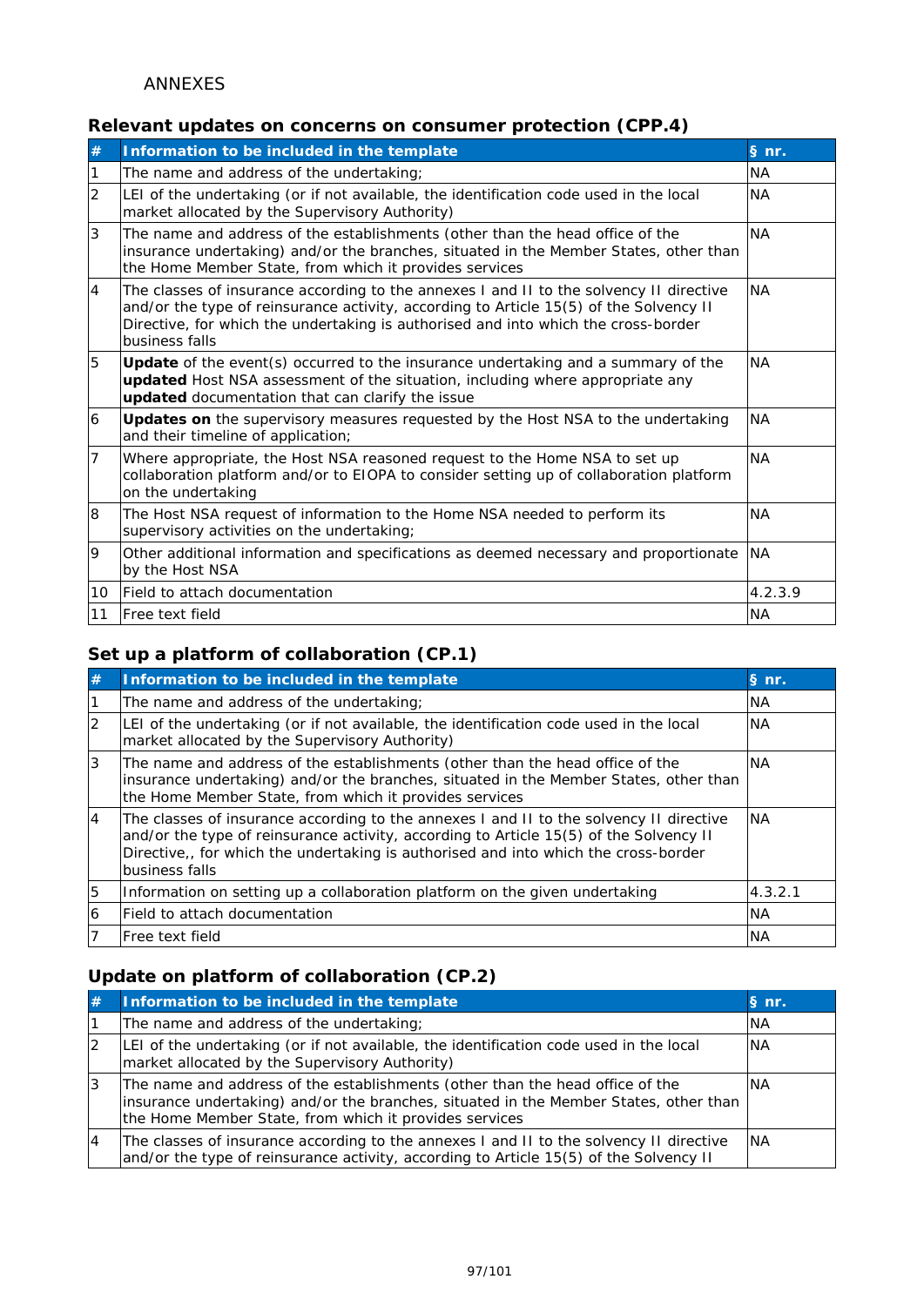ANNEXES

### Relevant updates on concerns on consumer protection (CPP.4)

| # | Information to be included in the template | § nr. |
|---|---|---|
| 1 | The name and address of the undertaking; | NA |
| 2 | LEI of the undertaking (or if not available, the identification code used in the local market allocated by the Supervisory Authority) | NA |
| 3 | The name and address of the establishments (other than the head office of the insurance undertaking) and/or the branches, situated in the Member States, other than the Home Member State, from which it provides services | NA |
| 4 | The classes of insurance according to the annexes I and II to the solvency II directive and/or the type of reinsurance activity, according to Article 15(5) of the Solvency II Directive, for which the undertaking is authorised and into which the cross-border business falls | NA |
| 5 | **Update** of the event(s) occurred to the insurance undertaking and a summary of the **updated** Host NSA assessment of the situation, including where appropriate any **updated** documentation that can clarify the issue | NA |
| 6 | **Updates on** the supervisory measures requested by the Host NSA to the undertaking and their timeline of application; | NA |
| 7 | Where appropriate, the Host NSA reasoned request to the Home NSA to set up collaboration platform and/or to EIOPA to consider setting up of collaboration platform on the undertaking | NA |
| 8 | The Host NSA request of information to the Home NSA needed to perform its supervisory activities on the undertaking; | NA |
| 9 | Other additional information and specifications as deemed necessary and proportionate by the Host NSA | NA |
| 10 | Field to attach documentation | 4.2.3.9 |
| 11 | Free text field | NA |

### Set up a platform of collaboration (CP.1)

| # | Information to be included in the template | § nr. |
|---|---|---|
| 1 | The name and address of the undertaking; | NA |
| 2 | LEI of the undertaking (or if not available, the identification code used in the local market allocated by the Supervisory Authority) | NA |
| 3 | The name and address of the establishments (other than the head office of the insurance undertaking) and/or the branches, situated in the Member States, other than the Home Member State, from which it provides services | NA |
| 4 | The classes of insurance according to the annexes I and II to the solvency II directive and/or the type of reinsurance activity, according to Article 15(5) of the Solvency II Directive,, for which the undertaking is authorised and into which the cross-border business falls | NA |
| 5 | Information on setting up a collaboration platform on the given undertaking | 4.3.2.1 |
| 6 | Field to attach documentation | NA |
| 7 | Free text field | NA |

### Update on platform of collaboration (CP.2)

| # | Information to be included in the template | § nr. |
|---|---|---|
| 1 | The name and address of the undertaking; | NA |
| 2 | LEI of the undertaking (or if not available, the identification code used in the local market allocated by the Supervisory Authority) | NA |
| 3 | The name and address of the establishments (other than the head office of the insurance undertaking) and/or the branches, situated in the Member States, other than the Home Member State, from which it provides services | NA |
| 4 | The classes of insurance according to the annexes I and II to the solvency II directive and/or the type of reinsurance activity, according to Article 15(5) of the Solvency II | NA |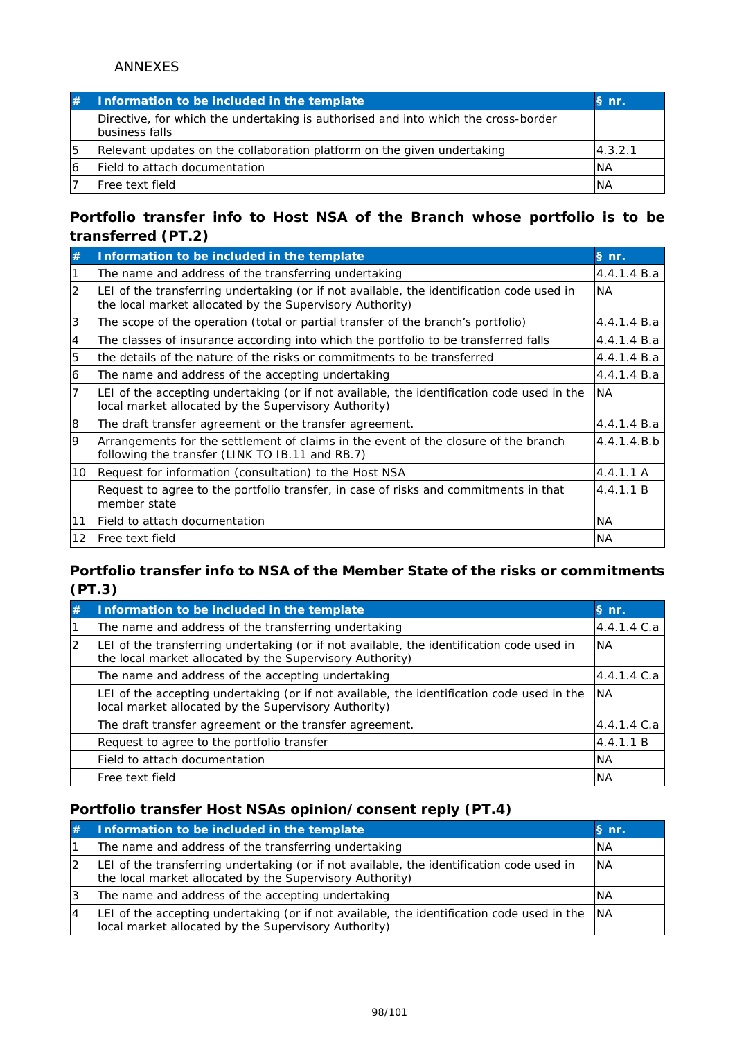ANNEXES

| # | Information to be included in the template | § nr. |
|---|---|---|
| | Directive, for which the undertaking is authorised and into which the cross-border business falls | |
| 5 | Relevant updates on the collaboration platform on the given undertaking | 4.3.2.1 |
| 6 | Field to attach documentation | NA |
| 7 | Free text field | NA |

### Portfolio transfer info to Host NSA of the Branch whose portfolio is to be transferred (PT.2)

| # | Information to be included in the template | § nr. |
|---|---|---|
| 1 | The name and address of the transferring undertaking | 4.4.1.4 B.a |
| 2 | LEI of the transferring undertaking (or if not available, the identification code used in the local market allocated by the Supervisory Authority) | NA |
| 3 | The scope of the operation (total or partial transfer of the branch's portfolio) | 4.4.1.4 B.a |
| 4 | The classes of insurance according into which the portfolio to be transferred falls | 4.4.1.4 B.a |
| 5 | the details of the nature of the risks or commitments to be transferred | 4.4.1.4 B.a |
| 6 | The name and address of the accepting undertaking | 4.4.1.4 B.a |
| 7 | LEI of the accepting undertaking (or if not available, the identification code used in the local market allocated by the Supervisory Authority) | NA |
| 8 | The draft transfer agreement or the transfer agreement. | 4.4.1.4 B.a |
| 9 | Arrangements for the settlement of claims in the event of the closure of the branch following the transfer (LINK TO IB.11 and RB.7) | 4.4.1.4.B.b |
| 10 | Request for information (consultation) to the Host NSA | 4.4.1.1 A |
| | Request to agree to the portfolio transfer, in case of risks and commitments in that member state | 4.4.1.1 B |
| 11 | Field to attach documentation | NA |
| 12 | Free text field | NA |

### Portfolio transfer info to NSA of the Member State of the risks or commitments (PT.3)

| # | Information to be included in the template | § nr. |
|---|---|---|
| 1 | The name and address of the transferring undertaking | 4.4.1.4 C.a |
| 2 | LEI of the transferring undertaking (or if not available, the identification code used in the local market allocated by the Supervisory Authority) | NA |
| | The name and address of the accepting undertaking | 4.4.1.4 C.a |
| | LEI of the accepting undertaking (or if not available, the identification code used in the local market allocated by the Supervisory Authority) | NA |
| | The draft transfer agreement or the transfer agreement. | 4.4.1.4 C.a |
| | Request to agree to the portfolio transfer | 4.4.1.1 B |
| | Field to attach documentation | NA |
| | Free text field | NA |

### Portfolio transfer Host NSAs opinion/consent reply (PT.4)

| # | Information to be included in the template | § nr. |
|---|---|---|
| 1 | The name and address of the transferring undertaking | NA |
| 2 | LEI of the transferring undertaking (or if not available, the identification code used in the local market allocated by the Supervisory Authority) | NA |
| 3 | The name and address of the accepting undertaking | NA |
| 4 | LEI of the accepting undertaking (or if not available, the identification code used in the local market allocated by the Supervisory Authority) | NA |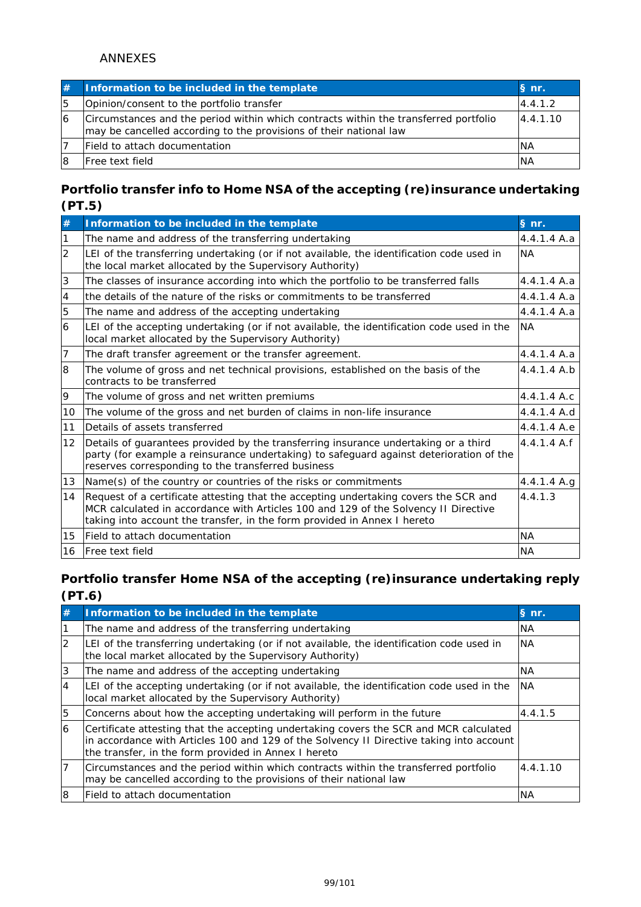ANNEXES

| # | Information to be included in the template | § nr. |
|---|---|---|
| 5 | Opinion/consent to the portfolio transfer | 4.4.1.2 |
| 6 | Circumstances and the period within which contracts within the transferred portfolio may be cancelled according to the provisions of their national law | 4.4.1.10 |
| 7 | Field to attach documentation | NA |
| 8 | Free text field | NA |

## Portfolio transfer info to Home NSA of the accepting (re)insurance undertaking (PT.5)

| # | Information to be included in the template | § nr. |
|---|---|---|
| 1 | The name and address of the transferring undertaking | 4.4.1.4 A.a |
| 2 | LEI of the transferring undertaking (or if not available, the identification code used in the local market allocated by the Supervisory Authority) | NA |
| 3 | The classes of insurance according into which the portfolio to be transferred falls | 4.4.1.4 A.a |
| 4 | the details of the nature of the risks or commitments to be transferred | 4.4.1.4 A.a |
| 5 | The name and address of the accepting undertaking | 4.4.1.4 A.a |
| 6 | LEI of the accepting undertaking (or if not available, the identification code used in the local market allocated by the Supervisory Authority) | NA |
| 7 | The draft transfer agreement or the transfer agreement. | 4.4.1.4 A.a |
| 8 | The volume of gross and net technical provisions, established on the basis of the contracts to be transferred | 4.4.1.4 A.b |
| 9 | The volume of gross and net written premiums | 4.4.1.4 A.c |
| 10 | The volume of the gross and net burden of claims in non-life insurance | 4.4.1.4 A.d |
| 11 | Details of assets transferred | 4.4.1.4 A.e |
| 12 | Details of guarantees provided by the transferring insurance undertaking or a third party (for example a reinsurance undertaking) to safeguard against deterioration of the reserves corresponding to the transferred business | 4.4.1.4 A.f |
| 13 | Name(s) of the country or countries of the risks or commitments | 4.4.1.4 A.g |
| 14 | Request of a certificate attesting that the accepting undertaking covers the SCR and MCR calculated in accordance with Articles 100 and 129 of the Solvency II Directive taking into account the transfer, in the form provided in Annex I hereto | 4.4.1.3 |
| 15 | Field to attach documentation | NA |
| 16 | Free text field | NA |

## Portfolio transfer Home NSA of the accepting (re)insurance undertaking reply (PT.6)

| # | Information to be included in the template | § nr. |
|---|---|---|
| 1 | The name and address of the transferring undertaking | NA |
| 2 | LEI of the transferring undertaking (or if not available, the identification code used in the local market allocated by the Supervisory Authority) | NA |
| 3 | The name and address of the accepting undertaking | NA |
| 4 | LEI of the accepting undertaking (or if not available, the identification code used in the local market allocated by the Supervisory Authority) | NA |
| 5 | Concerns about how the accepting undertaking will perform in the future | 4.4.1.5 |
| 6 | Certificate attesting that the accepting undertaking covers the SCR and MCR calculated in accordance with Articles 100 and 129 of the Solvency II Directive taking into account the transfer, in the form provided in Annex I hereto | |
| 7 | Circumstances and the period within which contracts within the transferred portfolio may be cancelled according to the provisions of their national law | 4.4.1.10 |
| 8 | Field to attach documentation | NA |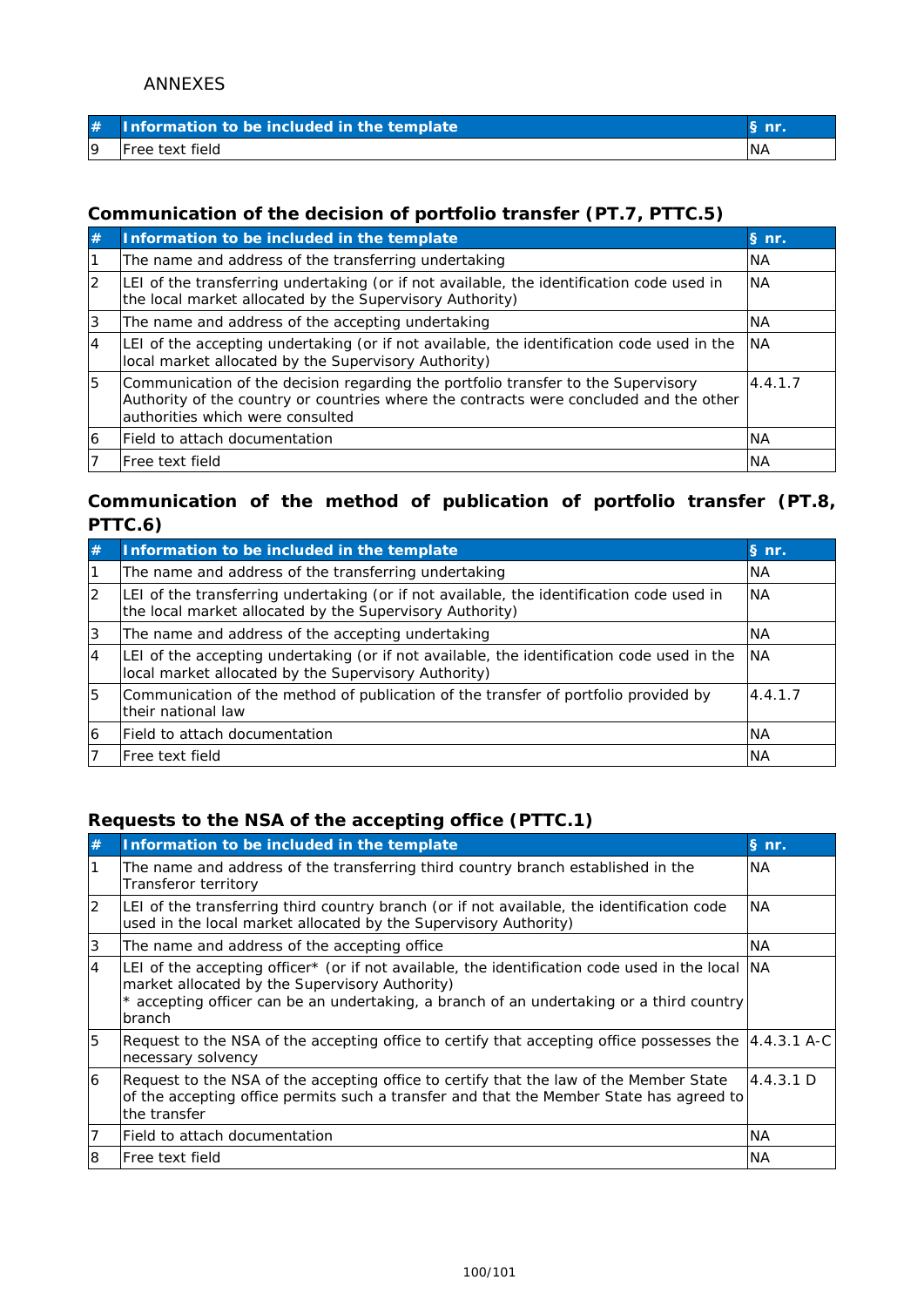ANNEXES

| # | Information to be included in the template | § nr. |
|---|---|---|
| 9 | Free text field | NA |

### Communication of the decision of portfolio transfer (PT.7, PTTC.5)

| # | Information to be included in the template | § nr. |
|---|---|---|
| 1 | The name and address of the transferring undertaking | NA |
| 2 | LEI of the transferring undertaking (or if not available, the identification code used in the local market allocated by the Supervisory Authority) | NA |
| 3 | The name and address of the accepting undertaking | NA |
| 4 | LEI of the accepting undertaking (or if not available, the identification code used in the local market allocated by the Supervisory Authority) | NA |
| 5 | Communication of the decision regarding the portfolio transfer to the Supervisory Authority of the country or countries where the contracts were concluded and the other authorities which were consulted | 4.4.1.7 |
| 6 | Field to attach documentation | NA |
| 7 | Free text field | NA |

### Communication of the method of publication of portfolio transfer (PT.8, PTTC.6)

| # | Information to be included in the template | § nr. |
|---|---|---|
| 1 | The name and address of the transferring undertaking | NA |
| 2 | LEI of the transferring undertaking (or if not available, the identification code used in the local market allocated by the Supervisory Authority) | NA |
| 3 | The name and address of the accepting undertaking | NA |
| 4 | LEI of the accepting undertaking (or if not available, the identification code used in the local market allocated by the Supervisory Authority) | NA |
| 5 | Communication of the method of publication of the transfer of portfolio provided by their national law | 4.4.1.7 |
| 6 | Field to attach documentation | NA |
| 7 | Free text field | NA |

### Requests to the NSA of the accepting office (PTTC.1)

| # | Information to be included in the template | § nr. |
|---|---|---|
| 1 | The name and address of the transferring third country branch established in the Transferor territory | NA |
| 2 | LEI of the transferring third country branch (or if not available, the identification code used in the local market allocated by the Supervisory Authority) | NA |
| 3 | The name and address of the accepting office | NA |
| 4 | LEI of the accepting officer* (or if not available, the identification code used in the local market allocated by the Supervisory Authority)<br>* accepting officer can be an undertaking, a branch of an undertaking or a third country branch | NA |
| 5 | Request to the NSA of the accepting office to certify that accepting office possesses the necessary solvency | 4.4.3.1 A-C |
| 6 | Request to the NSA of the accepting office to certify that the law of the Member State of the accepting office permits such a transfer and that the Member State has agreed to the transfer | 4.4.3.1 D |
| 7 | Field to attach documentation | NA |
| 8 | Free text field | NA |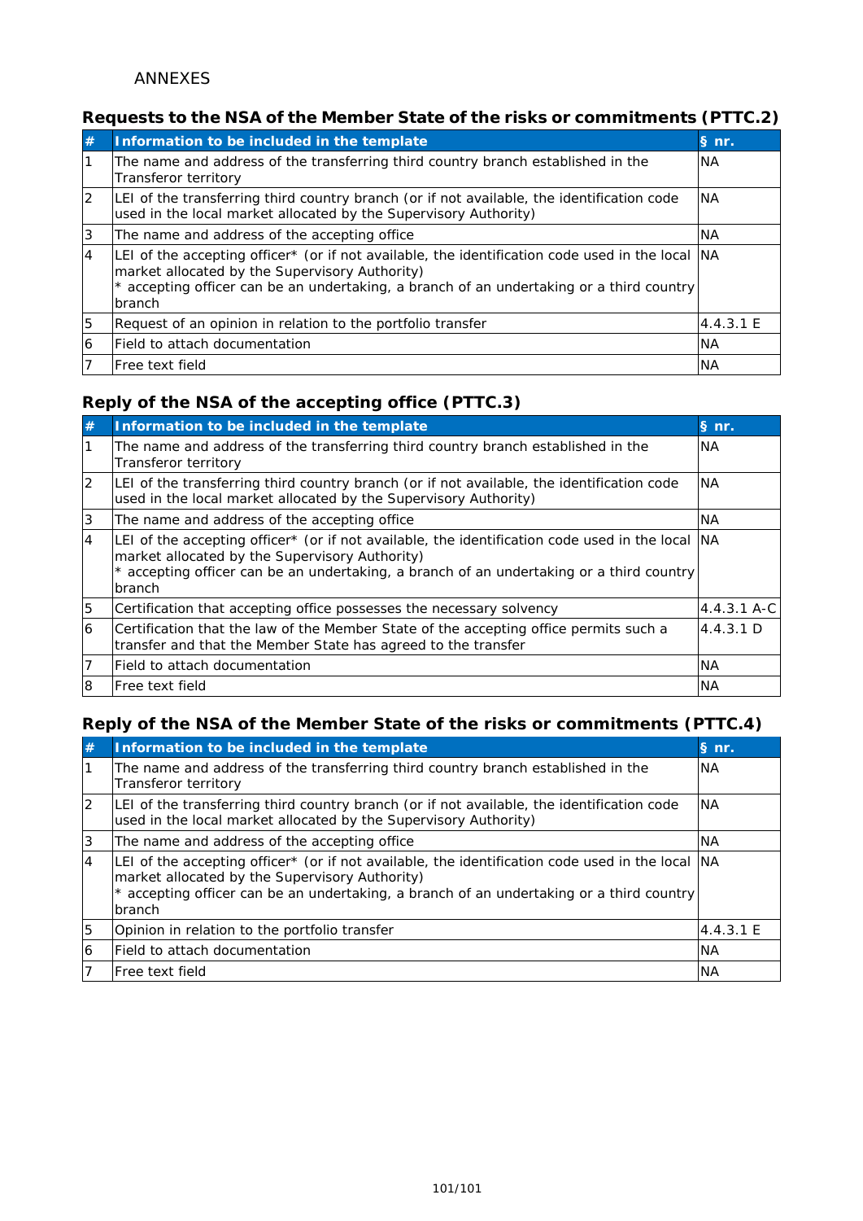ANNEXES

### Requests to the NSA of the Member State of the risks or commitments (PTTC.2)

| # | Information to be included in the template | § nr. |
|---|---|---|
| 1 | The name and address of the transferring third country branch established in the Transferor territory | NA |
| 2 | LEI of the transferring third country branch (or if not available, the identification code used in the local market allocated by the Supervisory Authority) | NA |
| 3 | The name and address of the accepting office | NA |
| 4 | LEI of the accepting officer* (or if not available, the identification code used in the local market allocated by the Supervisory Authority)<br>* accepting officer can be an undertaking, a branch of an undertaking or a third country branch | NA |
| 5 | Request of an opinion in relation to the portfolio transfer | 4.4.3.1 E |
| 6 | Field to attach documentation | NA |
| 7 | Free text field | NA |

### Reply of the NSA of the accepting office (PTTC.3)

| # | Information to be included in the template | § nr. |
|---|---|---|
| 1 | The name and address of the transferring third country branch established in the Transferor territory | NA |
| 2 | LEI of the transferring third country branch (or if not available, the identification code used in the local market allocated by the Supervisory Authority) | NA |
| 3 | The name and address of the accepting office | NA |
| 4 | LEI of the accepting officer* (or if not available, the identification code used in the local market allocated by the Supervisory Authority)<br>* accepting officer can be an undertaking, a branch of an undertaking or a third country branch | NA |
| 5 | Certification that accepting office possesses the necessary solvency | 4.4.3.1 A-C |
| 6 | Certification that the law of the Member State of the accepting office permits such a transfer and that the Member State has agreed to the transfer | 4.4.3.1 D |
| 7 | Field to attach documentation | NA |
| 8 | Free text field | NA |

### Reply of the NSA of the Member State of the risks or commitments (PTTC.4)

| # | Information to be included in the template | § nr. |
|---|---|---|
| 1 | The name and address of the transferring third country branch established in the Transferor territory | NA |
| 2 | LEI of the transferring third country branch (or if not available, the identification code used in the local market allocated by the Supervisory Authority) | NA |
| 3 | The name and address of the accepting office | NA |
| 4 | LEI of the accepting officer* (or if not available, the identification code used in the local market allocated by the Supervisory Authority)<br>* accepting officer can be an undertaking, a branch of an undertaking or a third country branch | NA |
| 5 | Opinion in relation to the portfolio transfer | 4.4.3.1 E |
| 6 | Field to attach documentation | NA |
| 7 | Free text field | NA |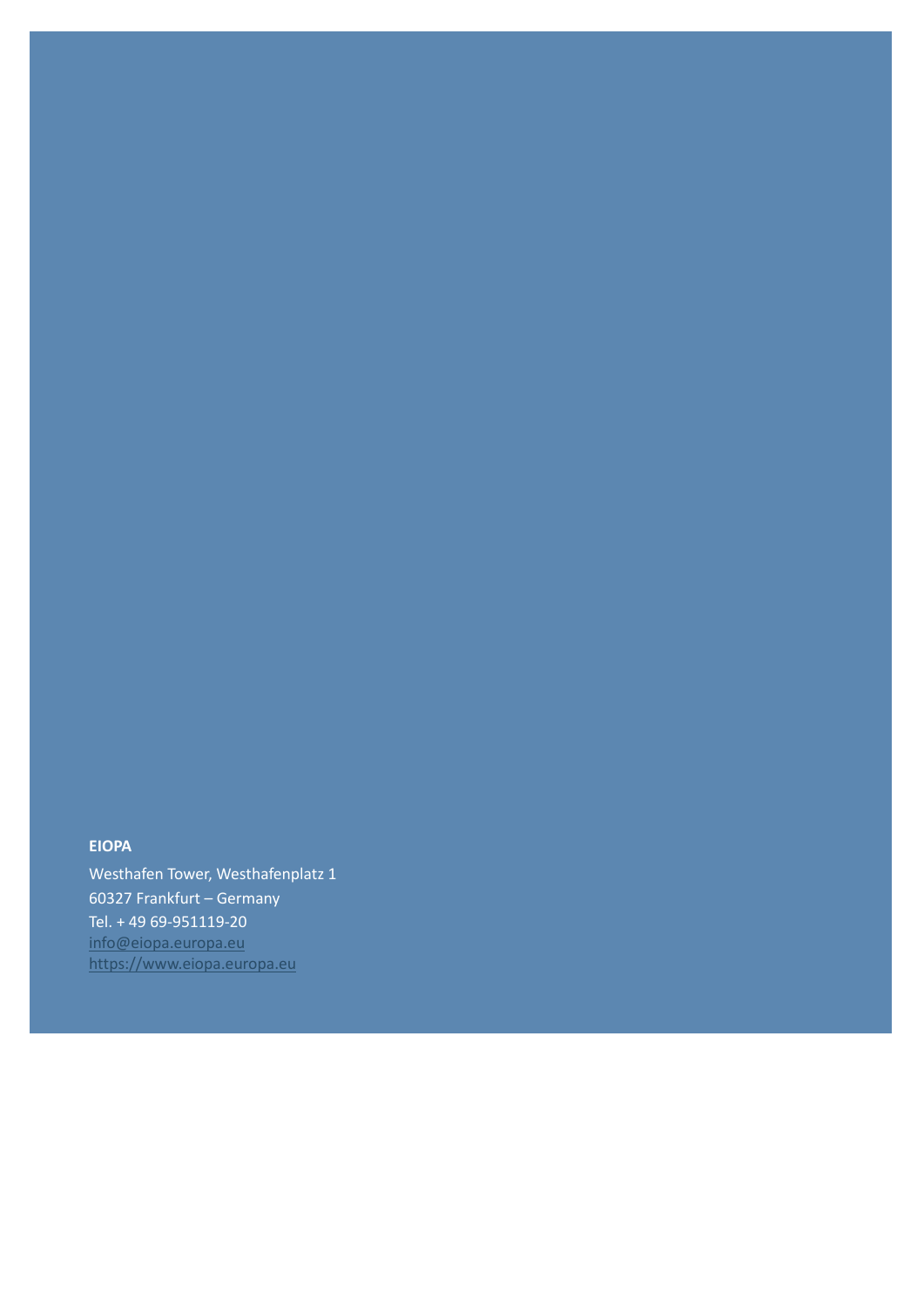**EIOPA**

Westhafen Tower, Westhafenplatz 1
60327 Frankfurt – Germany
Tel. + 49 69-951119-20
info@eiopa.europa.eu
https://www.eiopa.europa.eu